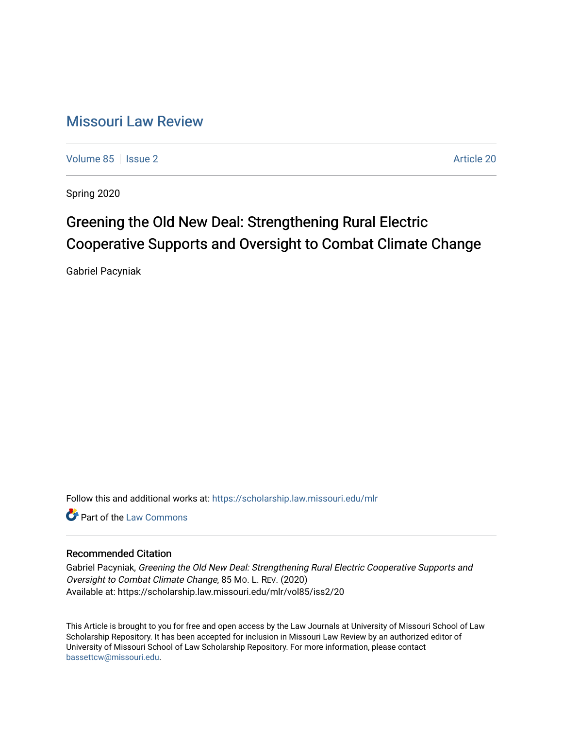# Missouri Law Review

Volume 85 | Issue 2 | Article 20

Spring 2020

## Greening the Old New Deal: Strengthening Rural Electric Cooperative Supports and Oversight to Combat Climate Change

Gabriel Pacyniak

Follow this and additional works at: https://scholarship.law.missouri.edu/mlr

Part of the Law Commons

### Recommended Citation

Gabriel Pacyniak, *Greening the Old New Deal: Strengthening Rural Electric Cooperative Supports and Oversight to Combat Climate Change*, 85 Mo. L. Rev. (2020)
Available at: https://scholarship.law.missouri.edu/mlr/vol85/iss2/20

This Article is brought to you for free and open access by the Law Journals at University of Missouri School of Law Scholarship Repository. It has been accepted for inclusion in Missouri Law Review by an authorized editor of University of Missouri School of Law Scholarship Repository. For more information, please contact bassettcw@missouri.edu.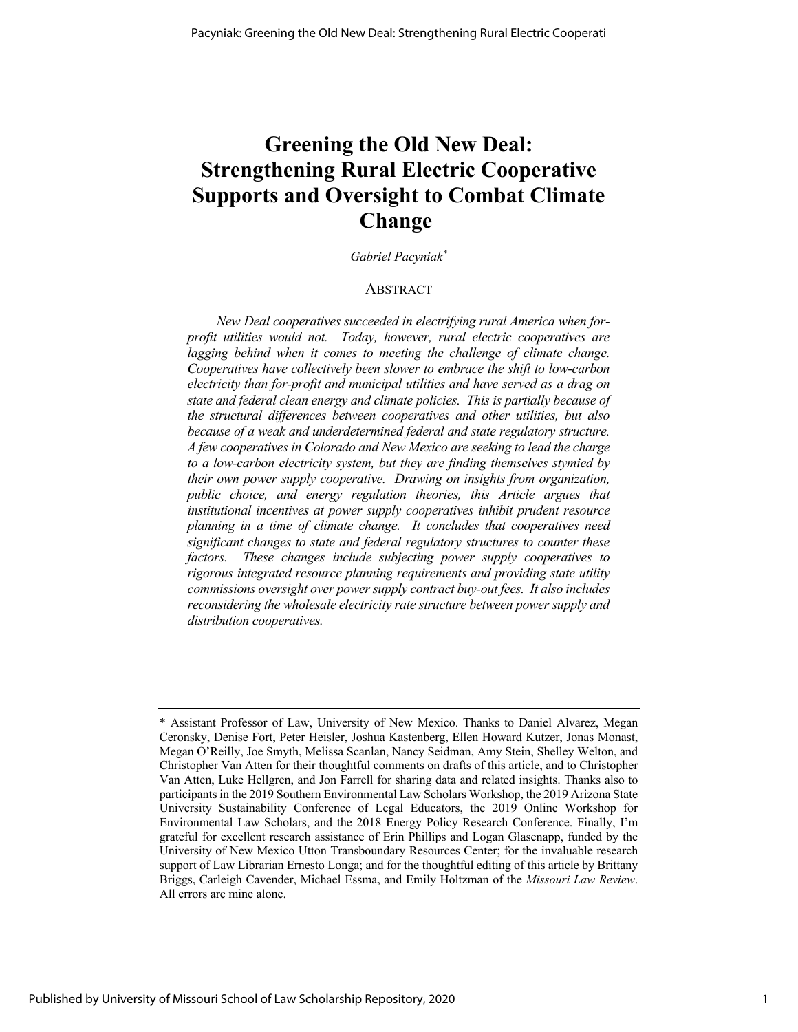# Greening the Old New Deal: Strengthening Rural Electric Cooperative Supports and Oversight to Combat Climate Change

*Gabriel Pacyniak*[*]

## Abstract

*New Deal cooperatives succeeded in electrifying rural America when for-profit utilities would not. Today, however, rural electric cooperatives are lagging behind when it comes to meeting the challenge of climate change. Cooperatives have collectively been slower to embrace the shift to low-carbon electricity than for-profit and municipal utilities and have served as a drag on state and federal clean energy and climate policies. This is partially because of the structural differences between cooperatives and other utilities, but also because of a weak and underdetermined federal and state regulatory structure. A few cooperatives in Colorado and New Mexico are seeking to lead the charge to a low-carbon electricity system, but they are finding themselves stymied by their own power supply cooperative. Drawing on insights from organization, public choice, and energy regulation theories, this Article argues that institutional incentives at power supply cooperatives inhibit prudent resource planning in a time of climate change. It concludes that cooperatives need significant changes to state and federal regulatory structures to counter these factors. These changes include subjecting power supply cooperatives to rigorous integrated resource planning requirements and providing state utility commissions oversight over power supply contract buy-out fees. It also includes reconsidering the wholesale electricity rate structure between power supply and distribution cooperatives.*

---

[*] Assistant Professor of Law, University of New Mexico. Thanks to Daniel Alvarez, Megan Ceronsky, Denise Fort, Peter Heisler, Joshua Kastenberg, Ellen Howard Kutzer, Jonas Monast, Megan O'Reilly, Joe Smyth, Melissa Scanlan, Nancy Seidman, Amy Stein, Shelley Welton, and Christopher Van Atten for their thoughtful comments on drafts of this article, and to Christopher Van Atten, Luke Hellgren, and Jon Farrell for sharing data and related insights. Thanks also to participants in the 2019 Southern Environmental Law Scholars Workshop, the 2019 Arizona State University Sustainability Conference of Legal Educators, the 2019 Online Workshop for Environmental Law Scholars, and the 2018 Energy Policy Research Conference. Finally, I'm grateful for excellent research assistance of Erin Phillips and Logan Glasenapp, funded by the University of New Mexico Utton Transboundary Resources Center; for the invaluable research support of Law Librarian Ernesto Longa; and for the thoughtful editing of this article by Brittany Briggs, Carleigh Cavender, Michael Essma, and Emily Holtzman of the *Missouri Law Review*. All errors are mine alone.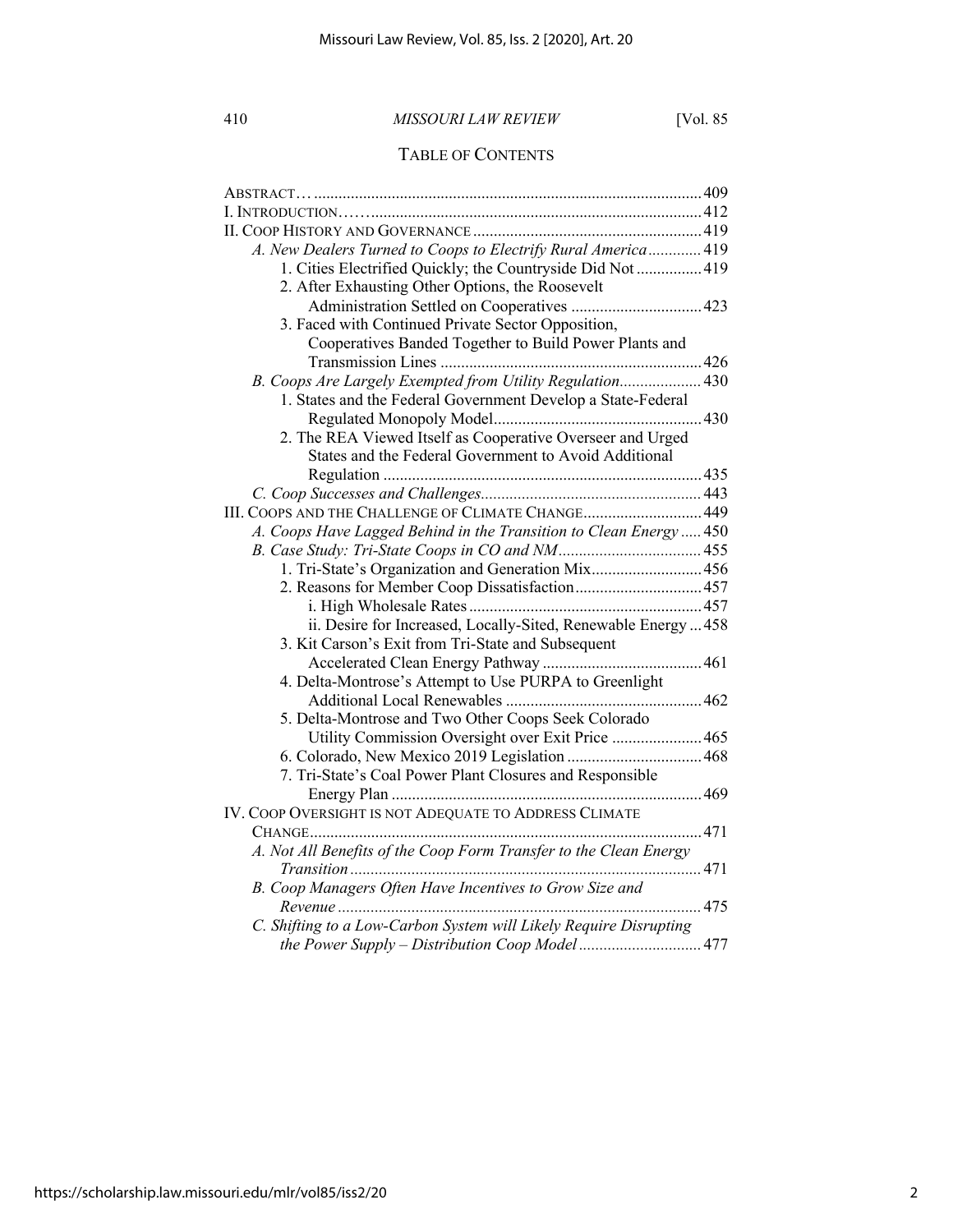## TABLE OF CONTENTS

ABSTRACT ..... 409

I. INTRODUCTION ..... 412

II. COOP HISTORY AND GOVERNANCE ..... 419

- *A. New Dealers Turned to Coops to Electrify Rural America* ..... 419
  - 1. Cities Electrified Quickly; the Countryside Did Not ..... 419
  - 2. After Exhausting Other Options, the Roosevelt Administration Settled on Cooperatives ..... 423
  - 3. Faced with Continued Private Sector Opposition, Cooperatives Banded Together to Build Power Plants and Transmission Lines ..... 426
- *B. Coops Are Largely Exempted from Utility Regulation* ..... 430
  - 1. States and the Federal Government Develop a State-Federal Regulated Monopoly Model ..... 430
  - 2. The REA Viewed Itself as Cooperative Overseer and Urged States and the Federal Government to Avoid Additional Regulation ..... 435
- *C. Coop Successes and Challenges* ..... 443

III. COOPS AND THE CHALLENGE OF CLIMATE CHANGE ..... 449

- *A. Coops Have Lagged Behind in the Transition to Clean Energy* ..... 450
- *B. Case Study: Tri-State Coops in CO and NM* ..... 455
  - 1. Tri-State's Organization and Generation Mix ..... 456
  - 2. Reasons for Member Coop Dissatisfaction ..... 457
    - i. High Wholesale Rates ..... 457
    - ii. Desire for Increased, Locally-Sited, Renewable Energy ..... 458
  - 3. Kit Carson's Exit from Tri-State and Subsequent Accelerated Clean Energy Pathway ..... 461
  - 4. Delta-Montrose's Attempt to Use PURPA to Greenlight Additional Local Renewables ..... 462
  - 5. Delta-Montrose and Two Other Coops Seek Colorado Utility Commission Oversight over Exit Price ..... 465
  - 6. Colorado, New Mexico 2019 Legislation ..... 468
  - 7. Tri-State's Coal Power Plant Closures and Responsible Energy Plan ..... 469

IV. COOP OVERSIGHT IS NOT ADEQUATE TO ADDRESS CLIMATE CHANGE ..... 471

- *A. Not All Benefits of the Coop Form Transfer to the Clean Energy Transition* ..... 471
- *B. Coop Managers Often Have Incentives to Grow Size and Revenue* ..... 475
- *C. Shifting to a Low-Carbon System will Likely Require Disrupting the Power Supply – Distribution Coop Model* ..... 477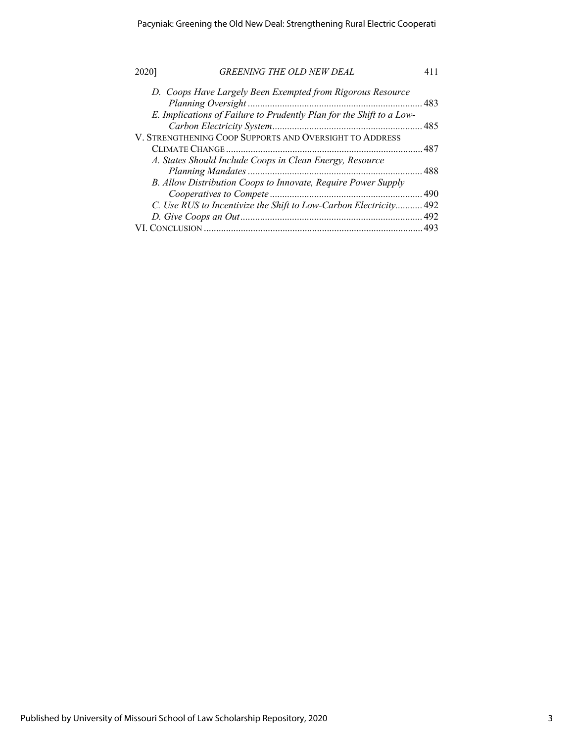D. *Coops Have Largely Been Exempted from Rigorous Resource Planning Oversight* ........ 483

E. *Implications of Failure to Prudently Plan for the Shift to a Low-Carbon Electricity System* ........ 485

V. STRENGTHENING COOP SUPPORTS AND OVERSIGHT TO ADDRESS CLIMATE CHANGE ........ 487

A. *States Should Include Coops in Clean Energy, Resource Planning Mandates* ........ 488

B. *Allow Distribution Coops to Innovate, Require Power Supply Cooperatives to Compete* ........ 490

C. *Use RUS to Incentivize the Shift to Low-Carbon Electricity* ........ 492

D. *Give Coops an Out* ........ 492

VI. CONCLUSION ........ 493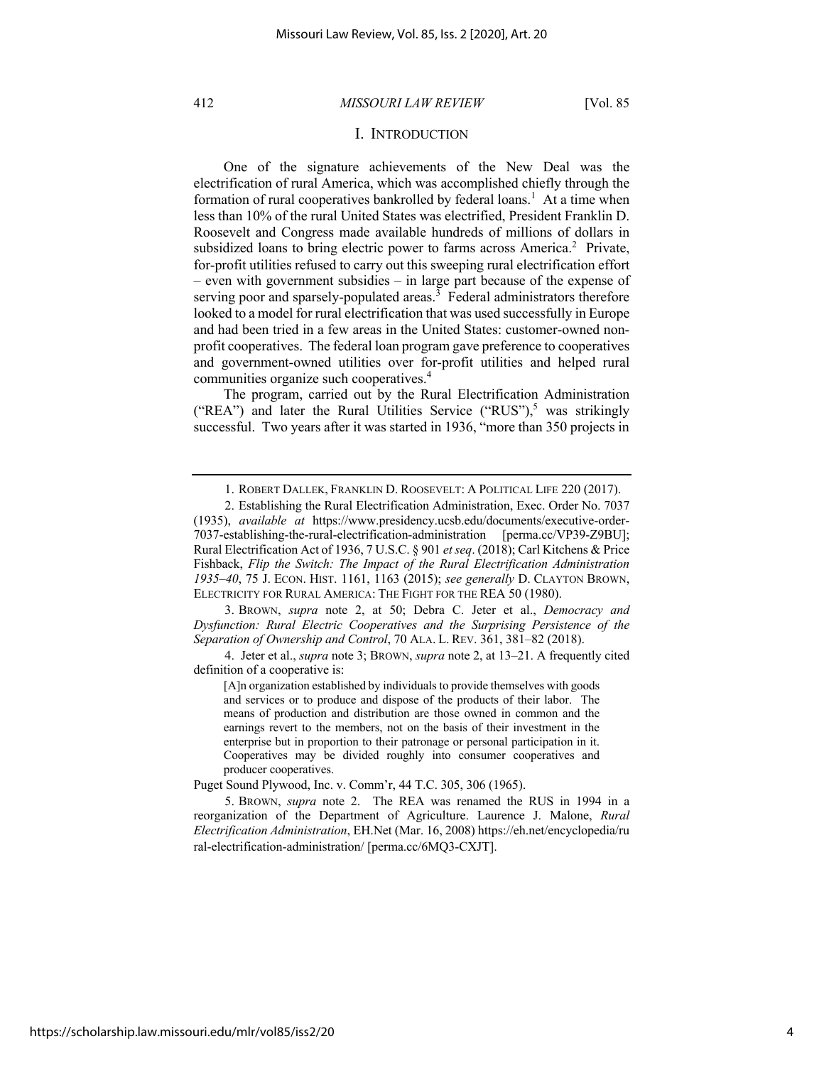## I. INTRODUCTION

One of the signature achievements of the New Deal was the electrification of rural America, which was accomplished chiefly through the formation of rural cooperatives bankrolled by federal loans.[1] At a time when less than 10% of the rural United States was electrified, President Franklin D. Roosevelt and Congress made available hundreds of millions of dollars in subsidized loans to bring electric power to farms across America.[2] Private, for-profit utilities refused to carry out this sweeping rural electrification effort – even with government subsidies – in large part because of the expense of serving poor and sparsely-populated areas.[3] Federal administrators therefore looked to a model for rural electrification that was used successfully in Europe and had been tried in a few areas in the United States: customer-owned non-profit cooperatives. The federal loan program gave preference to cooperatives and government-owned utilities over for-profit utilities and helped rural communities organize such cooperatives.[4]

The program, carried out by the Rural Electrification Administration ("REA") and later the Rural Utilities Service ("RUS"),[5] was strikingly successful. Two years after it was started in 1936, "more than 350 projects in

---

1. ROBERT DALLEK, FRANKLIN D. ROOSEVELT: A POLITICAL LIFE 220 (2017).

2. Establishing the Rural Electrification Administration, Exec. Order No. 7037 (1935), *available at* https://www.presidency.ucsb.edu/documents/executive-order-7037-establishing-the-rural-electrification-administration [perma.cc/VP39-Z9BU]; Rural Electrification Act of 1936, 7 U.S.C. § 901 *et seq*. (2018); Carl Kitchens & Price Fishback, *Flip the Switch: The Impact of the Rural Electrification Administration 1935–40*, 75 J. ECON. HIST. 1161, 1163 (2015); *see generally* D. CLAYTON BROWN, ELECTRICITY FOR RURAL AMERICA: THE FIGHT FOR THE REA 50 (1980).

3. BROWN, *supra* note 2, at 50; Debra C. Jeter et al., *Democracy and Dysfunction: Rural Electric Cooperatives and the Surprising Persistence of the Separation of Ownership and Control*, 70 ALA. L. REV. 361, 381–82 (2018).

4. Jeter et al., *supra* note 3; BROWN, *supra* note 2, at 13–21. A frequently cited definition of a cooperative is:

> [A]n organization established by individuals to provide themselves with goods and services or to produce and dispose of the products of their labor. The means of production and distribution are those owned in common and the earnings revert to the members, not on the basis of their investment in the enterprise but in proportion to their patronage or personal participation in it. Cooperatives may be divided roughly into consumer cooperatives and producer cooperatives.

Puget Sound Plywood, Inc. v. Comm'r, 44 T.C. 305, 306 (1965).

5. BROWN, *supra* note 2. The REA was renamed the RUS in 1994 in a reorganization of the Department of Agriculture. Laurence J. Malone, *Rural Electrification Administration*, EH.Net (Mar. 16, 2008) https://eh.net/encyclopedia/rural-electrification-administration/ [perma.cc/6MQ3-CXJT].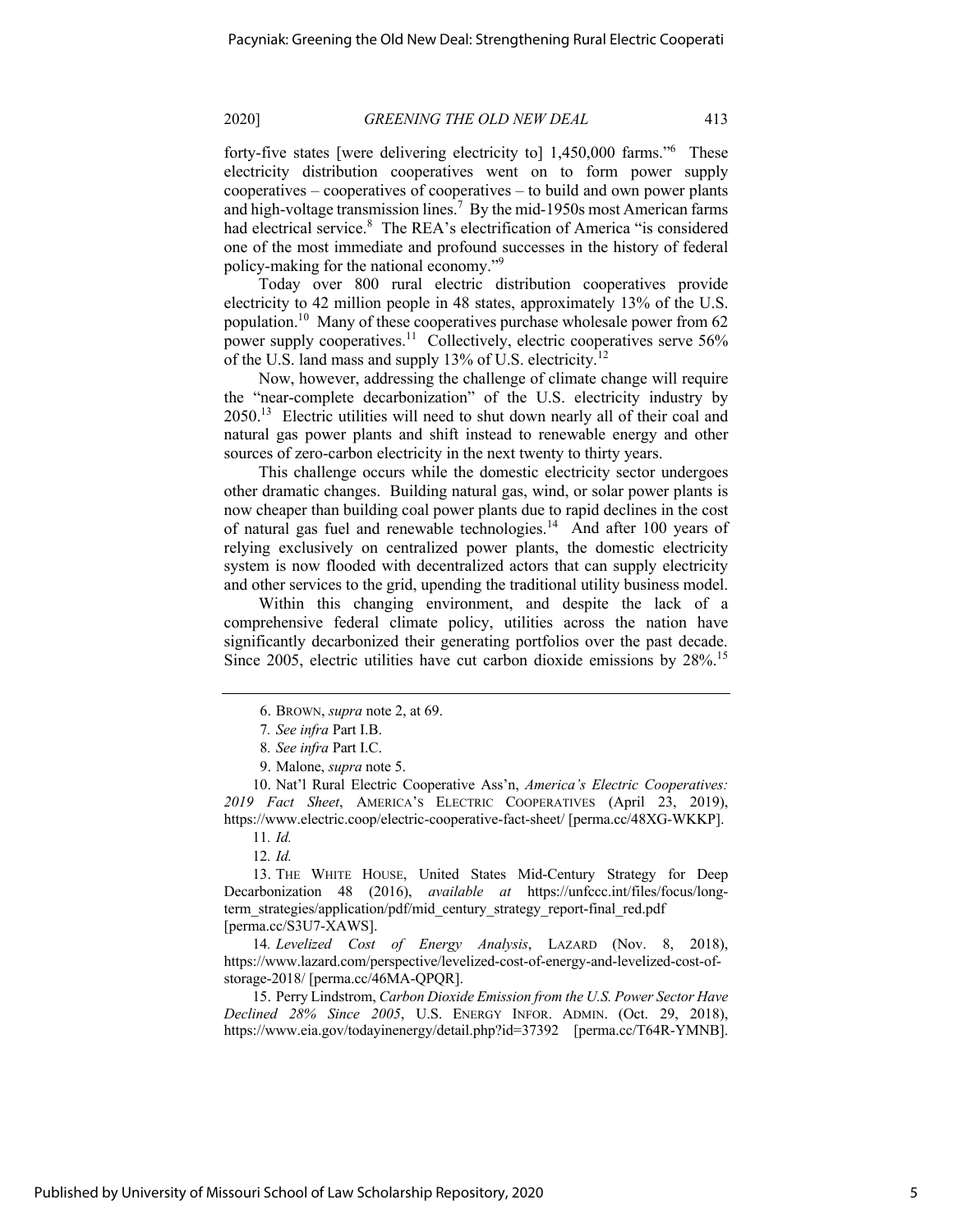forty-five states [were delivering electricity to] 1,450,000 farms."[6] These electricity distribution cooperatives went on to form power supply cooperatives – cooperatives of cooperatives – to build and own power plants and high-voltage transmission lines.[7] By the mid-1950s most American farms had electrical service.[8] The REA's electrification of America "is considered one of the most immediate and profound successes in the history of federal policy-making for the national economy."[9]

Today over 800 rural electric distribution cooperatives provide electricity to 42 million people in 48 states, approximately 13% of the U.S. population.[10] Many of these cooperatives purchase wholesale power from 62 power supply cooperatives.[11] Collectively, electric cooperatives serve 56% of the U.S. land mass and supply 13% of U.S. electricity.[12]

Now, however, addressing the challenge of climate change will require the "near-complete decarbonization" of the U.S. electricity industry by 2050.[13] Electric utilities will need to shut down nearly all of their coal and natural gas power plants and shift instead to renewable energy and other sources of zero-carbon electricity in the next twenty to thirty years.

This challenge occurs while the domestic electricity sector undergoes other dramatic changes. Building natural gas, wind, or solar power plants is now cheaper than building coal power plants due to rapid declines in the cost of natural gas fuel and renewable technologies.[14] And after 100 years of relying exclusively on centralized power plants, the domestic electricity system is now flooded with decentralized actors that can supply electricity and other services to the grid, upending the traditional utility business model.

Within this changing environment, and despite the lack of a comprehensive federal climate policy, utilities across the nation have significantly decarbonized their generating portfolios over the past decade. Since 2005, electric utilities have cut carbon dioxide emissions by 28%.[15]

---

6. BROWN, *supra* note 2, at 69.

7. *See infra* Part I.B.

8. *See infra* Part I.C.

9. Malone, *supra* note 5.

10. Nat'l Rural Electric Cooperative Ass'n, *America's Electric Cooperatives: 2019 Fact Sheet*, AMERICA'S ELECTRIC COOPERATIVES (April 23, 2019), https://www.electric.coop/electric-cooperative-fact-sheet/ [perma.cc/48XG-WKKP].

11. *Id.*

12. *Id.*

13. THE WHITE HOUSE, United States Mid-Century Strategy for Deep Decarbonization 48 (2016), *available at* https://unfccc.int/files/focus/long-term_strategies/application/pdf/mid_century_strategy_report-final_red.pdf [perma.cc/S3U7-XAWS].

14. *Levelized Cost of Energy Analysis*, LAZARD (Nov. 8, 2018), https://www.lazard.com/perspective/levelized-cost-of-energy-and-levelized-cost-of-storage-2018/ [perma.cc/46MA-QPQR].

15. Perry Lindstrom, *Carbon Dioxide Emission from the U.S. Power Sector Have Declined 28% Since 2005*, U.S. ENERGY INFOR. ADMIN. (Oct. 29, 2018), https://www.eia.gov/todayinenergy/detail.php?id=37392 [perma.cc/T64R-YMNB].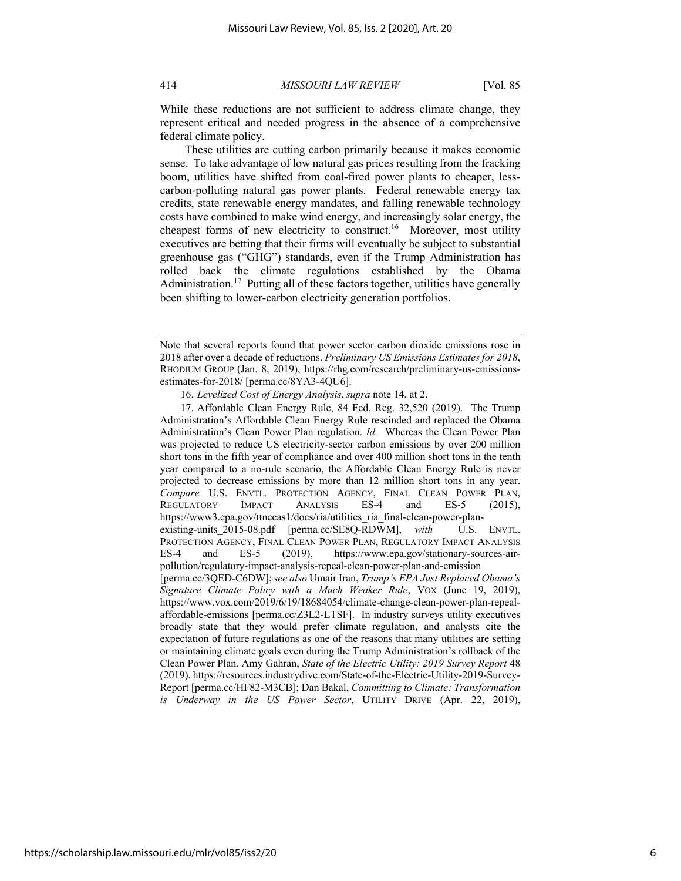While these reductions are not sufficient to address climate change, they represent critical and needed progress in the absence of a comprehensive federal climate policy.

These utilities are cutting carbon primarily because it makes economic sense. To take advantage of low natural gas prices resulting from the fracking boom, utilities have shifted from coal-fired power plants to cheaper, less-carbon-polluting natural gas power plants. Federal renewable energy tax credits, state renewable energy mandates, and falling renewable technology costs have combined to make wind energy, and increasingly solar energy, the cheapest forms of new electricity to construct.[16] Moreover, most utility executives are betting that their firms will eventually be subject to substantial greenhouse gas ("GHG") standards, even if the Trump Administration has rolled back the climate regulations established by the Obama Administration.[17] Putting all of these factors together, utilities have generally been shifting to lower-carbon electricity generation portfolios.

---

Note that several reports found that power sector carbon dioxide emissions rose in 2018 after over a decade of reductions. *Preliminary US Emissions Estimates for 2018*, RHODIUM GROUP (Jan. 8, 2019), https://rhg.com/research/preliminary-us-emissions-estimates-for-2018/ [perma.cc/8YA3-4QU6].

16. *Levelized Cost of Energy Analysis*, *supra* note 14, at 2.

17. Affordable Clean Energy Rule, 84 Fed. Reg. 32,520 (2019). The Trump Administration's Affordable Clean Energy Rule rescinded and replaced the Obama Administration's Clean Power Plan regulation. *Id.* Whereas the Clean Power Plan was projected to reduce US electricity-sector carbon emissions by over 200 million short tons in the fifth year of compliance and over 400 million short tons in the tenth year compared to a no-rule scenario, the Affordable Clean Energy Rule is never projected to decrease emissions by more than 12 million short tons in any year. *Compare* U.S. ENVTL. PROTECTION AGENCY, FINAL CLEAN POWER PLAN, REGULATORY IMPACT ANALYSIS ES-4 and ES-5 (2015), https://www3.epa.gov/ttnecas1/docs/ria/utilities_ria_final-clean-power-plan-existing-units_2015-08.pdf [perma.cc/SE8Q-RDWM], *with* U.S. ENVTL. PROTECTION AGENCY, FINAL CLEAN POWER PLAN, REGULATORY IMPACT ANALYSIS ES-4 and ES-5 (2019), https://www.epa.gov/stationary-sources-air-pollution/regulatory-impact-analysis-repeal-clean-power-plan-and-emission [perma.cc/3QED-C6DW]; *see also* Umair Iran, *Trump's EPA Just Replaced Obama's Signature Climate Policy with a Much Weaker Rule*, VOX (June 19, 2019), https://www.vox.com/2019/6/19/18684054/climate-change-clean-power-plan-repeal-affordable-emissions [perma.cc/Z3L2-LTSF]. In industry surveys utility executives broadly state that they would prefer climate regulation, and analysts cite the expectation of future regulations as one of the reasons that many utilities are setting or maintaining climate goals even during the Trump Administration's rollback of the Clean Power Plan. Amy Gahran, *State of the Electric Utility: 2019 Survey Report* 48 (2019), https://resources.industrydive.com/State-of-the-Electric-Utility-2019-Survey-Report [perma.cc/HF82-M3CB]; Dan Bakal, *Committing to Climate: Transformation is Underway in the US Power Sector*, UTILITY DRIVE (Apr. 22, 2019),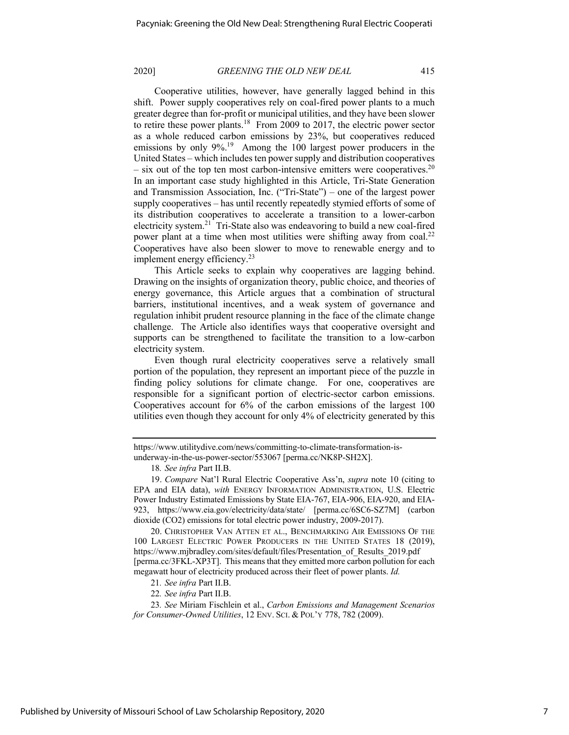Cooperative utilities, however, have generally lagged behind in this shift. Power supply cooperatives rely on coal-fired power plants to a much greater degree than for-profit or municipal utilities, and they have been slower to retire these power plants.[18] From 2009 to 2017, the electric power sector as a whole reduced carbon emissions by 23%, but cooperatives reduced emissions by only 9%.[19] Among the 100 largest power producers in the United States – which includes ten power supply and distribution cooperatives – six out of the top ten most carbon-intensive emitters were cooperatives.[20] In an important case study highlighted in this Article, Tri-State Generation and Transmission Association, Inc. ("Tri-State") – one of the largest power supply cooperatives – has until recently repeatedly stymied efforts of some of its distribution cooperatives to accelerate a transition to a lower-carbon electricity system.[21] Tri-State also was endeavoring to build a new coal-fired power plant at a time when most utilities were shifting away from coal.[22] Cooperatives have also been slower to move to renewable energy and to implement energy efficiency.[23]

This Article seeks to explain why cooperatives are lagging behind. Drawing on the insights of organization theory, public choice, and theories of energy governance, this Article argues that a combination of structural barriers, institutional incentives, and a weak system of governance and regulation inhibit prudent resource planning in the face of the climate change challenge. The Article also identifies ways that cooperative oversight and supports can be strengthened to facilitate the transition to a low-carbon electricity system.

Even though rural electricity cooperatives serve a relatively small portion of the population, they represent an important piece of the puzzle in finding policy solutions for climate change. For one, cooperatives are responsible for a significant portion of electric-sector carbon emissions. Cooperatives account for 6% of the carbon emissions of the largest 100 utilities even though they account for only 4% of electricity generated by this

---

https://www.utilitydive.com/news/committing-to-climate-transformation-is-underway-in-the-us-power-sector/553067 [perma.cc/NK8P-SH2X].

18. *See infra* Part II.B.

19. *Compare* Nat'l Rural Electric Cooperative Ass'n, *supra* note 10 (citing to EPA and EIA data), *with* ENERGY INFORMATION ADMINISTRATION, U.S. Electric Power Industry Estimated Emissions by State EIA-767, EIA-906, EIA-920, and EIA-923, https://www.eia.gov/electricity/data/state/ [perma.cc/6SC6-SZ7M] (carbon dioxide (CO2) emissions for total electric power industry, 2009-2017).

20. CHRISTOPHER VAN ATTEN ET AL., BENCHMARKING AIR EMISSIONS OF THE 100 LARGEST ELECTRIC POWER PRODUCERS IN THE UNITED STATES 18 (2019), https://www.mjbradley.com/sites/default/files/Presentation_of_Results_2019.pdf [perma.cc/3FKL-XP3T]. This means that they emitted more carbon pollution for each megawatt hour of electricity produced across their fleet of power plants. *Id.*

21. *See infra* Part II.B.

22. *See infra* Part II.B.

23. *See* Miriam Fischlein et al., *Carbon Emissions and Management Scenarios for Consumer-Owned Utilities*, 12 ENV. SCI. & POL'Y 778, 782 (2009).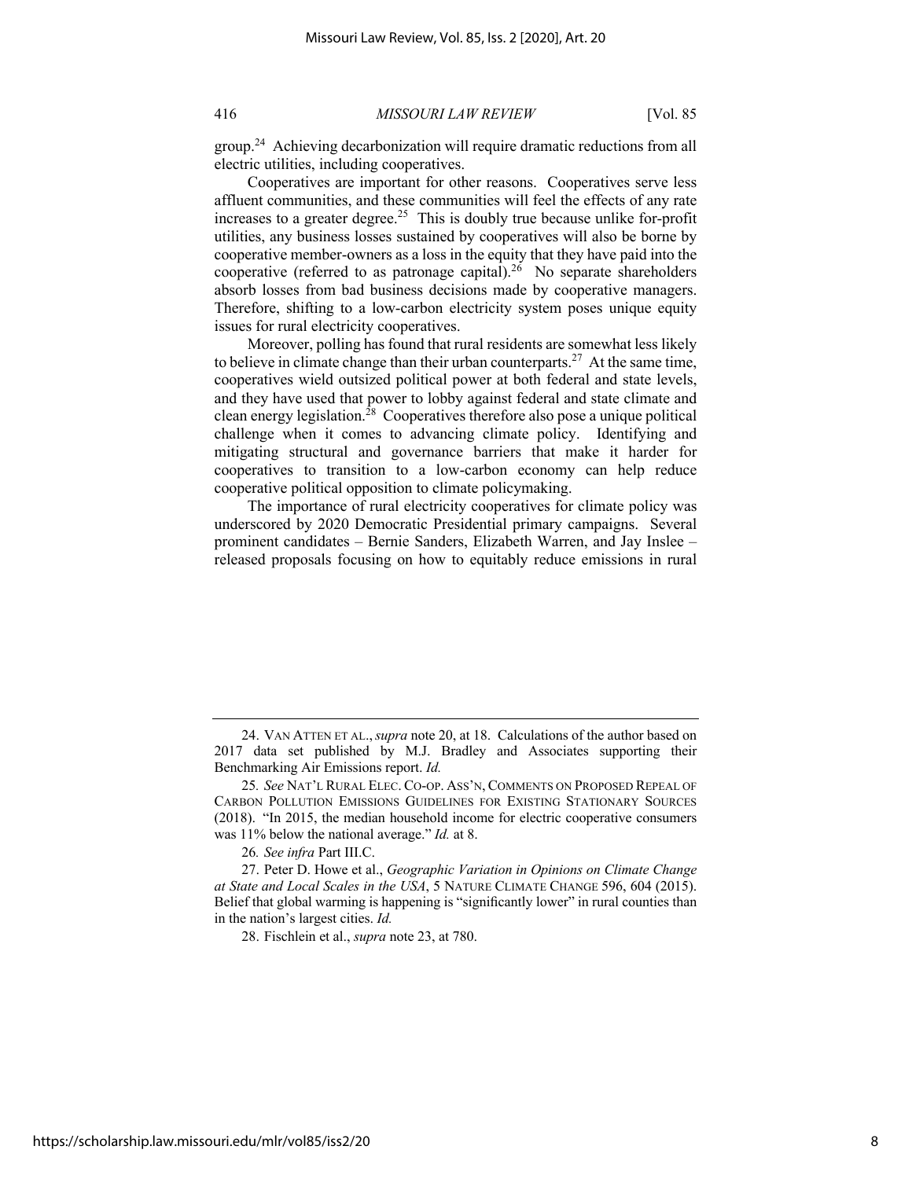group.[24] Achieving decarbonization will require dramatic reductions from all electric utilities, including cooperatives.

Cooperatives are important for other reasons. Cooperatives serve less affluent communities, and these communities will feel the effects of any rate increases to a greater degree.[25] This is doubly true because unlike for-profit utilities, any business losses sustained by cooperatives will also be borne by cooperative member-owners as a loss in the equity that they have paid into the cooperative (referred to as patronage capital).[26] No separate shareholders absorb losses from bad business decisions made by cooperative managers. Therefore, shifting to a low-carbon electricity system poses unique equity issues for rural electricity cooperatives.

Moreover, polling has found that rural residents are somewhat less likely to believe in climate change than their urban counterparts.[27] At the same time, cooperatives wield outsized political power at both federal and state levels, and they have used that power to lobby against federal and state climate and clean energy legislation.[28] Cooperatives therefore also pose a unique political challenge when it comes to advancing climate policy. Identifying and mitigating structural and governance barriers that make it harder for cooperatives to transition to a low-carbon economy can help reduce cooperative political opposition to climate policymaking.

The importance of rural electricity cooperatives for climate policy was underscored by 2020 Democratic Presidential primary campaigns. Several prominent candidates – Bernie Sanders, Elizabeth Warren, and Jay Inslee – released proposals focusing on how to equitably reduce emissions in rural

---

24. VAN ATTEN ET AL., *supra* note 20, at 18. Calculations of the author based on 2017 data set published by M.J. Bradley and Associates supporting their Benchmarking Air Emissions report. *Id.*

25. *See* NAT'L RURAL ELEC. CO-OP. ASS'N, COMMENTS ON PROPOSED REPEAL OF CARBON POLLUTION EMISSIONS GUIDELINES FOR EXISTING STATIONARY SOURCES (2018). "In 2015, the median household income for electric cooperative consumers was 11% below the national average." *Id.* at 8.

26. *See infra* Part III.C.

27. Peter D. Howe et al., *Geographic Variation in Opinions on Climate Change at State and Local Scales in the USA*, 5 NATURE CLIMATE CHANGE 596, 604 (2015). Belief that global warming is happening is "significantly lower" in rural counties than in the nation's largest cities. *Id.*

28. Fischlein et al., *supra* note 23, at 780.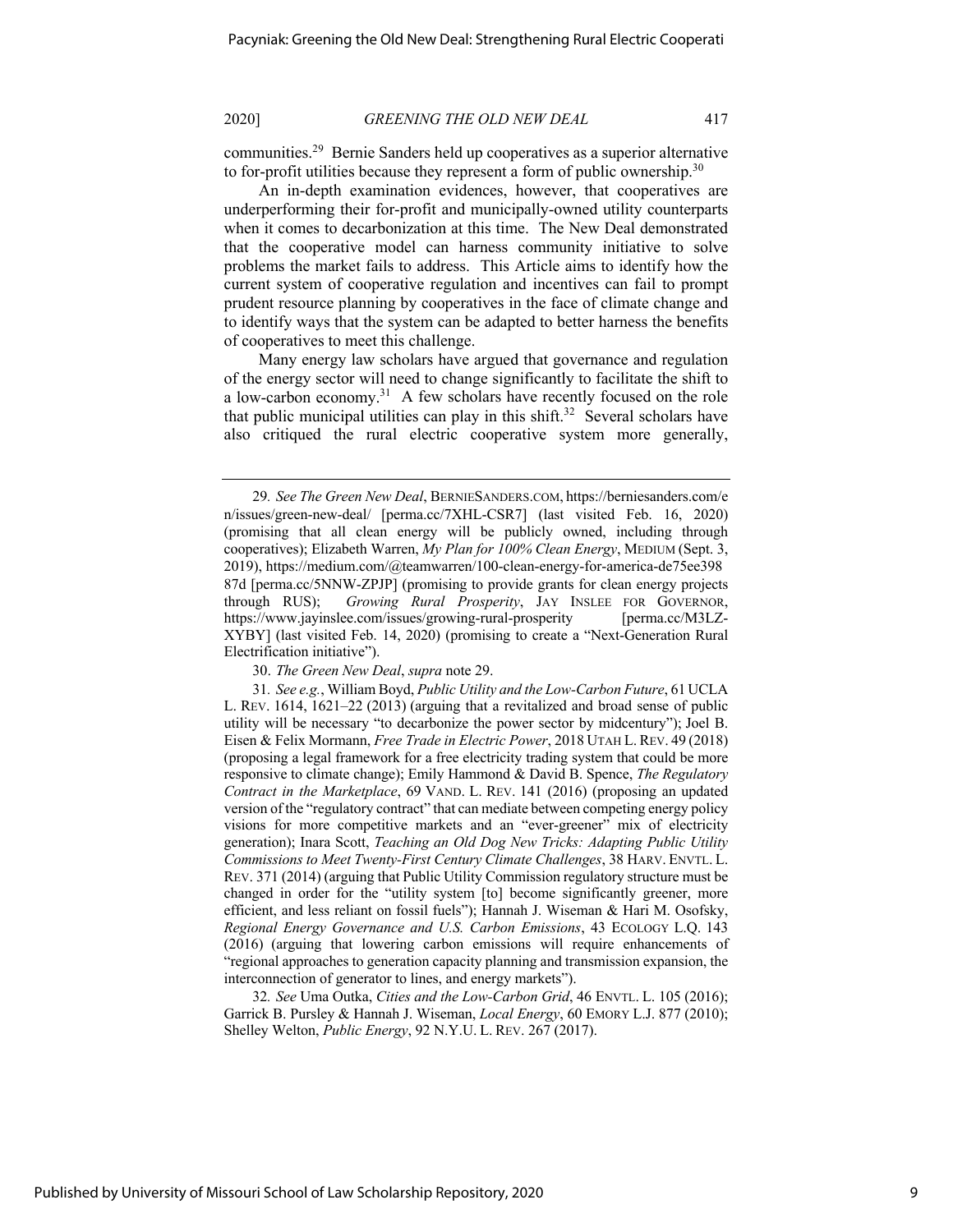communities.[29] Bernie Sanders held up cooperatives as a superior alternative to for-profit utilities because they represent a form of public ownership.[30]

An in-depth examination evidences, however, that cooperatives are underperforming their for-profit and municipally-owned utility counterparts when it comes to decarbonization at this time. The New Deal demonstrated that the cooperative model can harness community initiative to solve problems the market fails to address. This Article aims to identify how the current system of cooperative regulation and incentives can fail to prompt prudent resource planning by cooperatives in the face of climate change and to identify ways that the system can be adapted to better harness the benefits of cooperatives to meet this challenge.

Many energy law scholars have argued that governance and regulation of the energy sector will need to change significantly to facilitate the shift to a low-carbon economy.[31] A few scholars have recently focused on the role that public municipal utilities can play in this shift.[32] Several scholars have also critiqued the rural electric cooperative system more generally,

---

29. *See The Green New Deal*, BERNIESANDERS.COM, https://berniesanders.com/en/issues/green-new-deal/ [perma.cc/7XHL-CSR7] (last visited Feb. 16, 2020) (promising that all clean energy will be publicly owned, including through cooperatives); Elizabeth Warren, *My Plan for 100% Clean Energy*, MEDIUM (Sept. 3, 2019), https://medium.com/@teamwarren/100-clean-energy-for-america-de75ee39887d [perma.cc/5NNW-ZPJP] (promising to provide grants for clean energy projects through RUS); *Growing Rural Prosperity*, JAY INSLEE FOR GOVERNOR, https://www.jayinslee.com/issues/growing-rural-prosperity [perma.cc/M3LZ-XYBY] (last visited Feb. 14, 2020) (promising to create a "Next-Generation Rural Electrification initiative").

30. *The Green New Deal*, *supra* note 29.

31. *See e.g.*, William Boyd, *Public Utility and the Low-Carbon Future*, 61 UCLA L. REV. 1614, 1621–22 (2013) (arguing that a revitalized and broad sense of public utility will be necessary "to decarbonize the power sector by midcentury"); Joel B. Eisen & Felix Mormann, *Free Trade in Electric Power*, 2018 UTAH L. REV. 49 (2018) (proposing a legal framework for a free electricity trading system that could be more responsive to climate change); Emily Hammond & David B. Spence, *The Regulatory Contract in the Marketplace*, 69 VAND. L. REV. 141 (2016) (proposing an updated version of the "regulatory contract" that can mediate between competing energy policy visions for more competitive markets and an "ever-greener" mix of electricity generation); Inara Scott, *Teaching an Old Dog New Tricks: Adapting Public Utility Commissions to Meet Twenty-First Century Climate Challenges*, 38 HARV. ENVTL. L. REV. 371 (2014) (arguing that Public Utility Commission regulatory structure must be changed in order for the "utility system [to] become significantly greener, more efficient, and less reliant on fossil fuels"); Hannah J. Wiseman & Hari M. Osofsky, *Regional Energy Governance and U.S. Carbon Emissions*, 43 ECOLOGY L.Q. 143 (2016) (arguing that lowering carbon emissions will require enhancements of "regional approaches to generation capacity planning and transmission expansion, the interconnection of generator to lines, and energy markets").

32. *See* Uma Outka, *Cities and the Low-Carbon Grid*, 46 ENVTL. L. 105 (2016); Garrick B. Pursley & Hannah J. Wiseman, *Local Energy*, 60 EMORY L.J. 877 (2010); Shelley Welton, *Public Energy*, 92 N.Y.U. L. REV. 267 (2017).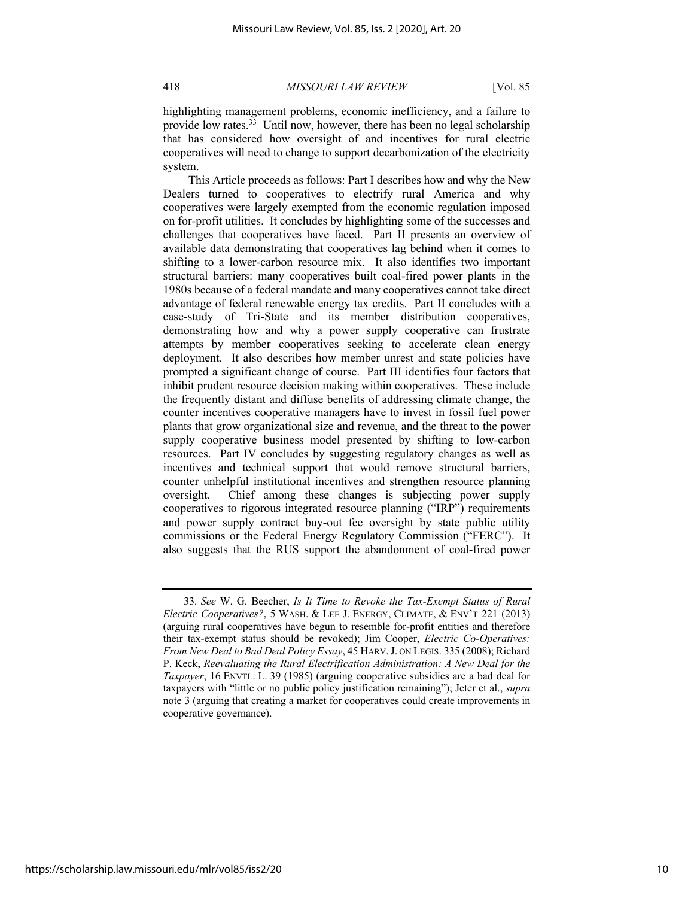highlighting management problems, economic inefficiency, and a failure to provide low rates.[33] Until now, however, there has been no legal scholarship that has considered how oversight of and incentives for rural electric cooperatives will need to change to support decarbonization of the electricity system.

This Article proceeds as follows: Part I describes how and why the New Dealers turned to cooperatives to electrify rural America and why cooperatives were largely exempted from the economic regulation imposed on for-profit utilities. It concludes by highlighting some of the successes and challenges that cooperatives have faced. Part II presents an overview of available data demonstrating that cooperatives lag behind when it comes to shifting to a lower-carbon resource mix. It also identifies two important structural barriers: many cooperatives built coal-fired power plants in the 1980s because of a federal mandate and many cooperatives cannot take direct advantage of federal renewable energy tax credits. Part II concludes with a case-study of Tri-State and its member distribution cooperatives, demonstrating how and why a power supply cooperative can frustrate attempts by member cooperatives seeking to accelerate clean energy deployment. It also describes how member unrest and state policies have prompted a significant change of course. Part III identifies four factors that inhibit prudent resource decision making within cooperatives. These include the frequently distant and diffuse benefits of addressing climate change, the counter incentives cooperative managers have to invest in fossil fuel power plants that grow organizational size and revenue, and the threat to the power supply cooperative business model presented by shifting to low-carbon resources. Part IV concludes by suggesting regulatory changes as well as incentives and technical support that would remove structural barriers, counter unhelpful institutional incentives and strengthen resource planning oversight. Chief among these changes is subjecting power supply cooperatives to rigorous integrated resource planning ("IRP") requirements and power supply contract buy-out fee oversight by state public utility commissions or the Federal Energy Regulatory Commission ("FERC"). It also suggests that the RUS support the abandonment of coal-fired power

---

33. *See* W. G. Beecher, *Is It Time to Revoke the Tax-Exempt Status of Rural Electric Cooperatives?*, 5 WASH. & LEE J. ENERGY, CLIMATE, & ENV'T 221 (2013) (arguing rural cooperatives have begun to resemble for-profit entities and therefore their tax-exempt status should be revoked); Jim Cooper, *Electric Co-Operatives: From New Deal to Bad Deal Policy Essay*, 45 HARV. J. ON LEGIS. 335 (2008); Richard P. Keck, *Reevaluating the Rural Electrification Administration: A New Deal for the Taxpayer*, 16 ENVTL. L. 39 (1985) (arguing cooperative subsidies are a bad deal for taxpayers with "little or no public policy justification remaining"); Jeter et al., *supra* note 3 (arguing that creating a market for cooperatives could create improvements in cooperative governance).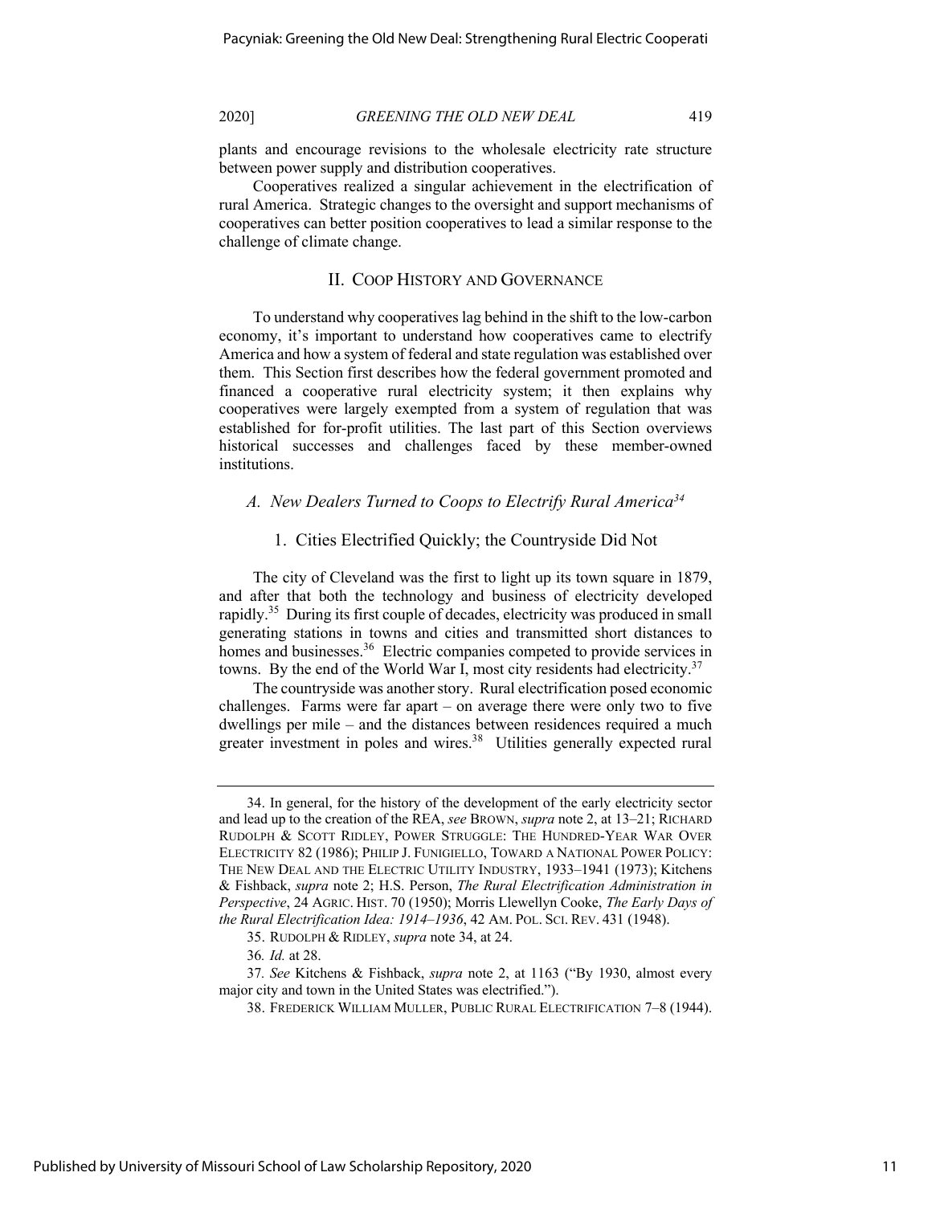plants and encourage revisions to the wholesale electricity rate structure between power supply and distribution cooperatives.

Cooperatives realized a singular achievement in the electrification of rural America. Strategic changes to the oversight and support mechanisms of cooperatives can better position cooperatives to lead a similar response to the challenge of climate change.

## II. COOP HISTORY AND GOVERNANCE

To understand why cooperatives lag behind in the shift to the low-carbon economy, it's important to understand how cooperatives came to electrify America and how a system of federal and state regulation was established over them. This Section first describes how the federal government promoted and financed a cooperative rural electricity system; it then explains why cooperatives were largely exempted from a system of regulation that was established for for-profit utilities. The last part of this Section overviews historical successes and challenges faced by these member-owned institutions.

### *A. New Dealers Turned to Coops to Electrify Rural America*[34]

#### 1. Cities Electrified Quickly; the Countryside Did Not

The city of Cleveland was the first to light up its town square in 1879, and after that both the technology and business of electricity developed rapidly.[35] During its first couple of decades, electricity was produced in small generating stations in towns and cities and transmitted short distances to homes and businesses.[36] Electric companies competed to provide services in towns. By the end of the World War I, most city residents had electricity.[37]

The countryside was another story. Rural electrification posed economic challenges. Farms were far apart – on average there were only two to five dwellings per mile – and the distances between residences required a much greater investment in poles and wires.[38] Utilities generally expected rural

---

34. In general, for the history of the development of the early electricity sector and lead up to the creation of the REA, *see* BROWN, *supra* note 2, at 13–21; RICHARD RUDOLPH & SCOTT RIDLEY, POWER STRUGGLE: THE HUNDRED-YEAR WAR OVER ELECTRICITY 82 (1986); PHILIP J. FUNIGIELLO, TOWARD A NATIONAL POWER POLICY: THE NEW DEAL AND THE ELECTRIC UTILITY INDUSTRY, 1933–1941 (1973); Kitchens & Fishback, *supra* note 2; H.S. Person, *The Rural Electrification Administration in Perspective*, 24 AGRIC. HIST. 70 (1950); Morris Llewellyn Cooke, *The Early Days of the Rural Electrification Idea: 1914–1936*, 42 AM. POL. SCI. REV. 431 (1948).

35. RUDOLPH & RIDLEY, *supra* note 34, at 24.

36. *Id.* at 28.

37. *See* Kitchens & Fishback, *supra* note 2, at 1163 ("By 1930, almost every major city and town in the United States was electrified.").

38. FREDERICK WILLIAM MULLER, PUBLIC RURAL ELECTRIFICATION 7–8 (1944).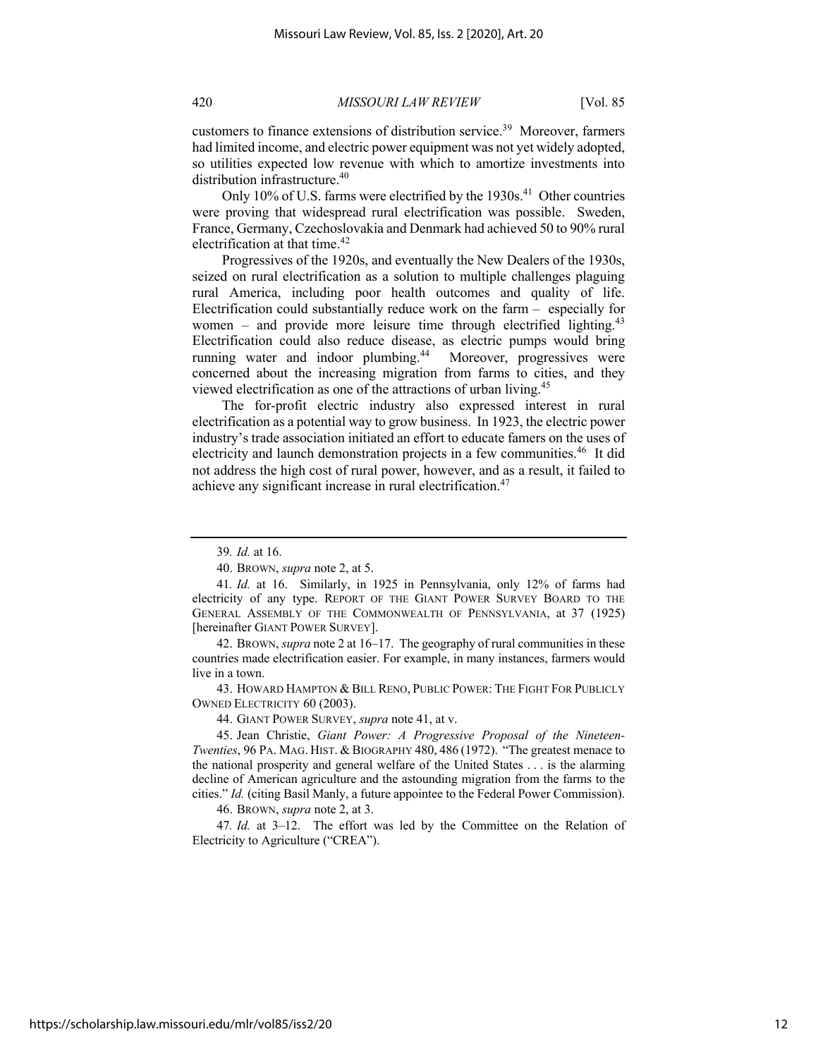customers to finance extensions of distribution service.[39] Moreover, farmers had limited income, and electric power equipment was not yet widely adopted, so utilities expected low revenue with which to amortize investments into distribution infrastructure.[40]

Only 10% of U.S. farms were electrified by the 1930s.[41] Other countries were proving that widespread rural electrification was possible. Sweden, France, Germany, Czechoslovakia and Denmark had achieved 50 to 90% rural electrification at that time.[42]

Progressives of the 1920s, and eventually the New Dealers of the 1930s, seized on rural electrification as a solution to multiple challenges plaguing rural America, including poor health outcomes and quality of life. Electrification could substantially reduce work on the farm – especially for women – and provide more leisure time through electrified lighting.[43] Electrification could also reduce disease, as electric pumps would bring running water and indoor plumbing.[44] Moreover, progressives were concerned about the increasing migration from farms to cities, and they viewed electrification as one of the attractions of urban living.[45]

The for-profit electric industry also expressed interest in rural electrification as a potential way to grow business. In 1923, the electric power industry's trade association initiated an effort to educate famers on the uses of electricity and launch demonstration projects in a few communities.[46] It did not address the high cost of rural power, however, and as a result, it failed to achieve any significant increase in rural electrification.[47]

---

39. *Id.* at 16.

40. BROWN, *supra* note 2, at 5.

41. *Id.* at 16. Similarly, in 1925 in Pennsylvania, only 12% of farms had electricity of any type. REPORT OF THE GIANT POWER SURVEY BOARD TO THE GENERAL ASSEMBLY OF THE COMMONWEALTH OF PENNSYLVANIA, at 37 (1925) [hereinafter GIANT POWER SURVEY].

42. BROWN, *supra* note 2 at 16–17. The geography of rural communities in these countries made electrification easier. For example, in many instances, farmers would live in a town.

43. HOWARD HAMPTON & BILL RENO, PUBLIC POWER: THE FIGHT FOR PUBLICLY OWNED ELECTRICITY 60 (2003).

44. GIANT POWER SURVEY, *supra* note 41, at v.

45. Jean Christie, *Giant Power: A Progressive Proposal of the Nineteen-Twenties*, 96 PA. MAG. HIST. & BIOGRAPHY 480, 486 (1972). "The greatest menace to the national prosperity and general welfare of the United States . . . is the alarming decline of American agriculture and the astounding migration from the farms to the cities." *Id.* (citing Basil Manly, a future appointee to the Federal Power Commission).

46. BROWN, *supra* note 2, at 3.

47. *Id.* at 3–12. The effort was led by the Committee on the Relation of Electricity to Agriculture ("CREA").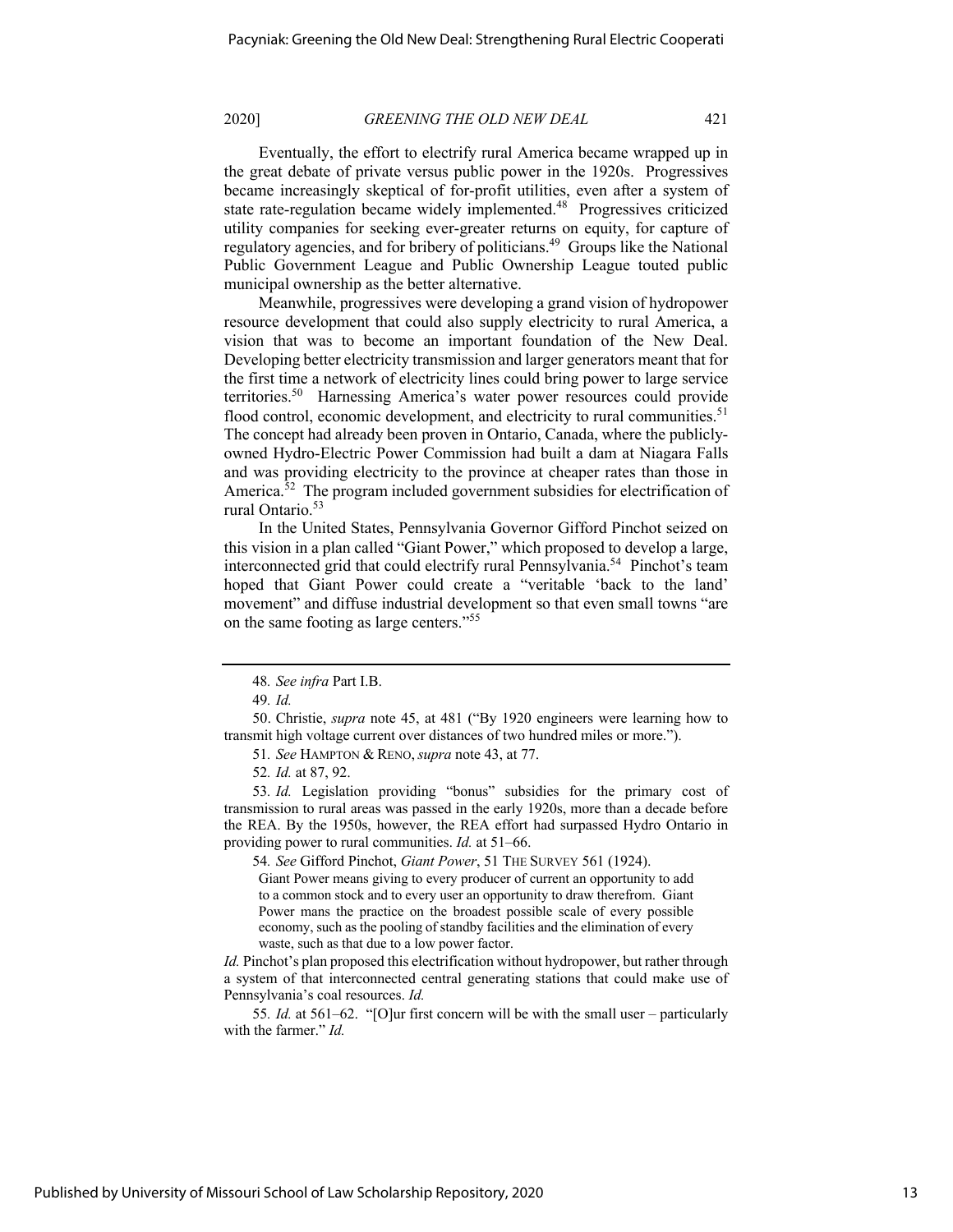Eventually, the effort to electrify rural America became wrapped up in the great debate of private versus public power in the 1920s. Progressives became increasingly skeptical of for-profit utilities, even after a system of state rate-regulation became widely implemented.[48] Progressives criticized utility companies for seeking ever-greater returns on equity, for capture of regulatory agencies, and for bribery of politicians.[49] Groups like the National Public Government League and Public Ownership League touted public municipal ownership as the better alternative.

Meanwhile, progressives were developing a grand vision of hydropower resource development that could also supply electricity to rural America, a vision that was to become an important foundation of the New Deal. Developing better electricity transmission and larger generators meant that for the first time a network of electricity lines could bring power to large service territories.[50] Harnessing America's water power resources could provide flood control, economic development, and electricity to rural communities.[51] The concept had already been proven in Ontario, Canada, where the publicly-owned Hydro-Electric Power Commission had built a dam at Niagara Falls and was providing electricity to the province at cheaper rates than those in America.[52] The program included government subsidies for electrification of rural Ontario.[53]

In the United States, Pennsylvania Governor Gifford Pinchot seized on this vision in a plan called "Giant Power," which proposed to develop a large, interconnected grid that could electrify rural Pennsylvania.[54] Pinchot's team hoped that Giant Power could create a "veritable 'back to the land' movement" and diffuse industrial development so that even small towns "are on the same footing as large centers."[55]

---

48. *See infra* Part I.B.

49. *Id.*

50. Christie, *supra* note 45, at 481 ("By 1920 engineers were learning how to transmit high voltage current over distances of two hundred miles or more.").

51. *See* HAMPTON & RENO, *supra* note 43, at 77.

52. *Id.* at 87, 92.

53. *Id.* Legislation providing "bonus" subsidies for the primary cost of transmission to rural areas was passed in the early 1920s, more than a decade before the REA. By the 1950s, however, the REA effort had surpassed Hydro Ontario in providing power to rural communities. *Id.* at 51–66.

54. *See* Gifford Pinchot, *Giant Power*, 51 THE SURVEY 561 (1924).

> Giant Power means giving to every producer of current an opportunity to add to a common stock and to every user an opportunity to draw therefrom. Giant Power mans the practice on the broadest possible scale of every possible economy, such as the pooling of standby facilities and the elimination of every waste, such as that due to a low power factor.

*Id.* Pinchot's plan proposed this electrification without hydropower, but rather through a system of that interconnected central generating stations that could make use of Pennsylvania's coal resources. *Id.*

55. *Id.* at 561–62. "[O]ur first concern will be with the small user – particularly with the farmer." *Id.*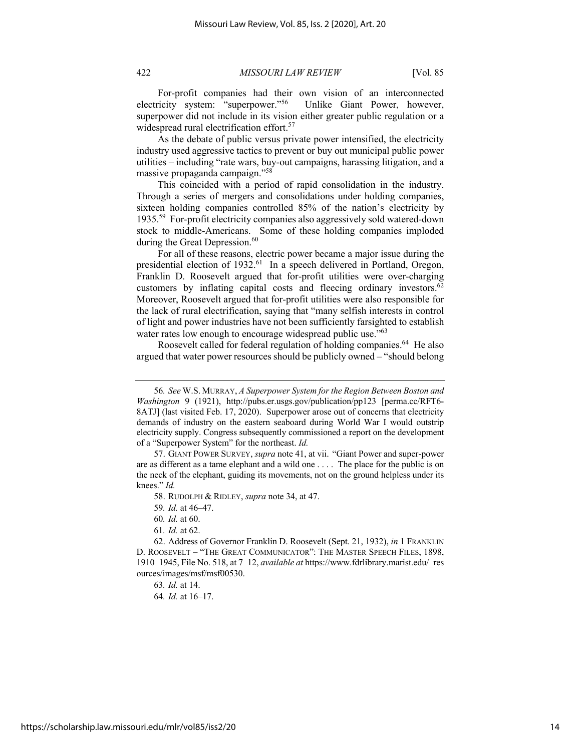For-profit companies had their own vision of an interconnected electricity system: "superpower."[56] Unlike Giant Power, however, superpower did not include in its vision either greater public regulation or a widespread rural electrification effort.[57]

As the debate of public versus private power intensified, the electricity industry used aggressive tactics to prevent or buy out municipal public power utilities – including "rate wars, buy-out campaigns, harassing litigation, and a massive propaganda campaign."[58]

This coincided with a period of rapid consolidation in the industry. Through a series of mergers and consolidations under holding companies, sixteen holding companies controlled 85% of the nation's electricity by 1935.[59] For-profit electricity companies also aggressively sold watered-down stock to middle-Americans. Some of these holding companies imploded during the Great Depression.[60]

For all of these reasons, electric power became a major issue during the presidential election of 1932.[61] In a speech delivered in Portland, Oregon, Franklin D. Roosevelt argued that for-profit utilities were over-charging customers by inflating capital costs and fleecing ordinary investors.[62] Moreover, Roosevelt argued that for-profit utilities were also responsible for the lack of rural electrification, saying that "many selfish interests in control of light and power industries have not been sufficiently farsighted to establish water rates low enough to encourage widespread public use."[63]

Roosevelt called for federal regulation of holding companies.[64] He also argued that water power resources should be publicly owned – "should belong

---

56. *See* W.S. MURRAY, *A Superpower System for the Region Between Boston and Washington* 9 (1921), http://pubs.er.usgs.gov/publication/pp123 [perma.cc/RFT6-8ATJ] (last visited Feb. 17, 2020). Superpower arose out of concerns that electricity demands of industry on the eastern seaboard during World War I would outstrip electricity supply. Congress subsequently commissioned a report on the development of a "Superpower System" for the northeast. *Id.*

57. GIANT POWER SURVEY, *supra* note 41, at vii. "Giant Power and super-power are as different as a tame elephant and a wild one . . . . The place for the public is on the neck of the elephant, guiding its movements, not on the ground helpless under its knees." *Id.*

58. RUDOLPH & RIDLEY, *supra* note 34, at 47.

59. *Id.* at 46–47.

60. *Id.* at 60.

61. *Id.* at 62.

62. Address of Governor Franklin D. Roosevelt (Sept. 21, 1932), *in* 1 FRANKLIN D. ROOSEVELT – "THE GREAT COMMUNICATOR": THE MASTER SPEECH FILES, 1898, 1910–1945, File No. 518, at 7–12, *available at* https://www.fdrlibrary.marist.edu/_resources/images/msf/msf00530.

63. *Id.* at 14.

64. *Id.* at 16–17.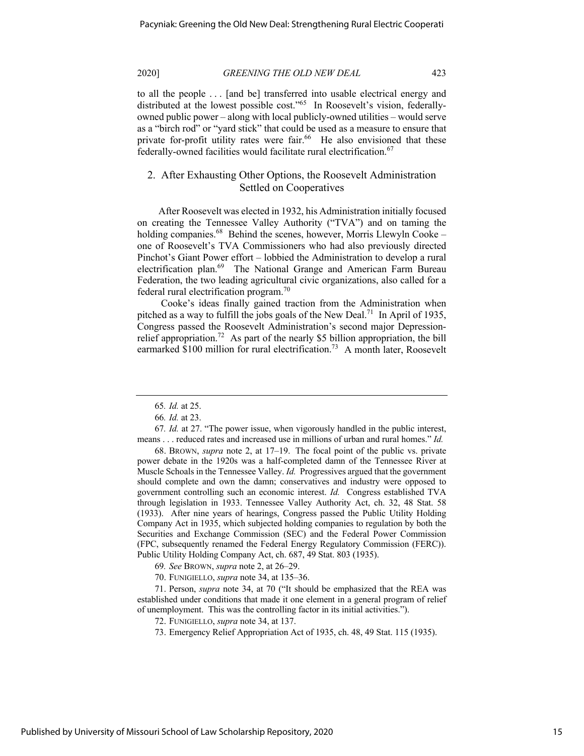to all the people . . . [and be] transferred into usable electrical energy and distributed at the lowest possible cost."[65] In Roosevelt's vision, federally-owned public power – along with local publicly-owned utilities – would serve as a "birch rod" or "yard stick" that could be used as a measure to ensure that private for-profit utility rates were fair.[66] He also envisioned that these federally-owned facilities would facilitate rural electrification.[67]

## 2. After Exhausting Other Options, the Roosevelt Administration Settled on Cooperatives

After Roosevelt was elected in 1932, his Administration initially focused on creating the Tennessee Valley Authority ("TVA") and on taming the holding companies.[68] Behind the scenes, however, Morris Llewyln Cooke – one of Roosevelt's TVA Commissioners who had also previously directed Pinchot's Giant Power effort – lobbied the Administration to develop a rural electrification plan.[69] The National Grange and American Farm Bureau Federation, the two leading agricultural civic organizations, also called for a federal rural electrification program.[70]

Cooke's ideas finally gained traction from the Administration when pitched as a way to fulfill the jobs goals of the New Deal.[71] In April of 1935, Congress passed the Roosevelt Administration's second major Depression-relief appropriation.[72] As part of the nearly $5 billion appropriation, the bill earmarked $100 million for rural electrification.[73] A month later, Roosevelt

---

65. *Id.* at 25.

66. *Id.* at 23.

67. *Id.* at 27. "The power issue, when vigorously handled in the public interest, means . . . reduced rates and increased use in millions of urban and rural homes." *Id.*

68. BROWN, *supra* note 2, at 17–19. The focal point of the public vs. private power debate in the 1920s was a half-completed damn of the Tennessee River at Muscle Schoals in the Tennessee Valley. *Id.* Progressives argued that the government should complete and own the damn; conservatives and industry were opposed to government controlling such an economic interest. *Id.* Congress established TVA through legislation in 1933. Tennessee Valley Authority Act, ch. 32, 48 Stat. 58 (1933). After nine years of hearings, Congress passed the Public Utility Holding Company Act in 1935, which subjected holding companies to regulation by both the Securities and Exchange Commission (SEC) and the Federal Power Commission (FPC, subsequently renamed the Federal Energy Regulatory Commission (FERC)). Public Utility Holding Company Act, ch. 687, 49 Stat. 803 (1935).

69. *See* BROWN, *supra* note 2, at 26–29.

70. FUNIGIELLO, *supra* note 34, at 135–36.

71. Person, *supra* note 34, at 70 ("It should be emphasized that the REA was established under conditions that made it one element in a general program of relief of unemployment. This was the controlling factor in its initial activities.").

72. FUNIGIELLO, *supra* note 34, at 137.

73. Emergency Relief Appropriation Act of 1935, ch. 48, 49 Stat. 115 (1935).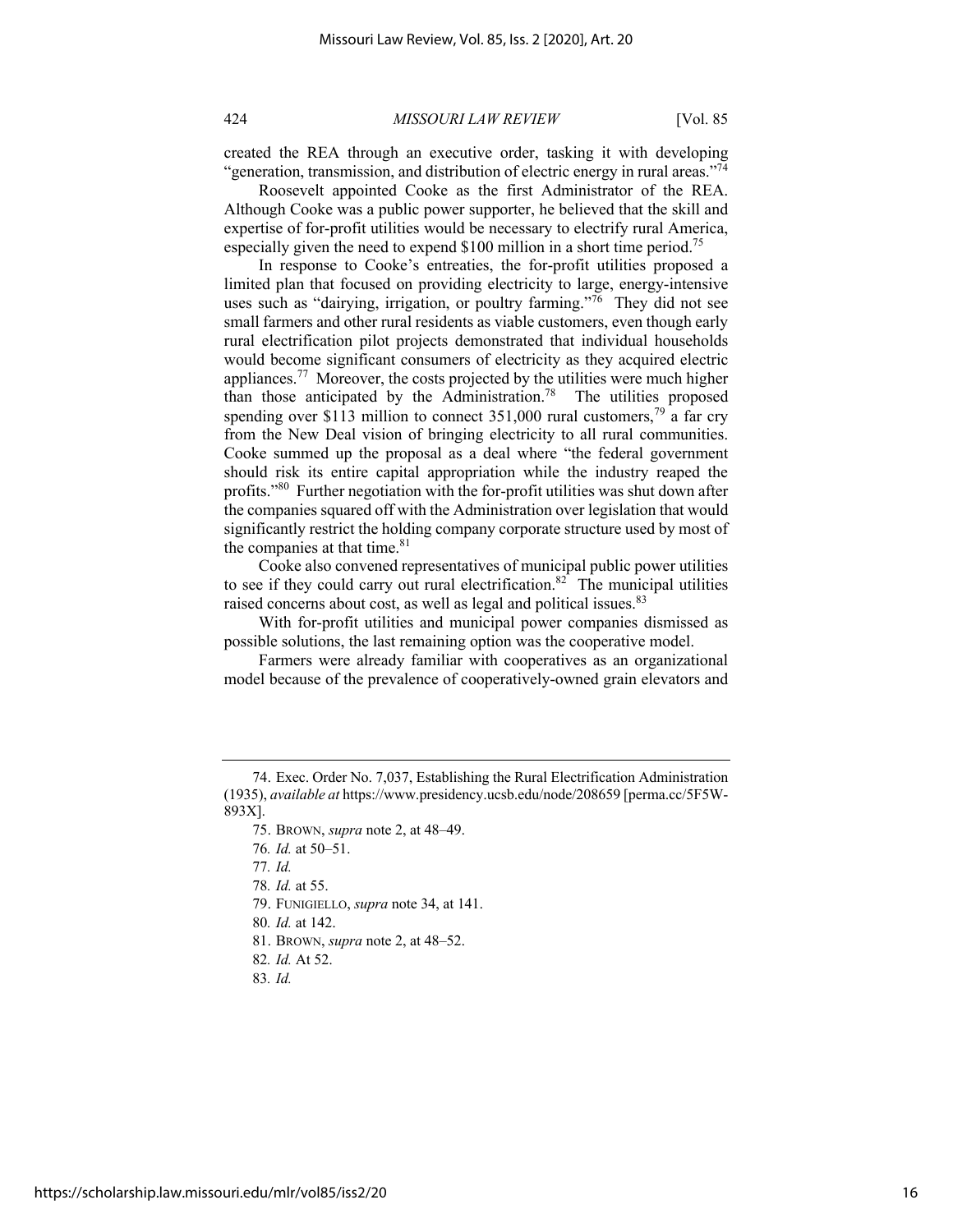created the REA through an executive order, tasking it with developing "generation, transmission, and distribution of electric energy in rural areas."[74]

Roosevelt appointed Cooke as the first Administrator of the REA. Although Cooke was a public power supporter, he believed that the skill and expertise of for-profit utilities would be necessary to electrify rural America, especially given the need to expend $100 million in a short time period.[75]

In response to Cooke's entreaties, the for-profit utilities proposed a limited plan that focused on providing electricity to large, energy-intensive uses such as "dairying, irrigation, or poultry farming."[76] They did not see small farmers and other rural residents as viable customers, even though early rural electrification pilot projects demonstrated that individual households would become significant consumers of electricity as they acquired electric appliances.[77] Moreover, the costs projected by the utilities were much higher than those anticipated by the Administration.[78] The utilities proposed spending over $113 million to connect 351,000 rural customers,[79] a far cry from the New Deal vision of bringing electricity to all rural communities. Cooke summed up the proposal as a deal where "the federal government should risk its entire capital appropriation while the industry reaped the profits."[80] Further negotiation with the for-profit utilities was shut down after the companies squared off with the Administration over legislation that would significantly restrict the holding company corporate structure used by most of the companies at that time.[81]

Cooke also convened representatives of municipal public power utilities to see if they could carry out rural electrification.[82] The municipal utilities raised concerns about cost, as well as legal and political issues.[83]

With for-profit utilities and municipal power companies dismissed as possible solutions, the last remaining option was the cooperative model.

Farmers were already familiar with cooperatives as an organizational model because of the prevalence of cooperatively-owned grain elevators and

---

74. Exec. Order No. 7,037, Establishing the Rural Electrification Administration (1935), *available at* https://www.presidency.ucsb.edu/node/208659 [perma.cc/5F5W-893X].

75. BROWN, *supra* note 2, at 48–49.

76. *Id.* at 50–51.

77. *Id.*

78. *Id.* at 55.

79. FUNIGIELLO, *supra* note 34, at 141.

80. *Id.* at 142.

81. BROWN, *supra* note 2, at 48–52.

82. *Id.* At 52.

83. *Id.*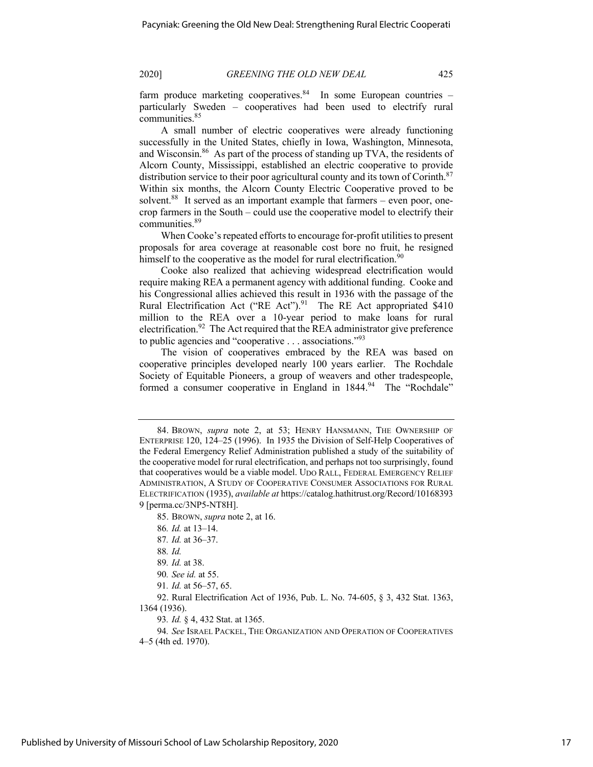farm produce marketing cooperatives.[84] In some European countries – particularly Sweden – cooperatives had been used to electrify rural communities.[85]

A small number of electric cooperatives were already functioning successfully in the United States, chiefly in Iowa, Washington, Minnesota, and Wisconsin.[86] As part of the process of standing up TVA, the residents of Alcorn County, Mississippi, established an electric cooperative to provide distribution service to their poor agricultural county and its town of Corinth.[87] Within six months, the Alcorn County Electric Cooperative proved to be solvent.[88] It served as an important example that farmers – even poor, one-crop farmers in the South – could use the cooperative model to electrify their communities.[89]

When Cooke's repeated efforts to encourage for-profit utilities to present proposals for area coverage at reasonable cost bore no fruit, he resigned himself to the cooperative as the model for rural electrification.[90]

Cooke also realized that achieving widespread electrification would require making REA a permanent agency with additional funding. Cooke and his Congressional allies achieved this result in 1936 with the passage of the Rural Electrification Act ("RE Act").[91] The RE Act appropriated $410 million to the REA over a 10-year period to make loans for rural electrification.[92] The Act required that the REA administrator give preference to public agencies and "cooperative . . . associations."[93]

The vision of cooperatives embraced by the REA was based on cooperative principles developed nearly 100 years earlier. The Rochdale Society of Equitable Pioneers, a group of weavers and other tradespeople, formed a consumer cooperative in England in 1844.[94] The "Rochdale"

---

84. BROWN, *supra* note 2, at 53; HENRY HANSMANN, THE OWNERSHIP OF ENTERPRISE 120, 124–25 (1996). In 1935 the Division of Self-Help Cooperatives of the Federal Emergency Relief Administration published a study of the suitability of the cooperative model for rural electrification, and perhaps not too surprisingly, found that cooperatives would be a viable model. UDO RALL, FEDERAL EMERGENCY RELIEF ADMINISTRATION, A STUDY OF COOPERATIVE CONSUMER ASSOCIATIONS FOR RURAL ELECTRIFICATION (1935), *available at* https://catalog.hathitrust.org/Record/101683939 [perma.cc/3NP5-NT8H].

85. BROWN, *supra* note 2, at 16.

86. *Id.* at 13–14.

87. *Id.* at 36–37.

88. *Id.*

89. *Id.* at 38.

90. *See id.* at 55.

91. *Id.* at 56–57, 65.

92. Rural Electrification Act of 1936, Pub. L. No. 74-605, § 3, 432 Stat. 1363, 1364 (1936).

93. *Id.* § 4, 432 Stat. at 1365.

94. *See* ISRAEL PACKEL, THE ORGANIZATION AND OPERATION OF COOPERATIVES 4–5 (4th ed. 1970).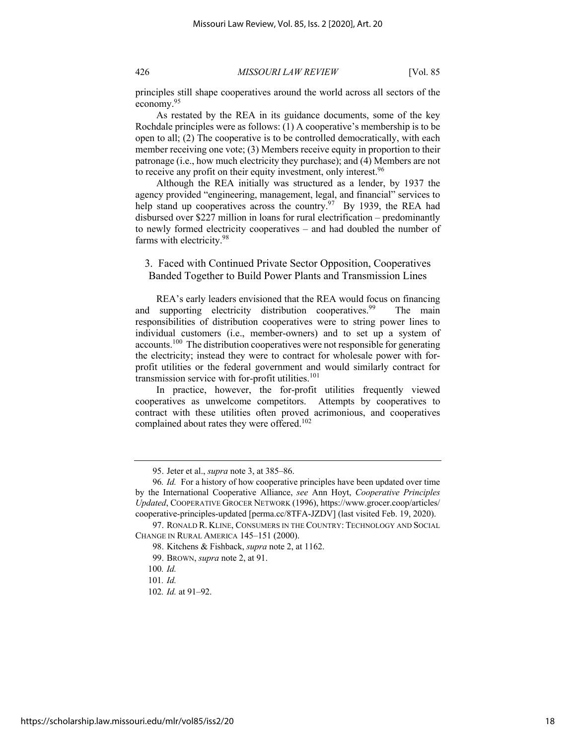principles still shape cooperatives around the world across all sectors of the economy.[95]

As restated by the REA in its guidance documents, some of the key Rochdale principles were as follows: (1) A cooperative's membership is to be open to all; (2) The cooperative is to be controlled democratically, with each member receiving one vote; (3) Members receive equity in proportion to their patronage (i.e., how much electricity they purchase); and (4) Members are not to receive any profit on their equity investment, only interest.[96]

Although the REA initially was structured as a lender, by 1937 the agency provided "engineering, management, legal, and financial" services to help stand up cooperatives across the country.[97] By 1939, the REA had disbursed over $227 million in loans for rural electrification – predominantly to newly formed electricity cooperatives – and had doubled the number of farms with electricity.[98]

### 3. Faced with Continued Private Sector Opposition, Cooperatives Banded Together to Build Power Plants and Transmission Lines

REA's early leaders envisioned that the REA would focus on financing and supporting electricity distribution cooperatives.[99] The main responsibilities of distribution cooperatives were to string power lines to individual customers (i.e., member-owners) and to set up a system of accounts.[100] The distribution cooperatives were not responsible for generating the electricity; instead they were to contract for wholesale power with for-profit utilities or the federal government and would similarly contract for transmission service with for-profit utilities.[101]

In practice, however, the for-profit utilities frequently viewed cooperatives as unwelcome competitors. Attempts by cooperatives to contract with these utilities often proved acrimonious, and cooperatives complained about rates they were offered.[102]

---

95. Jeter et al., *supra* note 3, at 385–86.

96. *Id.* For a history of how cooperative principles have been updated over time by the International Cooperative Alliance, *see* Ann Hoyt, *Cooperative Principles Updated*, COOPERATIVE GROCER NETWORK (1996), https://www.grocer.coop/articles/cooperative-principles-updated [perma.cc/8TFA-JZDV] (last visited Feb. 19, 2020).

97. RONALD R. KLINE, CONSUMERS IN THE COUNTRY: TECHNOLOGY AND SOCIAL CHANGE IN RURAL AMERICA 145–151 (2000).

98. Kitchens & Fishback, *supra* note 2, at 1162.

99. BROWN, *supra* note 2, at 91.

100. *Id.*

101. *Id.*

102. *Id.* at 91–92.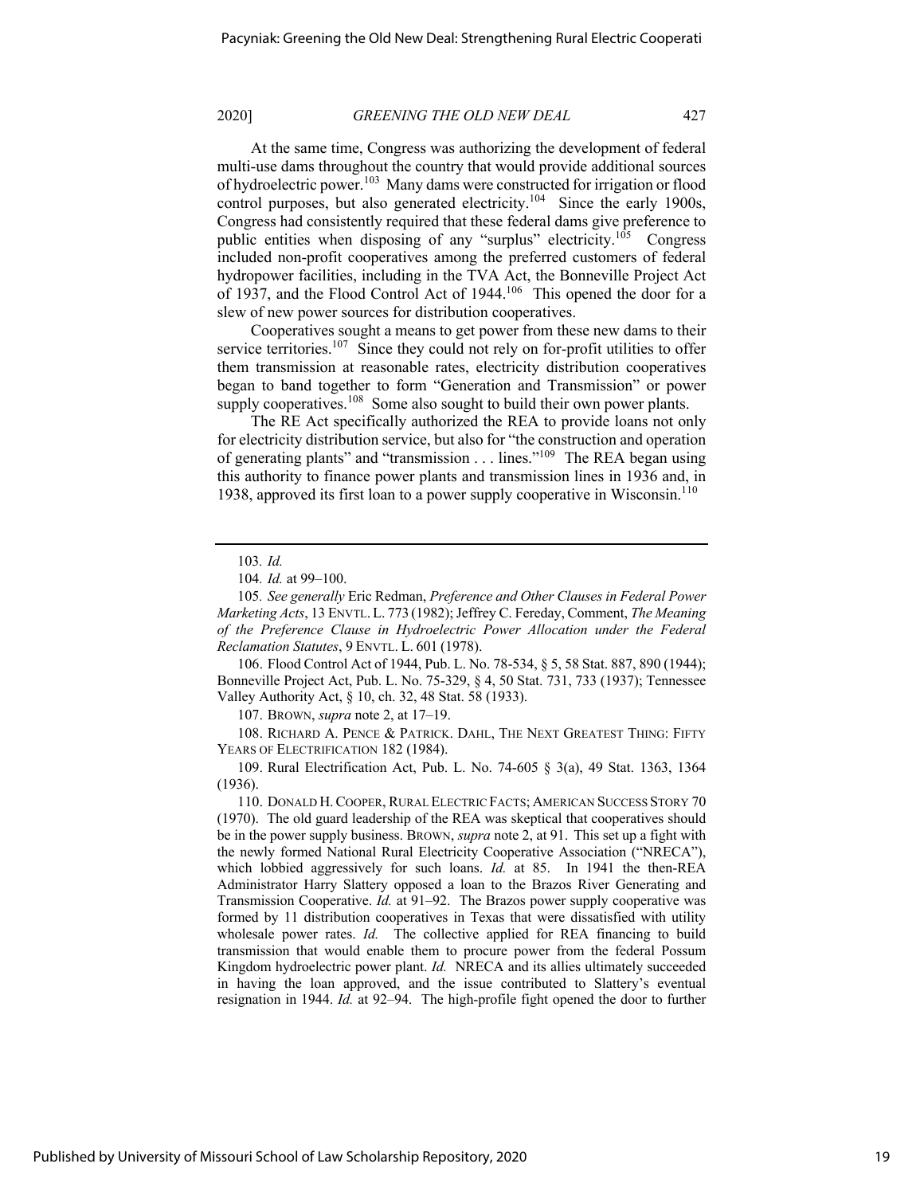At the same time, Congress was authorizing the development of federal multi-use dams throughout the country that would provide additional sources of hydroelectric power.[103] Many dams were constructed for irrigation or flood control purposes, but also generated electricity.[104] Since the early 1900s, Congress had consistently required that these federal dams give preference to public entities when disposing of any "surplus" electricity.[105] Congress included non-profit cooperatives among the preferred customers of federal hydropower facilities, including in the TVA Act, the Bonneville Project Act of 1937, and the Flood Control Act of 1944.[106] This opened the door for a slew of new power sources for distribution cooperatives.

Cooperatives sought a means to get power from these new dams to their service territories.[107] Since they could not rely on for-profit utilities to offer them transmission at reasonable rates, electricity distribution cooperatives began to band together to form "Generation and Transmission" or power supply cooperatives.[108] Some also sought to build their own power plants.

The RE Act specifically authorized the REA to provide loans not only for electricity distribution service, but also for "the construction and operation of generating plants" and "transmission . . . lines."[109] The REA began using this authority to finance power plants and transmission lines in 1936 and, in 1938, approved its first loan to a power supply cooperative in Wisconsin.[110]

---

103. *Id.*

104. *Id.* at 99–100.

105. *See generally* Eric Redman, *Preference and Other Clauses in Federal Power Marketing Acts*, 13 ENVTL. L. 773 (1982); Jeffrey C. Fereday, Comment, *The Meaning of the Preference Clause in Hydroelectric Power Allocation under the Federal Reclamation Statutes*, 9 ENVTL. L. 601 (1978).

106. Flood Control Act of 1944, Pub. L. No. 78-534, § 5, 58 Stat. 887, 890 (1944); Bonneville Project Act, Pub. L. No. 75-329, § 4, 50 Stat. 731, 733 (1937); Tennessee Valley Authority Act, § 10, ch. 32, 48 Stat. 58 (1933).

107. BROWN, *supra* note 2, at 17–19.

108. RICHARD A. PENCE & PATRICK. DAHL, THE NEXT GREATEST THING: FIFTY YEARS OF ELECTRIFICATION 182 (1984).

109. Rural Electrification Act, Pub. L. No. 74-605 § 3(a), 49 Stat. 1363, 1364 (1936).

110. DONALD H. COOPER, RURAL ELECTRIC FACTS; AMERICAN SUCCESS STORY 70 (1970). The old guard leadership of the REA was skeptical that cooperatives should be in the power supply business. BROWN, *supra* note 2, at 91. This set up a fight with the newly formed National Rural Electricity Cooperative Association ("NRECA"), which lobbied aggressively for such loans. *Id.* at 85. In 1941 the then-REA Administrator Harry Slattery opposed a loan to the Brazos River Generating and Transmission Cooperative. *Id.* at 91–92. The Brazos power supply cooperative was formed by 11 distribution cooperatives in Texas that were dissatisfied with utility wholesale power rates. *Id.* The collective applied for REA financing to build transmission that would enable them to procure power from the federal Possum Kingdom hydroelectric power plant. *Id.* NRECA and its allies ultimately succeeded in having the loan approved, and the issue contributed to Slattery's eventual resignation in 1944. *Id.* at 92–94. The high-profile fight opened the door to further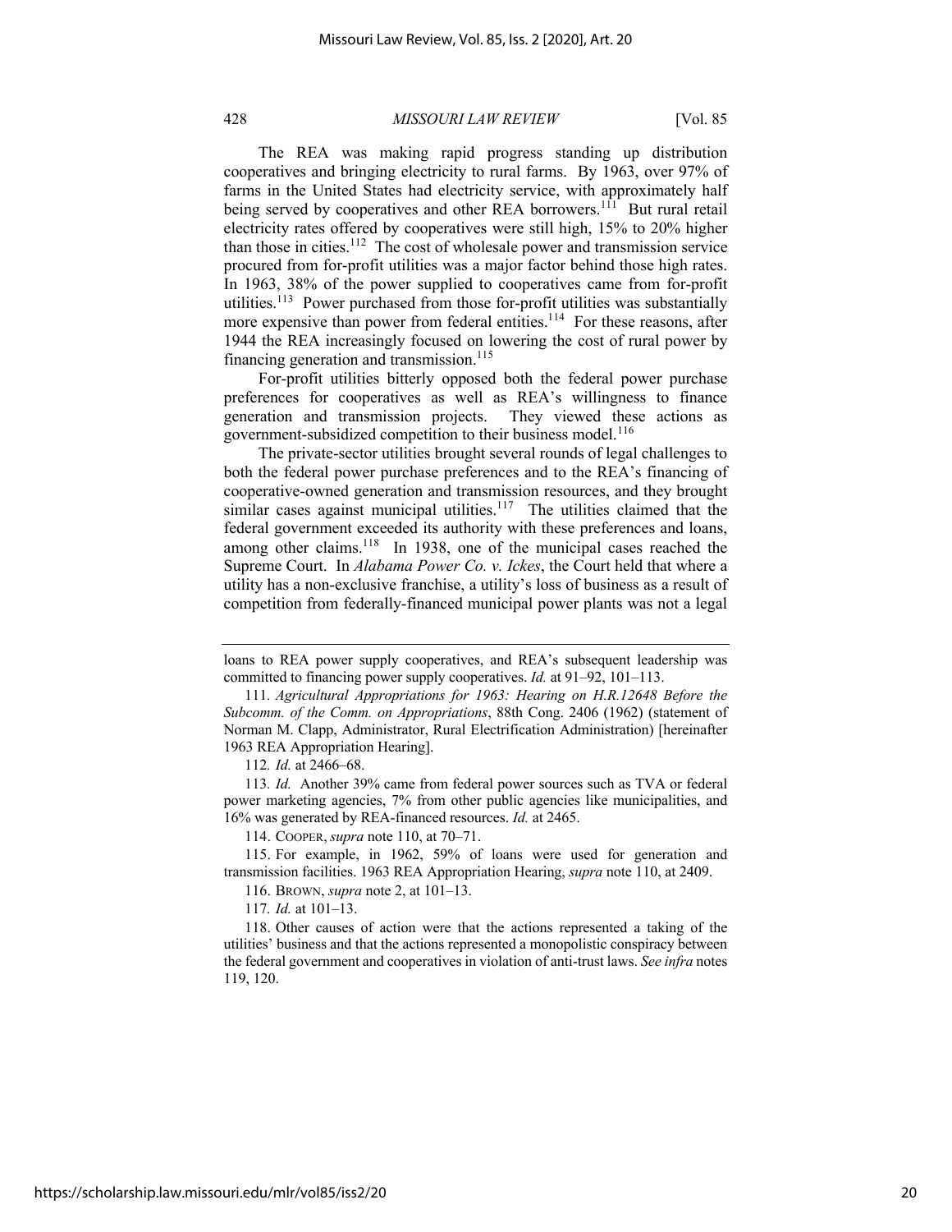The REA was making rapid progress standing up distribution cooperatives and bringing electricity to rural farms. By 1963, over 97% of farms in the United States had electricity service, with approximately half being served by cooperatives and other REA borrowers.[111] But rural retail electricity rates offered by cooperatives were still high, 15% to 20% higher than those in cities.[112] The cost of wholesale power and transmission service procured from for-profit utilities was a major factor behind those high rates. In 1963, 38% of the power supplied to cooperatives came from for-profit utilities.[113] Power purchased from those for-profit utilities was substantially more expensive than power from federal entities.[114] For these reasons, after 1944 the REA increasingly focused on lowering the cost of rural power by financing generation and transmission.[115]

For-profit utilities bitterly opposed both the federal power purchase preferences for cooperatives as well as REA's willingness to finance generation and transmission projects. They viewed these actions as government-subsidized competition to their business model.[116]

The private-sector utilities brought several rounds of legal challenges to both the federal power purchase preferences and to the REA's financing of cooperative-owned generation and transmission resources, and they brought similar cases against municipal utilities.[117] The utilities claimed that the federal government exceeded its authority with these preferences and loans, among other claims.[118] In 1938, one of the municipal cases reached the Supreme Court. In *Alabama Power Co. v. Ickes*, the Court held that where a utility has a non-exclusive franchise, a utility's loss of business as a result of competition from federally-financed municipal power plants was not a legal

---

loans to REA power supply cooperatives, and REA's subsequent leadership was committed to financing power supply cooperatives. *Id.* at 91–92, 101–113.

111. *Agricultural Appropriations for 1963: Hearing on H.R.12648 Before the Subcomm. of the Comm. on Appropriations*, 88th Cong. 2406 (1962) (statement of Norman M. Clapp, Administrator, Rural Electrification Administration) [hereinafter 1963 REA Appropriation Hearing].

112. *Id.* at 2466–68.

113. *Id.* Another 39% came from federal power sources such as TVA or federal power marketing agencies, 7% from other public agencies like municipalities, and 16% was generated by REA-financed resources. *Id.* at 2465.

114. COOPER, *supra* note 110, at 70–71.

115. For example, in 1962, 59% of loans were used for generation and transmission facilities. 1963 REA Appropriation Hearing, *supra* note 110, at 2409.

116. BROWN, *supra* note 2, at 101–13.

117. *Id.* at 101–13.

118. Other causes of action were that the actions represented a taking of the utilities' business and that the actions represented a monopolistic conspiracy between the federal government and cooperatives in violation of anti-trust laws. *See infra* notes 119, 120.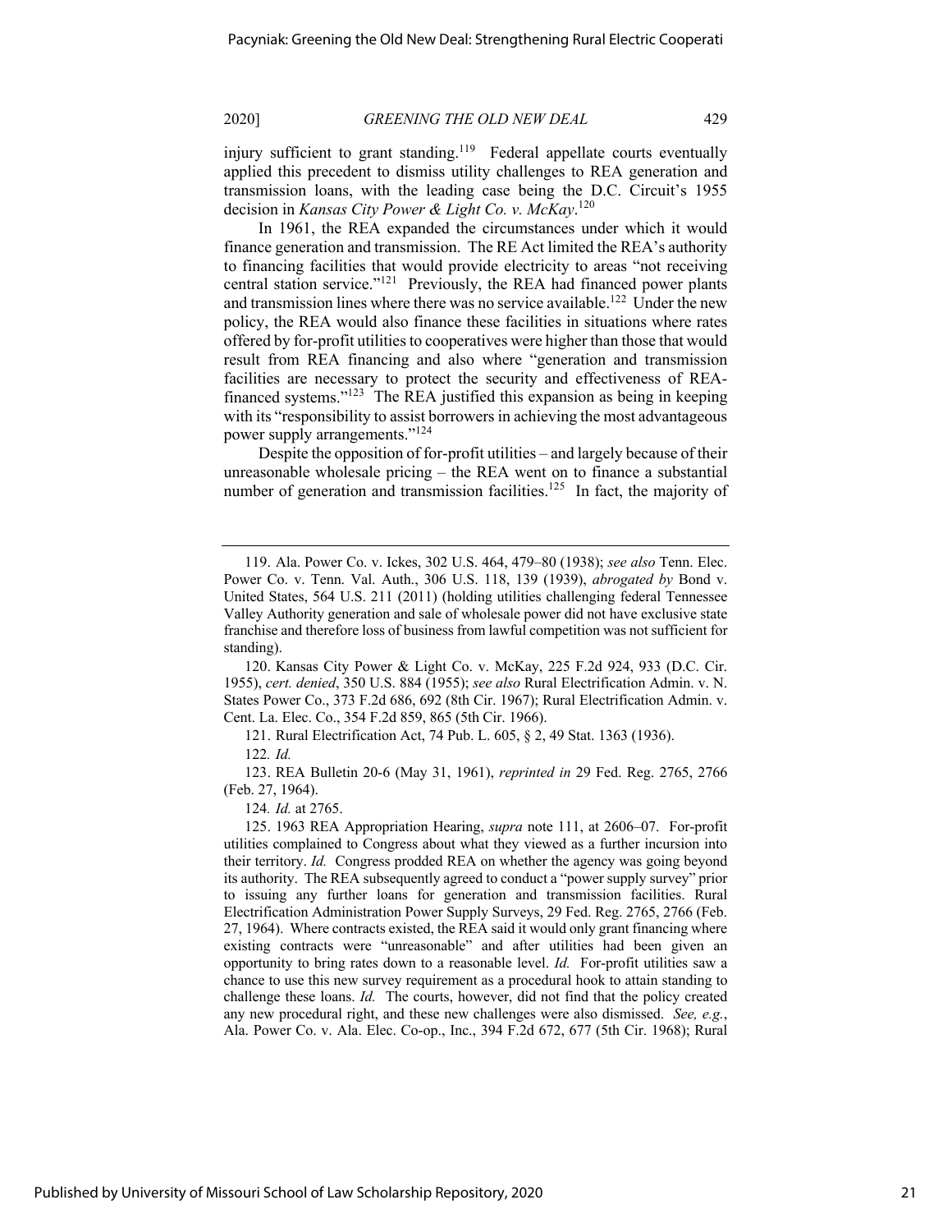injury sufficient to grant standing.[119] Federal appellate courts eventually applied this precedent to dismiss utility challenges to REA generation and transmission loans, with the leading case being the D.C. Circuit's 1955 decision in *Kansas City Power & Light Co. v. McKay*.[120]

In 1961, the REA expanded the circumstances under which it would finance generation and transmission. The RE Act limited the REA's authority to financing facilities that would provide electricity to areas "not receiving central station service."[121] Previously, the REA had financed power plants and transmission lines where there was no service available.[122] Under the new policy, the REA would also finance these facilities in situations where rates offered by for-profit utilities to cooperatives were higher than those that would result from REA financing and also where "generation and transmission facilities are necessary to protect the security and effectiveness of REA-financed systems."[123] The REA justified this expansion as being in keeping with its "responsibility to assist borrowers in achieving the most advantageous power supply arrangements."[124]

Despite the opposition of for-profit utilities – and largely because of their unreasonable wholesale pricing – the REA went on to finance a substantial number of generation and transmission facilities.[125] In fact, the majority of

---

119. Ala. Power Co. v. Ickes, 302 U.S. 464, 479–80 (1938); *see also* Tenn. Elec. Power Co. v. Tenn. Val. Auth., 306 U.S. 118, 139 (1939), *abrogated by* Bond v. United States, 564 U.S. 211 (2011) (holding utilities challenging federal Tennessee Valley Authority generation and sale of wholesale power did not have exclusive state franchise and therefore loss of business from lawful competition was not sufficient for standing).

120. Kansas City Power & Light Co. v. McKay, 225 F.2d 924, 933 (D.C. Cir. 1955), *cert. denied*, 350 U.S. 884 (1955); *see also* Rural Electrification Admin. v. N. States Power Co., 373 F.2d 686, 692 (8th Cir. 1967); Rural Electrification Admin. v. Cent. La. Elec. Co., 354 F.2d 859, 865 (5th Cir. 1966).

121. Rural Electrification Act, 74 Pub. L. 605, § 2, 49 Stat. 1363 (1936).

122. *Id.*

123. REA Bulletin 20-6 (May 31, 1961), *reprinted in* 29 Fed. Reg. 2765, 2766 (Feb. 27, 1964).

124. *Id.* at 2765.

125. 1963 REA Appropriation Hearing, *supra* note 111, at 2606–07. For-profit utilities complained to Congress about what they viewed as a further incursion into their territory. *Id.* Congress prodded REA on whether the agency was going beyond its authority. The REA subsequently agreed to conduct a "power supply survey" prior to issuing any further loans for generation and transmission facilities. Rural Electrification Administration Power Supply Surveys, 29 Fed. Reg. 2765, 2766 (Feb. 27, 1964). Where contracts existed, the REA said it would only grant financing where existing contracts were "unreasonable" and after utilities had been given an opportunity to bring rates down to a reasonable level. *Id.* For-profit utilities saw a chance to use this new survey requirement as a procedural hook to attain standing to challenge these loans. *Id.* The courts, however, did not find that the policy created any new procedural right, and these new challenges were also dismissed. *See, e.g.*, Ala. Power Co. v. Ala. Elec. Co-op., Inc., 394 F.2d 672, 677 (5th Cir. 1968); Rural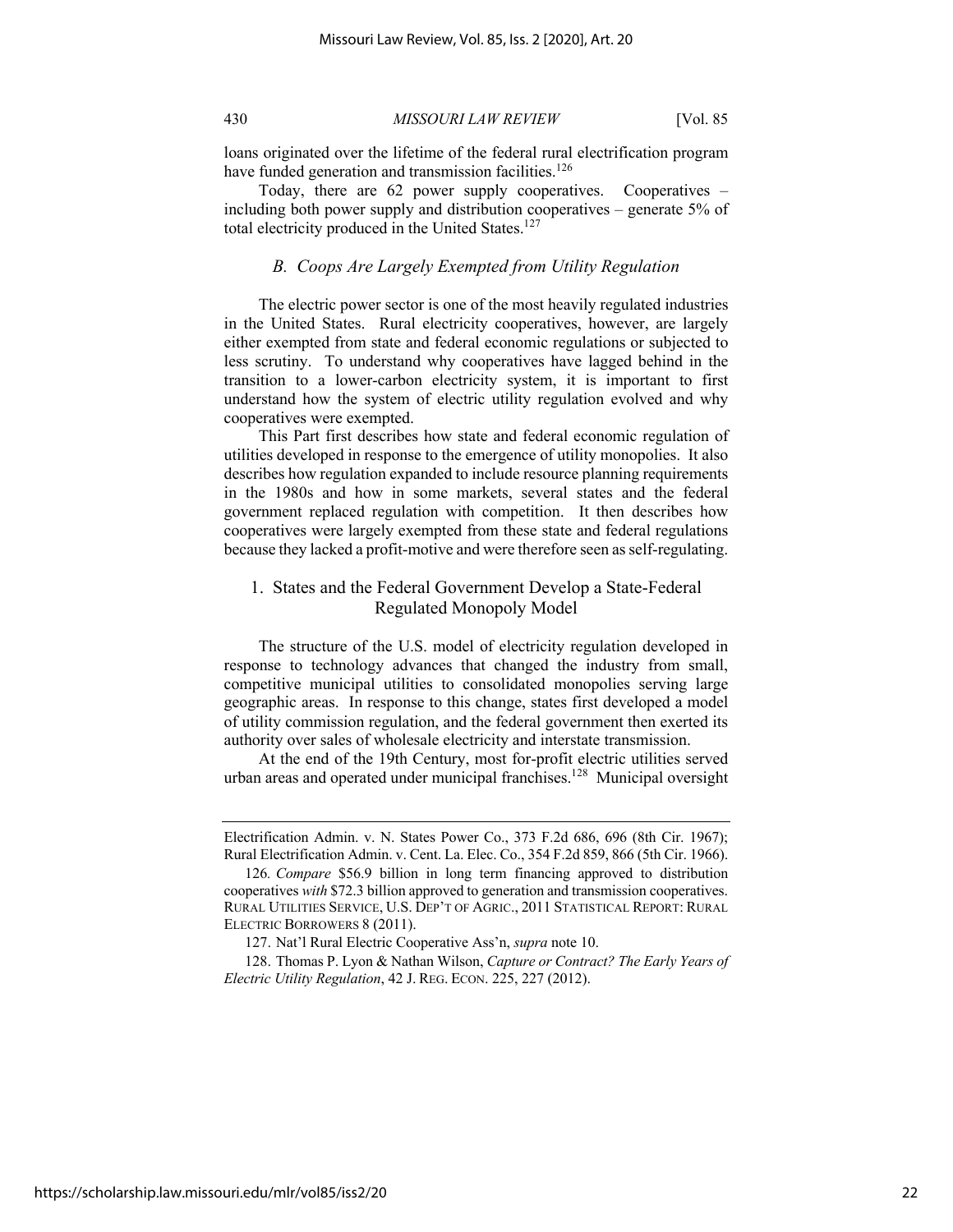loans originated over the lifetime of the federal rural electrification program have funded generation and transmission facilities.[126]

Today, there are 62 power supply cooperatives. Cooperatives – including both power supply and distribution cooperatives – generate 5% of total electricity produced in the United States.[127]

### *B. Coops Are Largely Exempted from Utility Regulation*

The electric power sector is one of the most heavily regulated industries in the United States. Rural electricity cooperatives, however, are largely either exempted from state and federal economic regulations or subjected to less scrutiny. To understand why cooperatives have lagged behind in the transition to a lower-carbon electricity system, it is important to first understand how the system of electric utility regulation evolved and why cooperatives were exempted.

This Part first describes how state and federal economic regulation of utilities developed in response to the emergence of utility monopolies. It also describes how regulation expanded to include resource planning requirements in the 1980s and how in some markets, several states and the federal government replaced regulation with competition. It then describes how cooperatives were largely exempted from these state and federal regulations because they lacked a profit-motive and were therefore seen as self-regulating.

#### 1. States and the Federal Government Develop a State-Federal Regulated Monopoly Model

The structure of the U.S. model of electricity regulation developed in response to technology advances that changed the industry from small, competitive municipal utilities to consolidated monopolies serving large geographic areas. In response to this change, states first developed a model of utility commission regulation, and the federal government then exerted its authority over sales of wholesale electricity and interstate transmission.

At the end of the 19th Century, most for-profit electric utilities served urban areas and operated under municipal franchises.[128] Municipal oversight

---

Electrification Admin. v. N. States Power Co., 373 F.2d 686, 696 (8th Cir. 1967); Rural Electrification Admin. v. Cent. La. Elec. Co., 354 F.2d 859, 866 (5th Cir. 1966).

126. *Compare* $56.9 billion in long term financing approved to distribution cooperatives *with* $72.3 billion approved to generation and transmission cooperatives. RURAL UTILITIES SERVICE, U.S. DEP'T OF AGRIC., 2011 STATISTICAL REPORT: RURAL ELECTRIC BORROWERS 8 (2011).

127. Nat'l Rural Electric Cooperative Ass'n, *supra* note 10.

128. Thomas P. Lyon & Nathan Wilson, *Capture or Contract? The Early Years of Electric Utility Regulation*, 42 J. REG. ECON. 225, 227 (2012).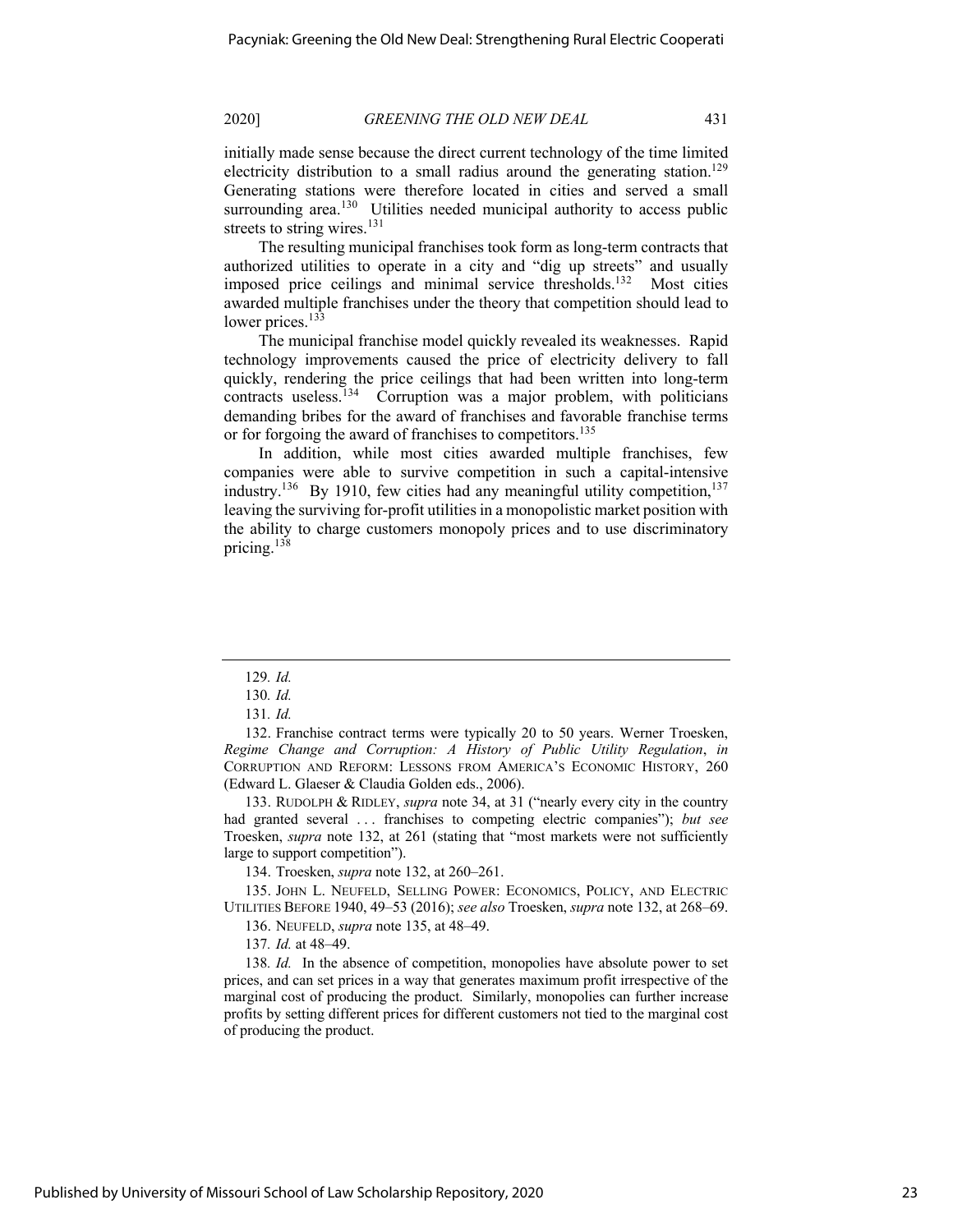initially made sense because the direct current technology of the time limited electricity distribution to a small radius around the generating station.[129] Generating stations were therefore located in cities and served a small surrounding area.[130] Utilities needed municipal authority to access public streets to string wires.[131]

The resulting municipal franchises took form as long-term contracts that authorized utilities to operate in a city and "dig up streets" and usually imposed price ceilings and minimal service thresholds.[132] Most cities awarded multiple franchises under the theory that competition should lead to lower prices.[133]

The municipal franchise model quickly revealed its weaknesses. Rapid technology improvements caused the price of electricity delivery to fall quickly, rendering the price ceilings that had been written into long-term contracts useless.[134] Corruption was a major problem, with politicians demanding bribes for the award of franchises and favorable franchise terms or for forgoing the award of franchises to competitors.[135]

In addition, while most cities awarded multiple franchises, few companies were able to survive competition in such a capital-intensive industry.[136] By 1910, few cities had any meaningful utility competition,[137] leaving the surviving for-profit utilities in a monopolistic market position with the ability to charge customers monopoly prices and to use discriminatory pricing.[138]

---

129. *Id.*

130. *Id.*

131. *Id.*

132. Franchise contract terms were typically 20 to 50 years. Werner Troesken, *Regime Change and Corruption: A History of Public Utility Regulation*, *in* CORRUPTION AND REFORM: LESSONS FROM AMERICA'S ECONOMIC HISTORY, 260 (Edward L. Glaeser & Claudia Golden eds., 2006).

133. RUDOLPH & RIDLEY, *supra* note 34, at 31 ("nearly every city in the country had granted several . . . franchises to competing electric companies"); *but see* Troesken, *supra* note 132, at 261 (stating that "most markets were not sufficiently large to support competition").

134. Troesken, *supra* note 132, at 260–261.

135. JOHN L. NEUFELD, SELLING POWER: ECONOMICS, POLICY, AND ELECTRIC UTILITIES BEFORE 1940, 49–53 (2016); *see also* Troesken, *supra* note 132, at 268–69.

136. NEUFELD, *supra* note 135, at 48–49.

137. *Id.* at 48–49.

138. *Id.* In the absence of competition, monopolies have absolute power to set prices, and can set prices in a way that generates maximum profit irrespective of the marginal cost of producing the product. Similarly, monopolies can further increase profits by setting different prices for different customers not tied to the marginal cost of producing the product.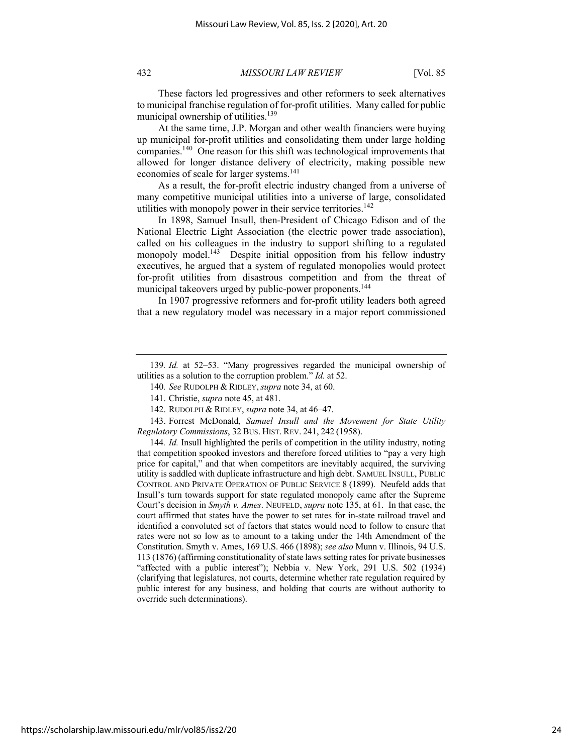These factors led progressives and other reformers to seek alternatives to municipal franchise regulation of for-profit utilities. Many called for public municipal ownership of utilities.[139]

At the same time, J.P. Morgan and other wealth financiers were buying up municipal for-profit utilities and consolidating them under large holding companies.[140] One reason for this shift was technological improvements that allowed for longer distance delivery of electricity, making possible new economies of scale for larger systems.[141]

As a result, the for-profit electric industry changed from a universe of many competitive municipal utilities into a universe of large, consolidated utilities with monopoly power in their service territories.[142]

In 1898, Samuel Insull, then-President of Chicago Edison and of the National Electric Light Association (the electric power trade association), called on his colleagues in the industry to support shifting to a regulated monopoly model.[143] Despite initial opposition from his fellow industry executives, he argued that a system of regulated monopolies would protect for-profit utilities from disastrous competition and from the threat of municipal takeovers urged by public-power proponents.[144]

In 1907 progressive reformers and for-profit utility leaders both agreed that a new regulatory model was necessary in a major report commissioned

---

139. *Id.* at 52–53. "Many progressives regarded the municipal ownership of utilities as a solution to the corruption problem." *Id.* at 52.

140. *See* RUDOLPH & RIDLEY, *supra* note 34, at 60.

141. Christie, *supra* note 45, at 481.

142. RUDOLPH & RIDLEY, *supra* note 34, at 46–47.

143. Forrest McDonald, *Samuel Insull and the Movement for State Utility Regulatory Commissions*, 32 BUS. HIST. REV. 241, 242 (1958).

144. *Id.* Insull highlighted the perils of competition in the utility industry, noting that competition spooked investors and therefore forced utilities to "pay a very high price for capital," and that when competitors are inevitably acquired, the surviving utility is saddled with duplicate infrastructure and high debt. SAMUEL INSULL, PUBLIC CONTROL AND PRIVATE OPERATION OF PUBLIC SERVICE 8 (1899). Neufeld adds that Insull's turn towards support for state regulated monopoly came after the Supreme Court's decision in *Smyth v. Ames*. NEUFELD, *supra* note 135, at 61. In that case, the court affirmed that states have the power to set rates for in-state railroad travel and identified a convoluted set of factors that states would need to follow to ensure that rates were not so low as to amount to a taking under the 14th Amendment of the Constitution. Smyth v. Ames, 169 U.S. 466 (1898); *see also* Munn v. Illinois, 94 U.S. 113 (1876) (affirming constitutionality of state laws setting rates for private businesses "affected with a public interest"); Nebbia v. New York, 291 U.S. 502 (1934) (clarifying that legislatures, not courts, determine whether rate regulation required by public interest for any business, and holding that courts are without authority to override such determinations).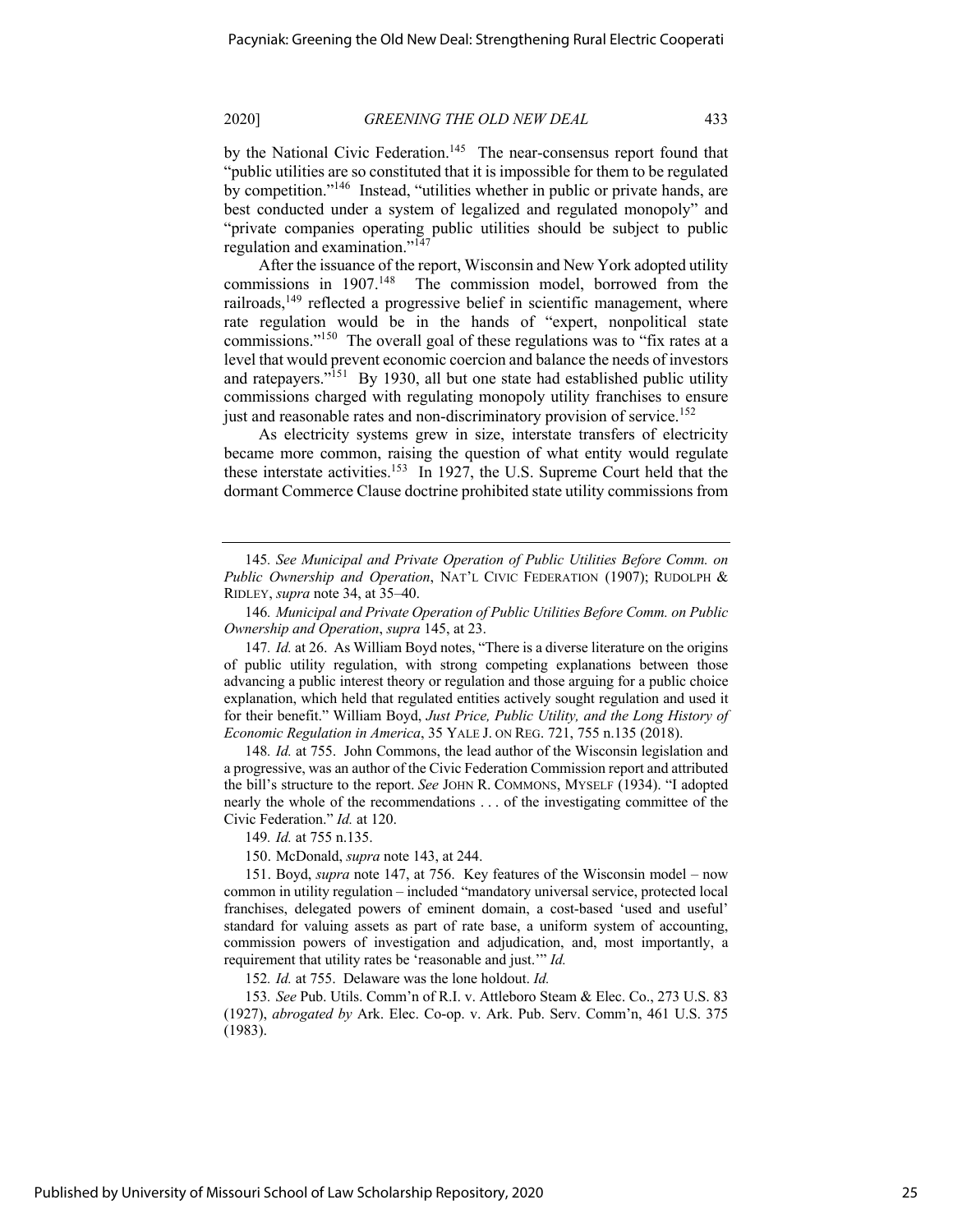by the National Civic Federation.[145] The near-consensus report found that "public utilities are so constituted that it is impossible for them to be regulated by competition."[146] Instead, "utilities whether in public or private hands, are best conducted under a system of legalized and regulated monopoly" and "private companies operating public utilities should be subject to public regulation and examination."[147]

After the issuance of the report, Wisconsin and New York adopted utility commissions in 1907.[148] The commission model, borrowed from the railroads,[149] reflected a progressive belief in scientific management, where rate regulation would be in the hands of "expert, nonpolitical state commissions."[150] The overall goal of these regulations was to "fix rates at a level that would prevent economic coercion and balance the needs of investors and ratepayers."[151] By 1930, all but one state had established public utility commissions charged with regulating monopoly utility franchises to ensure just and reasonable rates and non-discriminatory provision of service.[152]

As electricity systems grew in size, interstate transfers of electricity became more common, raising the question of what entity would regulate these interstate activities.[153] In 1927, the U.S. Supreme Court held that the dormant Commerce Clause doctrine prohibited state utility commissions from

---

145. *See Municipal and Private Operation of Public Utilities Before Comm. on Public Ownership and Operation*, NAT'L CIVIC FEDERATION (1907); RUDOLPH & RIDLEY, *supra* note 34, at 35–40.

146. *Municipal and Private Operation of Public Utilities Before Comm. on Public Ownership and Operation*, *supra* 145, at 23.

147. *Id.* at 26. As William Boyd notes, "There is a diverse literature on the origins of public utility regulation, with strong competing explanations between those advancing a public interest theory or regulation and those arguing for a public choice explanation, which held that regulated entities actively sought regulation and used it for their benefit." William Boyd, *Just Price, Public Utility, and the Long History of Economic Regulation in America*, 35 YALE J. ON REG. 721, 755 n.135 (2018).

148. *Id.* at 755. John Commons, the lead author of the Wisconsin legislation and a progressive, was an author of the Civic Federation Commission report and attributed the bill's structure to the report. *See* JOHN R. COMMONS, MYSELF (1934). "I adopted nearly the whole of the recommendations . . . of the investigating committee of the Civic Federation." *Id.* at 120.

149. *Id.* at 755 n.135.

150. McDonald, *supra* note 143, at 244.

151. Boyd, *supra* note 147, at 756. Key features of the Wisconsin model – now common in utility regulation – included "mandatory universal service, protected local franchises, delegated powers of eminent domain, a cost-based 'used and useful' standard for valuing assets as part of rate base, a uniform system of accounting, commission powers of investigation and adjudication, and, most importantly, a requirement that utility rates be 'reasonable and just.'" *Id.*

152. *Id.* at 755. Delaware was the lone holdout. *Id.*

153. *See* Pub. Utils. Comm'n of R.I. v. Attleboro Steam & Elec. Co., 273 U.S. 83 (1927), *abrogated by* Ark. Elec. Co-op. v. Ark. Pub. Serv. Comm'n, 461 U.S. 375 (1983).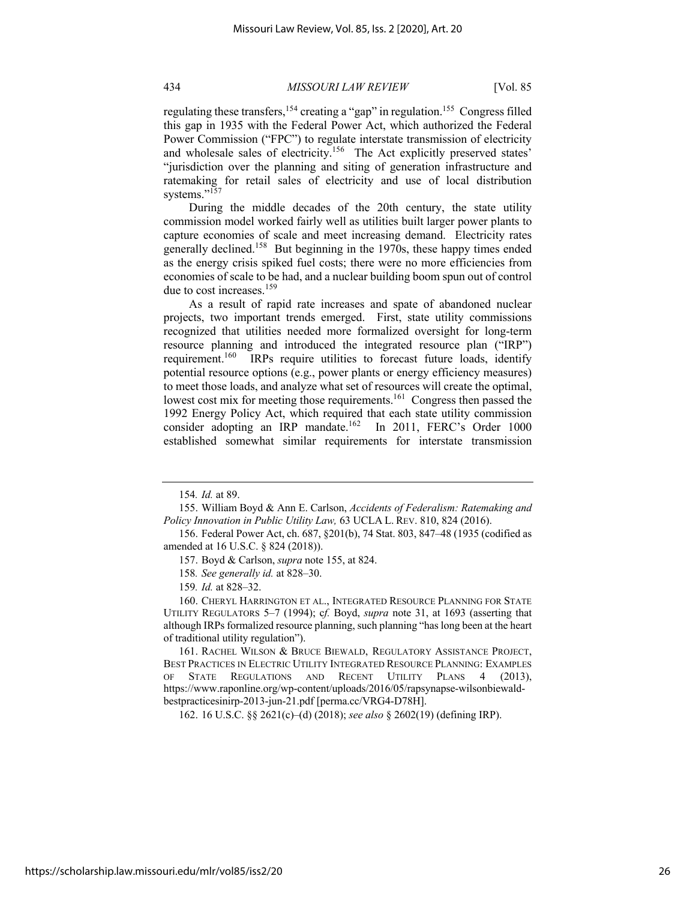regulating these transfers,[154] creating a "gap" in regulation.[155] Congress filled this gap in 1935 with the Federal Power Act, which authorized the Federal Power Commission ("FPC") to regulate interstate transmission of electricity and wholesale sales of electricity.[156] The Act explicitly preserved states' "jurisdiction over the planning and siting of generation infrastructure and ratemaking for retail sales of electricity and use of local distribution systems."[157]

During the middle decades of the 20th century, the state utility commission model worked fairly well as utilities built larger power plants to capture economies of scale and meet increasing demand. Electricity rates generally declined.[158] But beginning in the 1970s, these happy times ended as the energy crisis spiked fuel costs; there were no more efficiencies from economies of scale to be had, and a nuclear building boom spun out of control due to cost increases.[159]

As a result of rapid rate increases and spate of abandoned nuclear projects, two important trends emerged. First, state utility commissions recognized that utilities needed more formalized oversight for long-term resource planning and introduced the integrated resource plan ("IRP") requirement.[160] IRPs require utilities to forecast future loads, identify potential resource options (e.g., power plants or energy efficiency measures) to meet those loads, and analyze what set of resources will create the optimal, lowest cost mix for meeting those requirements.[161] Congress then passed the 1992 Energy Policy Act, which required that each state utility commission consider adopting an IRP mandate.[162] In 2011, FERC's Order 1000 established somewhat similar requirements for interstate transmission

---

154. *Id.* at 89.

155. William Boyd & Ann E. Carlson, *Accidents of Federalism: Ratemaking and Policy Innovation in Public Utility Law,* 63 UCLA L. REV. 810, 824 (2016).

156. Federal Power Act, ch. 687, §201(b), 74 Stat. 803, 847–48 (1935 (codified as amended at 16 U.S.C. § 824 (2018)).

157. Boyd & Carlson, *supra* note 155, at 824.

158. *See generally id.* at 828–30.

159. *Id.* at 828–32.

160. CHERYL HARRINGTON ET AL., INTEGRATED RESOURCE PLANNING FOR STATE UTILITY REGULATORS 5–7 (1994); c*f.* Boyd, *supra* note 31, at 1693 (asserting that although IRPs formalized resource planning, such planning "has long been at the heart of traditional utility regulation").

161. RACHEL WILSON & BRUCE BIEWALD, REGULATORY ASSISTANCE PROJECT, BEST PRACTICES IN ELECTRIC UTILITY INTEGRATED RESOURCE PLANNING: EXAMPLES OF STATE REGULATIONS AND RECENT UTILITY PLANS 4 (2013), https://www.raponline.org/wp-content/uploads/2016/05/rapsynapse-wilsonbiewald-bestpracticesinirp-2013-jun-21.pdf [perma.cc/VRG4-D78H].

162. 16 U.S.C. §§ 2621(c)–(d) (2018); *see also* § 2602(19) (defining IRP).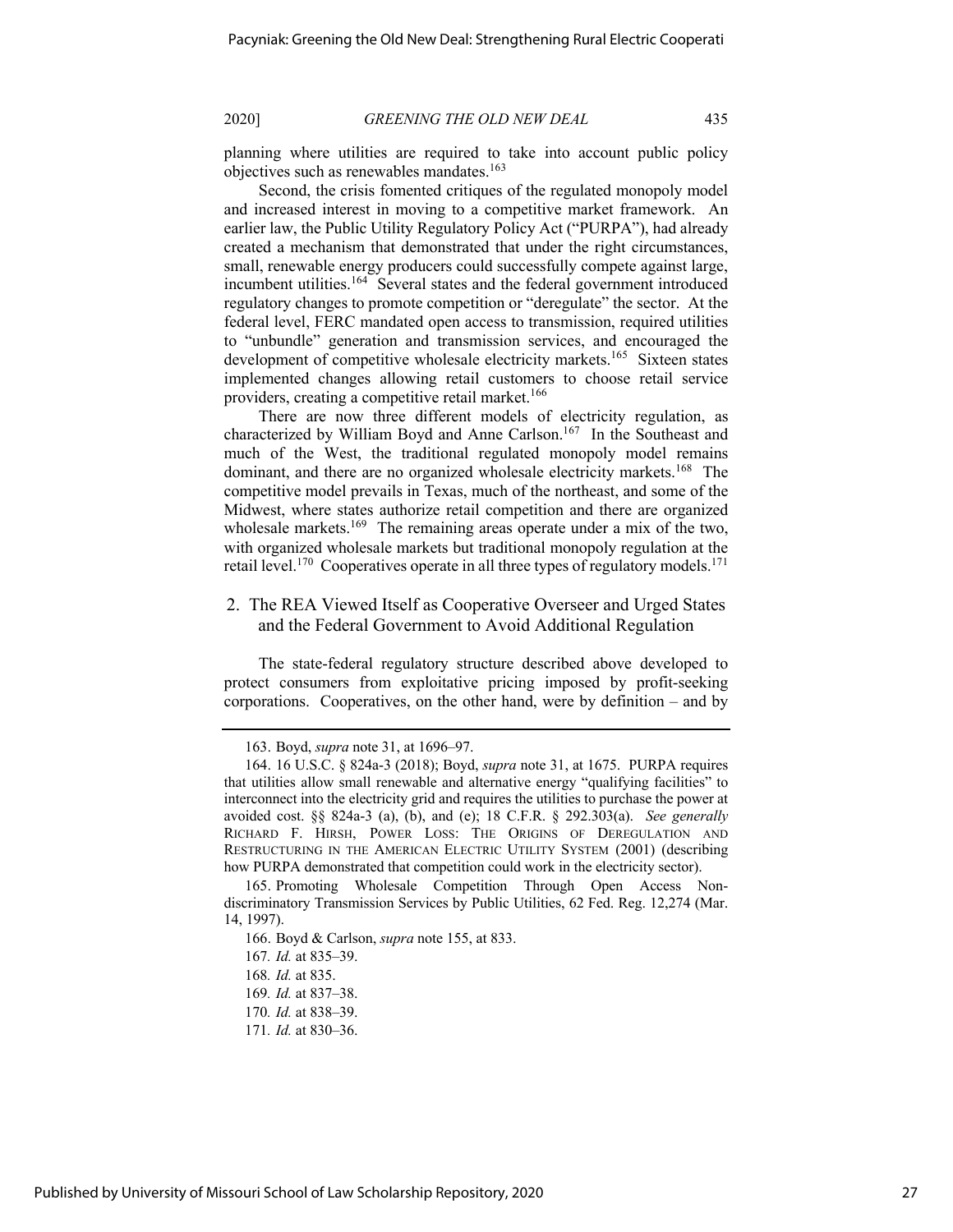planning where utilities are required to take into account public policy objectives such as renewables mandates.[163]

Second, the crisis fomented critiques of the regulated monopoly model and increased interest in moving to a competitive market framework. An earlier law, the Public Utility Regulatory Policy Act ("PURPA"), had already created a mechanism that demonstrated that under the right circumstances, small, renewable energy producers could successfully compete against large, incumbent utilities.[164] Several states and the federal government introduced regulatory changes to promote competition or "deregulate" the sector. At the federal level, FERC mandated open access to transmission, required utilities to "unbundle" generation and transmission services, and encouraged the development of competitive wholesale electricity markets.[165] Sixteen states implemented changes allowing retail customers to choose retail service providers, creating a competitive retail market.[166]

There are now three different models of electricity regulation, as characterized by William Boyd and Anne Carlson.[167] In the Southeast and much of the West, the traditional regulated monopoly model remains dominant, and there are no organized wholesale electricity markets.[168] The competitive model prevails in Texas, much of the northeast, and some of the Midwest, where states authorize retail competition and there are organized wholesale markets.[169] The remaining areas operate under a mix of the two, with organized wholesale markets but traditional monopoly regulation at the retail level.[170] Cooperatives operate in all three types of regulatory models.[171]

### 2. The REA Viewed Itself as Cooperative Overseer and Urged States and the Federal Government to Avoid Additional Regulation

The state-federal regulatory structure described above developed to protect consumers from exploitative pricing imposed by profit-seeking corporations. Cooperatives, on the other hand, were by definition – and by

---

163. Boyd, *supra* note 31, at 1696–97.

164. 16 U.S.C. § 824a-3 (2018); Boyd, *supra* note 31, at 1675. PURPA requires that utilities allow small renewable and alternative energy "qualifying facilities" to interconnect into the electricity grid and requires the utilities to purchase the power at avoided cost. §§ 824a-3 (a), (b), and (e); 18 C.F.R. § 292.303(a). *See generally* RICHARD F. HIRSH, POWER LOSS: THE ORIGINS OF DEREGULATION AND RESTRUCTURING IN THE AMERICAN ELECTRIC UTILITY SYSTEM (2001) (describing how PURPA demonstrated that competition could work in the electricity sector).

165. Promoting Wholesale Competition Through Open Access Non-discriminatory Transmission Services by Public Utilities, 62 Fed. Reg. 12,274 (Mar. 14, 1997).

166. Boyd & Carlson, *supra* note 155, at 833.

167. *Id.* at 835–39.

168. *Id.* at 835.

169. *Id.* at 837–38.

170. *Id.* at 838–39.

171. *Id.* at 830–36.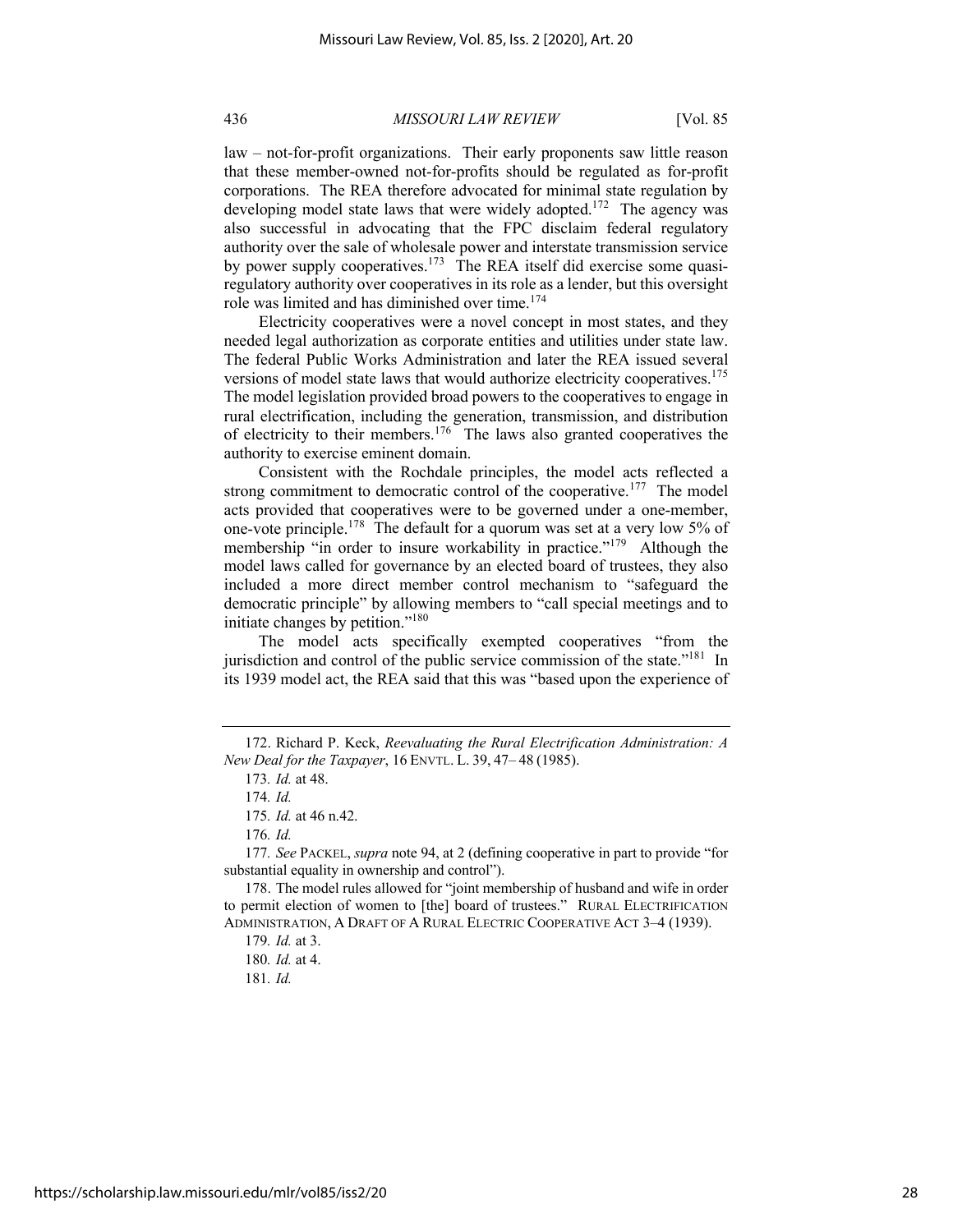law – not-for-profit organizations. Their early proponents saw little reason that these member-owned not-for-profits should be regulated as for-profit corporations. The REA therefore advocated for minimal state regulation by developing model state laws that were widely adopted.[172] The agency was also successful in advocating that the FPC disclaim federal regulatory authority over the sale of wholesale power and interstate transmission service by power supply cooperatives.[173] The REA itself did exercise some quasi-regulatory authority over cooperatives in its role as a lender, but this oversight role was limited and has diminished over time.[174]

Electricity cooperatives were a novel concept in most states, and they needed legal authorization as corporate entities and utilities under state law. The federal Public Works Administration and later the REA issued several versions of model state laws that would authorize electricity cooperatives.[175] The model legislation provided broad powers to the cooperatives to engage in rural electrification, including the generation, transmission, and distribution of electricity to their members.[176] The laws also granted cooperatives the authority to exercise eminent domain.

Consistent with the Rochdale principles, the model acts reflected a strong commitment to democratic control of the cooperative.[177] The model acts provided that cooperatives were to be governed under a one-member, one-vote principle.[178] The default for a quorum was set at a very low 5% of membership "in order to insure workability in practice."[179] Although the model laws called for governance by an elected board of trustees, they also included a more direct member control mechanism to "safeguard the democratic principle" by allowing members to "call special meetings and to initiate changes by petition."[180]

The model acts specifically exempted cooperatives "from the jurisdiction and control of the public service commission of the state."[181] In its 1939 model act, the REA said that this was "based upon the experience of

---

172. Richard P. Keck, *Reevaluating the Rural Electrification Administration: A New Deal for the Taxpayer*, 16 ENVTL. L. 39, 47– 48 (1985).

173. *Id.* at 48.

174. *Id.*

175. *Id.* at 46 n.42.

176. *Id.*

177. *See* PACKEL, *supra* note 94, at 2 (defining cooperative in part to provide "for substantial equality in ownership and control").

178. The model rules allowed for "joint membership of husband and wife in order to permit election of women to [the] board of trustees." RURAL ELECTRIFICATION ADMINISTRATION, A DRAFT OF A RURAL ELECTRIC COOPERATIVE ACT 3–4 (1939).

179. *Id.* at 3.

180. *Id.* at 4.

181. *Id.*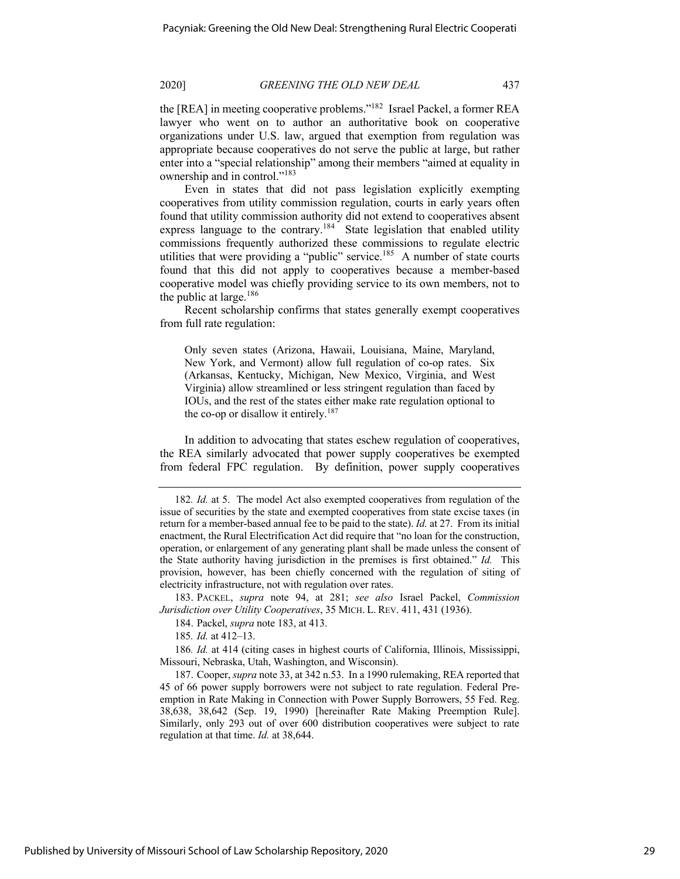the [REA] in meeting cooperative problems."[182] Israel Packel, a former REA lawyer who went on to author an authoritative book on cooperative organizations under U.S. law, argued that exemption from regulation was appropriate because cooperatives do not serve the public at large, but rather enter into a "special relationship" among their members "aimed at equality in ownership and in control."[183]

Even in states that did not pass legislation explicitly exempting cooperatives from utility commission regulation, courts in early years often found that utility commission authority did not extend to cooperatives absent express language to the contrary.[184] State legislation that enabled utility commissions frequently authorized these commissions to regulate electric utilities that were providing a "public" service.[185] A number of state courts found that this did not apply to cooperatives because a member-based cooperative model was chiefly providing service to its own members, not to the public at large.[186]

Recent scholarship confirms that states generally exempt cooperatives from full rate regulation:

> Only seven states (Arizona, Hawaii, Louisiana, Maine, Maryland, New York, and Vermont) allow full regulation of co-op rates. Six (Arkansas, Kentucky, Michigan, New Mexico, Virginia, and West Virginia) allow streamlined or less stringent regulation than faced by IOUs, and the rest of the states either make rate regulation optional to the co-op or disallow it entirely.[187]

In addition to advocating that states eschew regulation of cooperatives, the REA similarly advocated that power supply cooperatives be exempted from federal FPC regulation. By definition, power supply cooperatives

---

182. *Id.* at 5. The model Act also exempted cooperatives from regulation of the issue of securities by the state and exempted cooperatives from state excise taxes (in return for a member-based annual fee to be paid to the state). *Id.* at 27. From its initial enactment, the Rural Electrification Act did require that "no loan for the construction, operation, or enlargement of any generating plant shall be made unless the consent of the State authority having jurisdiction in the premises is first obtained." *Id.* This provision, however, has been chiefly concerned with the regulation of siting of electricity infrastructure, not with regulation over rates.

183. PACKEL, *supra* note 94, at 281; *see also* Israel Packel, *Commission Jurisdiction over Utility Cooperatives*, 35 MICH. L. REV. 411, 431 (1936).

184. Packel, *supra* note 183, at 413.

185. *Id.* at 412–13.

186. *Id.* at 414 (citing cases in highest courts of California, Illinois, Mississippi, Missouri, Nebraska, Utah, Washington, and Wisconsin).

187. Cooper, *supra* note 33, at 342 n.53. In a 1990 rulemaking, REA reported that 45 of 66 power supply borrowers were not subject to rate regulation. Federal Pre-emption in Rate Making in Connection with Power Supply Borrowers, 55 Fed. Reg. 38,638, 38,642 (Sep. 19, 1990) [hereinafter Rate Making Preemption Rule]. Similarly, only 293 out of over 600 distribution cooperatives were subject to rate regulation at that time. *Id.* at 38,644.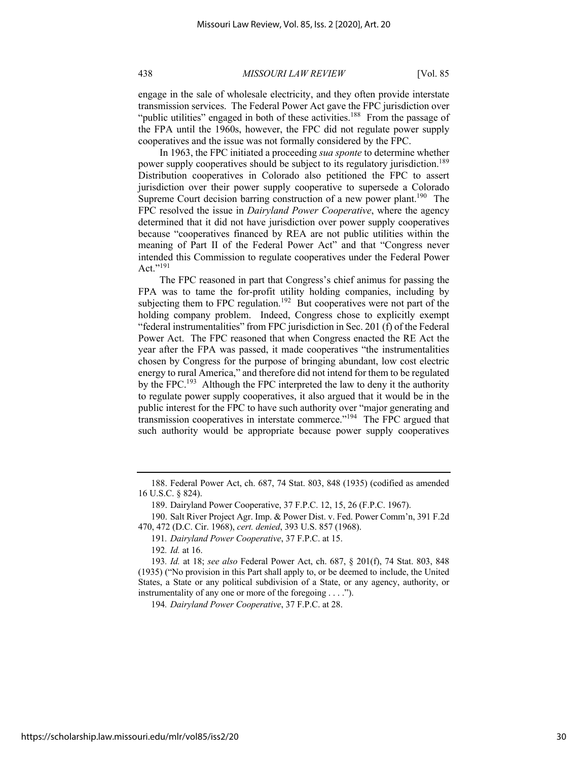engage in the sale of wholesale electricity, and they often provide interstate transmission services. The Federal Power Act gave the FPC jurisdiction over "public utilities" engaged in both of these activities.[188] From the passage of the FPA until the 1960s, however, the FPC did not regulate power supply cooperatives and the issue was not formally considered by the FPC.

In 1963, the FPC initiated a proceeding *sua sponte* to determine whether power supply cooperatives should be subject to its regulatory jurisdiction.[189] Distribution cooperatives in Colorado also petitioned the FPC to assert jurisdiction over their power supply cooperative to supersede a Colorado Supreme Court decision barring construction of a new power plant.[190] The FPC resolved the issue in *Dairyland Power Cooperative*, where the agency determined that it did not have jurisdiction over power supply cooperatives because "cooperatives financed by REA are not public utilities within the meaning of Part II of the Federal Power Act" and that "Congress never intended this Commission to regulate cooperatives under the Federal Power Act."[191]

The FPC reasoned in part that Congress's chief animus for passing the FPA was to tame the for-profit utility holding companies, including by subjecting them to FPC regulation.[192] But cooperatives were not part of the holding company problem. Indeed, Congress chose to explicitly exempt "federal instrumentalities" from FPC jurisdiction in Sec. 201 (f) of the Federal Power Act. The FPC reasoned that when Congress enacted the RE Act the year after the FPA was passed, it made cooperatives "the instrumentalities chosen by Congress for the purpose of bringing abundant, low cost electric energy to rural America," and therefore did not intend for them to be regulated by the FPC.[193] Although the FPC interpreted the law to deny it the authority to regulate power supply cooperatives, it also argued that it would be in the public interest for the FPC to have such authority over "major generating and transmission cooperatives in interstate commerce."[194] The FPC argued that such authority would be appropriate because power supply cooperatives

---

188. Federal Power Act, ch. 687, 74 Stat. 803, 848 (1935) (codified as amended 16 U.S.C. § 824).

189. Dairyland Power Cooperative, 37 F.P.C. 12, 15, 26 (F.P.C. 1967).

190. Salt River Project Agr. Imp. & Power Dist. v. Fed. Power Comm'n, 391 F.2d 470, 472 (D.C. Cir. 1968), *cert. denied*, 393 U.S. 857 (1968).

191. *Dairyland Power Cooperative*, 37 F.P.C. at 15.

192. *Id.* at 16.

193. *Id.* at 18; *see also* Federal Power Act, ch. 687, § 201(f), 74 Stat. 803, 848 (1935) ("No provision in this Part shall apply to, or be deemed to include, the United States, a State or any political subdivision of a State, or any agency, authority, or instrumentality of any one or more of the foregoing . . . .").

194. *Dairyland Power Cooperative*, 37 F.P.C. at 28.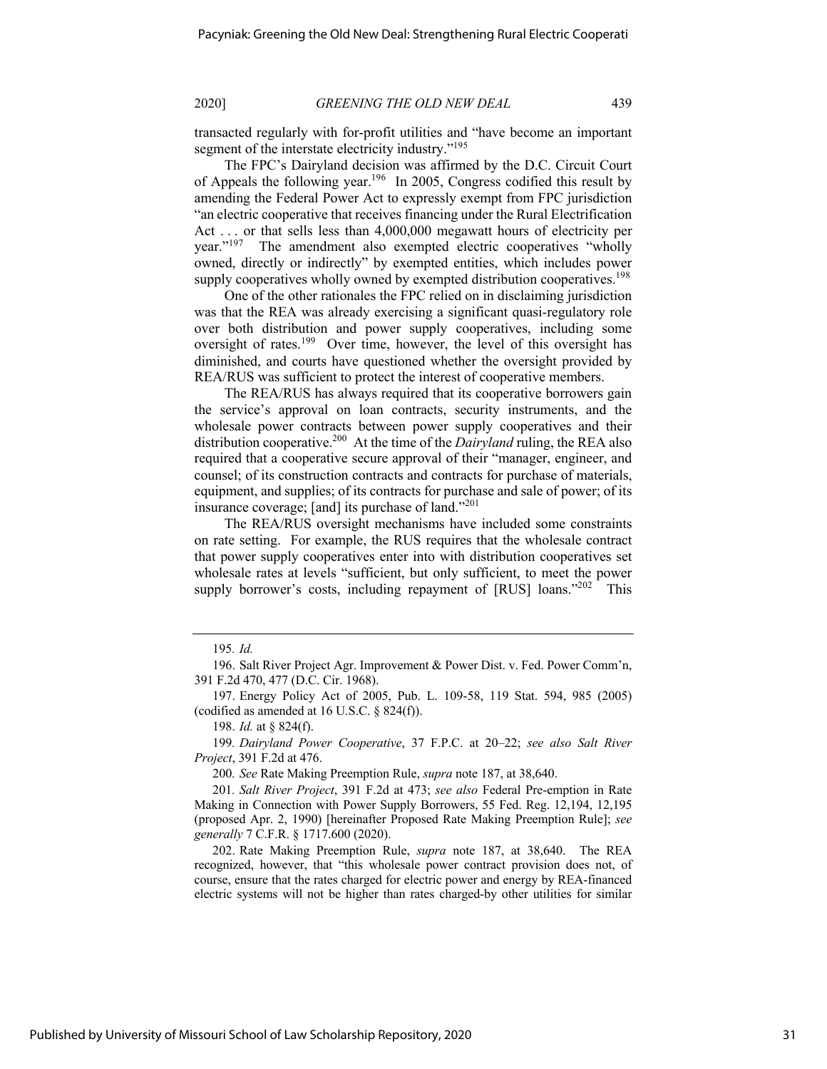transacted regularly with for-profit utilities and "have become an important segment of the interstate electricity industry."[195]

The FPC's Dairyland decision was affirmed by the D.C. Circuit Court of Appeals the following year.[196] In 2005, Congress codified this result by amending the Federal Power Act to expressly exempt from FPC jurisdiction "an electric cooperative that receives financing under the Rural Electrification Act . . . or that sells less than 4,000,000 megawatt hours of electricity per year."[197] The amendment also exempted electric cooperatives "wholly owned, directly or indirectly" by exempted entities, which includes power supply cooperatives wholly owned by exempted distribution cooperatives.[198]

One of the other rationales the FPC relied on in disclaiming jurisdiction was that the REA was already exercising a significant quasi-regulatory role over both distribution and power supply cooperatives, including some oversight of rates.[199] Over time, however, the level of this oversight has diminished, and courts have questioned whether the oversight provided by REA/RUS was sufficient to protect the interest of cooperative members.

The REA/RUS has always required that its cooperative borrowers gain the service's approval on loan contracts, security instruments, and the wholesale power contracts between power supply cooperatives and their distribution cooperative.[200] At the time of the *Dairyland* ruling, the REA also required that a cooperative secure approval of their "manager, engineer, and counsel; of its construction contracts and contracts for purchase of materials, equipment, and supplies; of its contracts for purchase and sale of power; of its insurance coverage; [and] its purchase of land."[201]

The REA/RUS oversight mechanisms have included some constraints on rate setting. For example, the RUS requires that the wholesale contract that power supply cooperatives enter into with distribution cooperatives set wholesale rates at levels "sufficient, but only sufficient, to meet the power supply borrower's costs, including repayment of [RUS] loans."[202] This

---

195. *Id.*

196. Salt River Project Agr. Improvement & Power Dist. v. Fed. Power Comm'n, 391 F.2d 470, 477 (D.C. Cir. 1968).

197. Energy Policy Act of 2005, Pub. L. 109-58, 119 Stat. 594, 985 (2005) (codified as amended at 16 U.S.C. § 824(f)).

198. *Id.* at § 824(f).

199. *Dairyland Power Cooperative*, 37 F.P.C. at 20–22; *see also Salt River Project*, 391 F.2d at 476.

200. *See* Rate Making Preemption Rule, *supra* note 187, at 38,640.

201. *Salt River Project*, 391 F.2d at 473; *see also* Federal Pre-emption in Rate Making in Connection with Power Supply Borrowers, 55 Fed. Reg. 12,194, 12,195 (proposed Apr. 2, 1990) [hereinafter Proposed Rate Making Preemption Rule]; *see generally* 7 C.F.R. § 1717.600 (2020).

202. Rate Making Preemption Rule, *supra* note 187, at 38,640. The REA recognized, however, that "this wholesale power contract provision does not, of course, ensure that the rates charged for electric power and energy by REA-financed electric systems will not be higher than rates charged-by other utilities for similar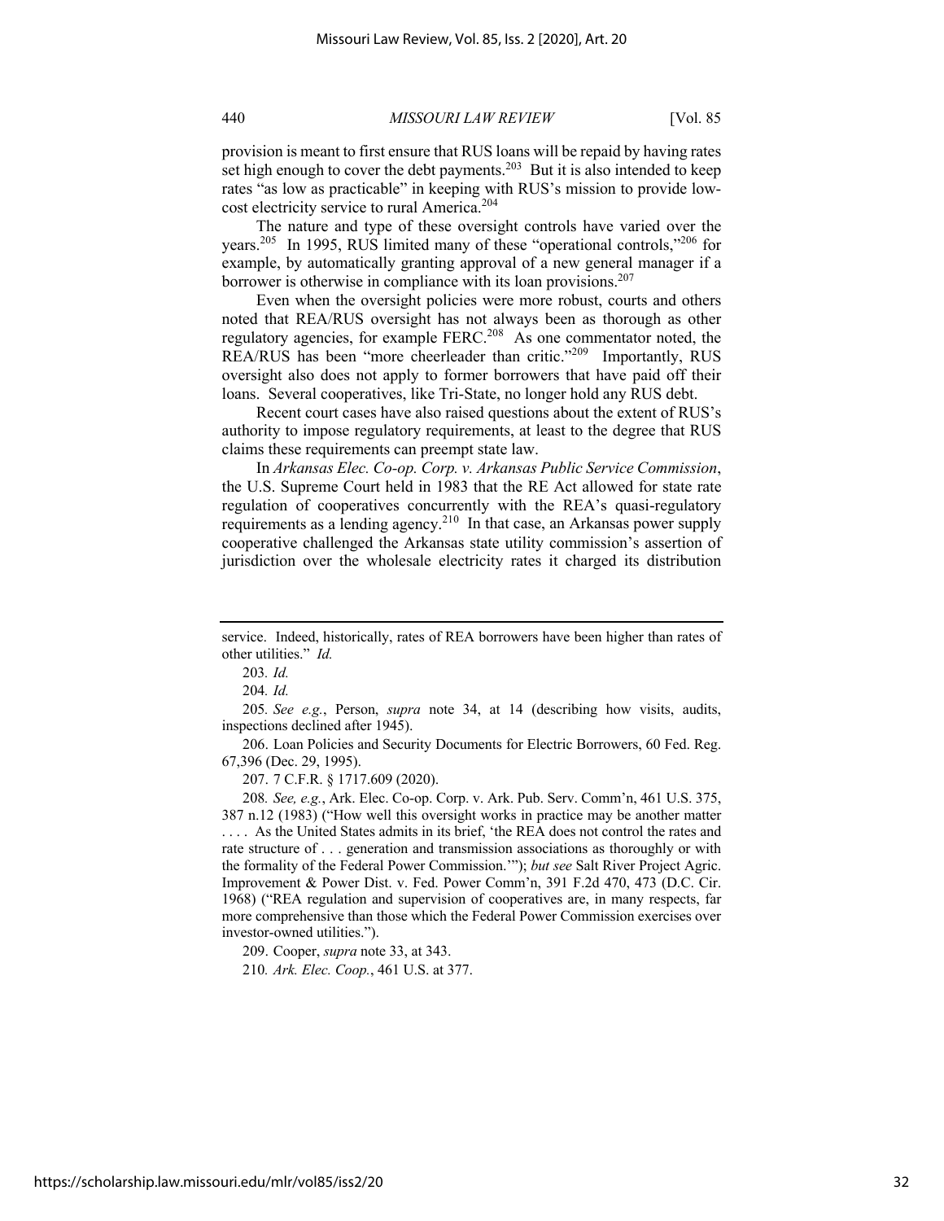provision is meant to first ensure that RUS loans will be repaid by having rates set high enough to cover the debt payments.[203] But it is also intended to keep rates "as low as practicable" in keeping with RUS's mission to provide low-cost electricity service to rural America.[204]

The nature and type of these oversight controls have varied over the years.[205] In 1995, RUS limited many of these "operational controls,"[206] for example, by automatically granting approval of a new general manager if a borrower is otherwise in compliance with its loan provisions.[207]

Even when the oversight policies were more robust, courts and others noted that REA/RUS oversight has not always been as thorough as other regulatory agencies, for example FERC.[208] As one commentator noted, the REA/RUS has been "more cheerleader than critic."[209] Importantly, RUS oversight also does not apply to former borrowers that have paid off their loans. Several cooperatives, like Tri-State, no longer hold any RUS debt.

Recent court cases have also raised questions about the extent of RUS's authority to impose regulatory requirements, at least to the degree that RUS claims these requirements can preempt state law.

In *Arkansas Elec. Co-op. Corp. v. Arkansas Public Service Commission*, the U.S. Supreme Court held in 1983 that the RE Act allowed for state rate regulation of cooperatives concurrently with the REA's quasi-regulatory requirements as a lending agency.[210] In that case, an Arkansas power supply cooperative challenged the Arkansas state utility commission's assertion of jurisdiction over the wholesale electricity rates it charged its distribution

---

service. Indeed, historically, rates of REA borrowers have been higher than rates of other utilities." *Id.*

203. *Id.*

204. *Id.*

205. *See e.g.*, Person, *supra* note 34, at 14 (describing how visits, audits, inspections declined after 1945).

206. Loan Policies and Security Documents for Electric Borrowers, 60 Fed. Reg. 67,396 (Dec. 29, 1995).

207. 7 C.F.R. § 1717.609 (2020).

208. *See, e.g.*, Ark. Elec. Co-op. Corp. v. Ark. Pub. Serv. Comm'n, 461 U.S. 375, 387 n.12 (1983) ("How well this oversight works in practice may be another matter . . . . As the United States admits in its brief, 'the REA does not control the rates and rate structure of . . . generation and transmission associations as thoroughly or with the formality of the Federal Power Commission.'"); *but see* Salt River Project Agric. Improvement & Power Dist. v. Fed. Power Comm'n, 391 F.2d 470, 473 (D.C. Cir. 1968) ("REA regulation and supervision of cooperatives are, in many respects, far more comprehensive than those which the Federal Power Commission exercises over investor-owned utilities.").

209. Cooper, *supra* note 33, at 343.

210. *Ark. Elec. Coop.*, 461 U.S. at 377.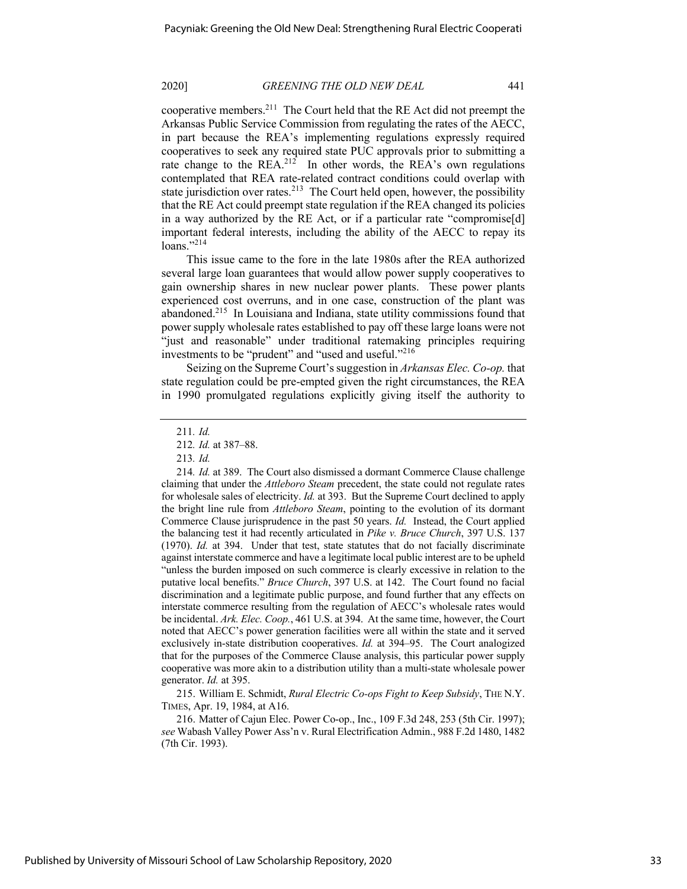cooperative members.[211] The Court held that the RE Act did not preempt the Arkansas Public Service Commission from regulating the rates of the AECC, in part because the REA's implementing regulations expressly required cooperatives to seek any required state PUC approvals prior to submitting a rate change to the REA.[212] In other words, the REA's own regulations contemplated that REA rate-related contract conditions could overlap with state jurisdiction over rates.[213] The Court held open, however, the possibility that the RE Act could preempt state regulation if the REA changed its policies in a way authorized by the RE Act, or if a particular rate "compromise[d] important federal interests, including the ability of the AECC to repay its loans."[214]

This issue came to the fore in the late 1980s after the REA authorized several large loan guarantees that would allow power supply cooperatives to gain ownership shares in new nuclear power plants. These power plants experienced cost overruns, and in one case, construction of the plant was abandoned.[215] In Louisiana and Indiana, state utility commissions found that power supply wholesale rates established to pay off these large loans were not "just and reasonable" under traditional ratemaking principles requiring investments to be "prudent" and "used and useful."[216]

Seizing on the Supreme Court's suggestion in *Arkansas Elec. Co-op.* that state regulation could be pre-empted given the right circumstances, the REA in 1990 promulgated regulations explicitly giving itself the authority to

---

211. *Id.*

212. *Id.* at 387–88.

213. *Id.*

214. *Id.* at 389. The Court also dismissed a dormant Commerce Clause challenge claiming that under the *Attleboro Steam* precedent, the state could not regulate rates for wholesale sales of electricity. *Id.* at 393. But the Supreme Court declined to apply the bright line rule from *Attleboro Steam*, pointing to the evolution of its dormant Commerce Clause jurisprudence in the past 50 years. *Id.* Instead, the Court applied the balancing test it had recently articulated in *Pike v. Bruce Church*, 397 U.S. 137 (1970). *Id.* at 394. Under that test, state statutes that do not facially discriminate against interstate commerce and have a legitimate local public interest are to be upheld "unless the burden imposed on such commerce is clearly excessive in relation to the putative local benefits." *Bruce Church*, 397 U.S. at 142. The Court found no facial discrimination and a legitimate public purpose, and found further that any effects on interstate commerce resulting from the regulation of AECC's wholesale rates would be incidental. *Ark. Elec. Coop.*, 461 U.S. at 394. At the same time, however, the Court noted that AECC's power generation facilities were all within the state and it served exclusively in-state distribution cooperatives. *Id.* at 394–95. The Court analogized that for the purposes of the Commerce Clause analysis, this particular power supply cooperative was more akin to a distribution utility than a multi-state wholesale power generator. *Id.* at 395.

215. William E. Schmidt, *Rural Electric Co-ops Fight to Keep Subsidy*, THE N.Y. TIMES, Apr. 19, 1984, at A16.

216. Matter of Cajun Elec. Power Co-op., Inc., 109 F.3d 248, 253 (5th Cir. 1997); *see* Wabash Valley Power Ass'n v. Rural Electrification Admin., 988 F.2d 1480, 1482 (7th Cir. 1993).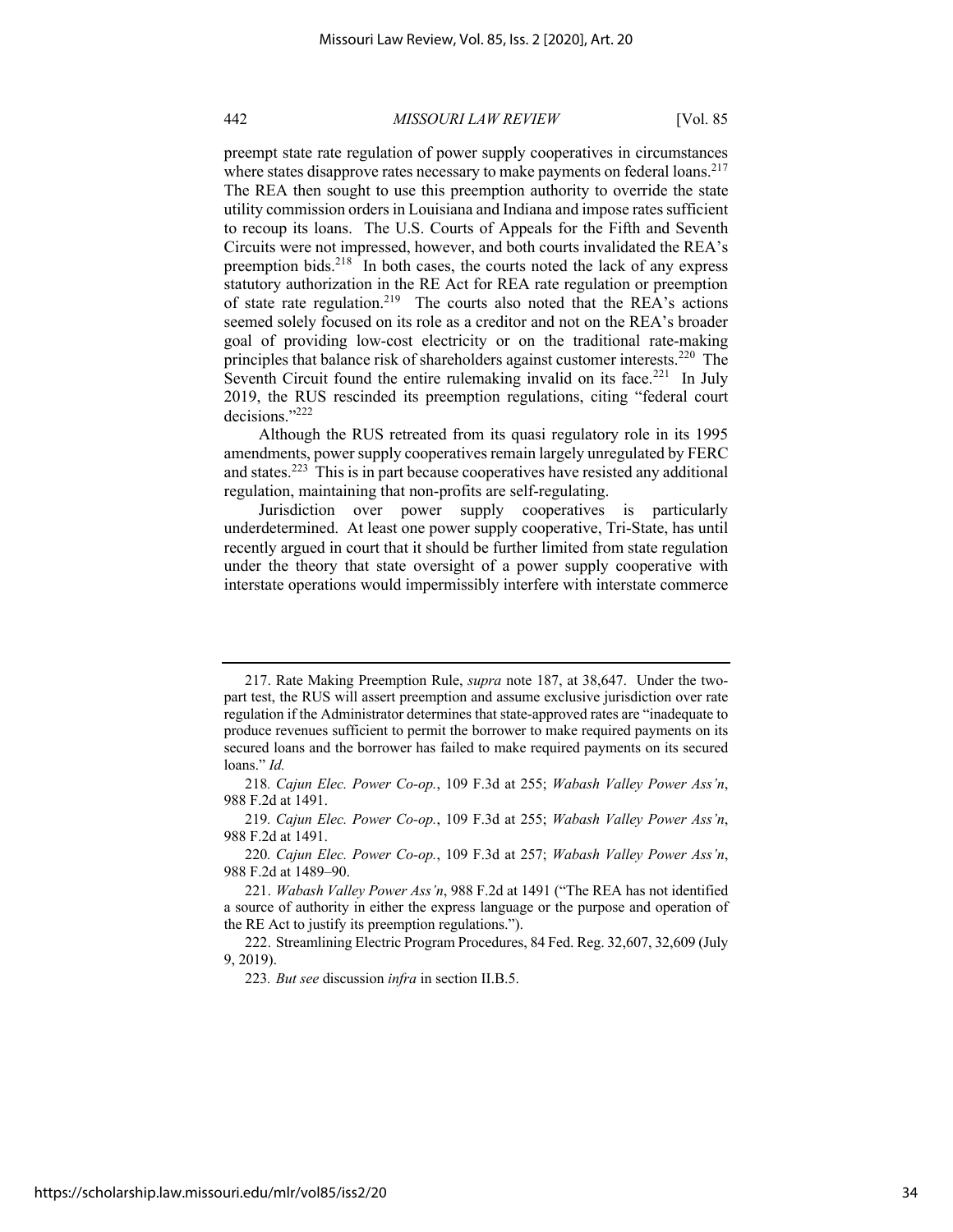preempt state rate regulation of power supply cooperatives in circumstances where states disapprove rates necessary to make payments on federal loans.[217] The REA then sought to use this preemption authority to override the state utility commission orders in Louisiana and Indiana and impose rates sufficient to recoup its loans. The U.S. Courts of Appeals for the Fifth and Seventh Circuits were not impressed, however, and both courts invalidated the REA's preemption bids.[218] In both cases, the courts noted the lack of any express statutory authorization in the RE Act for REA rate regulation or preemption of state rate regulation.[219] The courts also noted that the REA's actions seemed solely focused on its role as a creditor and not on the REA's broader goal of providing low-cost electricity or on the traditional rate-making principles that balance risk of shareholders against customer interests.[220] The Seventh Circuit found the entire rulemaking invalid on its face.[221] In July 2019, the RUS rescinded its preemption regulations, citing "federal court decisions."[222]

Although the RUS retreated from its quasi regulatory role in its 1995 amendments, power supply cooperatives remain largely unregulated by FERC and states.[223] This is in part because cooperatives have resisted any additional regulation, maintaining that non-profits are self-regulating.

Jurisdiction over power supply cooperatives is particularly underdetermined. At least one power supply cooperative, Tri-State, has until recently argued in court that it should be further limited from state regulation under the theory that state oversight of a power supply cooperative with interstate operations would impermissibly interfere with interstate commerce

---

217. Rate Making Preemption Rule, *supra* note 187, at 38,647. Under the two-part test, the RUS will assert preemption and assume exclusive jurisdiction over rate regulation if the Administrator determines that state-approved rates are "inadequate to produce revenues sufficient to permit the borrower to make required payments on its secured loans and the borrower has failed to make required payments on its secured loans." *Id.*

218. *Cajun Elec. Power Co-op.*, 109 F.3d at 255; *Wabash Valley Power Ass'n*, 988 F.2d at 1491.

219. *Cajun Elec. Power Co-op.*, 109 F.3d at 255; *Wabash Valley Power Ass'n*, 988 F.2d at 1491.

220. *Cajun Elec. Power Co-op.*, 109 F.3d at 257; *Wabash Valley Power Ass'n*, 988 F.2d at 1489–90.

221. *Wabash Valley Power Ass'n*, 988 F.2d at 1491 ("The REA has not identified a source of authority in either the express language or the purpose and operation of the RE Act to justify its preemption regulations.").

222. Streamlining Electric Program Procedures, 84 Fed. Reg. 32,607, 32,609 (July 9, 2019).

223. *But see* discussion *infra* in section II.B.5.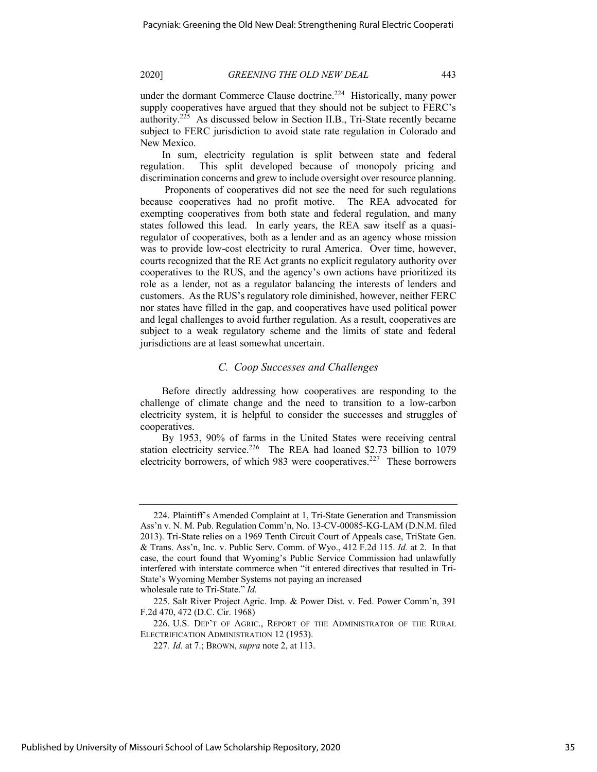under the dormant Commerce Clause doctrine.[224] Historically, many power supply cooperatives have argued that they should not be subject to FERC's authority.[225] As discussed below in Section II.B., Tri-State recently became subject to FERC jurisdiction to avoid state rate regulation in Colorado and New Mexico.

In sum, electricity regulation is split between state and federal regulation. This split developed because of monopoly pricing and discrimination concerns and grew to include oversight over resource planning.

Proponents of cooperatives did not see the need for such regulations because cooperatives had no profit motive. The REA advocated for exempting cooperatives from both state and federal regulation, and many states followed this lead. In early years, the REA saw itself as a quasi-regulator of cooperatives, both as a lender and as an agency whose mission was to provide low-cost electricity to rural America. Over time, however, courts recognized that the RE Act grants no explicit regulatory authority over cooperatives to the RUS, and the agency's own actions have prioritized its role as a lender, not as a regulator balancing the interests of lenders and customers. As the RUS's regulatory role diminished, however, neither FERC nor states have filled in the gap, and cooperatives have used political power and legal challenges to avoid further regulation. As a result, cooperatives are subject to a weak regulatory scheme and the limits of state and federal jurisdictions are at least somewhat uncertain.

### *C. Coop Successes and Challenges*

Before directly addressing how cooperatives are responding to the challenge of climate change and the need to transition to a low-carbon electricity system, it is helpful to consider the successes and struggles of cooperatives.

By 1953, 90% of farms in the United States were receiving central station electricity service.[226] The REA had loaned $2.73 billion to 1079 electricity borrowers, of which 983 were cooperatives.[227] These borrowers

---

224. Plaintiff's Amended Complaint at 1, Tri-State Generation and Transmission Ass'n v. N. M. Pub. Regulation Comm'n, No. 13-CV-00085-KG-LAM (D.N.M. filed 2013). Tri-State relies on a 1969 Tenth Circuit Court of Appeals case, TriState Gen. & Trans. Ass'n, Inc. v. Public Serv. Comm. of Wyo., 412 F.2d 115. *Id.* at 2. In that case, the court found that Wyoming's Public Service Commission had unlawfully interfered with interstate commerce when "it entered directives that resulted in Tri-State's Wyoming Member Systems not paying an increased wholesale rate to Tri-State." *Id.*

225. Salt River Project Agric. Imp. & Power Dist. v. Fed. Power Comm'n, 391 F.2d 470, 472 (D.C. Cir. 1968)

226. U.S. DEP'T OF AGRIC., REPORT OF THE ADMINISTRATOR OF THE RURAL ELECTRIFICATION ADMINISTRATION 12 (1953).

227. *Id.* at 7.; BROWN, *supra* note 2, at 113.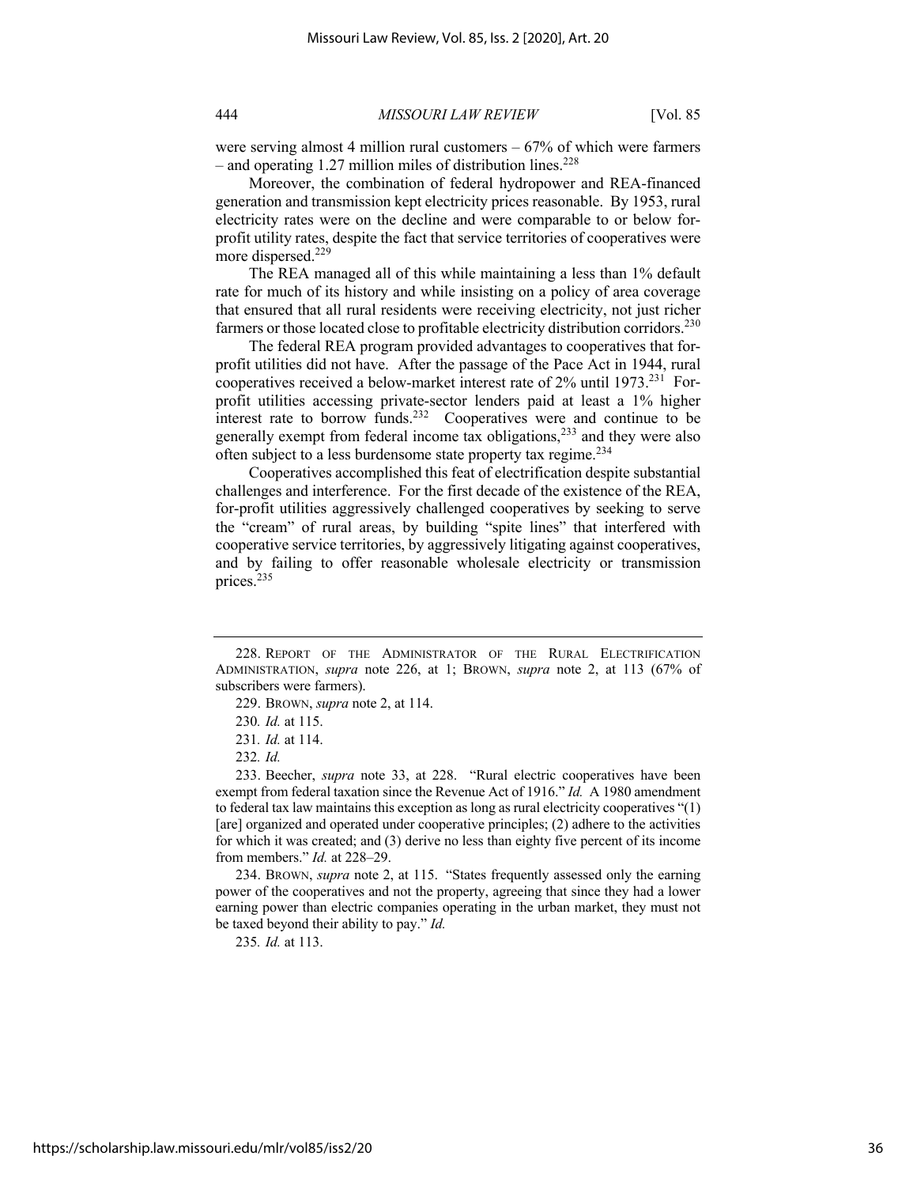were serving almost 4 million rural customers – 67% of which were farmers – and operating 1.27 million miles of distribution lines.[228]

Moreover, the combination of federal hydropower and REA-financed generation and transmission kept electricity prices reasonable. By 1953, rural electricity rates were on the decline and were comparable to or below for-profit utility rates, despite the fact that service territories of cooperatives were more dispersed.[229]

The REA managed all of this while maintaining a less than 1% default rate for much of its history and while insisting on a policy of area coverage that ensured that all rural residents were receiving electricity, not just richer farmers or those located close to profitable electricity distribution corridors.[230]

The federal REA program provided advantages to cooperatives that for-profit utilities did not have. After the passage of the Pace Act in 1944, rural cooperatives received a below-market interest rate of 2% until 1973.[231] For-profit utilities accessing private-sector lenders paid at least a 1% higher interest rate to borrow funds.[232] Cooperatives were and continue to be generally exempt from federal income tax obligations,[233] and they were also often subject to a less burdensome state property tax regime.[234]

Cooperatives accomplished this feat of electrification despite substantial challenges and interference. For the first decade of the existence of the REA, for-profit utilities aggressively challenged cooperatives by seeking to serve the "cream" of rural areas, by building "spite lines" that interfered with cooperative service territories, by aggressively litigating against cooperatives, and by failing to offer reasonable wholesale electricity or transmission prices.[235]

---

228. REPORT OF THE ADMINISTRATOR OF THE RURAL ELECTRIFICATION ADMINISTRATION, *supra* note 226, at 1; BROWN, *supra* note 2, at 113 (67% of subscribers were farmers).

229. BROWN, *supra* note 2, at 114.

230. *Id.* at 115.

231. *Id.* at 114.

232. *Id.*

233. Beecher, *supra* note 33, at 228. "Rural electric cooperatives have been exempt from federal taxation since the Revenue Act of 1916." *Id.* A 1980 amendment to federal tax law maintains this exception as long as rural electricity cooperatives "(1) [are] organized and operated under cooperative principles; (2) adhere to the activities for which it was created; and (3) derive no less than eighty five percent of its income from members." *Id.* at 228–29.

234. BROWN, *supra* note 2, at 115. "States frequently assessed only the earning power of the cooperatives and not the property, agreeing that since they had a lower earning power than electric companies operating in the urban market, they must not be taxed beyond their ability to pay." *Id.*

235. *Id.* at 113.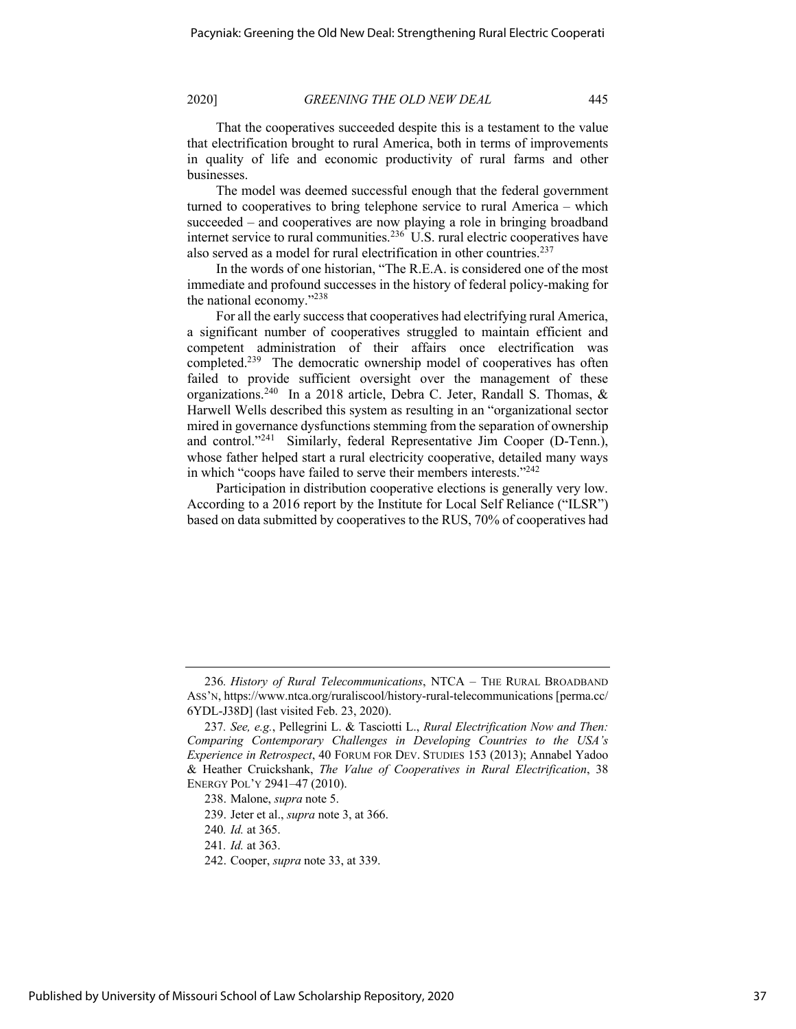That the cooperatives succeeded despite this is a testament to the value that electrification brought to rural America, both in terms of improvements in quality of life and economic productivity of rural farms and other businesses.

The model was deemed successful enough that the federal government turned to cooperatives to bring telephone service to rural America – which succeeded – and cooperatives are now playing a role in bringing broadband internet service to rural communities.[236] U.S. rural electric cooperatives have also served as a model for rural electrification in other countries.[237]

In the words of one historian, "The R.E.A. is considered one of the most immediate and profound successes in the history of federal policy-making for the national economy."[238]

For all the early success that cooperatives had electrifying rural America, a significant number of cooperatives struggled to maintain efficient and competent administration of their affairs once electrification was completed.[239] The democratic ownership model of cooperatives has often failed to provide sufficient oversight over the management of these organizations.[240] In a 2018 article, Debra C. Jeter, Randall S. Thomas, & Harwell Wells described this system as resulting in an "organizational sector mired in governance dysfunctions stemming from the separation of ownership and control."[241] Similarly, federal Representative Jim Cooper (D-Tenn.), whose father helped start a rural electricity cooperative, detailed many ways in which "coops have failed to serve their members interests."[242]

Participation in distribution cooperative elections is generally very low. According to a 2016 report by the Institute for Local Self Reliance ("ILSR") based on data submitted by cooperatives to the RUS, 70% of cooperatives had

---

236. *History of Rural Telecommunications*, NTCA – THE RURAL BROADBAND ASS'N, https://www.ntca.org/ruraliscool/history-rural-telecommunications [perma.cc/6YDL-J38D] (last visited Feb. 23, 2020).

237. *See, e.g.*, Pellegrini L. & Tasciotti L., *Rural Electrification Now and Then: Comparing Contemporary Challenges in Developing Countries to the USA's Experience in Retrospect*, 40 FORUM FOR DEV. STUDIES 153 (2013); Annabel Yadoo & Heather Cruickshank, *The Value of Cooperatives in Rural Electrification*, 38 ENERGY POL'Y 2941–47 (2010).

238. Malone, *supra* note 5.

239. Jeter et al., *supra* note 3, at 366.

240. *Id.* at 365.

241. *Id.* at 363.

242. Cooper, *supra* note 33, at 339.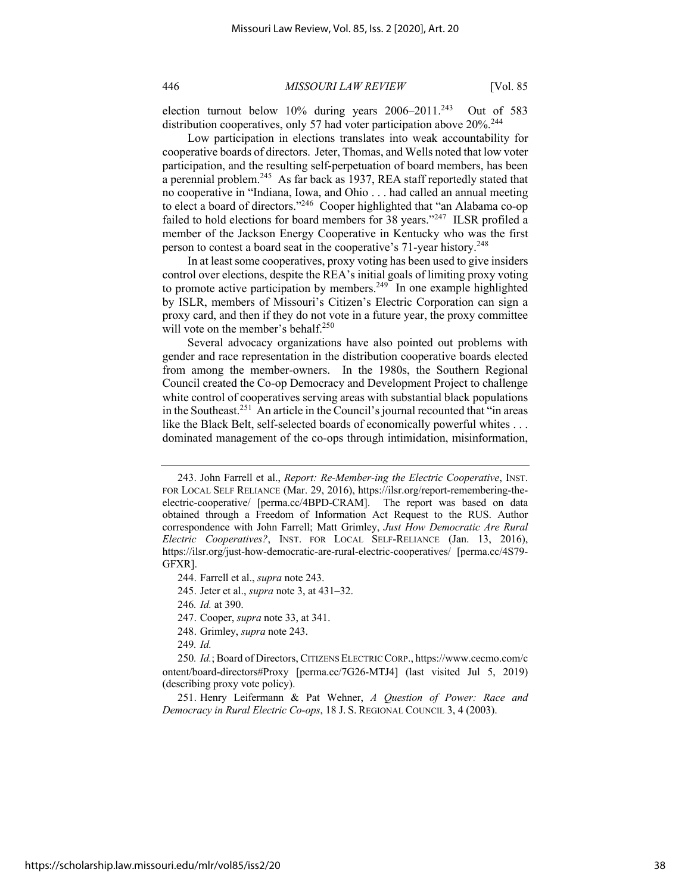election turnout below 10% during years 2006–2011.[243] Out of 583 distribution cooperatives, only 57 had voter participation above 20%.[244]

Low participation in elections translates into weak accountability for cooperative boards of directors. Jeter, Thomas, and Wells noted that low voter participation, and the resulting self-perpetuation of board members, has been a perennial problem.[245] As far back as 1937, REA staff reportedly stated that no cooperative in "Indiana, Iowa, and Ohio . . . had called an annual meeting to elect a board of directors."[246] Cooper highlighted that "an Alabama co-op failed to hold elections for board members for 38 years."[247] ILSR profiled a member of the Jackson Energy Cooperative in Kentucky who was the first person to contest a board seat in the cooperative's 71-year history.[248]

In at least some cooperatives, proxy voting has been used to give insiders control over elections, despite the REA's initial goals of limiting proxy voting to promote active participation by members.[249] In one example highlighted by ISLR, members of Missouri's Citizen's Electric Corporation can sign a proxy card, and then if they do not vote in a future year, the proxy committee will vote on the member's behalf.[250]

Several advocacy organizations have also pointed out problems with gender and race representation in the distribution cooperative boards elected from among the member-owners. In the 1980s, the Southern Regional Council created the Co-op Democracy and Development Project to challenge white control of cooperatives serving areas with substantial black populations in the Southeast.[251] An article in the Council's journal recounted that "in areas like the Black Belt, self-selected boards of economically powerful whites . . . dominated management of the co-ops through intimidation, misinformation,

---

243. John Farrell et al., *Report: Re-Member-ing the Electric Cooperative*, INST. FOR LOCAL SELF RELIANCE (Mar. 29, 2016), https://ilsr.org/report-remembering-the-electric-cooperative/ [perma.cc/4BPD-CRAM]. The report was based on data obtained through a Freedom of Information Act Request to the RUS. Author correspondence with John Farrell; Matt Grimley, *Just How Democratic Are Rural Electric Cooperatives?*, INST. FOR LOCAL SELF-RELIANCE (Jan. 13, 2016), https://ilsr.org/just-how-democratic-are-rural-electric-cooperatives/ [perma.cc/4S79-GFXR].

244. Farrell et al., *supra* note 243.

245. Jeter et al., *supra* note 3, at 431–32.

246. *Id.* at 390.

247. Cooper, *supra* note 33, at 341.

248. Grimley, *supra* note 243.

249. *Id.*

250. *Id.*; Board of Directors, CITIZENS ELECTRIC CORP., https://www.cecmo.com/content/board-directors#Proxy [perma.cc/7G26-MTJ4] (last visited Jul 5, 2019) (describing proxy vote policy).

251. Henry Leifermann & Pat Wehner, *A Question of Power: Race and Democracy in Rural Electric Co-ops*, 18 J. S. REGIONAL COUNCIL 3, 4 (2003).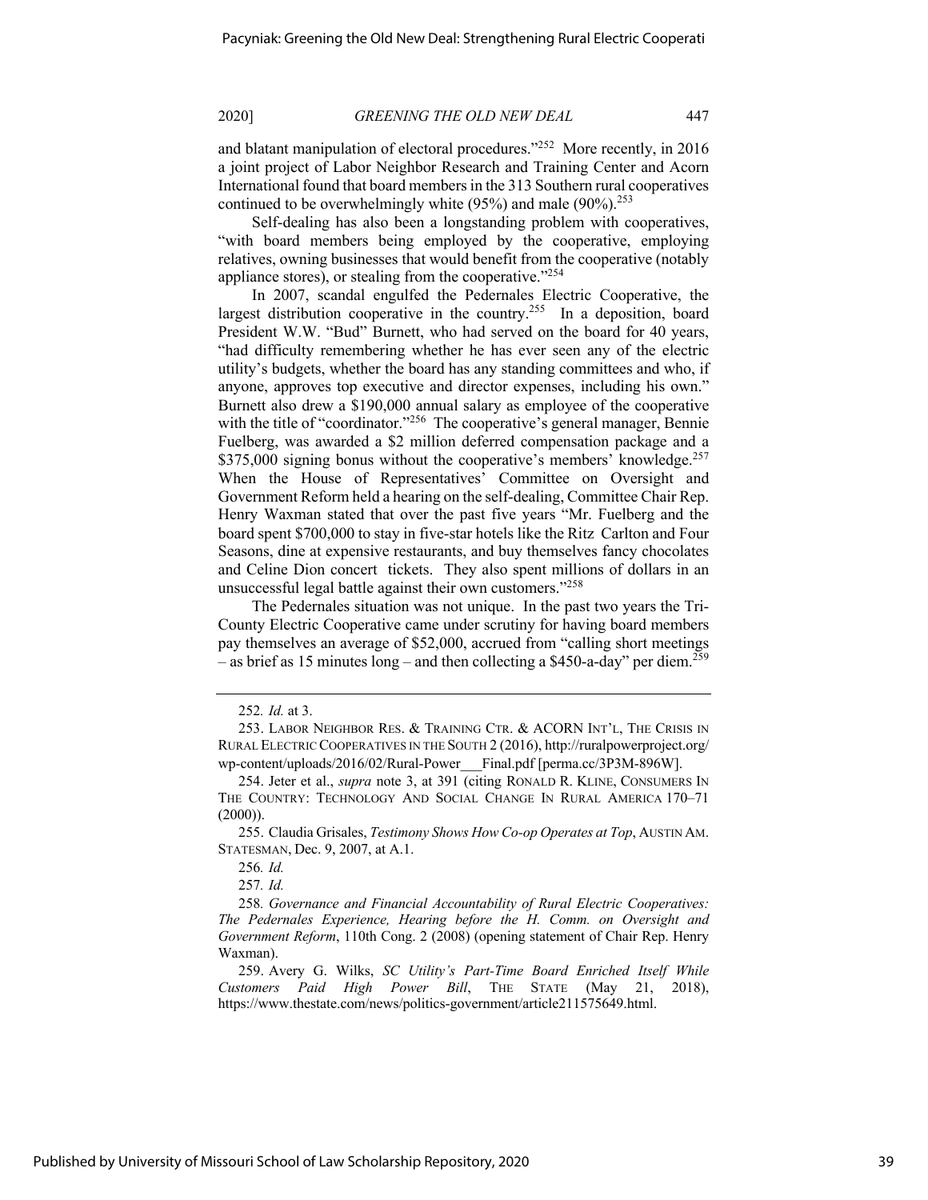and blatant manipulation of electoral procedures."[252] More recently, in 2016 a joint project of Labor Neighbor Research and Training Center and Acorn International found that board members in the 313 Southern rural cooperatives continued to be overwhelmingly white (95%) and male (90%).[253]

Self-dealing has also been a longstanding problem with cooperatives, "with board members being employed by the cooperative, employing relatives, owning businesses that would benefit from the cooperative (notably appliance stores), or stealing from the cooperative."[254]

In 2007, scandal engulfed the Pedernales Electric Cooperative, the largest distribution cooperative in the country.[255] In a deposition, board President W.W. "Bud" Burnett, who had served on the board for 40 years, "had difficulty remembering whether he has ever seen any of the electric utility's budgets, whether the board has any standing committees and who, if anyone, approves top executive and director expenses, including his own." Burnett also drew a $190,000 annual salary as employee of the cooperative with the title of "coordinator."[256] The cooperative's general manager, Bennie Fuelberg, was awarded a $2 million deferred compensation package and a $375,000 signing bonus without the cooperative's members' knowledge.[257] When the House of Representatives' Committee on Oversight and Government Reform held a hearing on the self-dealing, Committee Chair Rep. Henry Waxman stated that over the past five years "Mr. Fuelberg and the board spent $700,000 to stay in five-star hotels like the Ritz Carlton and Four Seasons, dine at expensive restaurants, and buy themselves fancy chocolates and Celine Dion concert tickets. They also spent millions of dollars in an unsuccessful legal battle against their own customers."[258]

The Pedernales situation was not unique. In the past two years the Tri-County Electric Cooperative came under scrutiny for having board members pay themselves an average of $52,000, accrued from "calling short meetings – as brief as 15 minutes long – and then collecting a $450-a-day" per diem.[259]

---

252. *Id.* at 3.

253. LABOR NEIGHBOR RES. & TRAINING CTR. & ACORN INT'L, THE CRISIS IN RURAL ELECTRIC COOPERATIVES IN THE SOUTH 2 (2016), http://ruralpowerproject.org/wp-content/uploads/2016/02/Rural-Power___Final.pdf [perma.cc/3P3M-896W].

254. Jeter et al., *supra* note 3, at 391 (citing RONALD R. KLINE, CONSUMERS IN THE COUNTRY: TECHNOLOGY AND SOCIAL CHANGE IN RURAL AMERICA 170–71 (2000)).

255. Claudia Grisales, *Testimony Shows How Co-op Operates at Top*, AUSTIN AM. STATESMAN, Dec. 9, 2007, at A.1.

256. *Id.*

257. *Id.*

258. *Governance and Financial Accountability of Rural Electric Cooperatives: The Pedernales Experience, Hearing before the H. Comm. on Oversight and Government Reform*, 110th Cong. 2 (2008) (opening statement of Chair Rep. Henry Waxman).

259. Avery G. Wilks, *SC Utility's Part-Time Board Enriched Itself While Customers Paid High Power Bill*, THE STATE (May 21, 2018), https://www.thestate.com/news/politics-government/article211575649.html.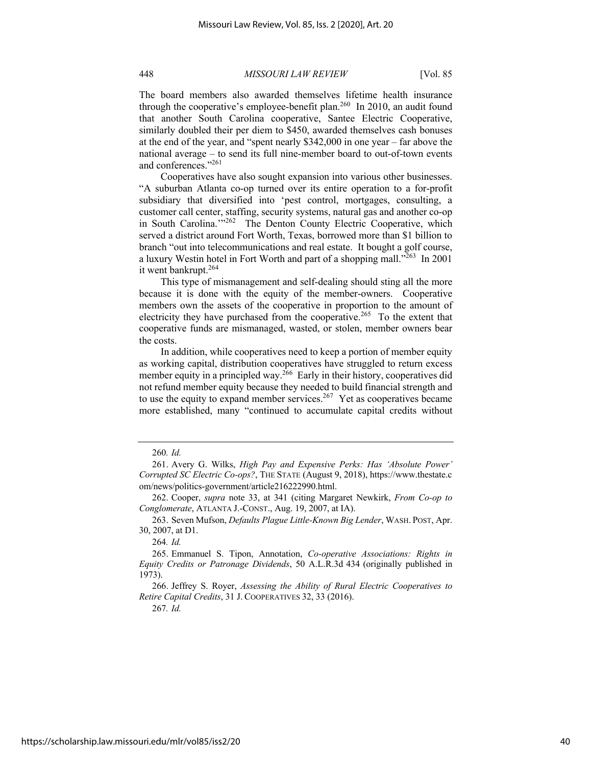The board members also awarded themselves lifetime health insurance through the cooperative's employee-benefit plan.[260] In 2010, an audit found that another South Carolina cooperative, Santee Electric Cooperative, similarly doubled their per diem to $450, awarded themselves cash bonuses at the end of the year, and "spent nearly $342,000 in one year – far above the national average – to send its full nine-member board to out-of-town events and conferences."[261]

Cooperatives have also sought expansion into various other businesses. "A suburban Atlanta co-op turned over its entire operation to a for-profit subsidiary that diversified into 'pest control, mortgages, consulting, a customer call center, staffing, security systems, natural gas and another co-op in South Carolina.'"[262] The Denton County Electric Cooperative, which served a district around Fort Worth, Texas, borrowed more than $1 billion to branch "out into telecommunications and real estate. It bought a golf course, a luxury Westin hotel in Fort Worth and part of a shopping mall."[263] In 2001 it went bankrupt.[264]

This type of mismanagement and self-dealing should sting all the more because it is done with the equity of the member-owners. Cooperative members own the assets of the cooperative in proportion to the amount of electricity they have purchased from the cooperative.[265] To the extent that cooperative funds are mismanaged, wasted, or stolen, member owners bear the costs.

In addition, while cooperatives need to keep a portion of member equity as working capital, distribution cooperatives have struggled to return excess member equity in a principled way.[266] Early in their history, cooperatives did not refund member equity because they needed to build financial strength and to use the equity to expand member services.[267] Yet as cooperatives became more established, many "continued to accumulate capital credits without

---

260. *Id.*

261. Avery G. Wilks, *High Pay and Expensive Perks: Has 'Absolute Power' Corrupted SC Electric Co-ops?*, THE STATE (August 9, 2018), https://www.thestate.com/news/politics-government/article216222990.html.

262. Cooper, *supra* note 33, at 341 (citing Margaret Newkirk, *From Co-op to Conglomerate*, ATLANTA J.-CONST., Aug. 19, 2007, at IA).

263. Seven Mufson, *Defaults Plague Little-Known Big Lender*, WASH. POST, Apr. 30, 2007, at D1.

264. *Id.*

265. Emmanuel S. Tipon, Annotation, *Co-operative Associations: Rights in Equity Credits or Patronage Dividends*, 50 A.L.R.3d 434 (originally published in 1973).

266. Jeffrey S. Royer, *Assessing the Ability of Rural Electric Cooperatives to Retire Capital Credits*, 31 J. COOPERATIVES 32, 33 (2016).

267. *Id.*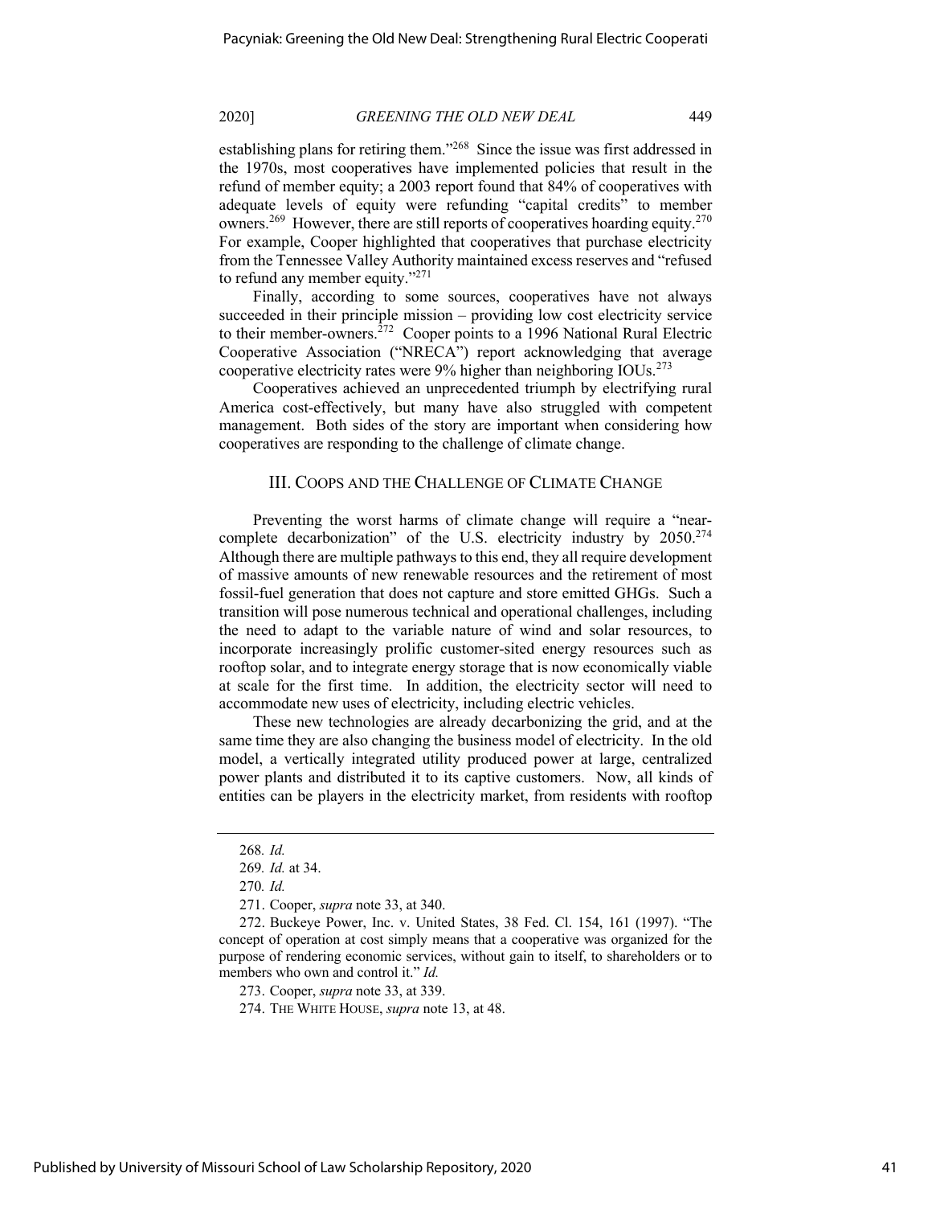establishing plans for retiring them."[268] Since the issue was first addressed in the 1970s, most cooperatives have implemented policies that result in the refund of member equity; a 2003 report found that 84% of cooperatives with adequate levels of equity were refunding "capital credits" to member owners.[269] However, there are still reports of cooperatives hoarding equity.[270] For example, Cooper highlighted that cooperatives that purchase electricity from the Tennessee Valley Authority maintained excess reserves and "refused to refund any member equity."[271]

Finally, according to some sources, cooperatives have not always succeeded in their principle mission – providing low cost electricity service to their member-owners.[272] Cooper points to a 1996 National Rural Electric Cooperative Association ("NRECA") report acknowledging that average cooperative electricity rates were 9% higher than neighboring IOUs.[273]

Cooperatives achieved an unprecedented triumph by electrifying rural America cost-effectively, but many have also struggled with competent management. Both sides of the story are important when considering how cooperatives are responding to the challenge of climate change.

## III. COOPS AND THE CHALLENGE OF CLIMATE CHANGE

Preventing the worst harms of climate change will require a "near-complete decarbonization" of the U.S. electricity industry by 2050.[274] Although there are multiple pathways to this end, they all require development of massive amounts of new renewable resources and the retirement of most fossil-fuel generation that does not capture and store emitted GHGs. Such a transition will pose numerous technical and operational challenges, including the need to adapt to the variable nature of wind and solar resources, to incorporate increasingly prolific customer-sited energy resources such as rooftop solar, and to integrate energy storage that is now economically viable at scale for the first time. In addition, the electricity sector will need to accommodate new uses of electricity, including electric vehicles.

These new technologies are already decarbonizing the grid, and at the same time they are also changing the business model of electricity. In the old model, a vertically integrated utility produced power at large, centralized power plants and distributed it to its captive customers. Now, all kinds of entities can be players in the electricity market, from residents with rooftop

---

268. *Id.*

269. *Id.* at 34.

270. *Id.*

271. Cooper, *supra* note 33, at 340.

272. Buckeye Power, Inc. v. United States, 38 Fed. Cl. 154, 161 (1997). "The concept of operation at cost simply means that a cooperative was organized for the purpose of rendering economic services, without gain to itself, to shareholders or to members who own and control it." *Id.*

273. Cooper, *supra* note 33, at 339.

274. THE WHITE HOUSE, *supra* note 13, at 48.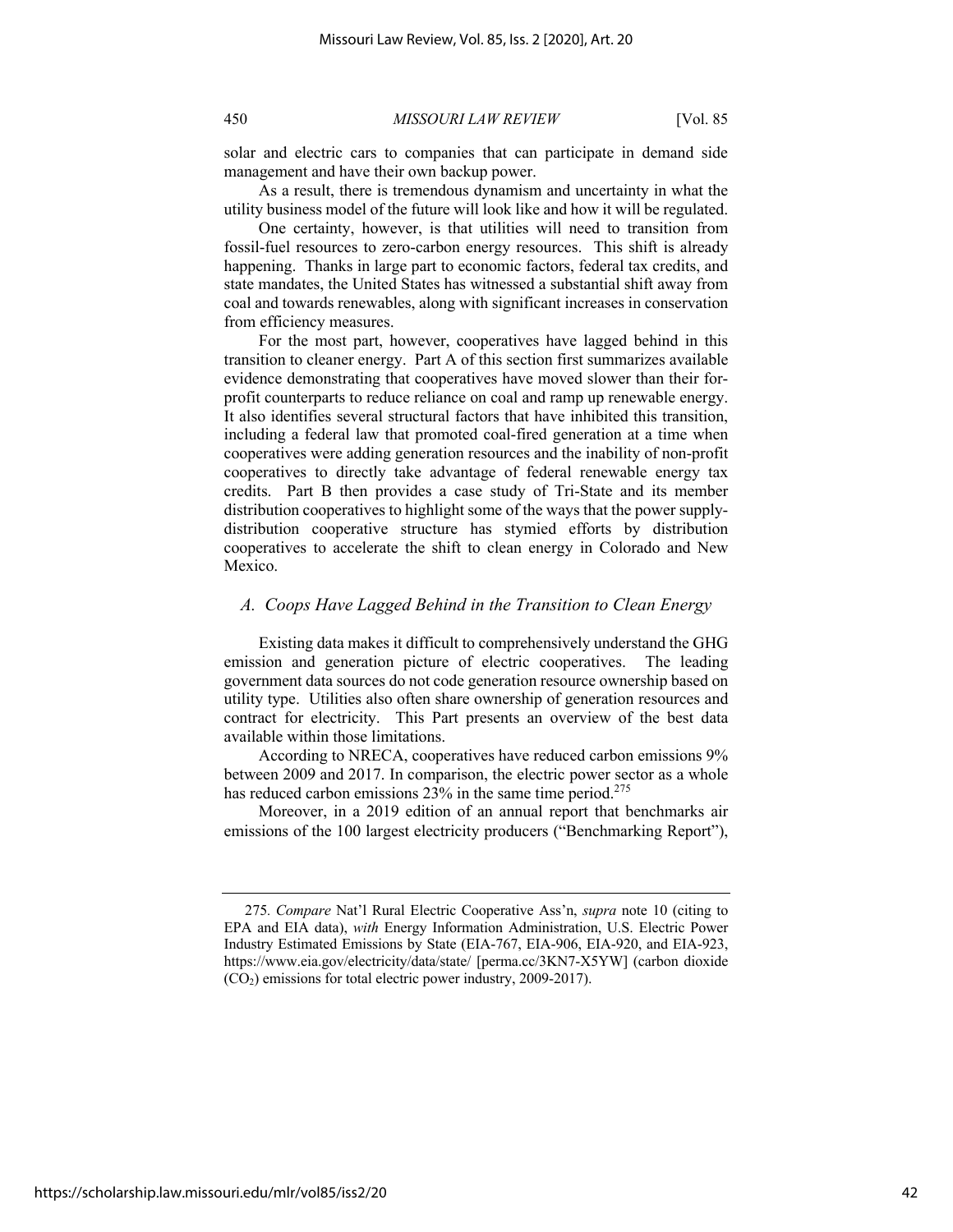solar and electric cars to companies that can participate in demand side management and have their own backup power.

As a result, there is tremendous dynamism and uncertainty in what the utility business model of the future will look like and how it will be regulated.

One certainty, however, is that utilities will need to transition from fossil-fuel resources to zero-carbon energy resources. This shift is already happening. Thanks in large part to economic factors, federal tax credits, and state mandates, the United States has witnessed a substantial shift away from coal and towards renewables, along with significant increases in conservation from efficiency measures.

For the most part, however, cooperatives have lagged behind in this transition to cleaner energy. Part A of this section first summarizes available evidence demonstrating that cooperatives have moved slower than their for-profit counterparts to reduce reliance on coal and ramp up renewable energy. It also identifies several structural factors that have inhibited this transition, including a federal law that promoted coal-fired generation at a time when cooperatives were adding generation resources and the inability of non-profit cooperatives to directly take advantage of federal renewable energy tax credits. Part B then provides a case study of Tri-State and its member distribution cooperatives to highlight some of the ways that the power supply-distribution cooperative structure has stymied efforts by distribution cooperatives to accelerate the shift to clean energy in Colorado and New Mexico.

### *A. Coops Have Lagged Behind in the Transition to Clean Energy*

Existing data makes it difficult to comprehensively understand the GHG emission and generation picture of electric cooperatives. The leading government data sources do not code generation resource ownership based on utility type. Utilities also often share ownership of generation resources and contract for electricity. This Part presents an overview of the best data available within those limitations.

According to NRECA, cooperatives have reduced carbon emissions 9% between 2009 and 2017. In comparison, the electric power sector as a whole has reduced carbon emissions 23% in the same time period.[275]

Moreover, in a 2019 edition of an annual report that benchmarks air emissions of the 100 largest electricity producers ("Benchmarking Report"),

---

275. *Compare* Nat'l Rural Electric Cooperative Ass'n, *supra* note 10 (citing to EPA and EIA data), *with* Energy Information Administration, U.S. Electric Power Industry Estimated Emissions by State (EIA-767, EIA-906, EIA-920, and EIA-923, https://www.eia.gov/electricity/data/state/ [perma.cc/3KN7-X5YW] (carbon dioxide ($CO_2$) emissions for total electric power industry, 2009-2017).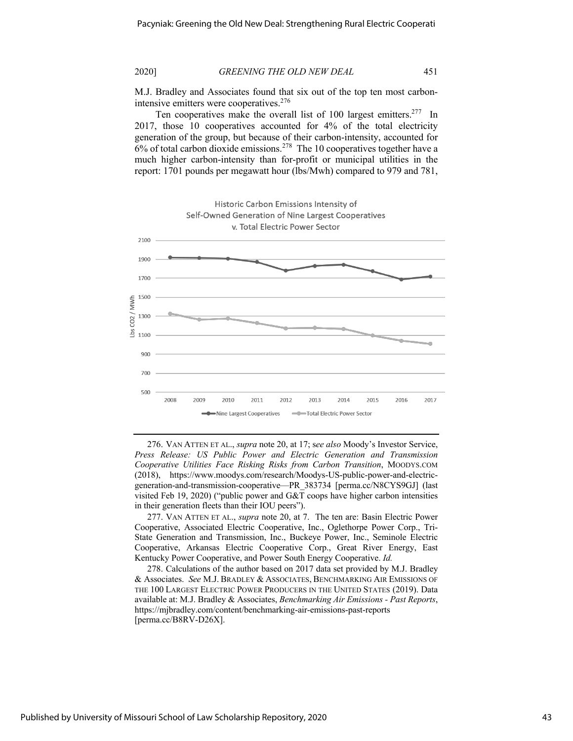M.J. Bradley and Associates found that six out of the top ten most carbon-intensive emitters were cooperatives.[276]

Ten cooperatives make the overall list of 100 largest emitters.[277] In 2017, those 10 cooperatives accounted for 4% of the total electricity generation of the group, but because of their carbon-intensity, accounted for 6% of total carbon dioxide emissions.[278] The 10 cooperatives together have a much higher carbon-intensity than for-profit or municipal utilities in the report: 1701 pounds per megawatt hour (lbs/Mwh) compared to 979 and 781,

Historic Carbon Emissions Intensity of Self-Owned Generation of Nine Largest Cooperatives v. Total Electric Power Sector

---

276. VAN ATTEN ET AL., *supra* note 20, at 17; s*ee also* Moody's Investor Service, *Press Release: US Public Power and Electric Generation and Transmission Cooperative Utilities Face Risking Risks from Carbon Transition*, MOODYS.COM (2018), https://www.moodys.com/research/Moodys-US-public-power-and-electric-generation-and-transmission-cooperative—PR_383734 [perma.cc/N8CYS9GJ] (last visited Feb 19, 2020) ("public power and G&T coops have higher carbon intensities in their generation fleets than their IOU peers").

277. VAN ATTEN ET AL., *supra* note 20, at 7. The ten are: Basin Electric Power Cooperative, Associated Electric Cooperative, Inc., Oglethorpe Power Corp., Tri-State Generation and Transmission, Inc., Buckeye Power, Inc., Seminole Electric Cooperative, Arkansas Electric Cooperative Corp., Great River Energy, East Kentucky Power Cooperative, and Power South Energy Cooperative. *Id.*

278. Calculations of the author based on 2017 data set provided by M.J. Bradley & Associates. *See* M.J. BRADLEY & ASSOCIATES, BENCHMARKING AIR EMISSIONS OF THE 100 LARGEST ELECTRIC POWER PRODUCERS IN THE UNITED STATES (2019). Data available at: M.J. Bradley & Associates, *Benchmarking Air Emissions - Past Reports*, https://mjbradley.com/content/benchmarking-air-emissions-past-reports [perma.cc/B8RV-D26X].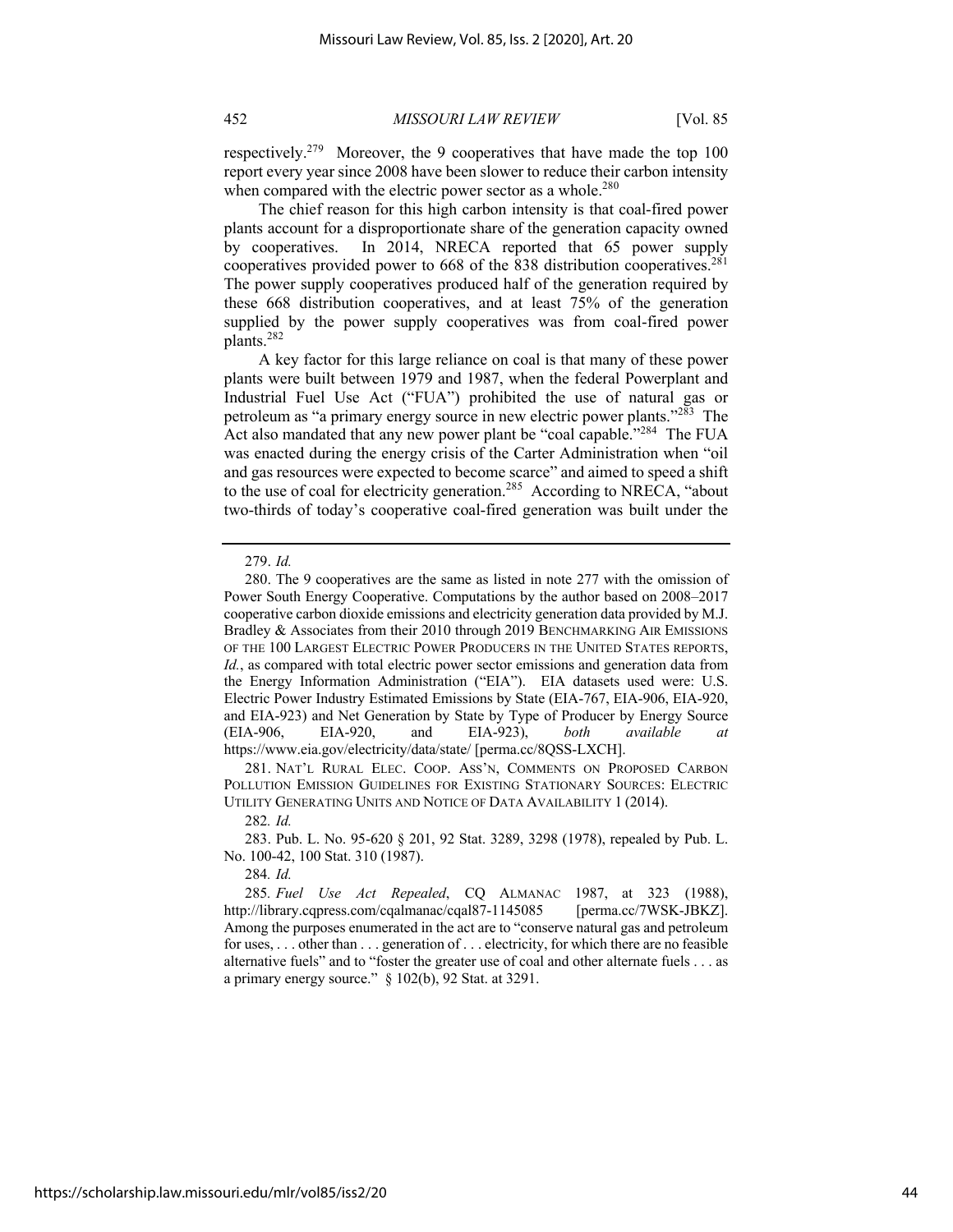respectively.[279] Moreover, the 9 cooperatives that have made the top 100 report every year since 2008 have been slower to reduce their carbon intensity when compared with the electric power sector as a whole.[280]

The chief reason for this high carbon intensity is that coal-fired power plants account for a disproportionate share of the generation capacity owned by cooperatives. In 2014, NRECA reported that 65 power supply cooperatives provided power to 668 of the 838 distribution cooperatives.[281] The power supply cooperatives produced half of the generation required by these 668 distribution cooperatives, and at least 75% of the generation supplied by the power supply cooperatives was from coal-fired power plants.[282]

A key factor for this large reliance on coal is that many of these power plants were built between 1979 and 1987, when the federal Powerplant and Industrial Fuel Use Act ("FUA") prohibited the use of natural gas or petroleum as "a primary energy source in new electric power plants."[283] The Act also mandated that any new power plant be "coal capable."[284] The FUA was enacted during the energy crisis of the Carter Administration when "oil and gas resources were expected to become scarce" and aimed to speed a shift to the use of coal for electricity generation.[285] According to NRECA, "about two-thirds of today's cooperative coal-fired generation was built under the

---

279. *Id.*

280. The 9 cooperatives are the same as listed in note 277 with the omission of Power South Energy Cooperative. Computations by the author based on 2008–2017 cooperative carbon dioxide emissions and electricity generation data provided by M.J. Bradley & Associates from their 2010 through 2019 BENCHMARKING AIR EMISSIONS OF THE 100 LARGEST ELECTRIC POWER PRODUCERS IN THE UNITED STATES REPORTS, *Id.*, as compared with total electric power sector emissions and generation data from the Energy Information Administration ("EIA"). EIA datasets used were: U.S. Electric Power Industry Estimated Emissions by State (EIA-767, EIA-906, EIA-920, and EIA-923) and Net Generation by State by Type of Producer by Energy Source (EIA-906, EIA-920, and EIA-923), *both available at* https://www.eia.gov/electricity/data/state/ [perma.cc/8QSS-LXCH].

281. NAT'L RURAL ELEC. COOP. ASS'N, COMMENTS ON PROPOSED CARBON POLLUTION EMISSION GUIDELINES FOR EXISTING STATIONARY SOURCES: ELECTRIC UTILITY GENERATING UNITS AND NOTICE OF DATA AVAILABILITY 1 (2014).

282. *Id.*

283. Pub. L. No. 95-620 § 201, 92 Stat. 3289, 3298 (1978), repealed by Pub. L. No. 100-42, 100 Stat. 310 (1987).

284. *Id.*

285. *Fuel Use Act Repealed*, CQ ALMANAC 1987, at 323 (1988), http://library.cqpress.com/cqalmanac/cqal87-1145085 [perma.cc/7WSK-JBKZ]. Among the purposes enumerated in the act are to "conserve natural gas and petroleum for uses, . . . other than . . . generation of . . . electricity, for which there are no feasible alternative fuels" and to "foster the greater use of coal and other alternate fuels . . . as a primary energy source." § 102(b), 92 Stat. at 3291.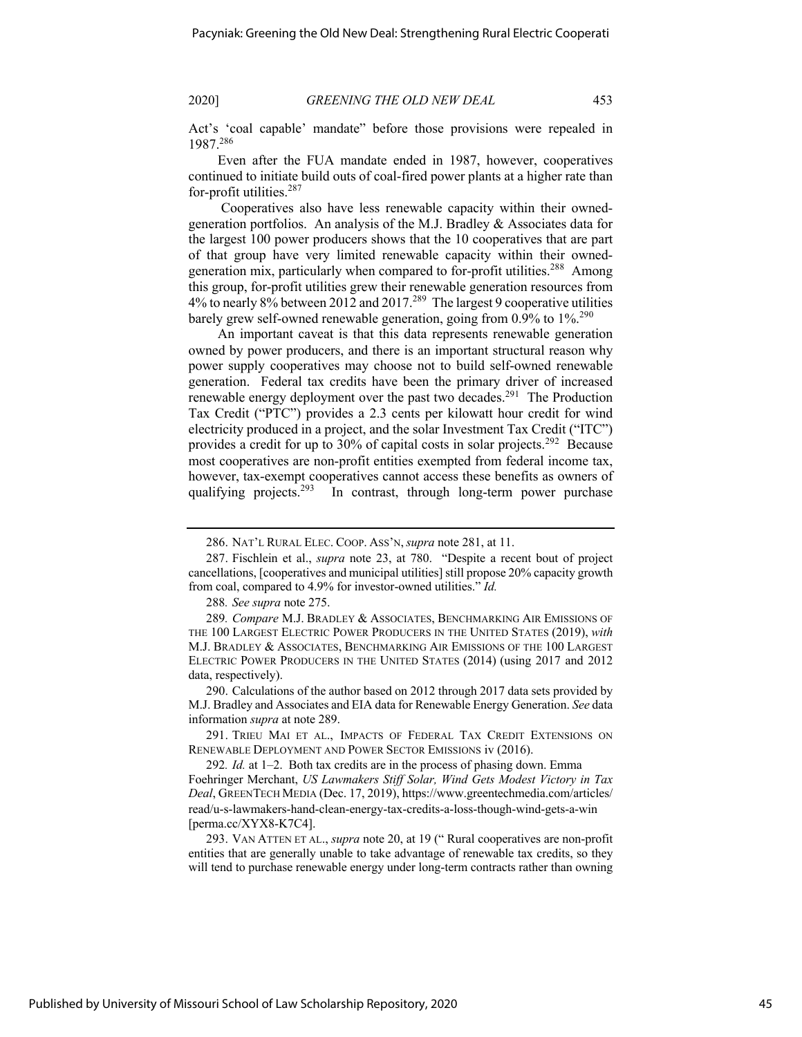Act's 'coal capable' mandate" before those provisions were repealed in 1987.[286]

Even after the FUA mandate ended in 1987, however, cooperatives continued to initiate build outs of coal-fired power plants at a higher rate than for-profit utilities.[287]

Cooperatives also have less renewable capacity within their owned-generation portfolios. An analysis of the M.J. Bradley & Associates data for the largest 100 power producers shows that the 10 cooperatives that are part of that group have very limited renewable capacity within their owned-generation mix, particularly when compared to for-profit utilities.[288] Among this group, for-profit utilities grew their renewable generation resources from 4% to nearly 8% between 2012 and 2017.[289] The largest 9 cooperative utilities barely grew self-owned renewable generation, going from 0.9% to 1%.[290]

An important caveat is that this data represents renewable generation owned by power producers, and there is an important structural reason why power supply cooperatives may choose not to build self-owned renewable generation. Federal tax credits have been the primary driver of increased renewable energy deployment over the past two decades.[291] The Production Tax Credit ("PTC") provides a 2.3 cents per kilowatt hour credit for wind electricity produced in a project, and the solar Investment Tax Credit ("ITC") provides a credit for up to 30% of capital costs in solar projects.[292] Because most cooperatives are non-profit entities exempted from federal income tax, however, tax-exempt cooperatives cannot access these benefits as owners of qualifying projects.[293] In contrast, through long-term power purchase

---

286. NAT'L RURAL ELEC. COOP. ASS'N, *supra* note 281, at 11.

287. Fischlein et al., *supra* note 23, at 780. "Despite a recent bout of project cancellations, [cooperatives and municipal utilities] still propose 20% capacity growth from coal, compared to 4.9% for investor-owned utilities." *Id.*

288. *See supra* note 275.

289. *Compare* M.J. BRADLEY & ASSOCIATES, BENCHMARKING AIR EMISSIONS OF THE 100 LARGEST ELECTRIC POWER PRODUCERS IN THE UNITED STATES (2019), *with* M.J. BRADLEY & ASSOCIATES, BENCHMARKING AIR EMISSIONS OF THE 100 LARGEST ELECTRIC POWER PRODUCERS IN THE UNITED STATES (2014) (using 2017 and 2012 data, respectively).

290. Calculations of the author based on 2012 through 2017 data sets provided by M.J. Bradley and Associates and EIA data for Renewable Energy Generation. *See* data information *supra* at note 289.

291. TRIEU MAI ET AL., IMPACTS OF FEDERAL TAX CREDIT EXTENSIONS ON RENEWABLE DEPLOYMENT AND POWER SECTOR EMISSIONS iv (2016).

292. *Id.* at 1–2. Both tax credits are in the process of phasing down. Emma Foehringer Merchant, *US Lawmakers Stiff Solar, Wind Gets Modest Victory in Tax Deal*, GREENTECH MEDIA (Dec. 17, 2019), https://www.greentechmedia.com/articles/read/u-s-lawmakers-hand-clean-energy-tax-credits-a-loss-though-wind-gets-a-win [perma.cc/XYX8-K7C4].

293. VAN ATTEN ET AL., *supra* note 20, at 19 (" Rural cooperatives are non-profit entities that are generally unable to take advantage of renewable tax credits, so they will tend to purchase renewable energy under long-term contracts rather than owning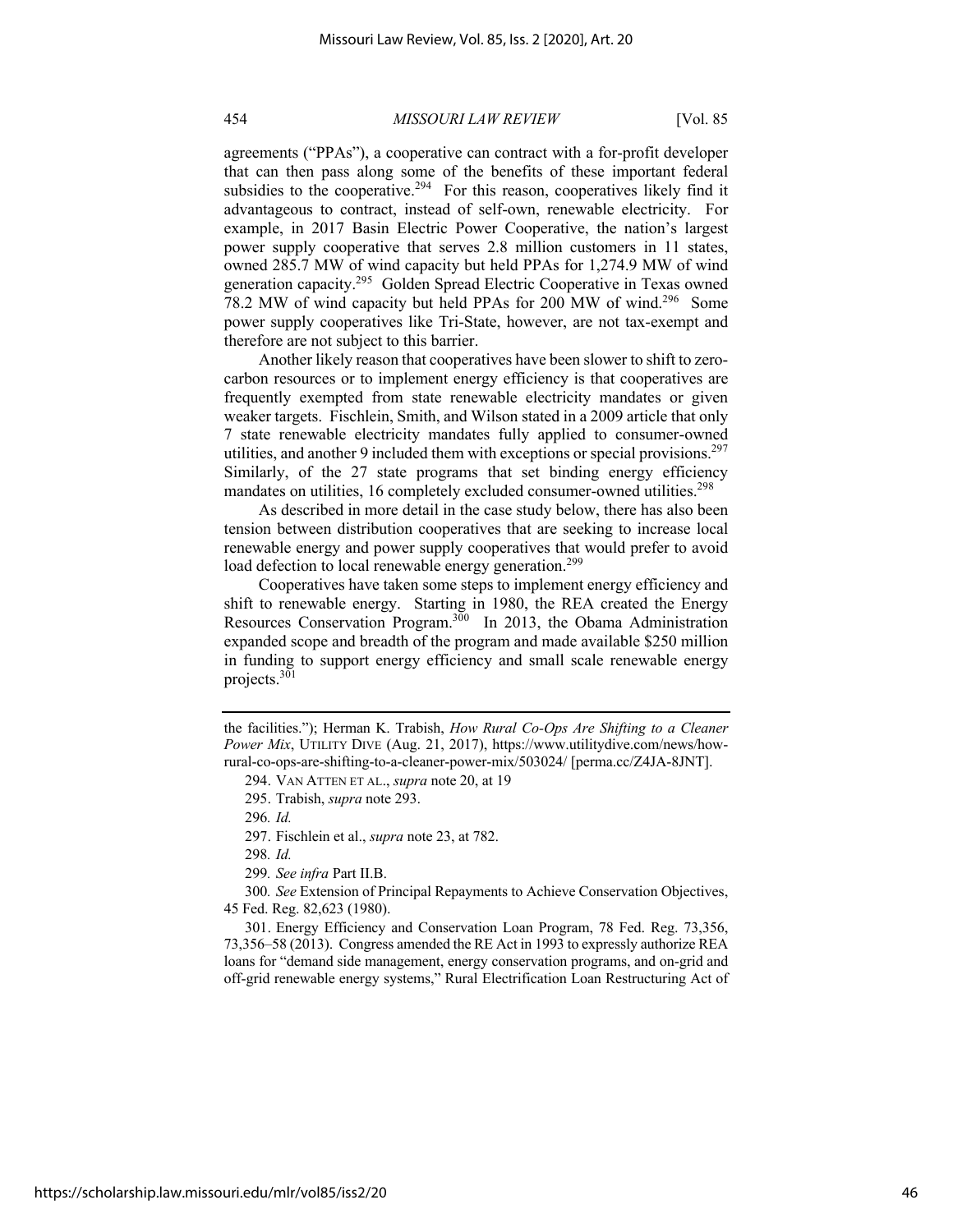agreements ("PPAs"), a cooperative can contract with a for-profit developer that can then pass along some of the benefits of these important federal subsidies to the cooperative.[294] For this reason, cooperatives likely find it advantageous to contract, instead of self-own, renewable electricity. For example, in 2017 Basin Electric Power Cooperative, the nation's largest power supply cooperative that serves 2.8 million customers in 11 states, owned 285.7 MW of wind capacity but held PPAs for 1,274.9 MW of wind generation capacity.[295] Golden Spread Electric Cooperative in Texas owned 78.2 MW of wind capacity but held PPAs for 200 MW of wind.[296] Some power supply cooperatives like Tri-State, however, are not tax-exempt and therefore are not subject to this barrier.

Another likely reason that cooperatives have been slower to shift to zero-carbon resources or to implement energy efficiency is that cooperatives are frequently exempted from state renewable electricity mandates or given weaker targets. Fischlein, Smith, and Wilson stated in a 2009 article that only 7 state renewable electricity mandates fully applied to consumer-owned utilities, and another 9 included them with exceptions or special provisions.[297] Similarly, of the 27 state programs that set binding energy efficiency mandates on utilities, 16 completely excluded consumer-owned utilities.[298]

As described in more detail in the case study below, there has also been tension between distribution cooperatives that are seeking to increase local renewable energy and power supply cooperatives that would prefer to avoid load defection to local renewable energy generation.[299]

Cooperatives have taken some steps to implement energy efficiency and shift to renewable energy. Starting in 1980, the REA created the Energy Resources Conservation Program.[300] In 2013, the Obama Administration expanded scope and breadth of the program and made available $250 million in funding to support energy efficiency and small scale renewable energy projects.[301]

---

the facilities."); Herman K. Trabish, *How Rural Co-Ops Are Shifting to a Cleaner Power Mix*, UTILITY DIVE (Aug. 21, 2017), https://www.utilitydive.com/news/how-rural-co-ops-are-shifting-to-a-cleaner-power-mix/503024/ [perma.cc/Z4JA-8JNT].

294. VAN ATTEN ET AL., *supra* note 20, at 19

295. Trabish, *supra* note 293.

296. *Id.*

297. Fischlein et al., *supra* note 23, at 782.

298. *Id.*

299. *See infra* Part II.B.

300. *See* Extension of Principal Repayments to Achieve Conservation Objectives, 45 Fed. Reg. 82,623 (1980).

301. Energy Efficiency and Conservation Loan Program, 78 Fed. Reg. 73,356, 73,356–58 (2013). Congress amended the RE Act in 1993 to expressly authorize REA loans for "demand side management, energy conservation programs, and on-grid and off-grid renewable energy systems," Rural Electrification Loan Restructuring Act of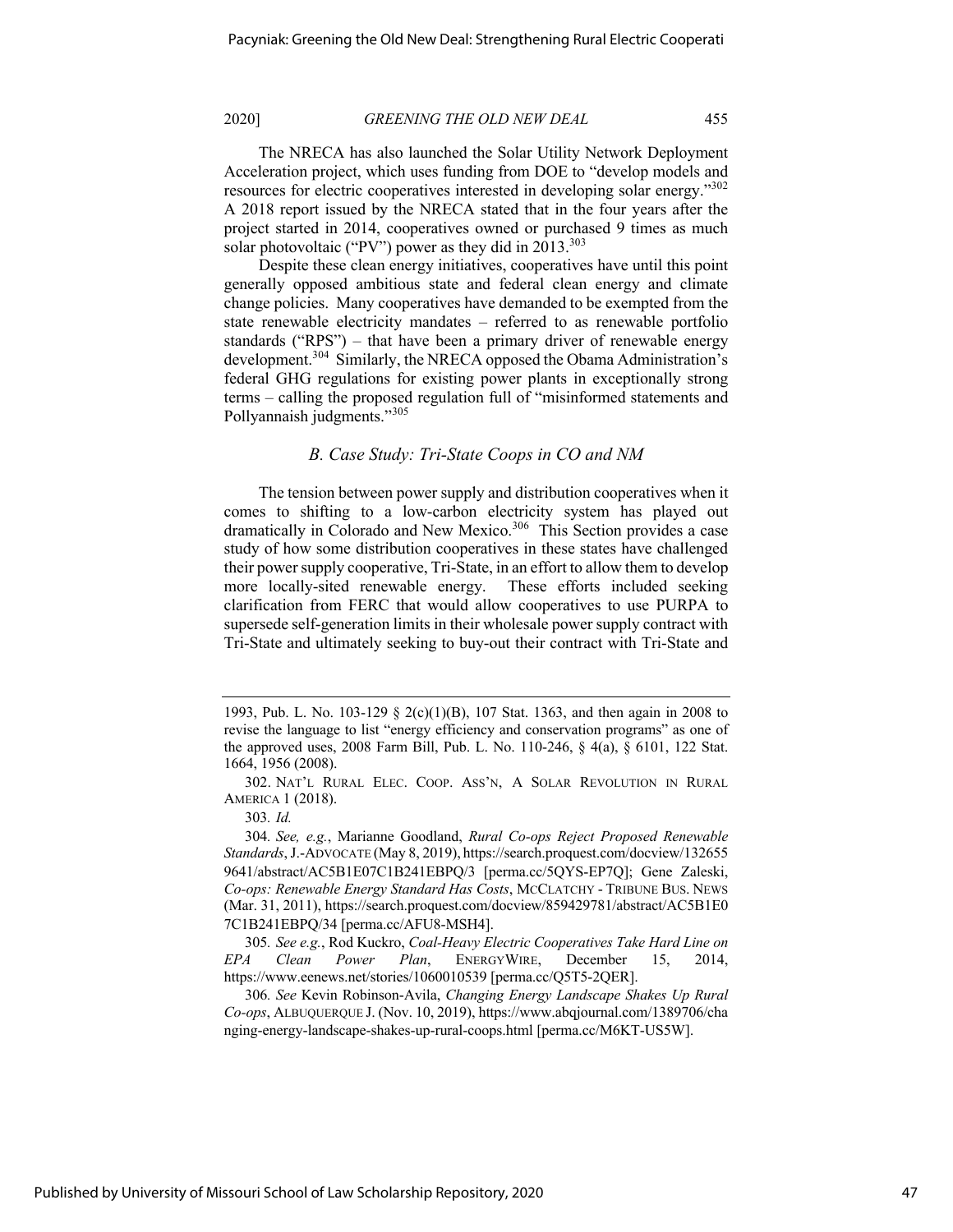The NRECA has also launched the Solar Utility Network Deployment Acceleration project, which uses funding from DOE to "develop models and resources for electric cooperatives interested in developing solar energy."[302] A 2018 report issued by the NRECA stated that in the four years after the project started in 2014, cooperatives owned or purchased 9 times as much solar photovoltaic ("PV") power as they did in 2013.[303]

Despite these clean energy initiatives, cooperatives have until this point generally opposed ambitious state and federal clean energy and climate change policies. Many cooperatives have demanded to be exempted from the state renewable electricity mandates – referred to as renewable portfolio standards ("RPS") – that have been a primary driver of renewable energy development.[304] Similarly, the NRECA opposed the Obama Administration's federal GHG regulations for existing power plants in exceptionally strong terms – calling the proposed regulation full of "misinformed statements and Pollyannaish judgments."[305]

### *B. Case Study: Tri-State Coops in CO and NM*

The tension between power supply and distribution cooperatives when it comes to shifting to a low-carbon electricity system has played out dramatically in Colorado and New Mexico.[306] This Section provides a case study of how some distribution cooperatives in these states have challenged their power supply cooperative, Tri-State, in an effort to allow them to develop more locally-sited renewable energy. These efforts included seeking clarification from FERC that would allow cooperatives to use PURPA to supersede self-generation limits in their wholesale power supply contract with Tri-State and ultimately seeking to buy-out their contract with Tri-State and

---

1993, Pub. L. No. 103-129 § 2(c)(1)(B), 107 Stat. 1363, and then again in 2008 to revise the language to list "energy efficiency and conservation programs" as one of the approved uses, 2008 Farm Bill, Pub. L. No. 110-246, § 4(a), § 6101, 122 Stat. 1664, 1956 (2008).

302. NAT'L RURAL ELEC. COOP. ASS'N, A SOLAR REVOLUTION IN RURAL AMERICA 1 (2018).

303. *Id.*

304. *See, e.g.*, Marianne Goodland, *Rural Co-ops Reject Proposed Renewable Standards*, J.-ADVOCATE (May 8, 2019), https://search.proquest.com/docview/1326559641/abstract/AC5B1E07C1B241EBPQ/3 [perma.cc/5QYS-EP7Q]; Gene Zaleski, *Co-ops: Renewable Energy Standard Has Costs*, MCCLATCHY - TRIBUNE BUS. NEWS (Mar. 31, 2011), https://search.proquest.com/docview/859429781/abstract/AC5B1E07C1B241EBPQ/34 [perma.cc/AFU8-MSH4].

305. *See e.g.*, Rod Kuckro, *Coal-Heavy Electric Cooperatives Take Hard Line on EPA Clean Power Plan*, ENERGYWIRE, December 15, 2014, https://www.eenews.net/stories/1060010539 [perma.cc/Q5T5-2QER].

306. *See* Kevin Robinson-Avila, *Changing Energy Landscape Shakes Up Rural Co-ops*, ALBUQUERQUE J. (Nov. 10, 2019), https://www.abqjournal.com/1389706/changing-energy-landscape-shakes-up-rural-coops.html [perma.cc/M6KT-US5W].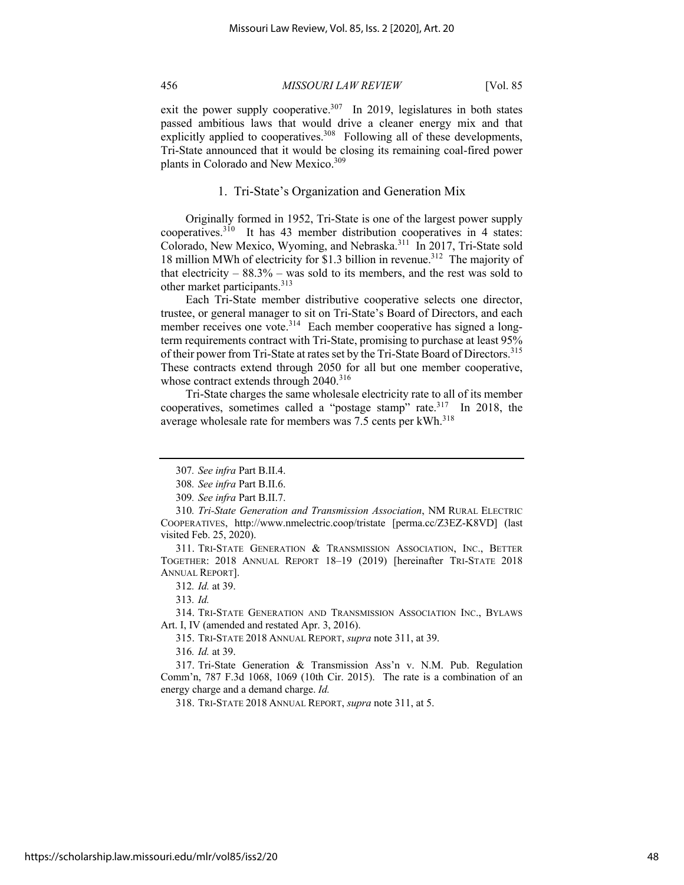exit the power supply cooperative.[307] In 2019, legislatures in both states passed ambitious laws that would drive a cleaner energy mix and that explicitly applied to cooperatives.[308] Following all of these developments, Tri-State announced that it would be closing its remaining coal-fired power plants in Colorado and New Mexico.[309]

### 1. Tri-State's Organization and Generation Mix

Originally formed in 1952, Tri-State is one of the largest power supply cooperatives.[310] It has 43 member distribution cooperatives in 4 states: Colorado, New Mexico, Wyoming, and Nebraska.[311] In 2017, Tri-State sold 18 million MWh of electricity for $1.3 billion in revenue.[312] The majority of that electricity – 88.3% – was sold to its members, and the rest was sold to other market participants.[313]

Each Tri-State member distributive cooperative selects one director, trustee, or general manager to sit on Tri-State's Board of Directors, and each member receives one vote.[314] Each member cooperative has signed a long-term requirements contract with Tri-State, promising to purchase at least 95% of their power from Tri-State at rates set by the Tri-State Board of Directors.[315] These contracts extend through 2050 for all but one member cooperative, whose contract extends through 2040.[316]

Tri-State charges the same wholesale electricity rate to all of its member cooperatives, sometimes called a "postage stamp" rate.[317] In 2018, the average wholesale rate for members was 7.5 cents per kWh.[318]

---

307. *See infra* Part B.II.4.

308. *See infra* Part B.II.6.

309. *See infra* Part B.II.7.

310. *Tri-State Generation and Transmission Association*, NM RURAL ELECTRIC COOPERATIVES, http://www.nmelectric.coop/tristate [perma.cc/Z3EZ-K8VD] (last visited Feb. 25, 2020).

311. TRI-STATE GENERATION & TRANSMISSION ASSOCIATION, INC., BETTER TOGETHER: 2018 ANNUAL REPORT 18–19 (2019) [hereinafter TRI-STATE 2018 ANNUAL REPORT].

312. *Id.* at 39.

313. *Id.*

314. TRI-STATE GENERATION AND TRANSMISSION ASSOCIATION INC., BYLAWS Art. I, IV (amended and restated Apr. 3, 2016).

315. TRI-STATE 2018 ANNUAL REPORT, *supra* note 311, at 39.

316. *Id.* at 39.

317. Tri-State Generation & Transmission Ass'n v. N.M. Pub. Regulation Comm'n, 787 F.3d 1068, 1069 (10th Cir. 2015). The rate is a combination of an energy charge and a demand charge. *Id.*

318. TRI-STATE 2018 ANNUAL REPORT, *supra* note 311, at 5.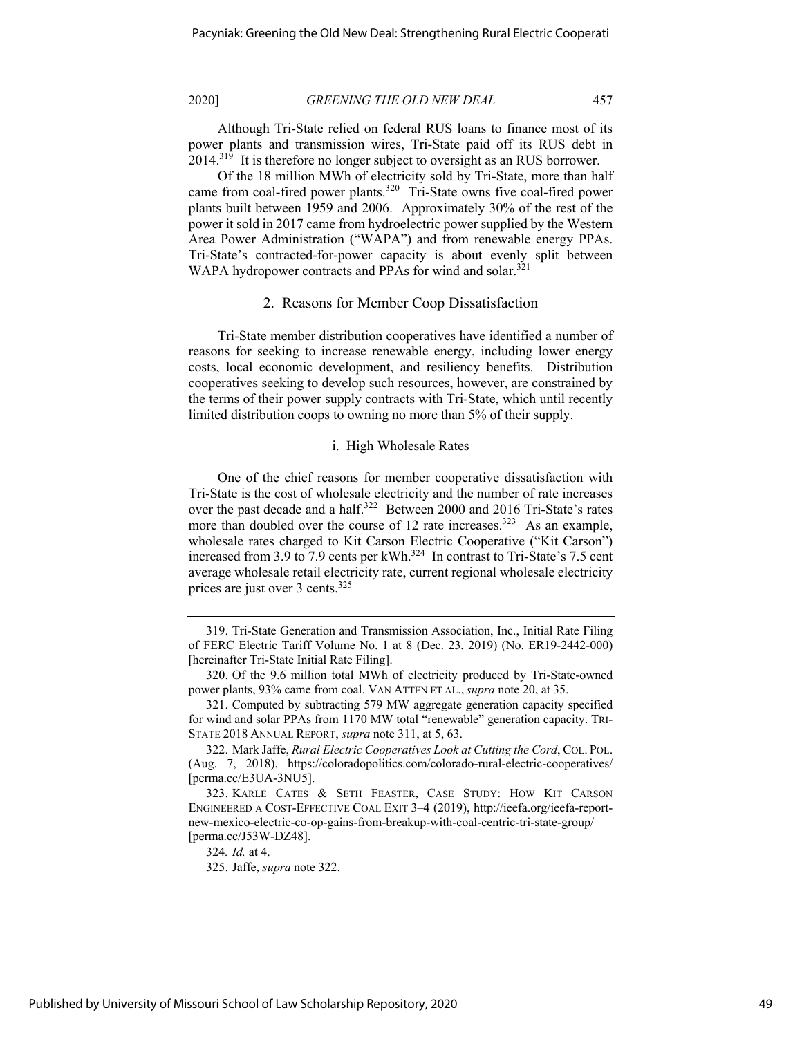Although Tri-State relied on federal RUS loans to finance most of its power plants and transmission wires, Tri-State paid off its RUS debt in 2014.[319] It is therefore no longer subject to oversight as an RUS borrower.

Of the 18 million MWh of electricity sold by Tri-State, more than half came from coal-fired power plants.[320] Tri-State owns five coal-fired power plants built between 1959 and 2006. Approximately 30% of the rest of the power it sold in 2017 came from hydroelectric power supplied by the Western Area Power Administration ("WAPA") and from renewable energy PPAs. Tri-State's contracted-for-power capacity is about evenly split between WAPA hydropower contracts and PPAs for wind and solar.[321]

## 2. Reasons for Member Coop Dissatisfaction

Tri-State member distribution cooperatives have identified a number of reasons for seeking to increase renewable energy, including lower energy costs, local economic development, and resiliency benefits. Distribution cooperatives seeking to develop such resources, however, are constrained by the terms of their power supply contracts with Tri-State, which until recently limited distribution coops to owning no more than 5% of their supply.

### i. High Wholesale Rates

One of the chief reasons for member cooperative dissatisfaction with Tri-State is the cost of wholesale electricity and the number of rate increases over the past decade and a half.[322] Between 2000 and 2016 Tri-State's rates more than doubled over the course of 12 rate increases.[323] As an example, wholesale rates charged to Kit Carson Electric Cooperative ("Kit Carson") increased from 3.9 to 7.9 cents per kWh.[324] In contrast to Tri-State's 7.5 cent average wholesale retail electricity rate, current regional wholesale electricity prices are just over 3 cents.[325]

---

319. Tri-State Generation and Transmission Association, Inc., Initial Rate Filing of FERC Electric Tariff Volume No. 1 at 8 (Dec. 23, 2019) (No. ER19-2442-000) [hereinafter Tri-State Initial Rate Filing].

320. Of the 9.6 million total MWh of electricity produced by Tri-State-owned power plants, 93% came from coal. VAN ATTEN ET AL., *supra* note 20, at 35.

321. Computed by subtracting 579 MW aggregate generation capacity specified for wind and solar PPAs from 1170 MW total "renewable" generation capacity. TRI-STATE 2018 ANNUAL REPORT, *supra* note 311, at 5, 63.

322. Mark Jaffe, *Rural Electric Cooperatives Look at Cutting the Cord*, COL. POL. (Aug. 7, 2018), https://coloradopolitics.com/colorado-rural-electric-cooperatives/ [perma.cc/E3UA-3NU5].

323. KARLE CATES & SETH FEASTER, CASE STUDY: HOW KIT CARSON ENGINEERED A COST-EFFECTIVE COAL EXIT 3–4 (2019), http://ieefa.org/ieefa-report-new-mexico-electric-co-op-gains-from-breakup-with-coal-centric-tri-state-group/ [perma.cc/J53W-DZ48].

324. *Id.* at 4.

325. Jaffe, *supra* note 322.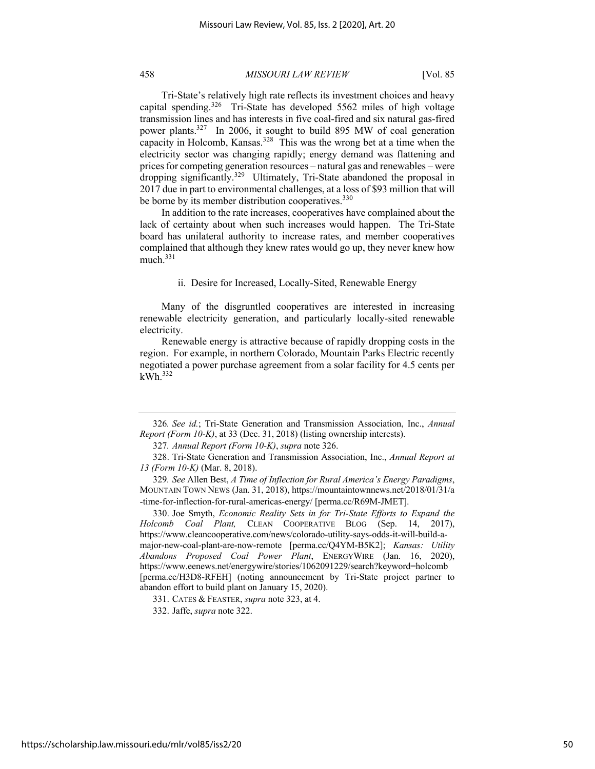Tri-State's relatively high rate reflects its investment choices and heavy capital spending.[326] Tri-State has developed 5562 miles of high voltage transmission lines and has interests in five coal-fired and six natural gas-fired power plants.[327] In 2006, it sought to build 895 MW of coal generation capacity in Holcomb, Kansas.[328] This was the wrong bet at a time when the electricity sector was changing rapidly; energy demand was flattening and prices for competing generation resources – natural gas and renewables – were dropping significantly.[329] Ultimately, Tri-State abandoned the proposal in 2017 due in part to environmental challenges, at a loss of $93 million that will be borne by its member distribution cooperatives.[330]

In addition to the rate increases, cooperatives have complained about the lack of certainty about when such increases would happen. The Tri-State board has unilateral authority to increase rates, and member cooperatives complained that although they knew rates would go up, they never knew how much.[331]

### ii. Desire for Increased, Locally-Sited, Renewable Energy

Many of the disgruntled cooperatives are interested in increasing renewable electricity generation, and particularly locally-sited renewable electricity.

Renewable energy is attractive because of rapidly dropping costs in the region. For example, in northern Colorado, Mountain Parks Electric recently negotiated a power purchase agreement from a solar facility for 4.5 cents per kWh.[332]

---

326. *See id.*; Tri-State Generation and Transmission Association, Inc., *Annual Report (Form 10-K)*, at 33 (Dec. 31, 2018) (listing ownership interests).

327. *Annual Report (Form 10-K)*, *supra* note 326.

328. Tri-State Generation and Transmission Association, Inc., *Annual Report at 13 (Form 10-K)* (Mar. 8, 2018).

329. *See* Allen Best, *A Time of Inflection for Rural America's Energy Paradigms*, MOUNTAIN TOWN NEWS (Jan. 31, 2018), https://mountaintownnews.net/2018/01/31/a-time-for-inflection-for-rural-americas-energy/ [perma.cc/R69M-JMET].

330. Joe Smyth, *Economic Reality Sets in for Tri-State Efforts to Expand the Holcomb Coal Plant,* CLEAN COOPERATIVE BLOG (Sep. 14, 2017), https://www.cleancooperative.com/news/colorado-utility-says-odds-it-will-build-a-major-new-coal-plant-are-now-remote [perma.cc/Q4YM-B5K2]; *Kansas: Utility Abandons Proposed Coal Power Plant*, ENERGYWIRE (Jan. 16, 2020), https://www.eenews.net/energywire/stories/1062091229/search?keyword=holcomb [perma.cc/H3D8-RFEH] (noting announcement by Tri-State project partner to abandon effort to build plant on January 15, 2020).

331. CATES & FEASTER, *supra* note 323, at 4.

332. Jaffe, *supra* note 322.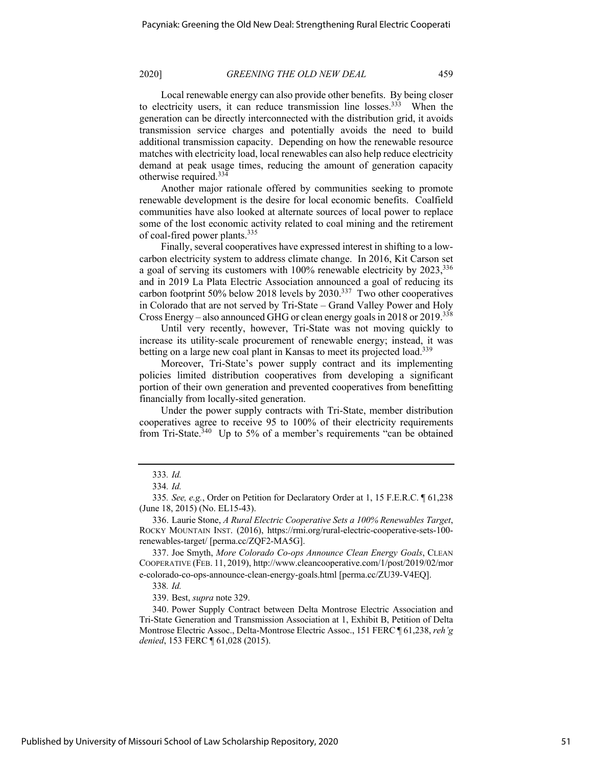Local renewable energy can also provide other benefits. By being closer to electricity users, it can reduce transmission line losses.[333] When the generation can be directly interconnected with the distribution grid, it avoids transmission service charges and potentially avoids the need to build additional transmission capacity. Depending on how the renewable resource matches with electricity load, local renewables can also help reduce electricity demand at peak usage times, reducing the amount of generation capacity otherwise required.[334]

Another major rationale offered by communities seeking to promote renewable development is the desire for local economic benefits. Coalfield communities have also looked at alternate sources of local power to replace some of the lost economic activity related to coal mining and the retirement of coal-fired power plants.[335]

Finally, several cooperatives have expressed interest in shifting to a low-carbon electricity system to address climate change. In 2016, Kit Carson set a goal of serving its customers with 100% renewable electricity by 2023,[336] and in 2019 La Plata Electric Association announced a goal of reducing its carbon footprint 50% below 2018 levels by 2030.[337] Two other cooperatives in Colorado that are not served by Tri-State – Grand Valley Power and Holy Cross Energy – also announced GHG or clean energy goals in 2018 or 2019.[338]

Until very recently, however, Tri-State was not moving quickly to increase its utility-scale procurement of renewable energy; instead, it was betting on a large new coal plant in Kansas to meet its projected load.[339]

Moreover, Tri-State's power supply contract and its implementing policies limited distribution cooperatives from developing a significant portion of their own generation and prevented cooperatives from benefitting financially from locally-sited generation.

Under the power supply contracts with Tri-State, member distribution cooperatives agree to receive 95 to 100% of their electricity requirements from Tri-State.[340] Up to 5% of a member's requirements "can be obtained

---

333. *Id.*

334. *Id.*

335. *See, e.g.*, Order on Petition for Declaratory Order at 1, 15 F.E.R.C. ¶ 61,238 (June 18, 2015) (No. EL15-43).

336. Laurie Stone, *A Rural Electric Cooperative Sets a 100% Renewables Target*, ROCKY MOUNTAIN INST. (2016), https://rmi.org/rural-electric-cooperative-sets-100-renewables-target/ [perma.cc/ZQF2-MA5G].

337. Joe Smyth, *More Colorado Co-ops Announce Clean Energy Goals*, CLEAN COOPERATIVE (FEB. 11, 2019), http://www.cleancooperative.com/1/post/2019/02/more-colorado-co-ops-announce-clean-energy-goals.html [perma.cc/ZU39-V4EQ].

338. *Id.*

339. Best, *supra* note 329.

340. Power Supply Contract between Delta Montrose Electric Association and Tri-State Generation and Transmission Association at 1, Exhibit B, Petition of Delta Montrose Electric Assoc., Delta-Montrose Electric Assoc., 151 FERC ¶ 61,238, *reh'g denied*, 153 FERC ¶ 61,028 (2015).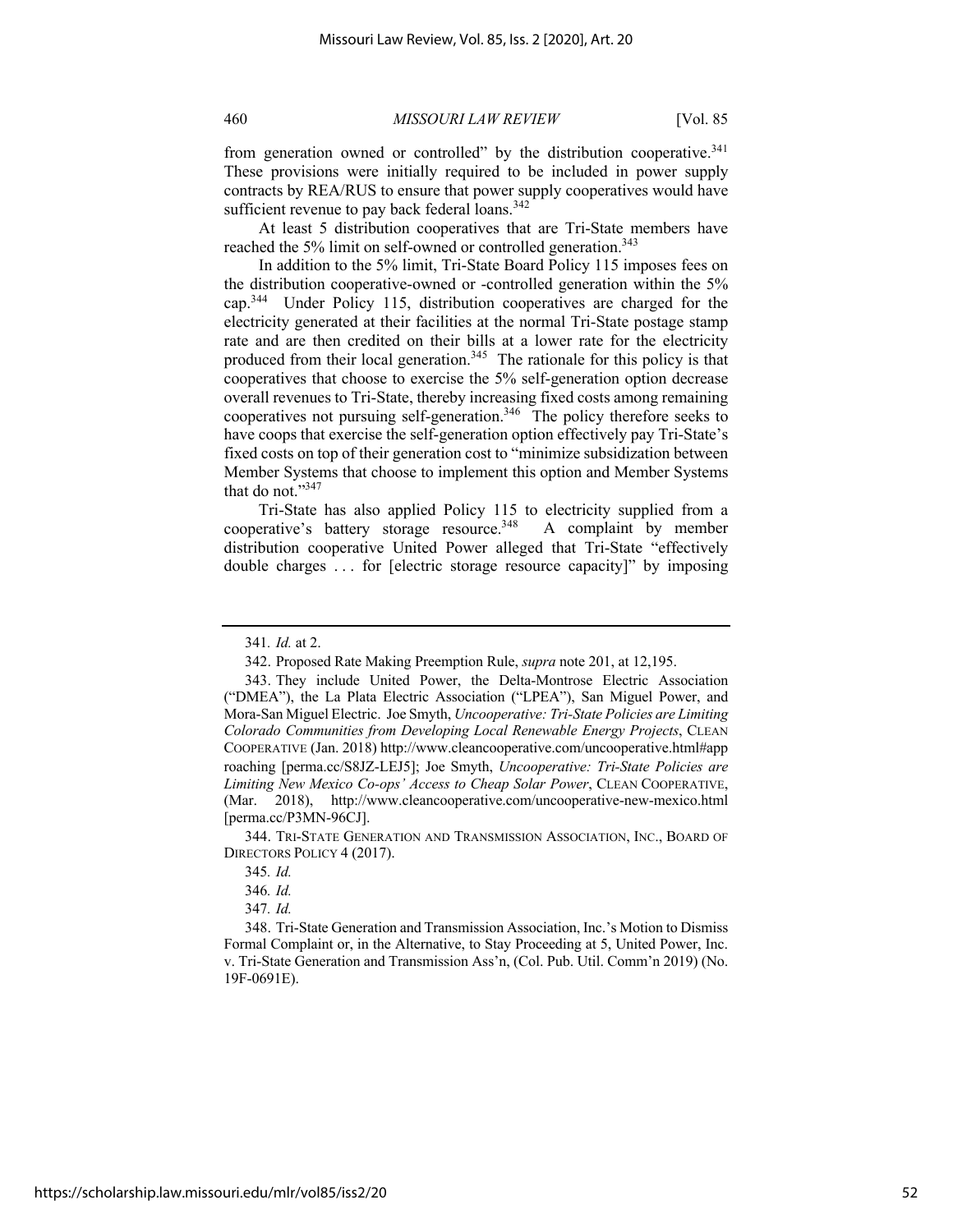from generation owned or controlled" by the distribution cooperative.[341] These provisions were initially required to be included in power supply contracts by REA/RUS to ensure that power supply cooperatives would have sufficient revenue to pay back federal loans.[342]

At least 5 distribution cooperatives that are Tri-State members have reached the 5% limit on self-owned or controlled generation.[343]

In addition to the 5% limit, Tri-State Board Policy 115 imposes fees on the distribution cooperative-owned or -controlled generation within the 5% cap.[344] Under Policy 115, distribution cooperatives are charged for the electricity generated at their facilities at the normal Tri-State postage stamp rate and are then credited on their bills at a lower rate for the electricity produced from their local generation.[345] The rationale for this policy is that cooperatives that choose to exercise the 5% self-generation option decrease overall revenues to Tri-State, thereby increasing fixed costs among remaining cooperatives not pursuing self-generation.[346] The policy therefore seeks to have coops that exercise the self-generation option effectively pay Tri-State's fixed costs on top of their generation cost to "minimize subsidization between Member Systems that choose to implement this option and Member Systems that do not."[347]

Tri-State has also applied Policy 115 to electricity supplied from a cooperative's battery storage resource.[348] A complaint by member distribution cooperative United Power alleged that Tri-State "effectively double charges . . . for [electric storage resource capacity]" by imposing

---

341. *Id.* at 2.

342. Proposed Rate Making Preemption Rule, *supra* note 201, at 12,195.

343. They include United Power, the Delta-Montrose Electric Association ("DMEA"), the La Plata Electric Association ("LPEA"), San Miguel Power, and Mora-San Miguel Electric. Joe Smyth, *Uncooperative: Tri-State Policies are Limiting Colorado Communities from Developing Local Renewable Energy Projects*, CLEAN COOPERATIVE (Jan. 2018) http://www.cleancooperative.com/uncooperative.html#approaching [perma.cc/S8JZ-LEJ5]; Joe Smyth, *Uncooperative: Tri-State Policies are Limiting New Mexico Co-ops' Access to Cheap Solar Power*, CLEAN COOPERATIVE, (Mar. 2018), http://www.cleancooperative.com/uncooperative-new-mexico.html [perma.cc/P3MN-96CJ].

344. TRI-STATE GENERATION AND TRANSMISSION ASSOCIATION, INC., BOARD OF DIRECTORS POLICY 4 (2017).

345. *Id.*

346. *Id.*

347. *Id.*

348. Tri-State Generation and Transmission Association, Inc.'s Motion to Dismiss Formal Complaint or, in the Alternative, to Stay Proceeding at 5, United Power, Inc. v. Tri-State Generation and Transmission Ass'n, (Col. Pub. Util. Comm'n 2019) (No. 19F-0691E).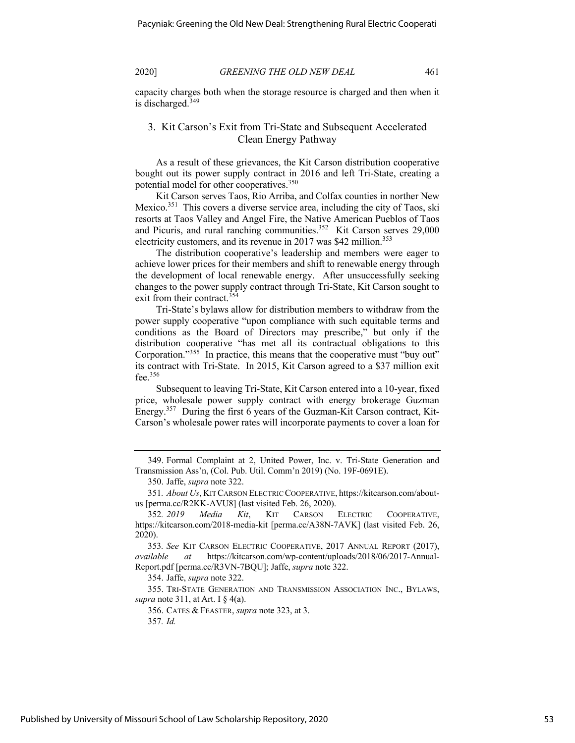capacity charges both when the storage resource is charged and then when it is discharged.[349]

### 3. Kit Carson's Exit from Tri-State and Subsequent Accelerated Clean Energy Pathway

As a result of these grievances, the Kit Carson distribution cooperative bought out its power supply contract in 2016 and left Tri-State, creating a potential model for other cooperatives.[350]

Kit Carson serves Taos, Rio Arriba, and Colfax counties in norther New Mexico.[351] This covers a diverse service area, including the city of Taos, ski resorts at Taos Valley and Angel Fire, the Native American Pueblos of Taos and Picuris, and rural ranching communities.[352] Kit Carson serves 29,000 electricity customers, and its revenue in 2017 was $42 million.[353]

The distribution cooperative's leadership and members were eager to achieve lower prices for their members and shift to renewable energy through the development of local renewable energy. After unsuccessfully seeking changes to the power supply contract through Tri-State, Kit Carson sought to exit from their contract.[354]

Tri-State's bylaws allow for distribution members to withdraw from the power supply cooperative "upon compliance with such equitable terms and conditions as the Board of Directors may prescribe," but only if the distribution cooperative "has met all its contractual obligations to this Corporation."[355] In practice, this means that the cooperative must "buy out" its contract with Tri-State. In 2015, Kit Carson agreed to a $37 million exit fee.[356]

Subsequent to leaving Tri-State, Kit Carson entered into a 10-year, fixed price, wholesale power supply contract with energy brokerage Guzman Energy.[357] During the first 6 years of the Guzman-Kit Carson contract, Kit-Carson's wholesale power rates will incorporate payments to cover a loan for

---

349. Formal Complaint at 2, United Power, Inc. v. Tri-State Generation and Transmission Ass'n, (Col. Pub. Util. Comm'n 2019) (No. 19F-0691E).

350. Jaffe, *supra* note 322.

351. *About Us*, KIT CARSON ELECTRIC COOPERATIVE, https://kitcarson.com/about-us [perma.cc/R2KK-AVU8] (last visited Feb. 26, 2020).

352. *2019 Media Kit*, KIT CARSON ELECTRIC COOPERATIVE, https://kitcarson.com/2018-media-kit [perma.cc/A38N-7AVK] (last visited Feb. 26, 2020).

353. *See* KIT CARSON ELECTRIC COOPERATIVE, 2017 ANNUAL REPORT (2017), *available at* https://kitcarson.com/wp-content/uploads/2018/06/2017-Annual-Report.pdf [perma.cc/R3VN-7BQU]; Jaffe, *supra* note 322.

354. Jaffe, *supra* note 322.

355. TRI-STATE GENERATION AND TRANSMISSION ASSOCIATION INC., BYLAWS, *supra* note 311, at Art. I § 4(a).

356. CATES & FEASTER, *supra* note 323, at 3.

357. *Id.*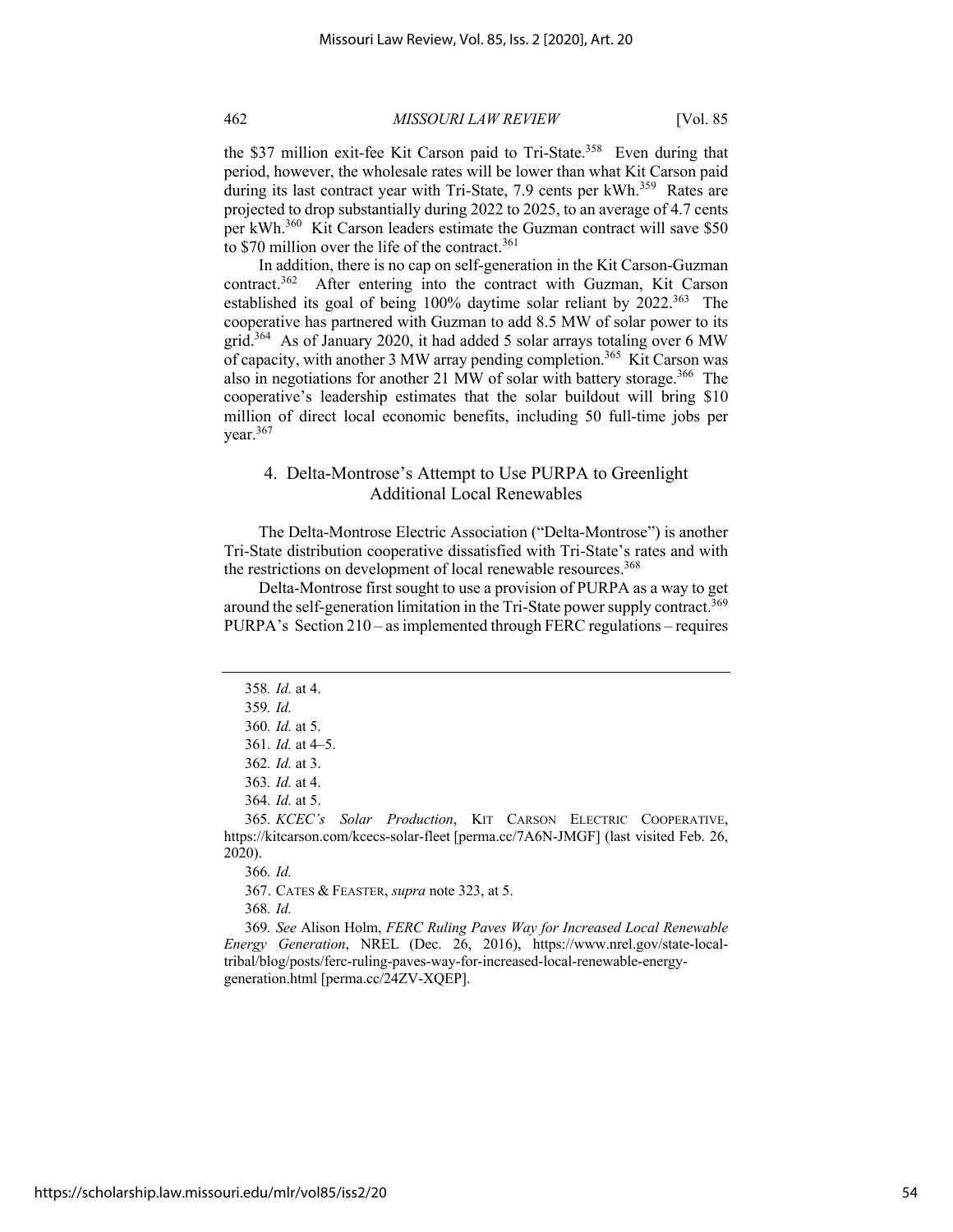the $37 million exit-fee Kit Carson paid to Tri-State.[358] Even during that period, however, the wholesale rates will be lower than what Kit Carson paid during its last contract year with Tri-State, 7.9 cents per kWh.[359] Rates are projected to drop substantially during 2022 to 2025, to an average of 4.7 cents per kWh.[360] Kit Carson leaders estimate the Guzman contract will save $50 to $70 million over the life of the contract.[361]

In addition, there is no cap on self-generation in the Kit Carson-Guzman contract.[362] After entering into the contract with Guzman, Kit Carson established its goal of being 100% daytime solar reliant by 2022.[363] The cooperative has partnered with Guzman to add 8.5 MW of solar power to its grid.[364] As of January 2020, it had added 5 solar arrays totaling over 6 MW of capacity, with another 3 MW array pending completion.[365] Kit Carson was also in negotiations for another 21 MW of solar with battery storage.[366] The cooperative's leadership estimates that the solar buildout will bring $10 million of direct local economic benefits, including 50 full-time jobs per year.[367]

### 4. Delta-Montrose's Attempt to Use PURPA to Greenlight Additional Local Renewables

The Delta-Montrose Electric Association ("Delta-Montrose") is another Tri-State distribution cooperative dissatisfied with Tri-State's rates and with the restrictions on development of local renewable resources.[368]

Delta-Montrose first sought to use a provision of PURPA as a way to get around the self-generation limitation in the Tri-State power supply contract.[369] PURPA's Section 210 – as implemented through FERC regulations – requires

---

358. *Id.* at 4.

359. *Id.*

360. *Id.* at 5.

361. *Id.* at 4–5.

362. *Id.* at 3.

363. *Id.* at 4.

364. *Id.* at 5.

365. *KCEC's Solar Production*, KIT CARSON ELECTRIC COOPERATIVE, https://kitcarson.com/kcecs-solar-fleet [perma.cc/7A6N-JMGF] (last visited Feb. 26, 2020).

366. *Id.*

367. CATES & FEASTER, *supra* note 323, at 5.

368. *Id.*

369. *See* Alison Holm, *FERC Ruling Paves Way for Increased Local Renewable Energy Generation*, NREL (Dec. 26, 2016), https://www.nrel.gov/state-local-tribal/blog/posts/ferc-ruling-paves-way-for-increased-local-renewable-energy-generation.html [perma.cc/24ZV-XQEP].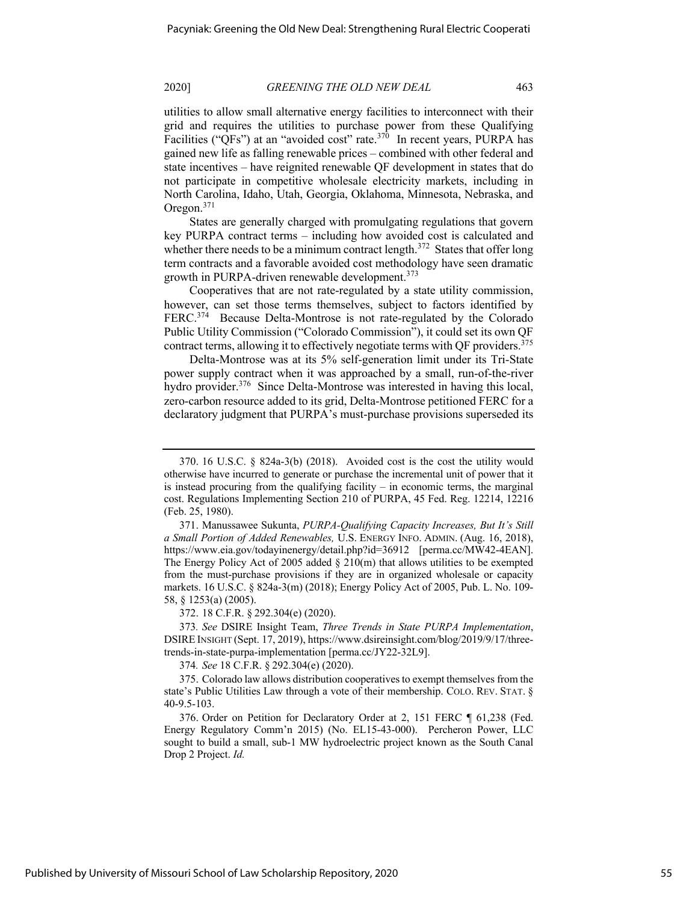utilities to allow small alternative energy facilities to interconnect with their grid and requires the utilities to purchase power from these Qualifying Facilities ("QFs") at an "avoided cost" rate.[370] In recent years, PURPA has gained new life as falling renewable prices – combined with other federal and state incentives – have reignited renewable QF development in states that do not participate in competitive wholesale electricity markets, including in North Carolina, Idaho, Utah, Georgia, Oklahoma, Minnesota, Nebraska, and Oregon.[371]

States are generally charged with promulgating regulations that govern key PURPA contract terms – including how avoided cost is calculated and whether there needs to be a minimum contract length.[372] States that offer long term contracts and a favorable avoided cost methodology have seen dramatic growth in PURPA-driven renewable development.[373]

Cooperatives that are not rate-regulated by a state utility commission, however, can set those terms themselves, subject to factors identified by FERC.[374] Because Delta-Montrose is not rate-regulated by the Colorado Public Utility Commission ("Colorado Commission"), it could set its own QF contract terms, allowing it to effectively negotiate terms with QF providers.[375]

Delta-Montrose was at its 5% self-generation limit under its Tri-State power supply contract when it was approached by a small, run-of-the-river hydro provider.[376] Since Delta-Montrose was interested in having this local, zero-carbon resource added to its grid, Delta-Montrose petitioned FERC for a declaratory judgment that PURPA's must-purchase provisions superseded its

---

370. 16 U.S.C. § 824a-3(b) (2018). Avoided cost is the cost the utility would otherwise have incurred to generate or purchase the incremental unit of power that it is instead procuring from the qualifying facility – in economic terms, the marginal cost. Regulations Implementing Section 210 of PURPA, 45 Fed. Reg. 12214, 12216 (Feb. 25, 1980).

371. Manussawee Sukunta, *PURPA-Qualifying Capacity Increases, But It's Still a Small Portion of Added Renewables,* U.S. ENERGY INFO. ADMIN. (Aug. 16, 2018), https://www.eia.gov/todayinenergy/detail.php?id=36912 [perma.cc/MW42-4EAN]. The Energy Policy Act of 2005 added § 210(m) that allows utilities to be exempted from the must-purchase provisions if they are in organized wholesale or capacity markets. 16 U.S.C. § 824a-3(m) (2018); Energy Policy Act of 2005, Pub. L. No. 109-58, § 1253(a) (2005).

372. 18 C.F.R. § 292.304(e) (2020).

373. *See* DSIRE Insight Team, *Three Trends in State PURPA Implementation*, DSIRE INSIGHT (Sept. 17, 2019), https://www.dsireinsight.com/blog/2019/9/17/three-trends-in-state-purpa-implementation [perma.cc/JY22-32L9].

374. *See* 18 C.F.R. § 292.304(e) (2020).

375. Colorado law allows distribution cooperatives to exempt themselves from the state's Public Utilities Law through a vote of their membership. COLO. REV. STAT. § 40-9.5-103.

376. Order on Petition for Declaratory Order at 2, 151 FERC ¶ 61,238 (Fed. Energy Regulatory Comm'n 2015) (No. EL15-43-000). Percheron Power, LLC sought to build a small, sub-1 MW hydroelectric project known as the South Canal Drop 2 Project. *Id.*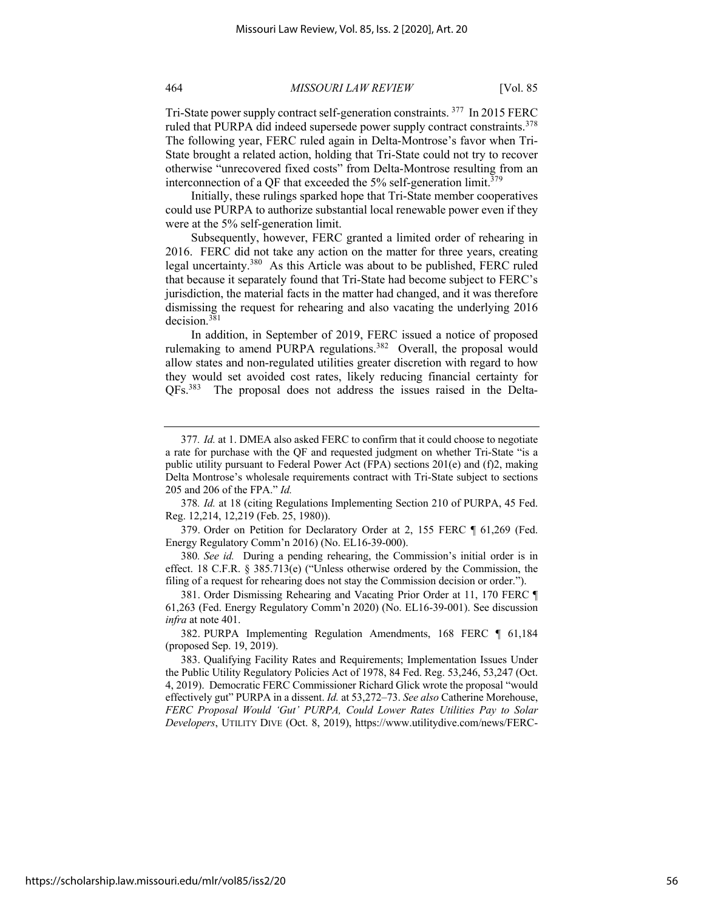Tri-State power supply contract self-generation constraints. [377] In 2015 FERC ruled that PURPA did indeed supersede power supply contract constraints.[378] The following year, FERC ruled again in Delta-Montrose's favor when Tri-State brought a related action, holding that Tri-State could not try to recover otherwise "unrecovered fixed costs" from Delta-Montrose resulting from an interconnection of a QF that exceeded the 5% self-generation limit.[379]

Initially, these rulings sparked hope that Tri-State member cooperatives could use PURPA to authorize substantial local renewable power even if they were at the 5% self-generation limit.

Subsequently, however, FERC granted a limited order of rehearing in 2016. FERC did not take any action on the matter for three years, creating legal uncertainty.[380] As this Article was about to be published, FERC ruled that because it separately found that Tri-State had become subject to FERC's jurisdiction, the material facts in the matter had changed, and it was therefore dismissing the request for rehearing and also vacating the underlying 2016 decision.[381]

In addition, in September of 2019, FERC issued a notice of proposed rulemaking to amend PURPA regulations.[382] Overall, the proposal would allow states and non-regulated utilities greater discretion with regard to how they would set avoided cost rates, likely reducing financial certainty for QFs.[383] The proposal does not address the issues raised in the Delta-

---

377. *Id.* at 1. DMEA also asked FERC to confirm that it could choose to negotiate a rate for purchase with the QF and requested judgment on whether Tri-State "is a public utility pursuant to Federal Power Act (FPA) sections 201(e) and (f)2, making Delta Montrose's wholesale requirements contract with Tri-State subject to sections 205 and 206 of the FPA." *Id.*

378. *Id.* at 18 (citing Regulations Implementing Section 210 of PURPA, 45 Fed. Reg. 12,214, 12,219 (Feb. 25, 1980)).

379. Order on Petition for Declaratory Order at 2, 155 FERC ¶ 61,269 (Fed. Energy Regulatory Comm'n 2016) (No. EL16-39-000).

380. *See id.* During a pending rehearing, the Commission's initial order is in effect. 18 C.F.R. § 385.713(e) ("Unless otherwise ordered by the Commission, the filing of a request for rehearing does not stay the Commission decision or order.").

381. Order Dismissing Rehearing and Vacating Prior Order at 11, 170 FERC ¶ 61,263 (Fed. Energy Regulatory Comm'n 2020) (No. EL16-39-001). See discussion *infra* at note 401.

382. PURPA Implementing Regulation Amendments, 168 FERC ¶ 61,184 (proposed Sep. 19, 2019).

383. Qualifying Facility Rates and Requirements; Implementation Issues Under the Public Utility Regulatory Policies Act of 1978, 84 Fed. Reg. 53,246, 53,247 (Oct. 4, 2019). Democratic FERC Commissioner Richard Glick wrote the proposal "would effectively gut" PURPA in a dissent. *Id.* at 53,272–73. *See also* Catherine Morehouse, *FERC Proposal Would 'Gut' PURPA, Could Lower Rates Utilities Pay to Solar Developers*, UTILITY DIVE (Oct. 8, 2019), https://www.utilitydive.com/news/FERC-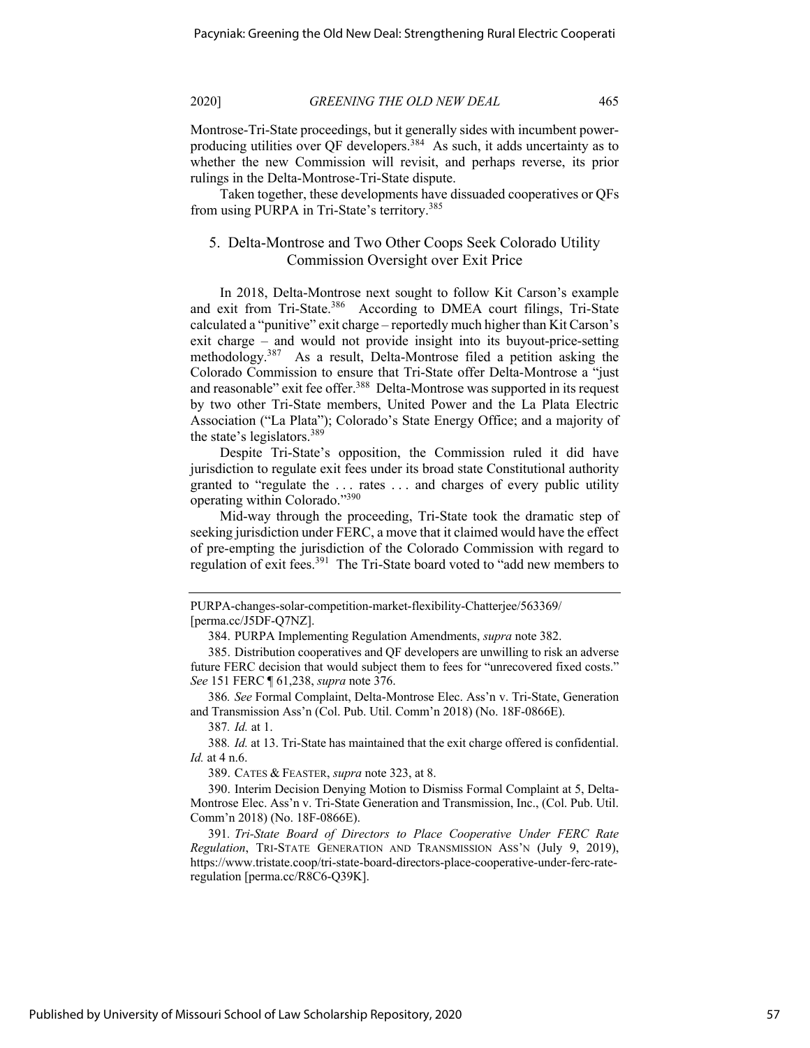Montrose-Tri-State proceedings, but it generally sides with incumbent power-producing utilities over QF developers.[384] As such, it adds uncertainty as to whether the new Commission will revisit, and perhaps reverse, its prior rulings in the Delta-Montrose-Tri-State dispute.

Taken together, these developments have dissuaded cooperatives or QFs from using PURPA in Tri-State's territory.[385]

### 5. Delta-Montrose and Two Other Coops Seek Colorado Utility Commission Oversight over Exit Price

In 2018, Delta-Montrose next sought to follow Kit Carson's example and exit from Tri-State.[386] According to DMEA court filings, Tri-State calculated a "punitive" exit charge – reportedly much higher than Kit Carson's exit charge – and would not provide insight into its buyout-price-setting methodology.[387] As a result, Delta-Montrose filed a petition asking the Colorado Commission to ensure that Tri-State offer Delta-Montrose a "just and reasonable" exit fee offer.[388] Delta-Montrose was supported in its request by two other Tri-State members, United Power and the La Plata Electric Association ("La Plata"); Colorado's State Energy Office; and a majority of the state's legislators.[389]

Despite Tri-State's opposition, the Commission ruled it did have jurisdiction to regulate exit fees under its broad state Constitutional authority granted to "regulate the . . . rates . . . and charges of every public utility operating within Colorado."[390]

Mid-way through the proceeding, Tri-State took the dramatic step of seeking jurisdiction under FERC, a move that it claimed would have the effect of pre-empting the jurisdiction of the Colorado Commission with regard to regulation of exit fees.[391] The Tri-State board voted to "add new members to

---

PURPA-changes-solar-competition-market-flexibility-Chatterjee/563369/ [perma.cc/J5DF-Q7NZ].

384. PURPA Implementing Regulation Amendments, *supra* note 382.

385. Distribution cooperatives and QF developers are unwilling to risk an adverse future FERC decision that would subject them to fees for "unrecovered fixed costs." *See* 151 FERC ¶ 61,238, *supra* note 376.

386. *See* Formal Complaint, Delta-Montrose Elec. Ass'n v. Tri-State, Generation and Transmission Ass'n (Col. Pub. Util. Comm'n 2018) (No. 18F-0866E).

387. *Id.* at 1.

388. *Id.* at 13. Tri-State has maintained that the exit charge offered is confidential. *Id.* at 4 n.6.

389. CATES & FEASTER, *supra* note 323, at 8.

390. Interim Decision Denying Motion to Dismiss Formal Complaint at 5, Delta-Montrose Elec. Ass'n v. Tri-State Generation and Transmission, Inc., (Col. Pub. Util. Comm'n 2018) (No. 18F-0866E).

391. *Tri-State Board of Directors to Place Cooperative Under FERC Rate Regulation*, TRI-STATE GENERATION AND TRANSMISSION ASS'N (July 9, 2019), https://www.tristate.coop/tri-state-board-directors-place-cooperative-under-ferc-rate-regulation [perma.cc/R8C6-Q39K].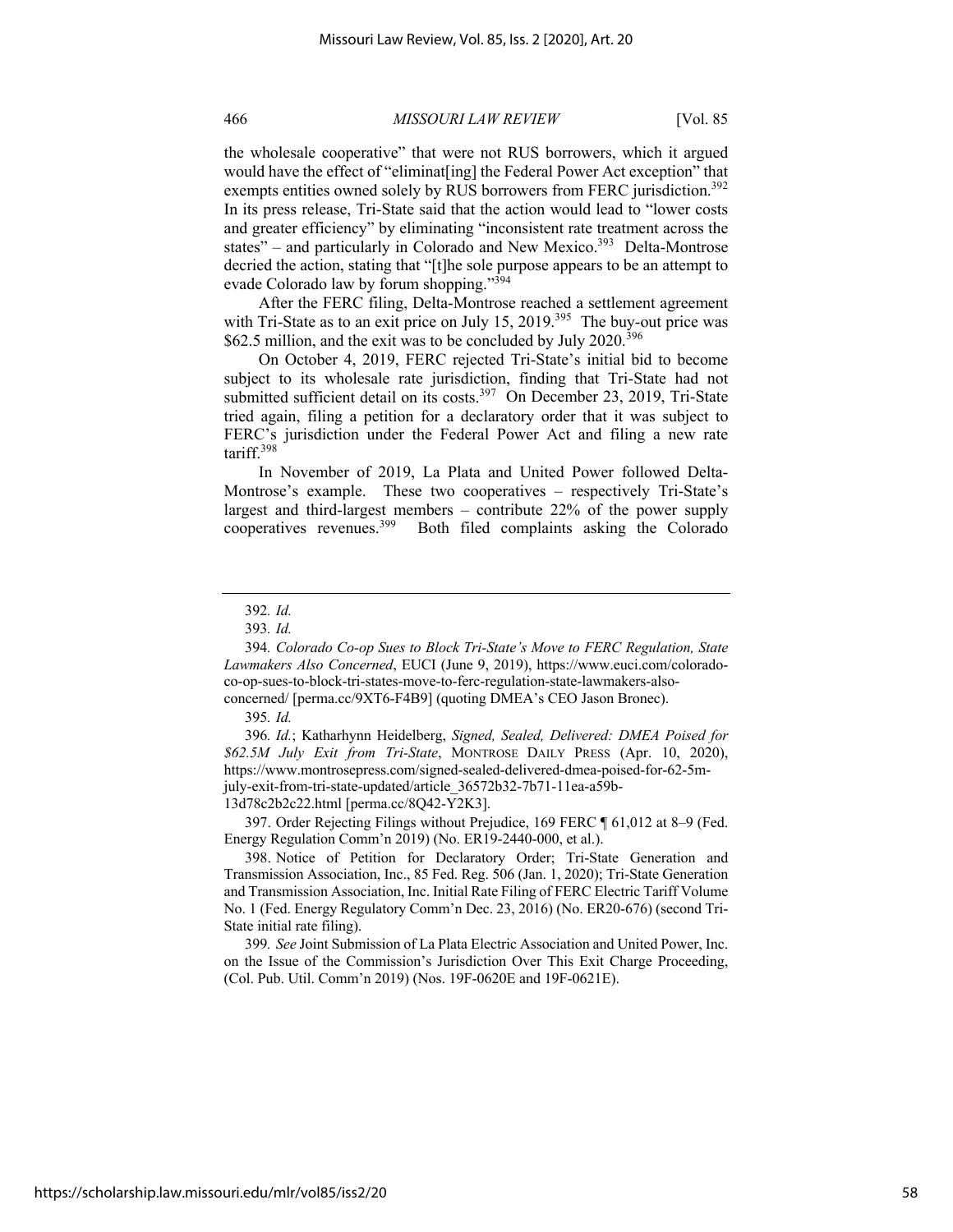the wholesale cooperative" that were not RUS borrowers, which it argued would have the effect of "eliminat[ing] the Federal Power Act exception" that exempts entities owned solely by RUS borrowers from FERC jurisdiction.[392] In its press release, Tri-State said that the action would lead to "lower costs and greater efficiency" by eliminating "inconsistent rate treatment across the states" – and particularly in Colorado and New Mexico.[393] Delta-Montrose decried the action, stating that "[t]he sole purpose appears to be an attempt to evade Colorado law by forum shopping."[394]

After the FERC filing, Delta-Montrose reached a settlement agreement with Tri-State as to an exit price on July 15, 2019.[395] The buy-out price was $62.5 million, and the exit was to be concluded by July 2020.[396]

On October 4, 2019, FERC rejected Tri-State's initial bid to become subject to its wholesale rate jurisdiction, finding that Tri-State had not submitted sufficient detail on its costs.[397] On December 23, 2019, Tri-State tried again, filing a petition for a declaratory order that it was subject to FERC's jurisdiction under the Federal Power Act and filing a new rate tariff.[398]

In November of 2019, La Plata and United Power followed Delta-Montrose's example. These two cooperatives – respectively Tri-State's largest and third-largest members – contribute 22% of the power supply cooperatives revenues.[399] Both filed complaints asking the Colorado

---

392. *Id.*

393. *Id.*

394. *Colorado Co-op Sues to Block Tri-State's Move to FERC Regulation, State Lawmakers Also Concerned*, EUCI (June 9, 2019), https://www.euci.com/colorado-co-op-sues-to-block-tri-states-move-to-ferc-regulation-state-lawmakers-also-concerned/ [perma.cc/9XT6-F4B9] (quoting DMEA's CEO Jason Bronec).

395. *Id.*

396. *Id.*; Katharhynn Heidelberg, *Signed, Sealed, Delivered: DMEA Poised for $62.5M July Exit from Tri-State*, MONTROSE DAILY PRESS (Apr. 10, 2020), https://www.montrosepress.com/signed-sealed-delivered-dmea-poised-for-62-5m-july-exit-from-tri-state-updated/article_36572b32-7b71-11ea-a59b-13d78c2b2c22.html [perma.cc/8Q42-Y2K3].

397. Order Rejecting Filings without Prejudice, 169 FERC ¶ 61,012 at 8–9 (Fed. Energy Regulation Comm'n 2019) (No. ER19-2440-000, et al.).

398. Notice of Petition for Declaratory Order; Tri-State Generation and Transmission Association, Inc., 85 Fed. Reg. 506 (Jan. 1, 2020); Tri-State Generation and Transmission Association, Inc. Initial Rate Filing of FERC Electric Tariff Volume No. 1 (Fed. Energy Regulatory Comm'n Dec. 23, 2016) (No. ER20-676) (second Tri-State initial rate filing).

399. *See* Joint Submission of La Plata Electric Association and United Power, Inc. on the Issue of the Commission's Jurisdiction Over This Exit Charge Proceeding, (Col. Pub. Util. Comm'n 2019) (Nos. 19F-0620E and 19F-0621E).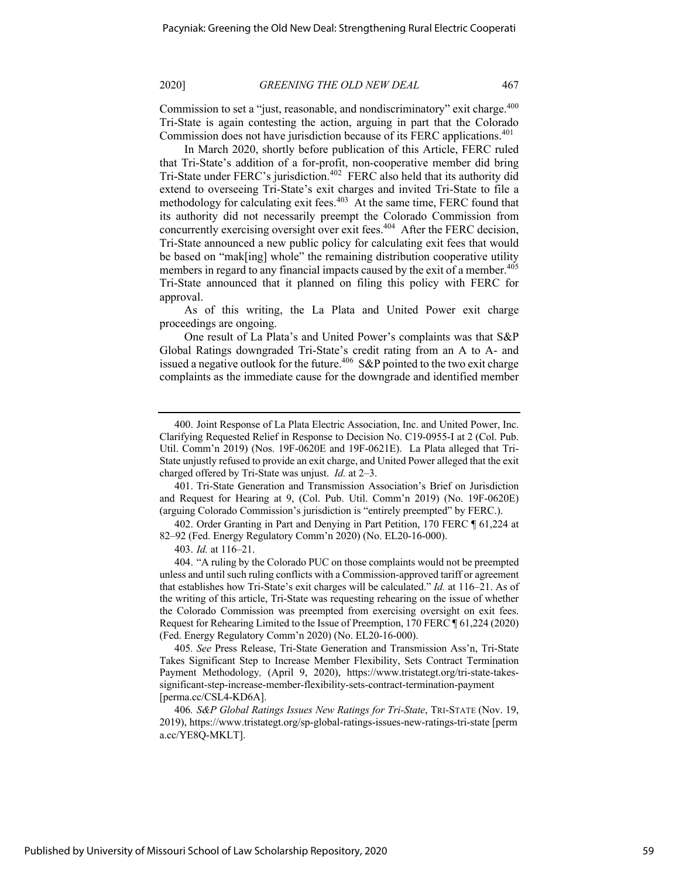Commission to set a "just, reasonable, and nondiscriminatory" exit charge.[400] Tri-State is again contesting the action, arguing in part that the Colorado Commission does not have jurisdiction because of its FERC applications.[401]

In March 2020, shortly before publication of this Article, FERC ruled that Tri-State's addition of a for-profit, non-cooperative member did bring Tri-State under FERC's jurisdiction.[402] FERC also held that its authority did extend to overseeing Tri-State's exit charges and invited Tri-State to file a methodology for calculating exit fees.[403] At the same time, FERC found that its authority did not necessarily preempt the Colorado Commission from concurrently exercising oversight over exit fees.[404] After the FERC decision, Tri-State announced a new public policy for calculating exit fees that would be based on "mak[ing] whole" the remaining distribution cooperative utility members in regard to any financial impacts caused by the exit of a member.[405] Tri-State announced that it planned on filing this policy with FERC for approval.

As of this writing, the La Plata and United Power exit charge proceedings are ongoing.

One result of La Plata's and United Power's complaints was that S&P Global Ratings downgraded Tri-State's credit rating from an A to A- and issued a negative outlook for the future.[406] S&P pointed to the two exit charge complaints as the immediate cause for the downgrade and identified member

---

400. Joint Response of La Plata Electric Association, Inc. and United Power, Inc. Clarifying Requested Relief in Response to Decision No. C19-0955-I at 2 (Col. Pub. Util. Comm'n 2019) (Nos. 19F-0620E and 19F-0621E). La Plata alleged that Tri-State unjustly refused to provide an exit charge, and United Power alleged that the exit charged offered by Tri-State was unjust. *Id.* at 2–3.

401. Tri-State Generation and Transmission Association's Brief on Jurisdiction and Request for Hearing at 9, (Col. Pub. Util. Comm'n 2019) (No. 19F-0620E) (arguing Colorado Commission's jurisdiction is "entirely preempted" by FERC.).

402. Order Granting in Part and Denying in Part Petition, 170 FERC ¶ 61,224 at 82–92 (Fed. Energy Regulatory Comm'n 2020) (No. EL20-16-000).

403. *Id.* at 116–21.

404. "A ruling by the Colorado PUC on those complaints would not be preempted unless and until such ruling conflicts with a Commission-approved tariff or agreement that establishes how Tri-State's exit charges will be calculated." *Id.* at 116–21. As of the writing of this article, Tri-State was requesting rehearing on the issue of whether the Colorado Commission was preempted from exercising oversight on exit fees. Request for Rehearing Limited to the Issue of Preemption, 170 FERC ¶ 61,224 (2020) (Fed. Energy Regulatory Comm'n 2020) (No. EL20-16-000).

405. *See* Press Release, Tri-State Generation and Transmission Ass'n, Tri-State Takes Significant Step to Increase Member Flexibility, Sets Contract Termination Payment Methodology*,* (April 9, 2020), https://www.tristategt.org/tri-state-takes-significant-step-increase-member-flexibility-sets-contract-termination-payment [perma.cc/CSL4-KD6A].

406. *S&P Global Ratings Issues New Ratings for Tri-State*, TRI-STATE (Nov. 19, 2019), https://www.tristategt.org/sp-global-ratings-issues-new-ratings-tri-state [perma.cc/YE8Q-MKLT].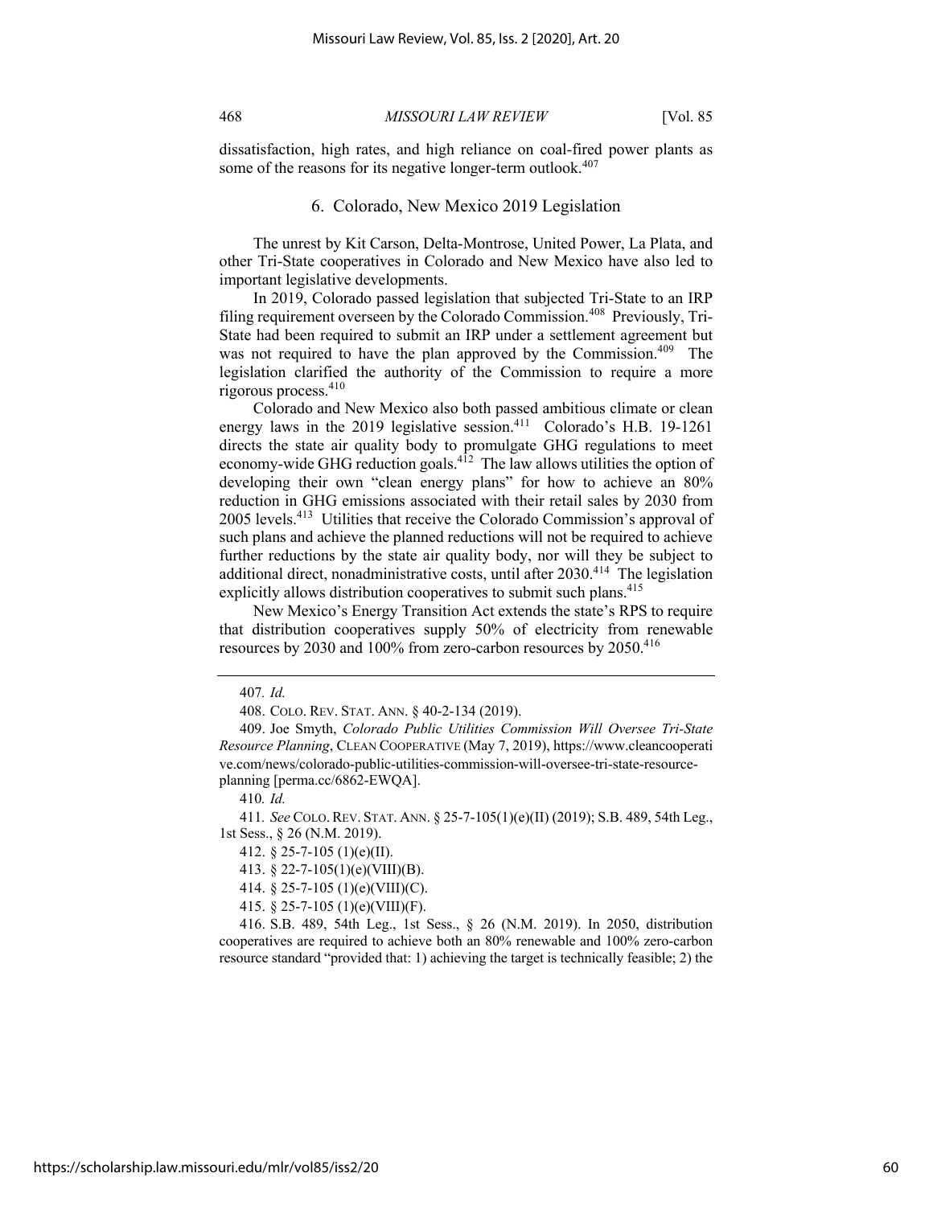dissatisfaction, high rates, and high reliance on coal-fired power plants as some of the reasons for its negative longer-term outlook.[407]

### 6. Colorado, New Mexico 2019 Legislation

The unrest by Kit Carson, Delta-Montrose, United Power, La Plata, and other Tri-State cooperatives in Colorado and New Mexico have also led to important legislative developments.

In 2019, Colorado passed legislation that subjected Tri-State to an IRP filing requirement overseen by the Colorado Commission.[408] Previously, Tri-State had been required to submit an IRP under a settlement agreement but was not required to have the plan approved by the Commission.[409] The legislation clarified the authority of the Commission to require a more rigorous process.[410]

Colorado and New Mexico also both passed ambitious climate or clean energy laws in the 2019 legislative session.[411] Colorado's H.B. 19-1261 directs the state air quality body to promulgate GHG regulations to meet economy-wide GHG reduction goals.[412] The law allows utilities the option of developing their own "clean energy plans" for how to achieve an 80% reduction in GHG emissions associated with their retail sales by 2030 from 2005 levels.[413] Utilities that receive the Colorado Commission's approval of such plans and achieve the planned reductions will not be required to achieve further reductions by the state air quality body, nor will they be subject to additional direct, nonadministrative costs, until after 2030.[414] The legislation explicitly allows distribution cooperatives to submit such plans.[415]

New Mexico's Energy Transition Act extends the state's RPS to require that distribution cooperatives supply 50% of electricity from renewable resources by 2030 and 100% from zero-carbon resources by 2050.[416]

---

407. *Id.*

408. COLO. REV. STAT. ANN. § 40-2-134 (2019).

409. Joe Smyth, *Colorado Public Utilities Commission Will Oversee Tri-State Resource Planning*, CLEAN COOPERATIVE (May 7, 2019), https://www.cleancooperative.com/news/colorado-public-utilities-commission-will-oversee-tri-state-resource-planning [perma.cc/6862-EWQA].

410. *Id.*

411. *See* COLO. REV. STAT. ANN. § 25-7-105(1)(e)(II) (2019); S.B. 489, 54th Leg., 1st Sess., § 26 (N.M. 2019).

412. § 25-7-105 (1)(e)(II).

413. § 22-7-105(1)(e)(VIII)(B).

414. § 25-7-105 (1)(e)(VIII)(C).

415. § 25-7-105 (1)(e)(VIII)(F).

416. S.B. 489, 54th Leg., 1st Sess., § 26 (N.M. 2019). In 2050, distribution cooperatives are required to achieve both an 80% renewable and 100% zero-carbon resource standard "provided that: 1) achieving the target is technically feasible; 2) the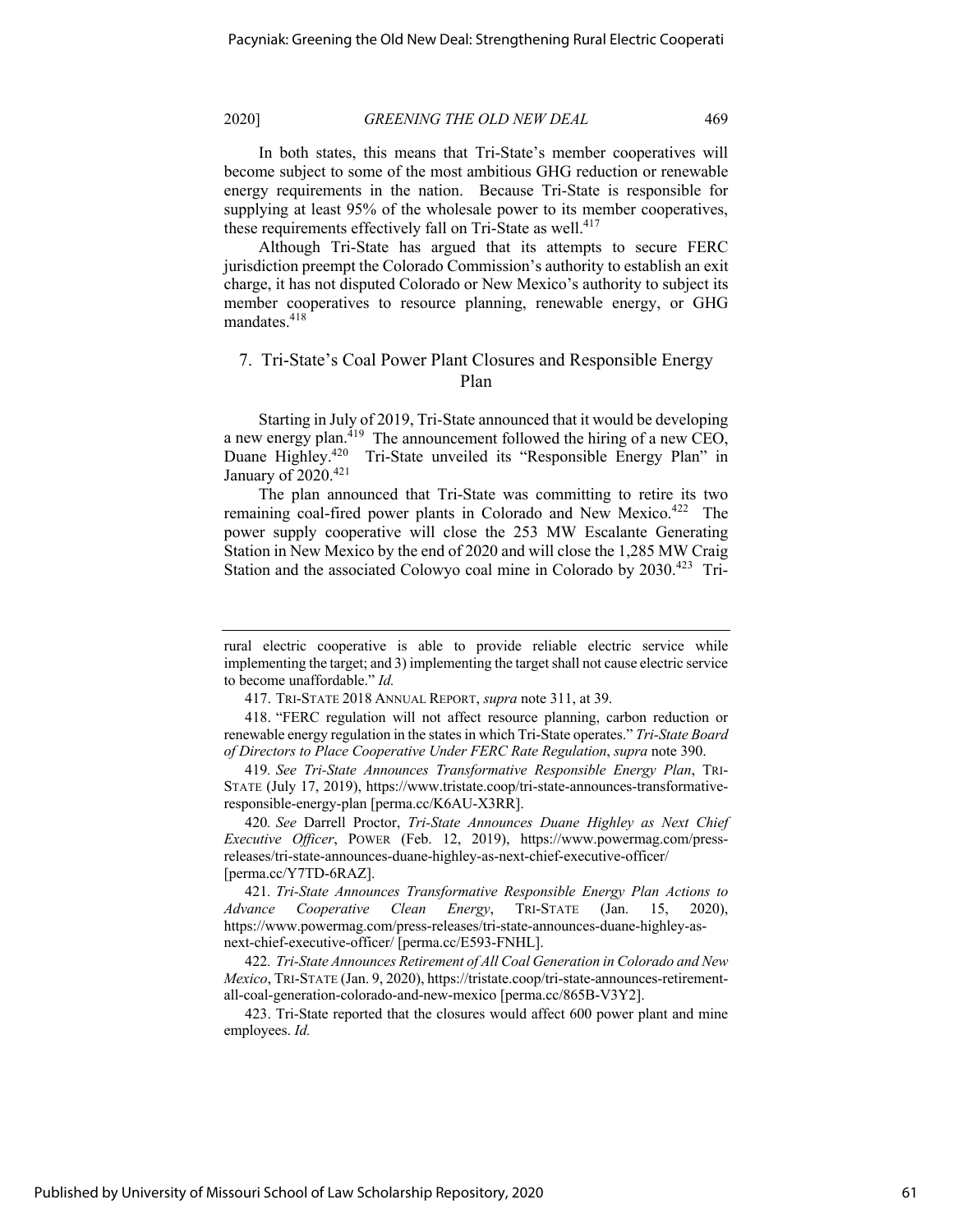In both states, this means that Tri-State's member cooperatives will become subject to some of the most ambitious GHG reduction or renewable energy requirements in the nation. Because Tri-State is responsible for supplying at least 95% of the wholesale power to its member cooperatives, these requirements effectively fall on Tri-State as well.[417]

Although Tri-State has argued that its attempts to secure FERC jurisdiction preempt the Colorado Commission's authority to establish an exit charge, it has not disputed Colorado or New Mexico's authority to subject its member cooperatives to resource planning, renewable energy, or GHG mandates.[418]

### 7. Tri-State's Coal Power Plant Closures and Responsible Energy Plan

Starting in July of 2019, Tri-State announced that it would be developing a new energy plan.[419] The announcement followed the hiring of a new CEO, Duane Highley.[420] Tri-State unveiled its "Responsible Energy Plan" in January of 2020.[421]

The plan announced that Tri-State was committing to retire its two remaining coal-fired power plants in Colorado and New Mexico.[422] The power supply cooperative will close the 253 MW Escalante Generating Station in New Mexico by the end of 2020 and will close the 1,285 MW Craig Station and the associated Colowyo coal mine in Colorado by 2030.[423] Tri-

---

rural electric cooperative is able to provide reliable electric service while implementing the target; and 3) implementing the target shall not cause electric service to become unaffordable." *Id.*

417. TRI-STATE 2018 ANNUAL REPORT, *supra* note 311, at 39.

418. "FERC regulation will not affect resource planning, carbon reduction or renewable energy regulation in the states in which Tri-State operates." *Tri-State Board of Directors to Place Cooperative Under FERC Rate Regulation*, *supra* note 390.

419. *See Tri-State Announces Transformative Responsible Energy Plan*, TRI-STATE (July 17, 2019), https://www.tristate.coop/tri-state-announces-transformative-responsible-energy-plan [perma.cc/K6AU-X3RR].

420. *See* Darrell Proctor, *Tri-State Announces Duane Highley as Next Chief Executive Officer*, POWER (Feb. 12, 2019), https://www.powermag.com/press-releases/tri-state-announces-duane-highley-as-next-chief-executive-officer/ [perma.cc/Y7TD-6RAZ].

421. *Tri-State Announces Transformative Responsible Energy Plan Actions to Advance Cooperative Clean Energy*, TRI-STATE (Jan. 15, 2020), https://www.powermag.com/press-releases/tri-state-announces-duane-highley-as-next-chief-executive-officer/ [perma.cc/E593-FNHL].

422. *Tri-State Announces Retirement of All Coal Generation in Colorado and New Mexico*, TRI-STATE (Jan. 9, 2020), https://tristate.coop/tri-state-announces-retirement-all-coal-generation-colorado-and-new-mexico [perma.cc/865B-V3Y2].

423. Tri-State reported that the closures would affect 600 power plant and mine employees. *Id.*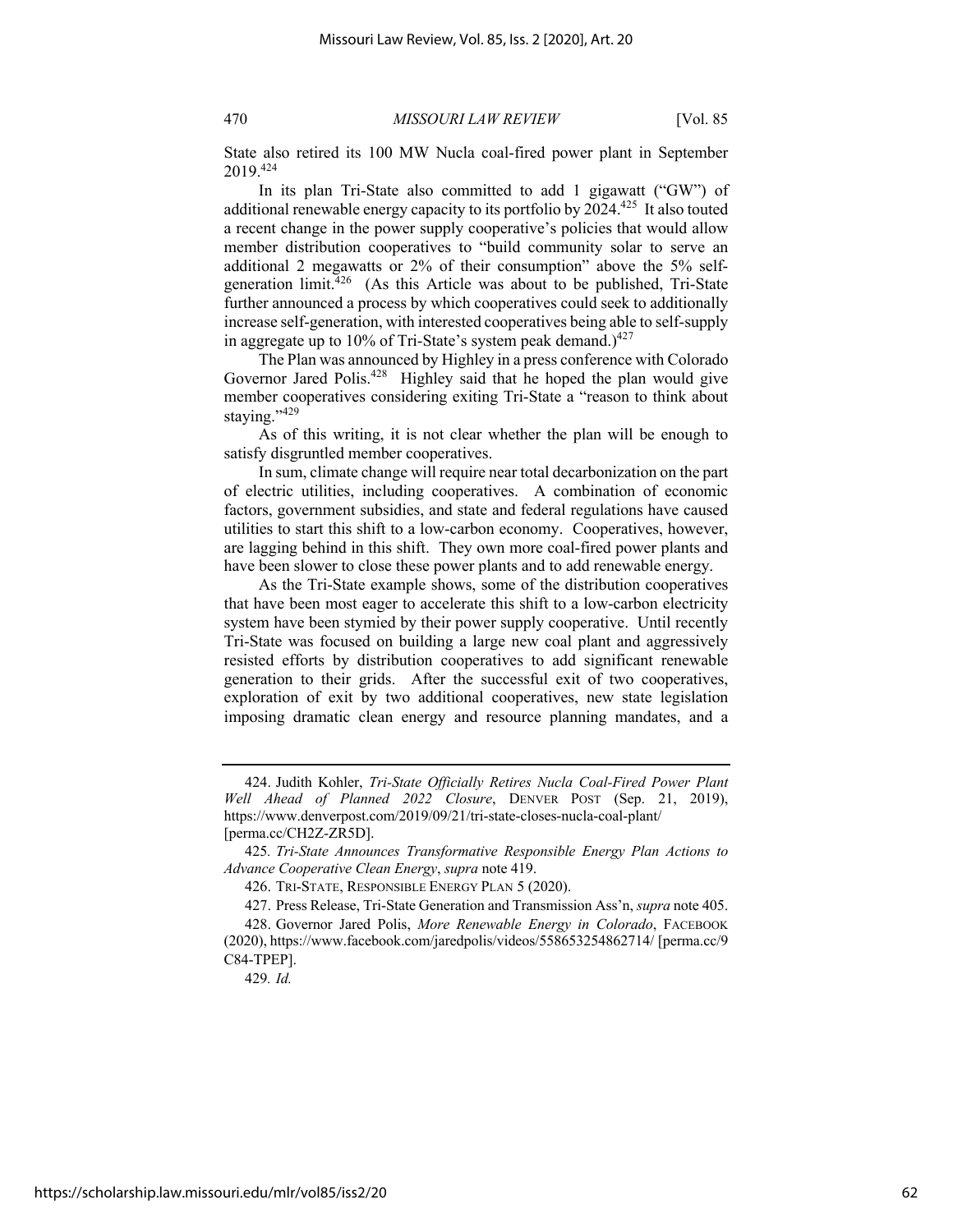State also retired its 100 MW Nucla coal-fired power plant in September 2019.[424]

In its plan Tri-State also committed to add 1 gigawatt ("GW") of additional renewable energy capacity to its portfolio by 2024.[425] It also touted a recent change in the power supply cooperative's policies that would allow member distribution cooperatives to "build community solar to serve an additional 2 megawatts or 2% of their consumption" above the 5% self-generation limit.[426] (As this Article was about to be published, Tri-State further announced a process by which cooperatives could seek to additionally increase self-generation, with interested cooperatives being able to self-supply in aggregate up to 10% of Tri-State's system peak demand.)[427]

The Plan was announced by Highley in a press conference with Colorado Governor Jared Polis.[428] Highley said that he hoped the plan would give member cooperatives considering exiting Tri-State a "reason to think about staying."[429]

As of this writing, it is not clear whether the plan will be enough to satisfy disgruntled member cooperatives.

In sum, climate change will require near total decarbonization on the part of electric utilities, including cooperatives. A combination of economic factors, government subsidies, and state and federal regulations have caused utilities to start this shift to a low-carbon economy. Cooperatives, however, are lagging behind in this shift. They own more coal-fired power plants and have been slower to close these power plants and to add renewable energy.

As the Tri-State example shows, some of the distribution cooperatives that have been most eager to accelerate this shift to a low-carbon electricity system have been stymied by their power supply cooperative. Until recently Tri-State was focused on building a large new coal plant and aggressively resisted efforts by distribution cooperatives to add significant renewable generation to their grids. After the successful exit of two cooperatives, exploration of exit by two additional cooperatives, new state legislation imposing dramatic clean energy and resource planning mandates, and a

---

424. Judith Kohler, *Tri-State Officially Retires Nucla Coal-Fired Power Plant Well Ahead of Planned 2022 Closure*, DENVER POST (Sep. 21, 2019), https://www.denverpost.com/2019/09/21/tri-state-closes-nucla-coal-plant/ [perma.cc/CH2Z-ZR5D].

425. *Tri-State Announces Transformative Responsible Energy Plan Actions to Advance Cooperative Clean Energy*, *supra* note 419.

426. TRI-STATE, RESPONSIBLE ENERGY PLAN 5 (2020).

427. Press Release, Tri-State Generation and Transmission Ass'n, *supra* note 405.

428. Governor Jared Polis, *More Renewable Energy in Colorado*, FACEBOOK (2020), https://www.facebook.com/jaredpolis/videos/558653254862714/ [perma.cc/9C84-TPEP].

429. *Id.*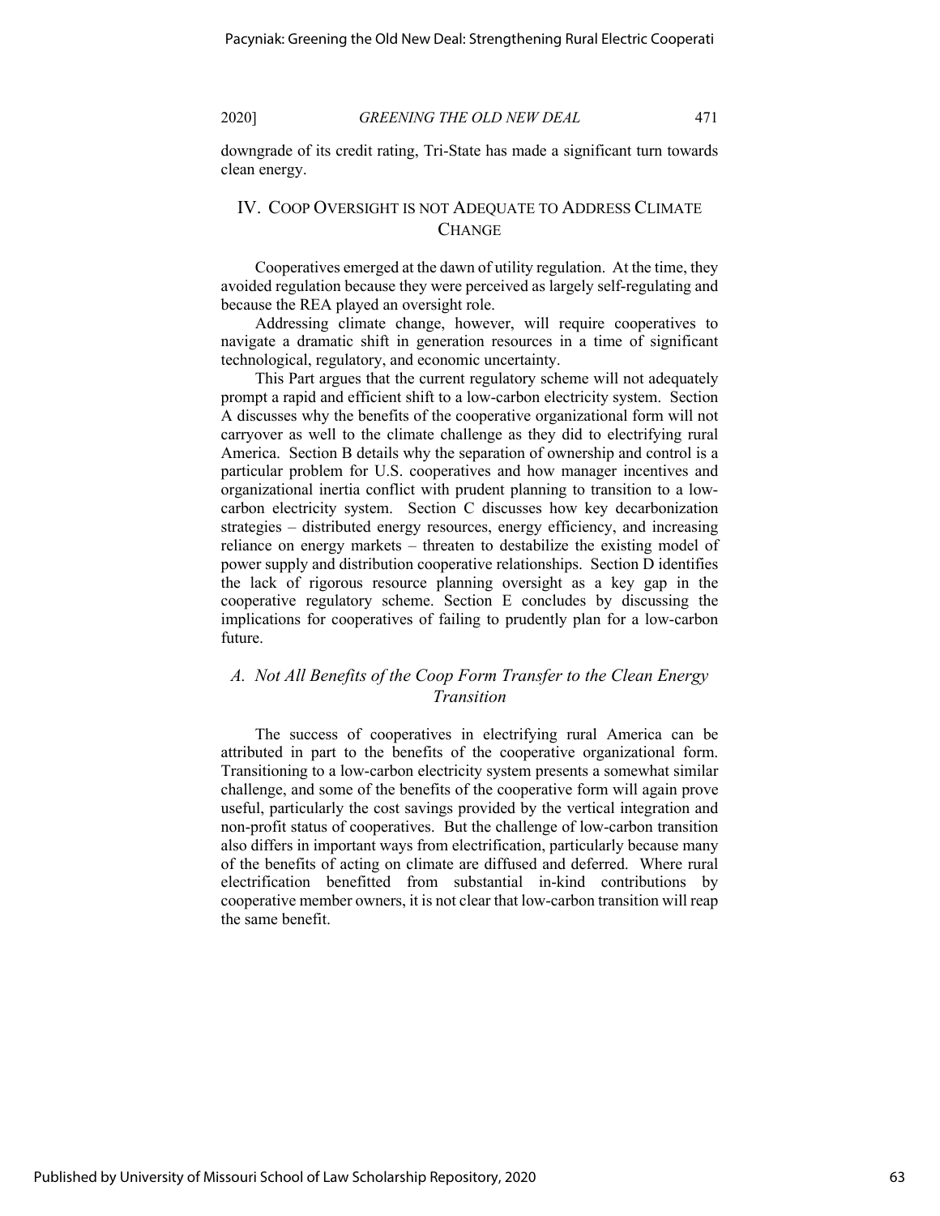downgrade of its credit rating, Tri-State has made a significant turn towards clean energy.

## IV. COOP OVERSIGHT IS NOT ADEQUATE TO ADDRESS CLIMATE CHANGE

Cooperatives emerged at the dawn of utility regulation. At the time, they avoided regulation because they were perceived as largely self-regulating and because the REA played an oversight role.

Addressing climate change, however, will require cooperatives to navigate a dramatic shift in generation resources in a time of significant technological, regulatory, and economic uncertainty.

This Part argues that the current regulatory scheme will not adequately prompt a rapid and efficient shift to a low-carbon electricity system. Section A discusses why the benefits of the cooperative organizational form will not carryover as well to the climate challenge as they did to electrifying rural America. Section B details why the separation of ownership and control is a particular problem for U.S. cooperatives and how manager incentives and organizational inertia conflict with prudent planning to transition to a low-carbon electricity system. Section C discusses how key decarbonization strategies – distributed energy resources, energy efficiency, and increasing reliance on energy markets – threaten to destabilize the existing model of power supply and distribution cooperative relationships. Section D identifies the lack of rigorous resource planning oversight as a key gap in the cooperative regulatory scheme. Section E concludes by discussing the implications for cooperatives of failing to prudently plan for a low-carbon future.

### *A. Not All Benefits of the Coop Form Transfer to the Clean Energy Transition*

The success of cooperatives in electrifying rural America can be attributed in part to the benefits of the cooperative organizational form. Transitioning to a low-carbon electricity system presents a somewhat similar challenge, and some of the benefits of the cooperative form will again prove useful, particularly the cost savings provided by the vertical integration and non-profit status of cooperatives. But the challenge of low-carbon transition also differs in important ways from electrification, particularly because many of the benefits of acting on climate are diffused and deferred. Where rural electrification benefitted from substantial in-kind contributions by cooperative member owners, it is not clear that low-carbon transition will reap the same benefit.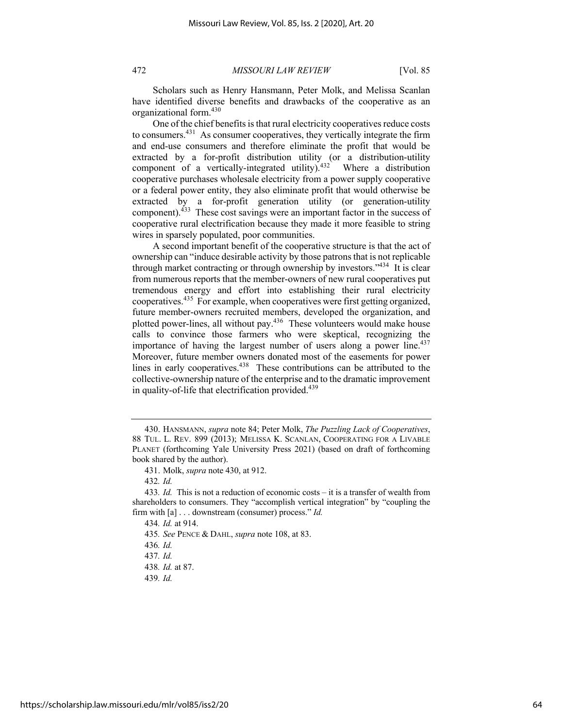Scholars such as Henry Hansmann, Peter Molk, and Melissa Scanlan have identified diverse benefits and drawbacks of the cooperative as an organizational form.[430]

One of the chief benefits is that rural electricity cooperatives reduce costs to consumers.[431] As consumer cooperatives, they vertically integrate the firm and end-use consumers and therefore eliminate the profit that would be extracted by a for-profit distribution utility (or a distribution-utility component of a vertically-integrated utility).[432] Where a distribution cooperative purchases wholesale electricity from a power supply cooperative or a federal power entity, they also eliminate profit that would otherwise be extracted by a for-profit generation utility (or generation-utility component).[433] These cost savings were an important factor in the success of cooperative rural electrification because they made it more feasible to string wires in sparsely populated, poor communities.

A second important benefit of the cooperative structure is that the act of ownership can "induce desirable activity by those patrons that is not replicable through market contracting or through ownership by investors."[434] It is clear from numerous reports that the member-owners of new rural cooperatives put tremendous energy and effort into establishing their rural electricity cooperatives.[435] For example, when cooperatives were first getting organized, future member-owners recruited members, developed the organization, and plotted power-lines, all without pay.[436] These volunteers would make house calls to convince those farmers who were skeptical, recognizing the importance of having the largest number of users along a power line.[437] Moreover, future member owners donated most of the easements for power lines in early cooperatives.[438] These contributions can be attributed to the collective-ownership nature of the enterprise and to the dramatic improvement in quality-of-life that electrification provided.[439]

---

430. HANSMANN, *supra* note 84; Peter Molk, *The Puzzling Lack of Cooperatives*, 88 TUL. L. REV. 899 (2013); MELISSA K. SCANLAN, COOPERATING FOR A LIVABLE PLANET (forthcoming Yale University Press 2021) (based on draft of forthcoming book shared by the author).

431. Molk, *supra* note 430, at 912.

432. *Id.*

433. *Id.* This is not a reduction of economic costs – it is a transfer of wealth from shareholders to consumers. They "accomplish vertical integration" by "coupling the firm with [a] . . . downstream (consumer) process." *Id.*

434. *Id.* at 914.

435. *See* PENCE & DAHL, *supra* note 108, at 83.

436. *Id.*

437. *Id.*

438. *Id.* at 87.

439. *Id.*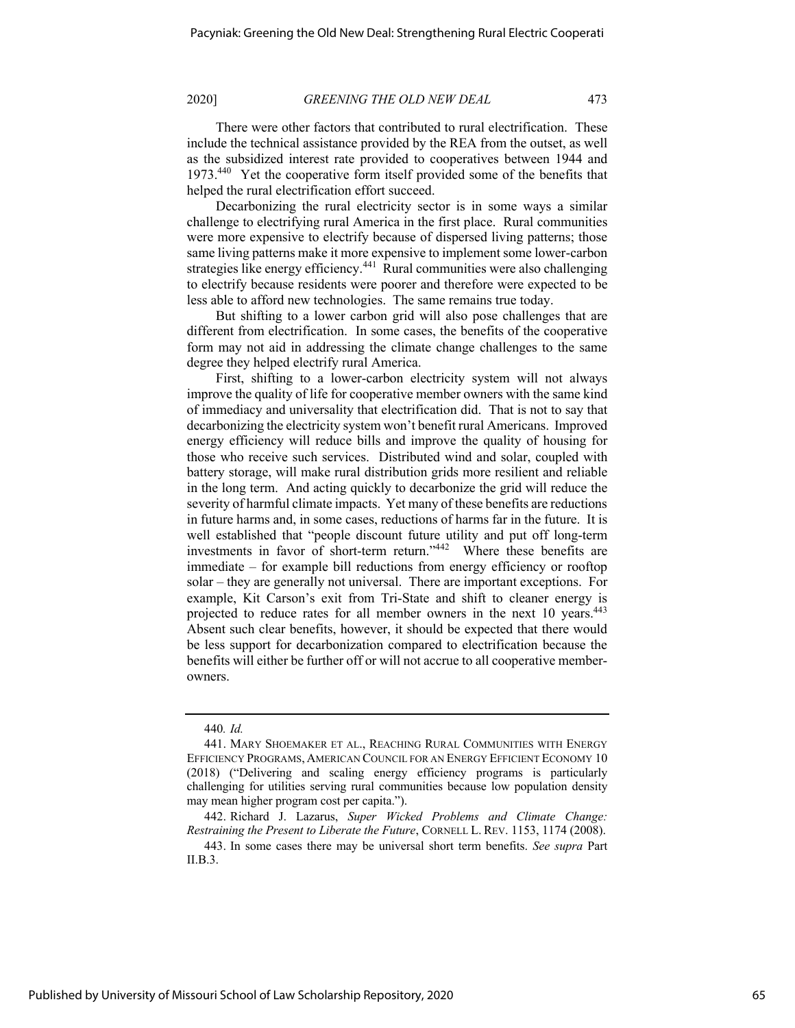There were other factors that contributed to rural electrification. These include the technical assistance provided by the REA from the outset, as well as the subsidized interest rate provided to cooperatives between 1944 and 1973.[440] Yet the cooperative form itself provided some of the benefits that helped the rural electrification effort succeed.

Decarbonizing the rural electricity sector is in some ways a similar challenge to electrifying rural America in the first place. Rural communities were more expensive to electrify because of dispersed living patterns; those same living patterns make it more expensive to implement some lower-carbon strategies like energy efficiency.[441] Rural communities were also challenging to electrify because residents were poorer and therefore were expected to be less able to afford new technologies. The same remains true today.

But shifting to a lower carbon grid will also pose challenges that are different from electrification. In some cases, the benefits of the cooperative form may not aid in addressing the climate change challenges to the same degree they helped electrify rural America.

First, shifting to a lower-carbon electricity system will not always improve the quality of life for cooperative member owners with the same kind of immediacy and universality that electrification did. That is not to say that decarbonizing the electricity system won't benefit rural Americans. Improved energy efficiency will reduce bills and improve the quality of housing for those who receive such services. Distributed wind and solar, coupled with battery storage, will make rural distribution grids more resilient and reliable in the long term. And acting quickly to decarbonize the grid will reduce the severity of harmful climate impacts. Yet many of these benefits are reductions in future harms and, in some cases, reductions of harms far in the future. It is well established that "people discount future utility and put off long-term investments in favor of short-term return."[442] Where these benefits are immediate – for example bill reductions from energy efficiency or rooftop solar – they are generally not universal. There are important exceptions. For example, Kit Carson's exit from Tri-State and shift to cleaner energy is projected to reduce rates for all member owners in the next 10 years.[443] Absent such clear benefits, however, it should be expected that there would be less support for decarbonization compared to electrification because the benefits will either be further off or will not accrue to all cooperative member-owners.

---

440. *Id.*

441. MARY SHOEMAKER ET AL., REACHING RURAL COMMUNITIES WITH ENERGY EFFICIENCY PROGRAMS, AMERICAN COUNCIL FOR AN ENERGY EFFICIENT ECONOMY 10 (2018) ("Delivering and scaling energy efficiency programs is particularly challenging for utilities serving rural communities because low population density may mean higher program cost per capita.").

442. Richard J. Lazarus, *Super Wicked Problems and Climate Change: Restraining the Present to Liberate the Future*, CORNELL L. REV. 1153, 1174 (2008).

443. In some cases there may be universal short term benefits. *See supra* Part II.B.3.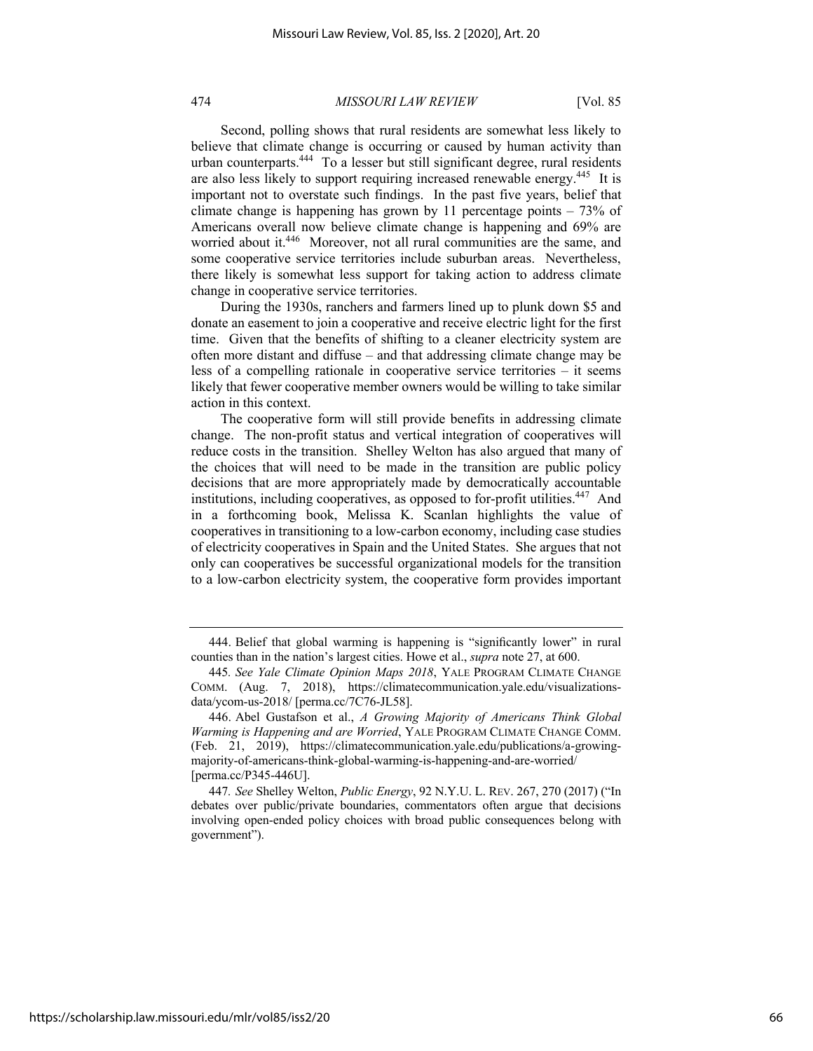Second, polling shows that rural residents are somewhat less likely to believe that climate change is occurring or caused by human activity than urban counterparts.[444] To a lesser but still significant degree, rural residents are also less likely to support requiring increased renewable energy.[445] It is important not to overstate such findings. In the past five years, belief that climate change is happening has grown by 11 percentage points – 73% of Americans overall now believe climate change is happening and 69% are worried about it.[446] Moreover, not all rural communities are the same, and some cooperative service territories include suburban areas. Nevertheless, there likely is somewhat less support for taking action to address climate change in cooperative service territories.

During the 1930s, ranchers and farmers lined up to plunk down $5 and donate an easement to join a cooperative and receive electric light for the first time. Given that the benefits of shifting to a cleaner electricity system are often more distant and diffuse – and that addressing climate change may be less of a compelling rationale in cooperative service territories – it seems likely that fewer cooperative member owners would be willing to take similar action in this context.

The cooperative form will still provide benefits in addressing climate change. The non-profit status and vertical integration of cooperatives will reduce costs in the transition. Shelley Welton has also argued that many of the choices that will need to be made in the transition are public policy decisions that are more appropriately made by democratically accountable institutions, including cooperatives, as opposed to for-profit utilities.[447] And in a forthcoming book, Melissa K. Scanlan highlights the value of cooperatives in transitioning to a low-carbon economy, including case studies of electricity cooperatives in Spain and the United States. She argues that not only can cooperatives be successful organizational models for the transition to a low-carbon electricity system, the cooperative form provides important

---

444. Belief that global warming is happening is "significantly lower" in rural counties than in the nation's largest cities. Howe et al., *supra* note 27, at 600.

445. *See Yale Climate Opinion Maps 2018*, YALE PROGRAM CLIMATE CHANGE COMM. (Aug. 7, 2018), https://climatecommunication.yale.edu/visualizations-data/ycom-us-2018/ [perma.cc/7C76-JL58].

446. Abel Gustafson et al., *A Growing Majority of Americans Think Global Warming is Happening and are Worried*, YALE PROGRAM CLIMATE CHANGE COMM. (Feb. 21, 2019), https://climatecommunication.yale.edu/publications/a-growing-majority-of-americans-think-global-warming-is-happening-and-are-worried/ [perma.cc/P345-446U].

447. *See* Shelley Welton, *Public Energy*, 92 N.Y.U. L. REV. 267, 270 (2017) ("In debates over public/private boundaries, commentators often argue that decisions involving open-ended policy choices with broad public consequences belong with government").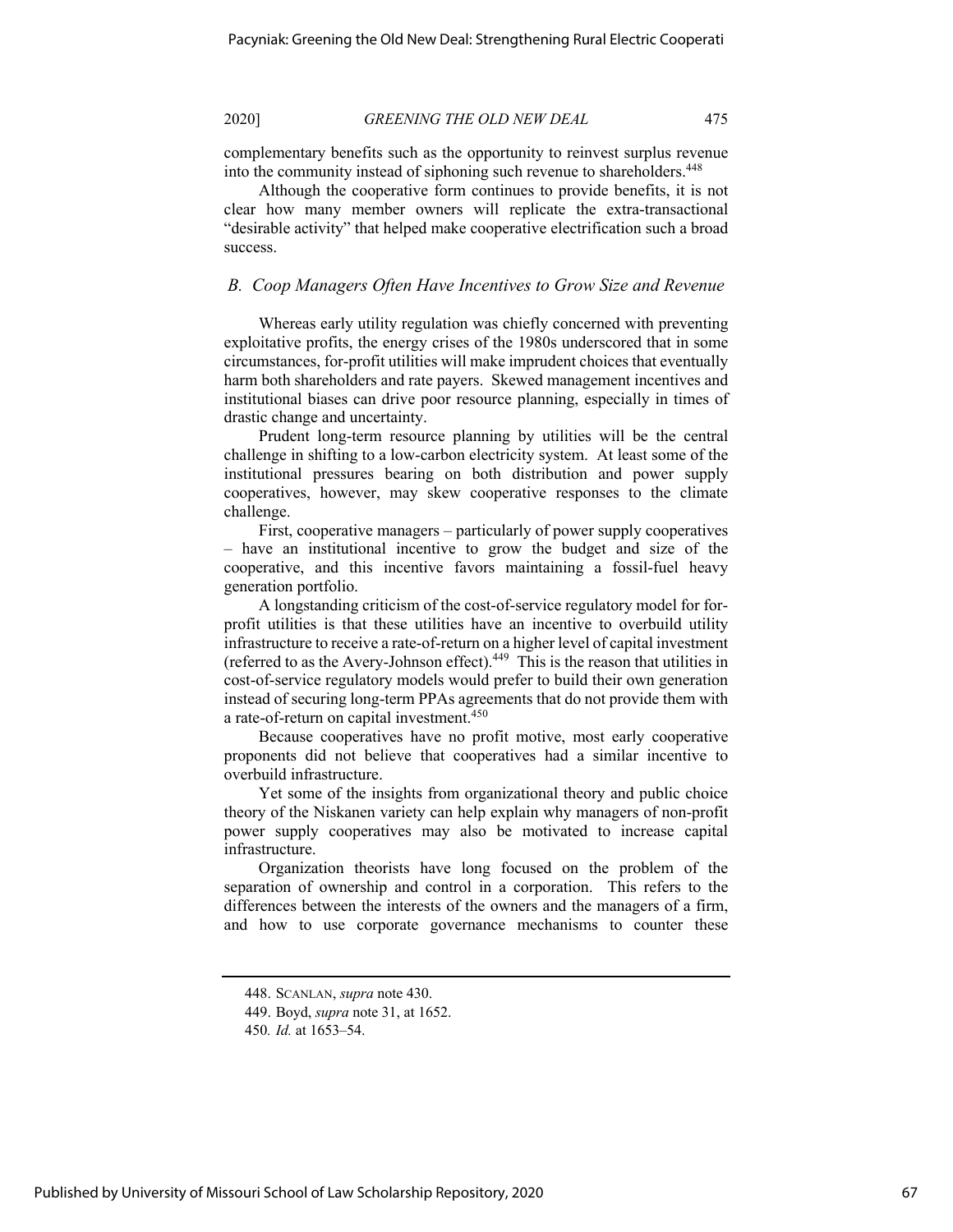complementary benefits such as the opportunity to reinvest surplus revenue into the community instead of siphoning such revenue to shareholders.[448]

Although the cooperative form continues to provide benefits, it is not clear how many member owners will replicate the extra-transactional "desirable activity" that helped make cooperative electrification such a broad success.

### *B. Coop Managers Often Have Incentives to Grow Size and Revenue*

Whereas early utility regulation was chiefly concerned with preventing exploitative profits, the energy crises of the 1980s underscored that in some circumstances, for-profit utilities will make imprudent choices that eventually harm both shareholders and rate payers. Skewed management incentives and institutional biases can drive poor resource planning, especially in times of drastic change and uncertainty.

Prudent long-term resource planning by utilities will be the central challenge in shifting to a low-carbon electricity system. At least some of the institutional pressures bearing on both distribution and power supply cooperatives, however, may skew cooperative responses to the climate challenge.

First, cooperative managers – particularly of power supply cooperatives – have an institutional incentive to grow the budget and size of the cooperative, and this incentive favors maintaining a fossil-fuel heavy generation portfolio.

A longstanding criticism of the cost-of-service regulatory model for for-profit utilities is that these utilities have an incentive to overbuild utility infrastructure to receive a rate-of-return on a higher level of capital investment (referred to as the Avery-Johnson effect).[449] This is the reason that utilities in cost-of-service regulatory models would prefer to build their own generation instead of securing long-term PPAs agreements that do not provide them with a rate-of-return on capital investment.[450]

Because cooperatives have no profit motive, most early cooperative proponents did not believe that cooperatives had a similar incentive to overbuild infrastructure.

Yet some of the insights from organizational theory and public choice theory of the Niskanen variety can help explain why managers of non-profit power supply cooperatives may also be motivated to increase capital infrastructure.

Organization theorists have long focused on the problem of the separation of ownership and control in a corporation. This refers to the differences between the interests of the owners and the managers of a firm, and how to use corporate governance mechanisms to counter these

---

448. SCANLAN, *supra* note 430.

449. Boyd, *supra* note 31, at 1652.

450. *Id.* at 1653–54.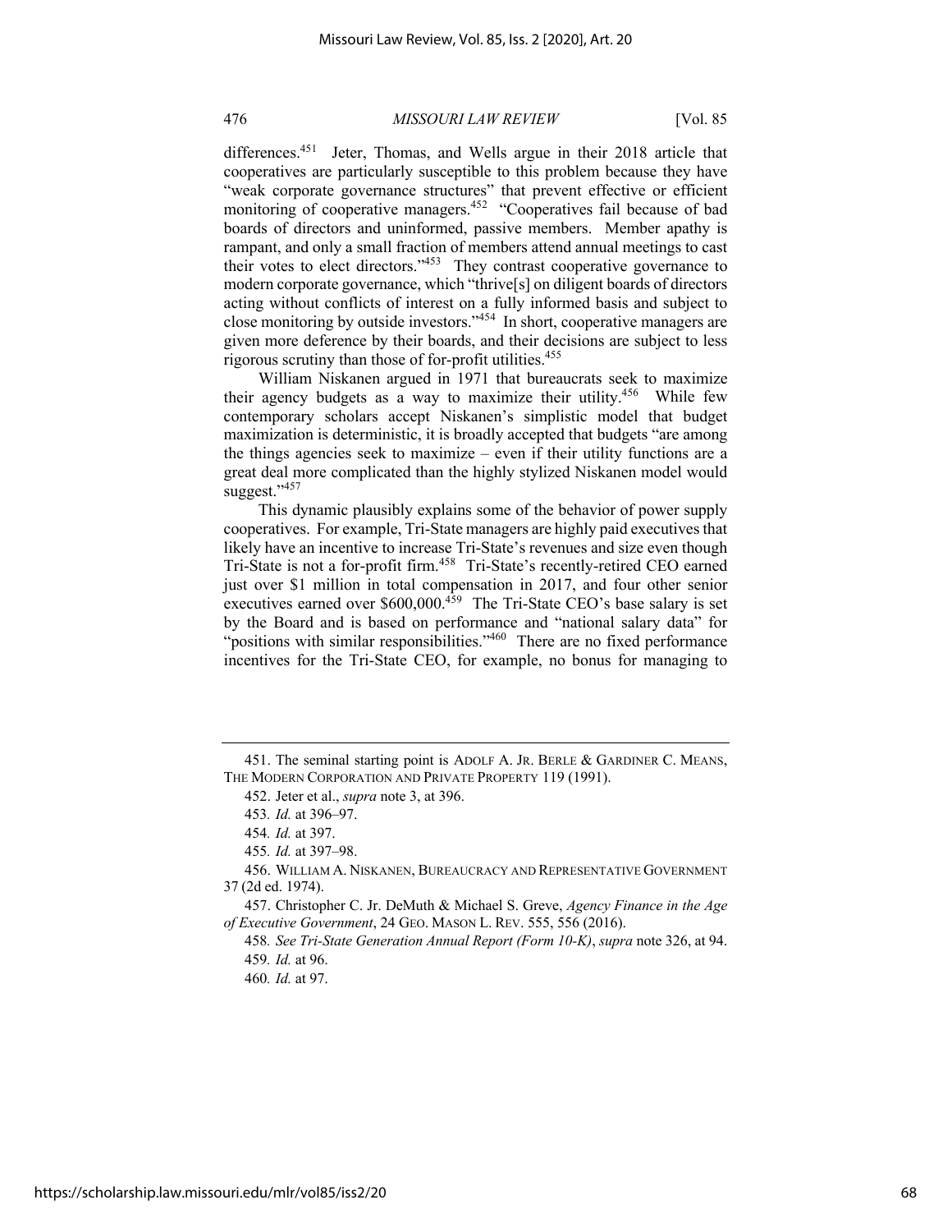differences.[451] Jeter, Thomas, and Wells argue in their 2018 article that cooperatives are particularly susceptible to this problem because they have "weak corporate governance structures" that prevent effective or efficient monitoring of cooperative managers.[452] "Cooperatives fail because of bad boards of directors and uninformed, passive members. Member apathy is rampant, and only a small fraction of members attend annual meetings to cast their votes to elect directors."[453] They contrast cooperative governance to modern corporate governance, which "thrive[s] on diligent boards of directors acting without conflicts of interest on a fully informed basis and subject to close monitoring by outside investors."[454] In short, cooperative managers are given more deference by their boards, and their decisions are subject to less rigorous scrutiny than those of for-profit utilities.[455]

William Niskanen argued in 1971 that bureaucrats seek to maximize their agency budgets as a way to maximize their utility.[456] While few contemporary scholars accept Niskanen's simplistic model that budget maximization is deterministic, it is broadly accepted that budgets "are among the things agencies seek to maximize – even if their utility functions are a great deal more complicated than the highly stylized Niskanen model would suggest."[457]

This dynamic plausibly explains some of the behavior of power supply cooperatives. For example, Tri-State managers are highly paid executives that likely have an incentive to increase Tri-State's revenues and size even though Tri-State is not a for-profit firm.[458] Tri-State's recently-retired CEO earned just over $1 million in total compensation in 2017, and four other senior executives earned over $600,000.[459] The Tri-State CEO's base salary is set by the Board and is based on performance and "national salary data" for "positions with similar responsibilities."[460] There are no fixed performance incentives for the Tri-State CEO, for example, no bonus for managing to

---

451. The seminal starting point is ADOLF A. JR. BERLE & GARDINER C. MEANS, THE MODERN CORPORATION AND PRIVATE PROPERTY 119 (1991).

452. Jeter et al., *supra* note 3, at 396.

453. *Id.* at 396–97.

454. *Id.* at 397.

455. *Id.* at 397–98.

456. WILLIAM A. NISKANEN, BUREAUCRACY AND REPRESENTATIVE GOVERNMENT 37 (2d ed. 1974).

457. Christopher C. Jr. DeMuth & Michael S. Greve, *Agency Finance in the Age of Executive Government*, 24 GEO. MASON L. REV. 555, 556 (2016).

458. *See Tri-State Generation Annual Report (Form 10-K)*, *supra* note 326, at 94.

459. *Id.* at 96.

460. *Id.* at 97.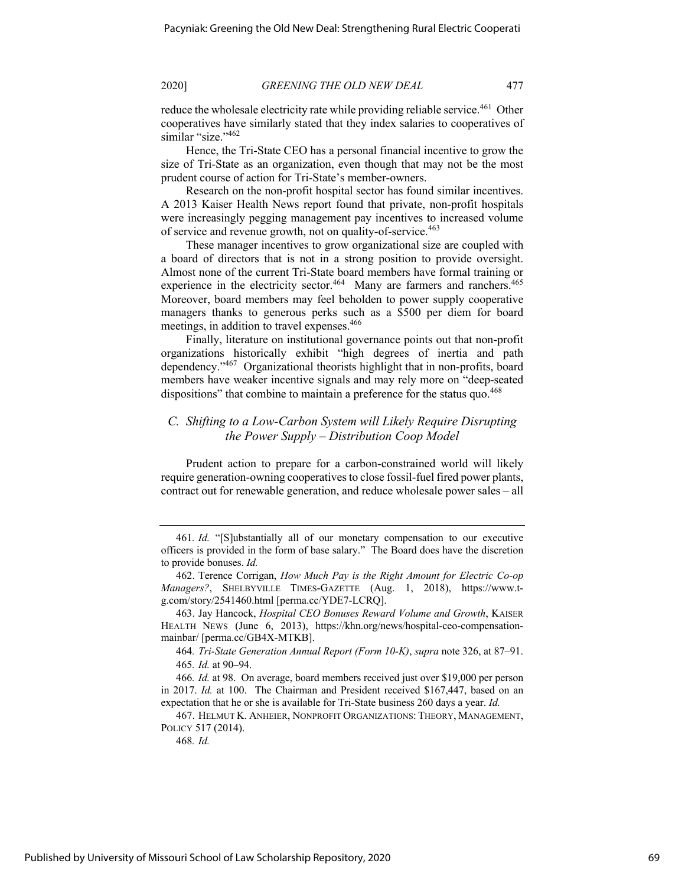reduce the wholesale electricity rate while providing reliable service.[461] Other cooperatives have similarly stated that they index salaries to cooperatives of similar "size."[462]

Hence, the Tri-State CEO has a personal financial incentive to grow the size of Tri-State as an organization, even though that may not be the most prudent course of action for Tri-State's member-owners.

Research on the non-profit hospital sector has found similar incentives. A 2013 Kaiser Health News report found that private, non-profit hospitals were increasingly pegging management pay incentives to increased volume of service and revenue growth, not on quality-of-service.[463]

These manager incentives to grow organizational size are coupled with a board of directors that is not in a strong position to provide oversight. Almost none of the current Tri-State board members have formal training or experience in the electricity sector.[464] Many are farmers and ranchers.[465] Moreover, board members may feel beholden to power supply cooperative managers thanks to generous perks such as a $500 per diem for board meetings, in addition to travel expenses.[466]

Finally, literature on institutional governance points out that non-profit organizations historically exhibit "high degrees of inertia and path dependency."[467] Organizational theorists highlight that in non-profits, board members have weaker incentive signals and may rely more on "deep-seated dispositions" that combine to maintain a preference for the status quo.[468]

### *C. Shifting to a Low-Carbon System will Likely Require Disrupting the Power Supply – Distribution Coop Model*

Prudent action to prepare for a carbon-constrained world will likely require generation-owning cooperatives to close fossil-fuel fired power plants, contract out for renewable generation, and reduce wholesale power sales – all

---

461. *Id.* "[S]ubstantially all of our monetary compensation to our executive officers is provided in the form of base salary." The Board does have the discretion to provide bonuses. *Id.*

462. Terence Corrigan, *How Much Pay is the Right Amount for Electric Co-op Managers?*, SHELBYVILLE TIMES-GAZETTE (Aug. 1, 2018), https://www.t-g.com/story/2541460.html [perma.cc/YDE7-LCRQ].

463. Jay Hancock, *Hospital CEO Bonuses Reward Volume and Growth*, KAISER HEALTH NEWS (June 6, 2013), https://khn.org/news/hospital-ceo-compensation-mainbar/ [perma.cc/GB4X-MTKB].

464. *Tri-State Generation Annual Report (Form 10-K)*, *supra* note 326, at 87–91.

465. *Id.* at 90–94.

466. *Id.* at 98. On average, board members received just over $19,000 per person in 2017. *Id.* at 100. The Chairman and President received $167,447, based on an expectation that he or she is available for Tri-State business 260 days a year. *Id.*

467. HELMUT K. ANHEIER, NONPROFIT ORGANIZATIONS: THEORY, MANAGEMENT, POLICY 517 (2014).

468. *Id.*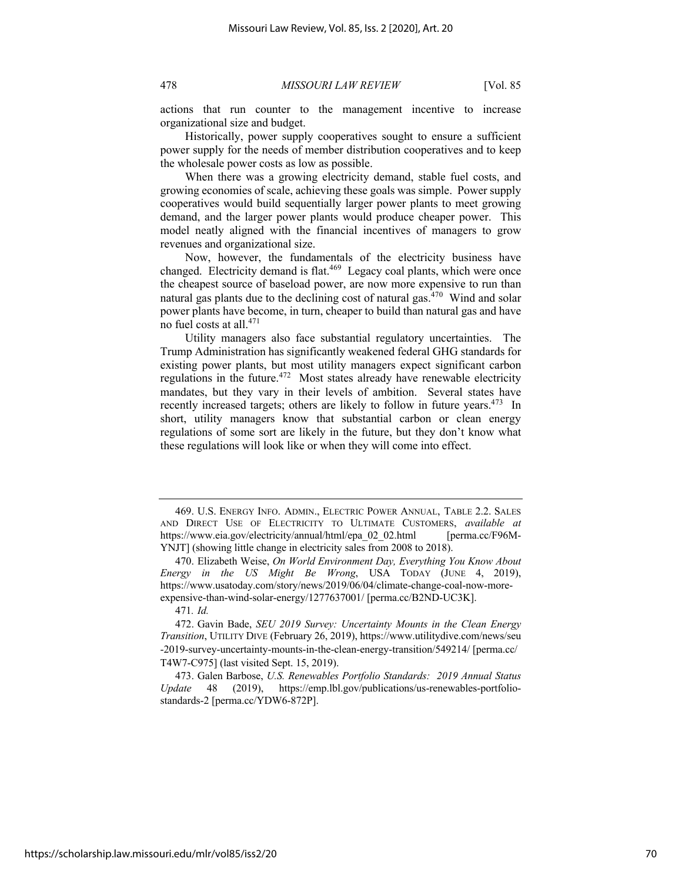actions that run counter to the management incentive to increase organizational size and budget.

Historically, power supply cooperatives sought to ensure a sufficient power supply for the needs of member distribution cooperatives and to keep the wholesale power costs as low as possible.

When there was a growing electricity demand, stable fuel costs, and growing economies of scale, achieving these goals was simple. Power supply cooperatives would build sequentially larger power plants to meet growing demand, and the larger power plants would produce cheaper power. This model neatly aligned with the financial incentives of managers to grow revenues and organizational size.

Now, however, the fundamentals of the electricity business have changed. Electricity demand is flat.[469] Legacy coal plants, which were once the cheapest source of baseload power, are now more expensive to run than natural gas plants due to the declining cost of natural gas.[470] Wind and solar power plants have become, in turn, cheaper to build than natural gas and have no fuel costs at all.[471]

Utility managers also face substantial regulatory uncertainties. The Trump Administration has significantly weakened federal GHG standards for existing power plants, but most utility managers expect significant carbon regulations in the future.[472] Most states already have renewable electricity mandates, but they vary in their levels of ambition. Several states have recently increased targets; others are likely to follow in future years.[473] In short, utility managers know that substantial carbon or clean energy regulations of some sort are likely in the future, but they don't know what these regulations will look like or when they will come into effect.

---

469. U.S. ENERGY INFO. ADMIN., ELECTRIC POWER ANNUAL, TABLE 2.2. SALES AND DIRECT USE OF ELECTRICITY TO ULTIMATE CUSTOMERS, *available at* https://www.eia.gov/electricity/annual/html/epa_02_02.html [perma.cc/F96M-YNJT] (showing little change in electricity sales from 2008 to 2018).

470. Elizabeth Weise, *On World Environment Day, Everything You Know About Energy in the US Might Be Wrong*, USA TODAY (JUNE 4, 2019), https://www.usatoday.com/story/news/2019/06/04/climate-change-coal-now-more-expensive-than-wind-solar-energy/1277637001/ [perma.cc/B2ND-UC3K].

471. *Id.*

472. Gavin Bade, *SEU 2019 Survey: Uncertainty Mounts in the Clean Energy Transition*, UTILITY DIVE (February 26, 2019), https://www.utilitydive.com/news/seu-2019-survey-uncertainty-mounts-in-the-clean-energy-transition/549214/ [perma.cc/T4W7-C975] (last visited Sept. 15, 2019).

473. Galen Barbose, *U.S. Renewables Portfolio Standards: 2019 Annual Status Update* 48 (2019), https://emp.lbl.gov/publications/us-renewables-portfolio-standards-2 [perma.cc/YDW6-872P].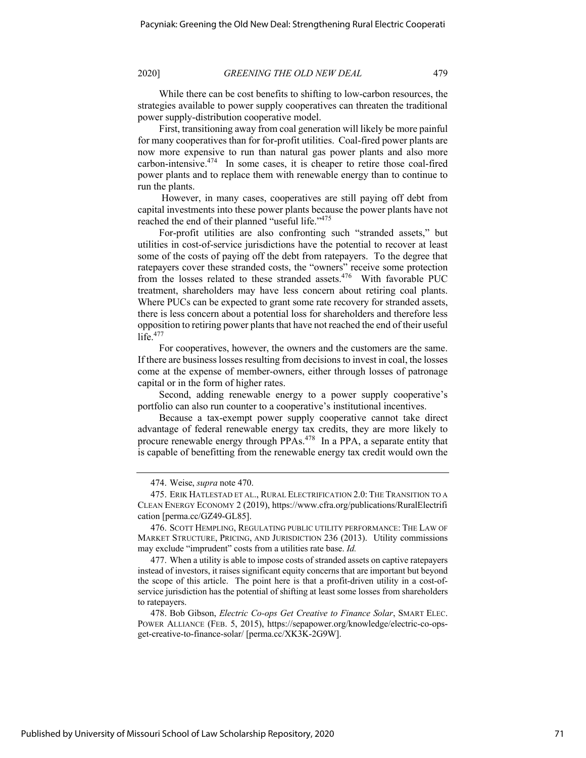While there can be cost benefits to shifting to low-carbon resources, the strategies available to power supply cooperatives can threaten the traditional power supply-distribution cooperative model.

First, transitioning away from coal generation will likely be more painful for many cooperatives than for for-profit utilities. Coal-fired power plants are now more expensive to run than natural gas power plants and also more carbon-intensive.[474] In some cases, it is cheaper to retire those coal-fired power plants and to replace them with renewable energy than to continue to run the plants.

However, in many cases, cooperatives are still paying off debt from capital investments into these power plants because the power plants have not reached the end of their planned "useful life."[475]

For-profit utilities are also confronting such "stranded assets," but utilities in cost-of-service jurisdictions have the potential to recover at least some of the costs of paying off the debt from ratepayers. To the degree that ratepayers cover these stranded costs, the "owners" receive some protection from the losses related to these stranded assets.[476] With favorable PUC treatment, shareholders may have less concern about retiring coal plants. Where PUCs can be expected to grant some rate recovery for stranded assets, there is less concern about a potential loss for shareholders and therefore less opposition to retiring power plants that have not reached the end of their useful life.[477]

For cooperatives, however, the owners and the customers are the same. If there are business losses resulting from decisions to invest in coal, the losses come at the expense of member-owners, either through losses of patronage capital or in the form of higher rates.

Second, adding renewable energy to a power supply cooperative's portfolio can also run counter to a cooperative's institutional incentives.

Because a tax-exempt power supply cooperative cannot take direct advantage of federal renewable energy tax credits, they are more likely to procure renewable energy through PPAs.[478] In a PPA, a separate entity that is capable of benefitting from the renewable energy tax credit would own the

---

474. Weise, *supra* note 470.

475. ERIK HATLESTAD ET AL., RURAL ELECTRIFICATION 2.0: THE TRANSITION TO A CLEAN ENERGY ECONOMY 2 (2019), https://www.cfra.org/publications/RuralElectrification [perma.cc/GZ49-GL85].

476. SCOTT HEMPLING, REGULATING PUBLIC UTILITY PERFORMANCE: THE LAW OF MARKET STRUCTURE, PRICING, AND JURISDICTION 236 (2013). Utility commissions may exclude "imprudent" costs from a utilities rate base. *Id.*

477. When a utility is able to impose costs of stranded assets on captive ratepayers instead of investors, it raises significant equity concerns that are important but beyond the scope of this article. The point here is that a profit-driven utility in a cost-of-service jurisdiction has the potential of shifting at least some losses from shareholders to ratepayers.

478. Bob Gibson, *Electric Co-ops Get Creative to Finance Solar*, SMART ELEC. POWER ALLIANCE (FEB. 5, 2015), https://sepapower.org/knowledge/electric-co-ops-get-creative-to-finance-solar/ [perma.cc/XK3K-2G9W].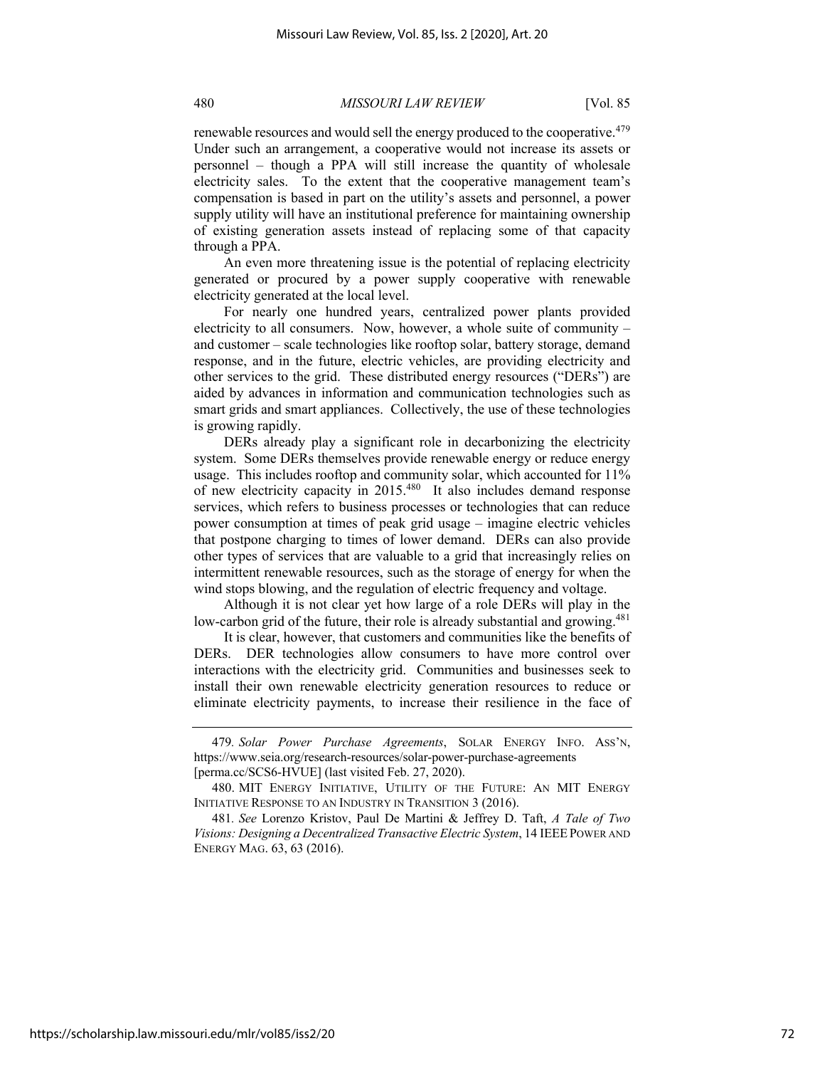renewable resources and would sell the energy produced to the cooperative.[479] Under such an arrangement, a cooperative would not increase its assets or personnel – though a PPA will still increase the quantity of wholesale electricity sales. To the extent that the cooperative management team's compensation is based in part on the utility's assets and personnel, a power supply utility will have an institutional preference for maintaining ownership of existing generation assets instead of replacing some of that capacity through a PPA.

An even more threatening issue is the potential of replacing electricity generated or procured by a power supply cooperative with renewable electricity generated at the local level.

For nearly one hundred years, centralized power plants provided electricity to all consumers. Now, however, a whole suite of community – and customer – scale technologies like rooftop solar, battery storage, demand response, and in the future, electric vehicles, are providing electricity and other services to the grid. These distributed energy resources ("DERs") are aided by advances in information and communication technologies such as smart grids and smart appliances. Collectively, the use of these technologies is growing rapidly.

DERs already play a significant role in decarbonizing the electricity system. Some DERs themselves provide renewable energy or reduce energy usage. This includes rooftop and community solar, which accounted for 11% of new electricity capacity in 2015.[480] It also includes demand response services, which refers to business processes or technologies that can reduce power consumption at times of peak grid usage – imagine electric vehicles that postpone charging to times of lower demand. DERs can also provide other types of services that are valuable to a grid that increasingly relies on intermittent renewable resources, such as the storage of energy for when the wind stops blowing, and the regulation of electric frequency and voltage.

Although it is not clear yet how large of a role DERs will play in the low-carbon grid of the future, their role is already substantial and growing.[481]

It is clear, however, that customers and communities like the benefits of DERs. DER technologies allow consumers to have more control over interactions with the electricity grid. Communities and businesses seek to install their own renewable electricity generation resources to reduce or eliminate electricity payments, to increase their resilience in the face of

---

479. *Solar Power Purchase Agreements*, SOLAR ENERGY INFO. ASS'N, https://www.seia.org/research-resources/solar-power-purchase-agreements [perma.cc/SCS6-HVUE] (last visited Feb. 27, 2020).

480. MIT ENERGY INITIATIVE, UTILITY OF THE FUTURE: AN MIT ENERGY INITIATIVE RESPONSE TO AN INDUSTRY IN TRANSITION 3 (2016).

481. *See* Lorenzo Kristov, Paul De Martini & Jeffrey D. Taft, *A Tale of Two Visions: Designing a Decentralized Transactive Electric System*, 14 IEEE POWER AND ENERGY MAG. 63, 63 (2016).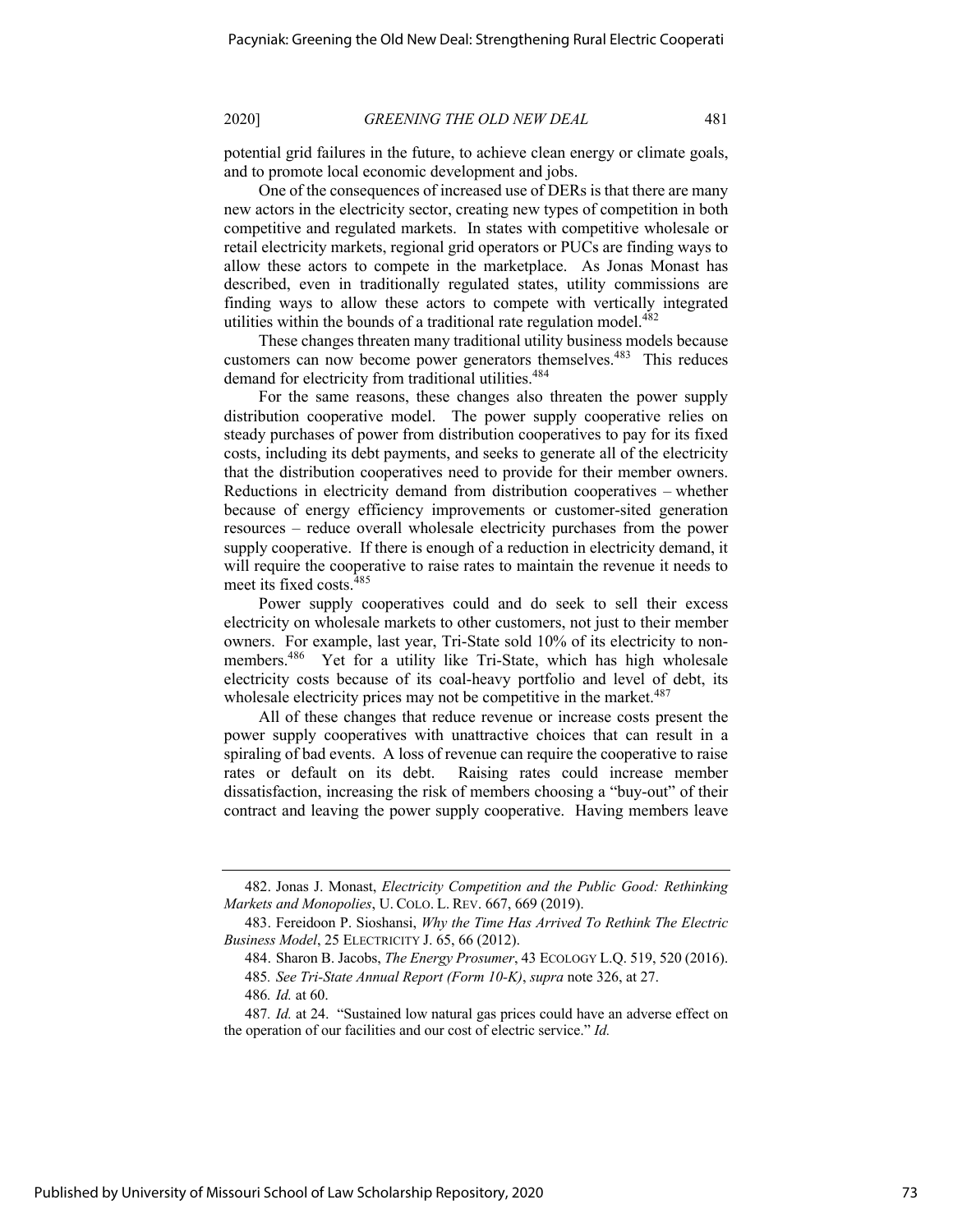potential grid failures in the future, to achieve clean energy or climate goals, and to promote local economic development and jobs.

One of the consequences of increased use of DERs is that there are many new actors in the electricity sector, creating new types of competition in both competitive and regulated markets. In states with competitive wholesale or retail electricity markets, regional grid operators or PUCs are finding ways to allow these actors to compete in the marketplace. As Jonas Monast has described, even in traditionally regulated states, utility commissions are finding ways to allow these actors to compete with vertically integrated utilities within the bounds of a traditional rate regulation model.[482]

These changes threaten many traditional utility business models because customers can now become power generators themselves.[483] This reduces demand for electricity from traditional utilities.[484]

For the same reasons, these changes also threaten the power supply distribution cooperative model. The power supply cooperative relies on steady purchases of power from distribution cooperatives to pay for its fixed costs, including its debt payments, and seeks to generate all of the electricity that the distribution cooperatives need to provide for their member owners. Reductions in electricity demand from distribution cooperatives – whether because of energy efficiency improvements or customer-sited generation resources – reduce overall wholesale electricity purchases from the power supply cooperative. If there is enough of a reduction in electricity demand, it will require the cooperative to raise rates to maintain the revenue it needs to meet its fixed costs.[485]

Power supply cooperatives could and do seek to sell their excess electricity on wholesale markets to other customers, not just to their member owners. For example, last year, Tri-State sold 10% of its electricity to non-members.[486] Yet for a utility like Tri-State, which has high wholesale electricity costs because of its coal-heavy portfolio and level of debt, its wholesale electricity prices may not be competitive in the market.[487]

All of these changes that reduce revenue or increase costs present the power supply cooperatives with unattractive choices that can result in a spiraling of bad events. A loss of revenue can require the cooperative to raise rates or default on its debt. Raising rates could increase member dissatisfaction, increasing the risk of members choosing a "buy-out" of their contract and leaving the power supply cooperative. Having members leave

---

482. Jonas J. Monast, *Electricity Competition and the Public Good: Rethinking Markets and Monopolies*, U. COLO. L. REV. 667, 669 (2019).

483. Fereidoon P. Sioshansi, *Why the Time Has Arrived To Rethink The Electric Business Model*, 25 ELECTRICITY J. 65, 66 (2012).

484. Sharon B. Jacobs, *The Energy Prosumer*, 43 ECOLOGY L.Q. 519, 520 (2016).

485. *See Tri-State Annual Report (Form 10-K)*, *supra* note 326, at 27.

486. *Id.* at 60.

487. *Id.* at 24. "Sustained low natural gas prices could have an adverse effect on the operation of our facilities and our cost of electric service." *Id.*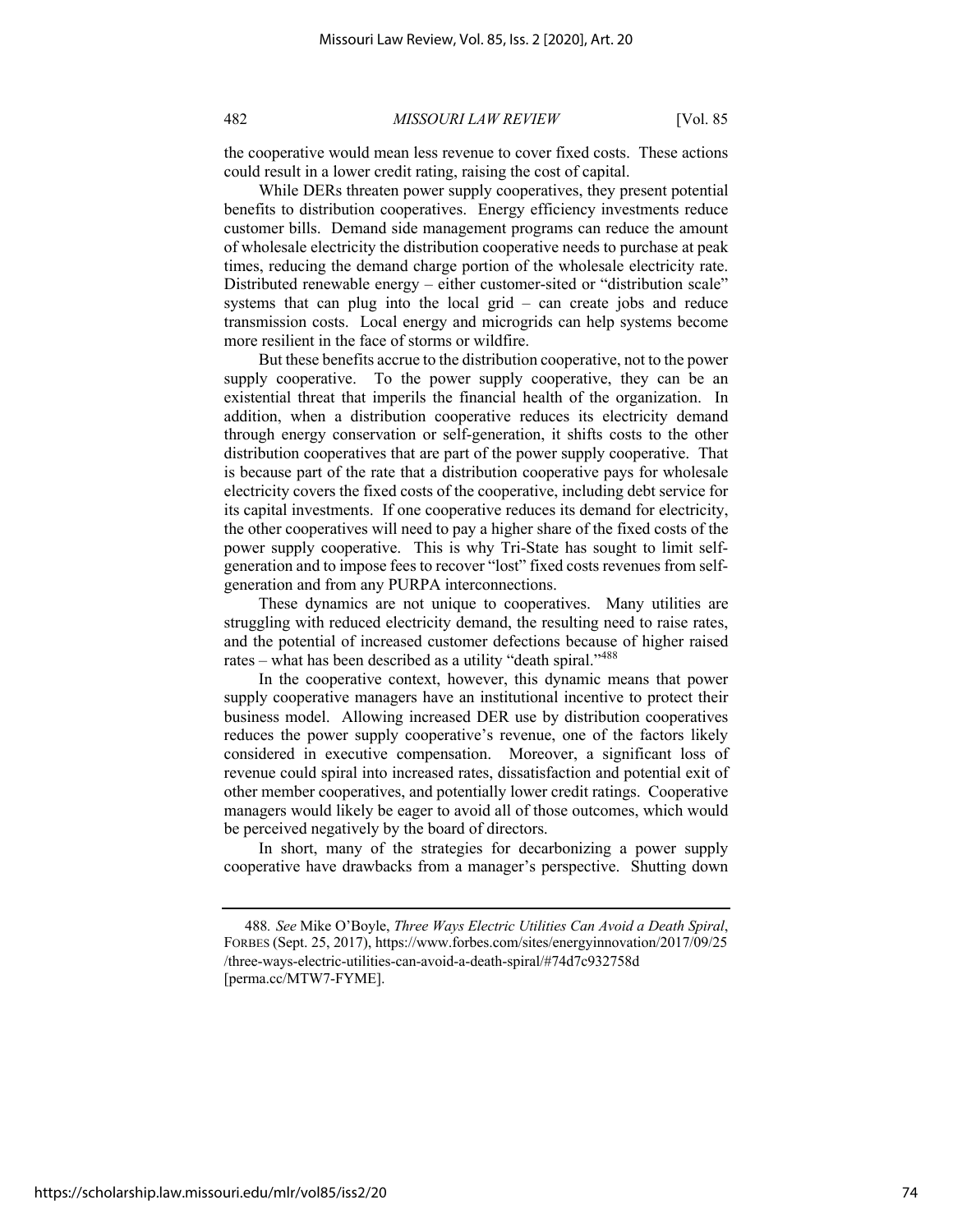the cooperative would mean less revenue to cover fixed costs. These actions could result in a lower credit rating, raising the cost of capital.

While DERs threaten power supply cooperatives, they present potential benefits to distribution cooperatives. Energy efficiency investments reduce customer bills. Demand side management programs can reduce the amount of wholesale electricity the distribution cooperative needs to purchase at peak times, reducing the demand charge portion of the wholesale electricity rate. Distributed renewable energy – either customer-sited or "distribution scale" systems that can plug into the local grid – can create jobs and reduce transmission costs. Local energy and microgrids can help systems become more resilient in the face of storms or wildfire.

But these benefits accrue to the distribution cooperative, not to the power supply cooperative. To the power supply cooperative, they can be an existential threat that imperils the financial health of the organization. In addition, when a distribution cooperative reduces its electricity demand through energy conservation or self-generation, it shifts costs to the other distribution cooperatives that are part of the power supply cooperative. That is because part of the rate that a distribution cooperative pays for wholesale electricity covers the fixed costs of the cooperative, including debt service for its capital investments. If one cooperative reduces its demand for electricity, the other cooperatives will need to pay a higher share of the fixed costs of the power supply cooperative. This is why Tri-State has sought to limit self-generation and to impose fees to recover "lost" fixed costs revenues from self-generation and from any PURPA interconnections.

These dynamics are not unique to cooperatives. Many utilities are struggling with reduced electricity demand, the resulting need to raise rates, and the potential of increased customer defections because of higher raised rates – what has been described as a utility "death spiral."[488]

In the cooperative context, however, this dynamic means that power supply cooperative managers have an institutional incentive to protect their business model. Allowing increased DER use by distribution cooperatives reduces the power supply cooperative's revenue, one of the factors likely considered in executive compensation. Moreover, a significant loss of revenue could spiral into increased rates, dissatisfaction and potential exit of other member cooperatives, and potentially lower credit ratings. Cooperative managers would likely be eager to avoid all of those outcomes, which would be perceived negatively by the board of directors.

In short, many of the strategies for decarbonizing a power supply cooperative have drawbacks from a manager's perspective. Shutting down

---

488. *See* Mike O'Boyle, *Three Ways Electric Utilities Can Avoid a Death Spiral*, FORBES (Sept. 25, 2017), https://www.forbes.com/sites/energyinnovation/2017/09/25/three-ways-electric-utilities-can-avoid-a-death-spiral/#74d7c932758d [perma.cc/MTW7-FYME].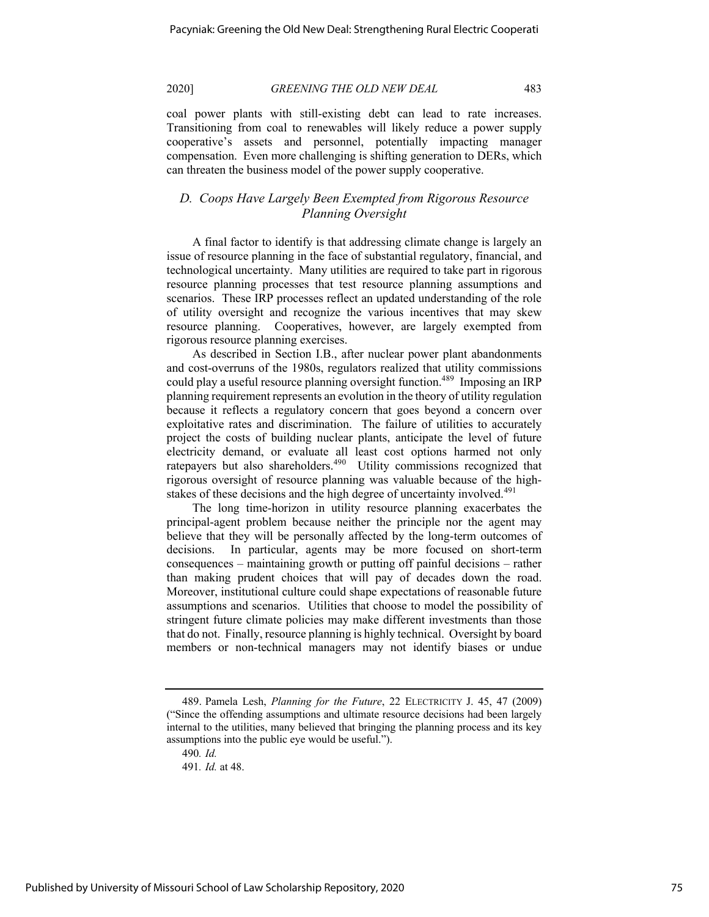coal power plants with still-existing debt can lead to rate increases. Transitioning from coal to renewables will likely reduce a power supply cooperative's assets and personnel, potentially impacting manager compensation. Even more challenging is shifting generation to DERs, which can threaten the business model of the power supply cooperative.

### *D. Coops Have Largely Been Exempted from Rigorous Resource Planning Oversight*

A final factor to identify is that addressing climate change is largely an issue of resource planning in the face of substantial regulatory, financial, and technological uncertainty. Many utilities are required to take part in rigorous resource planning processes that test resource planning assumptions and scenarios. These IRP processes reflect an updated understanding of the role of utility oversight and recognize the various incentives that may skew resource planning. Cooperatives, however, are largely exempted from rigorous resource planning exercises.

As described in Section I.B., after nuclear power plant abandonments and cost-overruns of the 1980s, regulators realized that utility commissions could play a useful resource planning oversight function.[489] Imposing an IRP planning requirement represents an evolution in the theory of utility regulation because it reflects a regulatory concern that goes beyond a concern over exploitative rates and discrimination. The failure of utilities to accurately project the costs of building nuclear plants, anticipate the level of future electricity demand, or evaluate all least cost options harmed not only ratepayers but also shareholders.[490] Utility commissions recognized that rigorous oversight of resource planning was valuable because of the high-stakes of these decisions and the high degree of uncertainty involved.[491]

The long time-horizon in utility resource planning exacerbates the principal-agent problem because neither the principle nor the agent may believe that they will be personally affected by the long-term outcomes of decisions. In particular, agents may be more focused on short-term consequences – maintaining growth or putting off painful decisions – rather than making prudent choices that will pay of decades down the road. Moreover, institutional culture could shape expectations of reasonable future assumptions and scenarios. Utilities that choose to model the possibility of stringent future climate policies may make different investments than those that do not. Finally, resource planning is highly technical. Oversight by board members or non-technical managers may not identify biases or undue

---

489. Pamela Lesh, *Planning for the Future*, 22 ELECTRICITY J. 45, 47 (2009) ("Since the offending assumptions and ultimate resource decisions had been largely internal to the utilities, many believed that bringing the planning process and its key assumptions into the public eye would be useful.").

490. *Id.*

491. *Id.* at 48.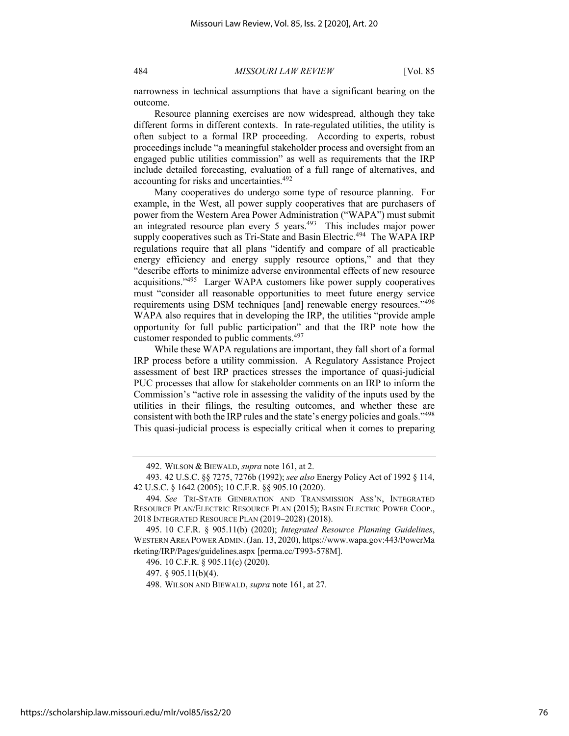narrowness in technical assumptions that have a significant bearing on the outcome.

Resource planning exercises are now widespread, although they take different forms in different contexts. In rate-regulated utilities, the utility is often subject to a formal IRP proceeding. According to experts, robust proceedings include "a meaningful stakeholder process and oversight from an engaged public utilities commission" as well as requirements that the IRP include detailed forecasting, evaluation of a full range of alternatives, and accounting for risks and uncertainties.[492]

Many cooperatives do undergo some type of resource planning. For example, in the West, all power supply cooperatives that are purchasers of power from the Western Area Power Administration ("WAPA") must submit an integrated resource plan every 5 years.[493] This includes major power supply cooperatives such as Tri-State and Basin Electric.[494] The WAPA IRP regulations require that all plans "identify and compare of all practicable energy efficiency and energy supply resource options," and that they "describe efforts to minimize adverse environmental effects of new resource acquisitions."[495] Larger WAPA customers like power supply cooperatives must "consider all reasonable opportunities to meet future energy service requirements using DSM techniques [and] renewable energy resources."[496] WAPA also requires that in developing the IRP, the utilities "provide ample opportunity for full public participation" and that the IRP note how the customer responded to public comments.[497]

While these WAPA regulations are important, they fall short of a formal IRP process before a utility commission. A Regulatory Assistance Project assessment of best IRP practices stresses the importance of quasi-judicial PUC processes that allow for stakeholder comments on an IRP to inform the Commission's "active role in assessing the validity of the inputs used by the utilities in their filings, the resulting outcomes, and whether these are consistent with both the IRP rules and the state's energy policies and goals."[498] This quasi-judicial process is especially critical when it comes to preparing

---

492. WILSON & BIEWALD, *supra* note 161, at 2.

493. 42 U.S.C. §§ 7275, 7276b (1992); *see also* Energy Policy Act of 1992 § 114, 42 U.S.C. § 1642 (2005); 10 C.F.R. §§ 905.10 (2020).

494. *See* TRI-STATE GENERATION AND TRANSMISSION ASS'N, INTEGRATED RESOURCE PLAN/ELECTRIC RESOURCE PLAN (2015); BASIN ELECTRIC POWER COOP., 2018 INTEGRATED RESOURCE PLAN (2019–2028) (2018).

495. 10 C.F.R. § 905.11(b) (2020); *Integrated Resource Planning Guidelines*, WESTERN AREA POWER ADMIN. (Jan. 13, 2020), https://www.wapa.gov:443/PowerMarketing/IRP/Pages/guidelines.aspx [perma.cc/T993-578M].

496. 10 C.F.R. § 905.11(c) (2020).

497. § 905.11(b)(4).

498. WILSON AND BIEWALD, *supra* note 161, at 27.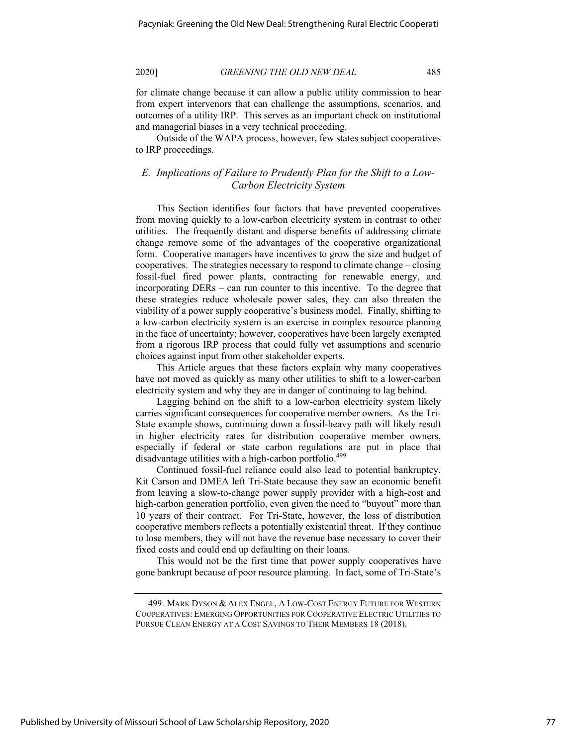for climate change because it can allow a public utility commission to hear from expert intervenors that can challenge the assumptions, scenarios, and outcomes of a utility IRP. This serves as an important check on institutional and managerial biases in a very technical proceeding.

Outside of the WAPA process, however, few states subject cooperatives to IRP proceedings.

### *E. Implications of Failure to Prudently Plan for the Shift to a Low-Carbon Electricity System*

This Section identifies four factors that have prevented cooperatives from moving quickly to a low-carbon electricity system in contrast to other utilities. The frequently distant and disperse benefits of addressing climate change remove some of the advantages of the cooperative organizational form. Cooperative managers have incentives to grow the size and budget of cooperatives. The strategies necessary to respond to climate change – closing fossil-fuel fired power plants, contracting for renewable energy, and incorporating DERs – can run counter to this incentive. To the degree that these strategies reduce wholesale power sales, they can also threaten the viability of a power supply cooperative's business model. Finally, shifting to a low-carbon electricity system is an exercise in complex resource planning in the face of uncertainty; however, cooperatives have been largely exempted from a rigorous IRP process that could fully vet assumptions and scenario choices against input from other stakeholder experts.

This Article argues that these factors explain why many cooperatives have not moved as quickly as many other utilities to shift to a lower-carbon electricity system and why they are in danger of continuing to lag behind.

Lagging behind on the shift to a low-carbon electricity system likely carries significant consequences for cooperative member owners. As the Tri-State example shows, continuing down a fossil-heavy path will likely result in higher electricity rates for distribution cooperative member owners, especially if federal or state carbon regulations are put in place that disadvantage utilities with a high-carbon portfolio.[499]

Continued fossil-fuel reliance could also lead to potential bankruptcy. Kit Carson and DMEA left Tri-State because they saw an economic benefit from leaving a slow-to-change power supply provider with a high-cost and high-carbon generation portfolio, even given the need to "buyout" more than 10 years of their contract. For Tri-State, however, the loss of distribution cooperative members reflects a potentially existential threat. If they continue to lose members, they will not have the revenue base necessary to cover their fixed costs and could end up defaulting on their loans.

This would not be the first time that power supply cooperatives have gone bankrupt because of poor resource planning. In fact, some of Tri-State's

---

499. MARK DYSON & ALEX ENGEL, A LOW-COST ENERGY FUTURE FOR WESTERN COOPERATIVES: EMERGING OPPORTUNITIES FOR COOPERATIVE ELECTRIC UTILITIES TO PURSUE CLEAN ENERGY AT A COST SAVINGS TO THEIR MEMBERS 18 (2018).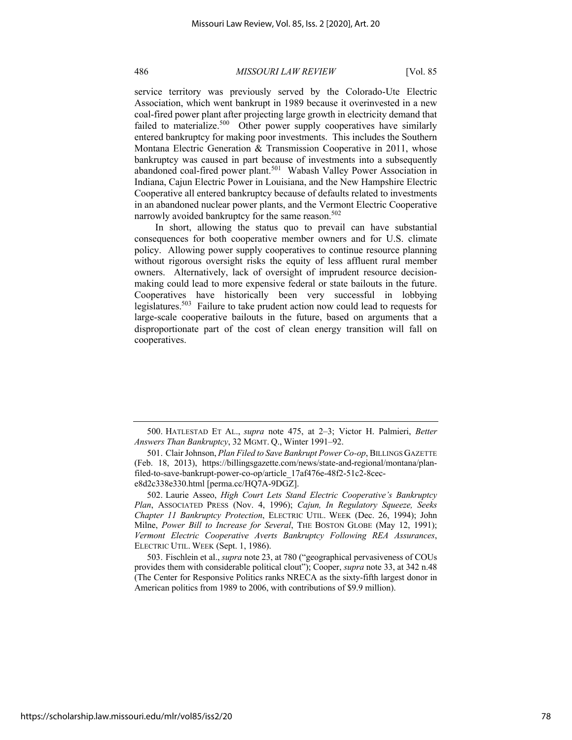service territory was previously served by the Colorado-Ute Electric Association, which went bankrupt in 1989 because it overinvested in a new coal-fired power plant after projecting large growth in electricity demand that failed to materialize.[500] Other power supply cooperatives have similarly entered bankruptcy for making poor investments. This includes the Southern Montana Electric Generation & Transmission Cooperative in 2011, whose bankruptcy was caused in part because of investments into a subsequently abandoned coal-fired power plant.[501] Wabash Valley Power Association in Indiana, Cajun Electric Power in Louisiana, and the New Hampshire Electric Cooperative all entered bankruptcy because of defaults related to investments in an abandoned nuclear power plants, and the Vermont Electric Cooperative narrowly avoided bankruptcy for the same reason.[502]

In short, allowing the status quo to prevail can have substantial consequences for both cooperative member owners and for U.S. climate policy. Allowing power supply cooperatives to continue resource planning without rigorous oversight risks the equity of less affluent rural member owners. Alternatively, lack of oversight of imprudent resource decision-making could lead to more expensive federal or state bailouts in the future. Cooperatives have historically been very successful in lobbying legislatures.[503] Failure to take prudent action now could lead to requests for large-scale cooperative bailouts in the future, based on arguments that a disproportionate part of the cost of clean energy transition will fall on cooperatives.

---

500. HATLESTAD ET AL., *supra* note 475, at 2–3; Victor H. Palmieri, *Better Answers Than Bankruptcy*, 32 MGMT. Q., Winter 1991–92.

501. Clair Johnson, *Plan Filed to Save Bankrupt Power Co-op*, BILLINGS GAZETTE (Feb. 18, 2013), https://billingsgazette.com/news/state-and-regional/montana/plan-filed-to-save-bankrupt-power-co-op/article_17af476e-48f2-51c2-8cec-e8d2c338e330.html [perma.cc/HQ7A-9DGZ].

502. Laurie Asseo, *High Court Lets Stand Electric Cooperative's Bankruptcy Plan*, ASSOCIATED PRESS (Nov. 4, 1996); *Cajun, In Regulatory Squeeze, Seeks Chapter 11 Bankruptcy Protection*, ELECTRIC UTIL. WEEK (Dec. 26, 1994); John Milne, *Power Bill to Increase for Several*, THE BOSTON GLOBE (May 12, 1991); *Vermont Electric Cooperative Averts Bankruptcy Following REA Assurances*, ELECTRIC UTIL. WEEK (Sept. 1, 1986).

503. Fischlein et al., *supra* note 23, at 780 ("geographical pervasiveness of COUs provides them with considerable political clout"); Cooper, *supra* note 33, at 342 n.48 (The Center for Responsive Politics ranks NRECA as the sixty-fifth largest donor in American politics from 1989 to 2006, with contributions of $9.9 million).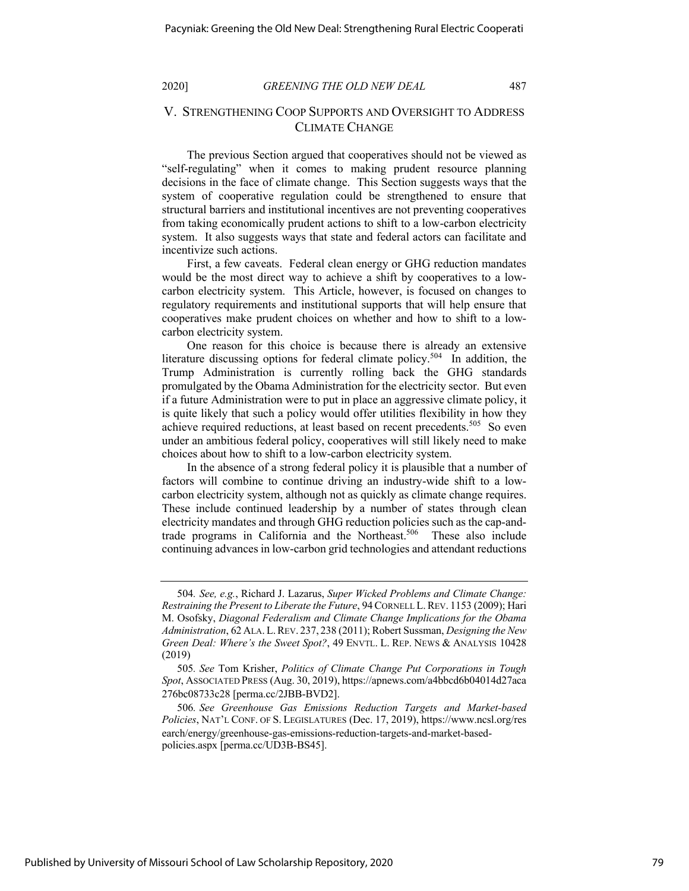## V. STRENGTHENING COOP SUPPORTS AND OVERSIGHT TO ADDRESS CLIMATE CHANGE

The previous Section argued that cooperatives should not be viewed as "self-regulating" when it comes to making prudent resource planning decisions in the face of climate change. This Section suggests ways that the system of cooperative regulation could be strengthened to ensure that structural barriers and institutional incentives are not preventing cooperatives from taking economically prudent actions to shift to a low-carbon electricity system. It also suggests ways that state and federal actors can facilitate and incentivize such actions.

First, a few caveats. Federal clean energy or GHG reduction mandates would be the most direct way to achieve a shift by cooperatives to a low-carbon electricity system. This Article, however, is focused on changes to regulatory requirements and institutional supports that will help ensure that cooperatives make prudent choices on whether and how to shift to a low-carbon electricity system.

One reason for this choice is because there is already an extensive literature discussing options for federal climate policy.[504] In addition, the Trump Administration is currently rolling back the GHG standards promulgated by the Obama Administration for the electricity sector. But even if a future Administration were to put in place an aggressive climate policy, it is quite likely that such a policy would offer utilities flexibility in how they achieve required reductions, at least based on recent precedents.[505] So even under an ambitious federal policy, cooperatives will still likely need to make choices about how to shift to a low-carbon electricity system.

In the absence of a strong federal policy it is plausible that a number of factors will combine to continue driving an industry-wide shift to a low-carbon electricity system, although not as quickly as climate change requires. These include continued leadership by a number of states through clean electricity mandates and through GHG reduction policies such as the cap-and-trade programs in California and the Northeast.[506] These also include continuing advances in low-carbon grid technologies and attendant reductions

---

504. *See, e.g.*, Richard J. Lazarus, *Super Wicked Problems and Climate Change: Restraining the Present to Liberate the Future*, 94 CORNELL L. REV. 1153 (2009); Hari M. Osofsky, *Diagonal Federalism and Climate Change Implications for the Obama Administration*, 62 ALA. L. REV. 237, 238 (2011); Robert Sussman, *Designing the New Green Deal: Where's the Sweet Spot?*, 49 ENVTL. L. REP. NEWS & ANALYSIS 10428 (2019)

505. *See* Tom Krisher, *Politics of Climate Change Put Corporations in Tough Spot*, ASSOCIATED PRESS (Aug. 30, 2019), https://apnews.com/a4bbcd6b04014d27aca276bc08733c28 [perma.cc/2JBB-BVD2].

506. *See Greenhouse Gas Emissions Reduction Targets and Market-based Policies*, NAT'L CONF. OF S. LEGISLATURES (Dec. 17, 2019), https://www.ncsl.org/research/energy/greenhouse-gas-emissions-reduction-targets-and-market-based-policies.aspx [perma.cc/UD3B-BS45].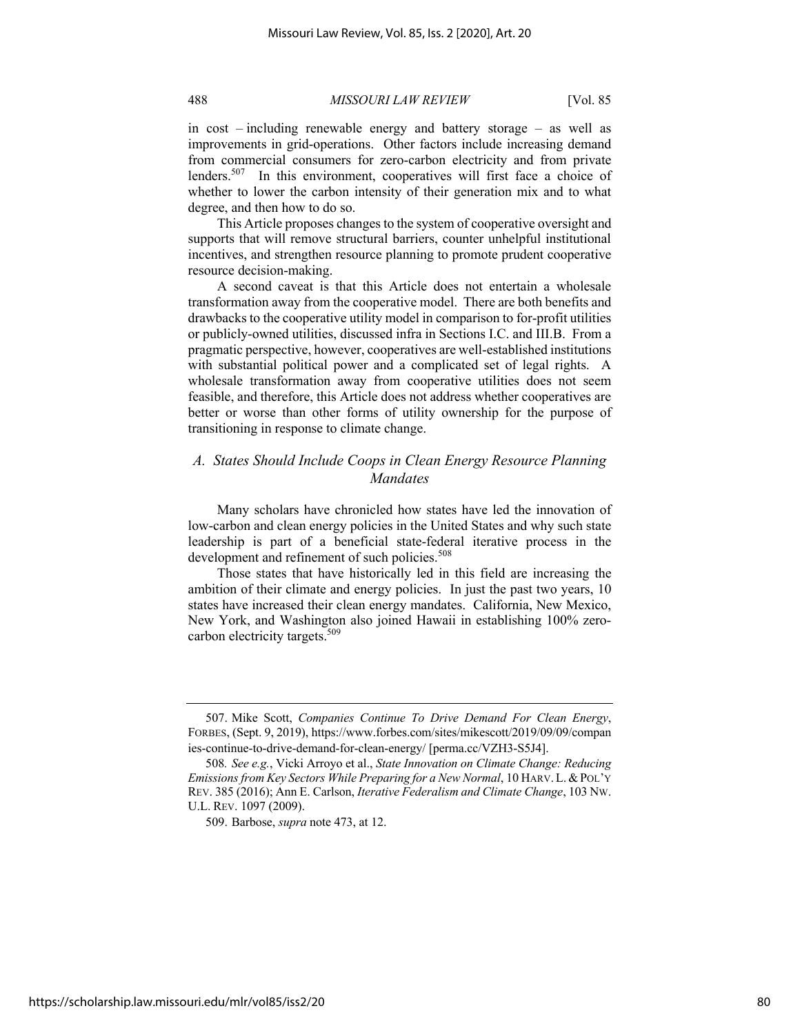in cost – including renewable energy and battery storage – as well as improvements in grid-operations. Other factors include increasing demand from commercial consumers for zero-carbon electricity and from private lenders.[507] In this environment, cooperatives will first face a choice of whether to lower the carbon intensity of their generation mix and to what degree, and then how to do so.

This Article proposes changes to the system of cooperative oversight and supports that will remove structural barriers, counter unhelpful institutional incentives, and strengthen resource planning to promote prudent cooperative resource decision-making.

A second caveat is that this Article does not entertain a wholesale transformation away from the cooperative model. There are both benefits and drawbacks to the cooperative utility model in comparison to for-profit utilities or publicly-owned utilities, discussed infra in Sections I.C. and III.B. From a pragmatic perspective, however, cooperatives are well-established institutions with substantial political power and a complicated set of legal rights. A wholesale transformation away from cooperative utilities does not seem feasible, and therefore, this Article does not address whether cooperatives are better or worse than other forms of utility ownership for the purpose of transitioning in response to climate change.

### *A. States Should Include Coops in Clean Energy Resource Planning Mandates*

Many scholars have chronicled how states have led the innovation of low-carbon and clean energy policies in the United States and why such state leadership is part of a beneficial state-federal iterative process in the development and refinement of such policies.[508]

Those states that have historically led in this field are increasing the ambition of their climate and energy policies. In just the past two years, 10 states have increased their clean energy mandates. California, New Mexico, New York, and Washington also joined Hawaii in establishing 100% zero-carbon electricity targets.[509]

---

507. Mike Scott, *Companies Continue To Drive Demand For Clean Energy*, FORBES, (Sept. 9, 2019), https://www.forbes.com/sites/mikescott/2019/09/09/companies-continue-to-drive-demand-for-clean-energy/ [perma.cc/VZH3-S5J4].

508. *See e.g.*, Vicki Arroyo et al., *State Innovation on Climate Change: Reducing Emissions from Key Sectors While Preparing for a New Normal*, 10 HARV. L. & POL'Y REV. 385 (2016); Ann E. Carlson, *Iterative Federalism and Climate Change*, 103 NW. U.L. REV. 1097 (2009).

509. Barbose, *supra* note 473, at 12.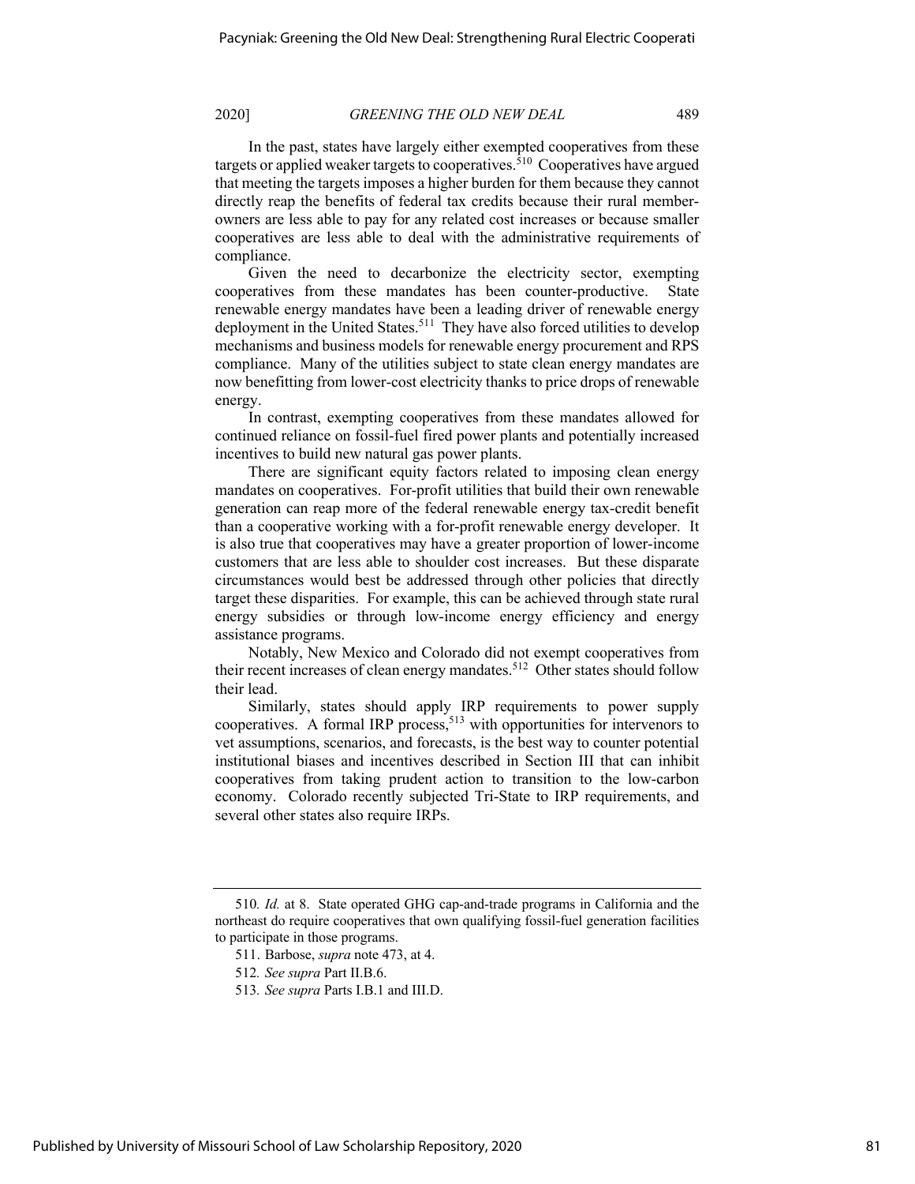In the past, states have largely either exempted cooperatives from these targets or applied weaker targets to cooperatives.[510] Cooperatives have argued that meeting the targets imposes a higher burden for them because they cannot directly reap the benefits of federal tax credits because their rural member-owners are less able to pay for any related cost increases or because smaller cooperatives are less able to deal with the administrative requirements of compliance.

Given the need to decarbonize the electricity sector, exempting cooperatives from these mandates has been counter-productive. State renewable energy mandates have been a leading driver of renewable energy deployment in the United States.[511] They have also forced utilities to develop mechanisms and business models for renewable energy procurement and RPS compliance. Many of the utilities subject to state clean energy mandates are now benefitting from lower-cost electricity thanks to price drops of renewable energy.

In contrast, exempting cooperatives from these mandates allowed for continued reliance on fossil-fuel fired power plants and potentially increased incentives to build new natural gas power plants.

There are significant equity factors related to imposing clean energy mandates on cooperatives. For-profit utilities that build their own renewable generation can reap more of the federal renewable energy tax-credit benefit than a cooperative working with a for-profit renewable energy developer. It is also true that cooperatives may have a greater proportion of lower-income customers that are less able to shoulder cost increases. But these disparate circumstances would best be addressed through other policies that directly target these disparities. For example, this can be achieved through state rural energy subsidies or through low-income energy efficiency and energy assistance programs.

Notably, New Mexico and Colorado did not exempt cooperatives from their recent increases of clean energy mandates.[512] Other states should follow their lead.

Similarly, states should apply IRP requirements to power supply cooperatives. A formal IRP process,[513] with opportunities for intervenors to vet assumptions, scenarios, and forecasts, is the best way to counter potential institutional biases and incentives described in Section III that can inhibit cooperatives from taking prudent action to transition to the low-carbon economy. Colorado recently subjected Tri-State to IRP requirements, and several other states also require IRPs.

---

510. *Id.* at 8. State operated GHG cap-and-trade programs in California and the northeast do require cooperatives that own qualifying fossil-fuel generation facilities to participate in those programs.

511. Barbose, *supra* note 473, at 4.

512. *See supra* Part II.B.6.

513. *See supra* Parts I.B.1 and III.D.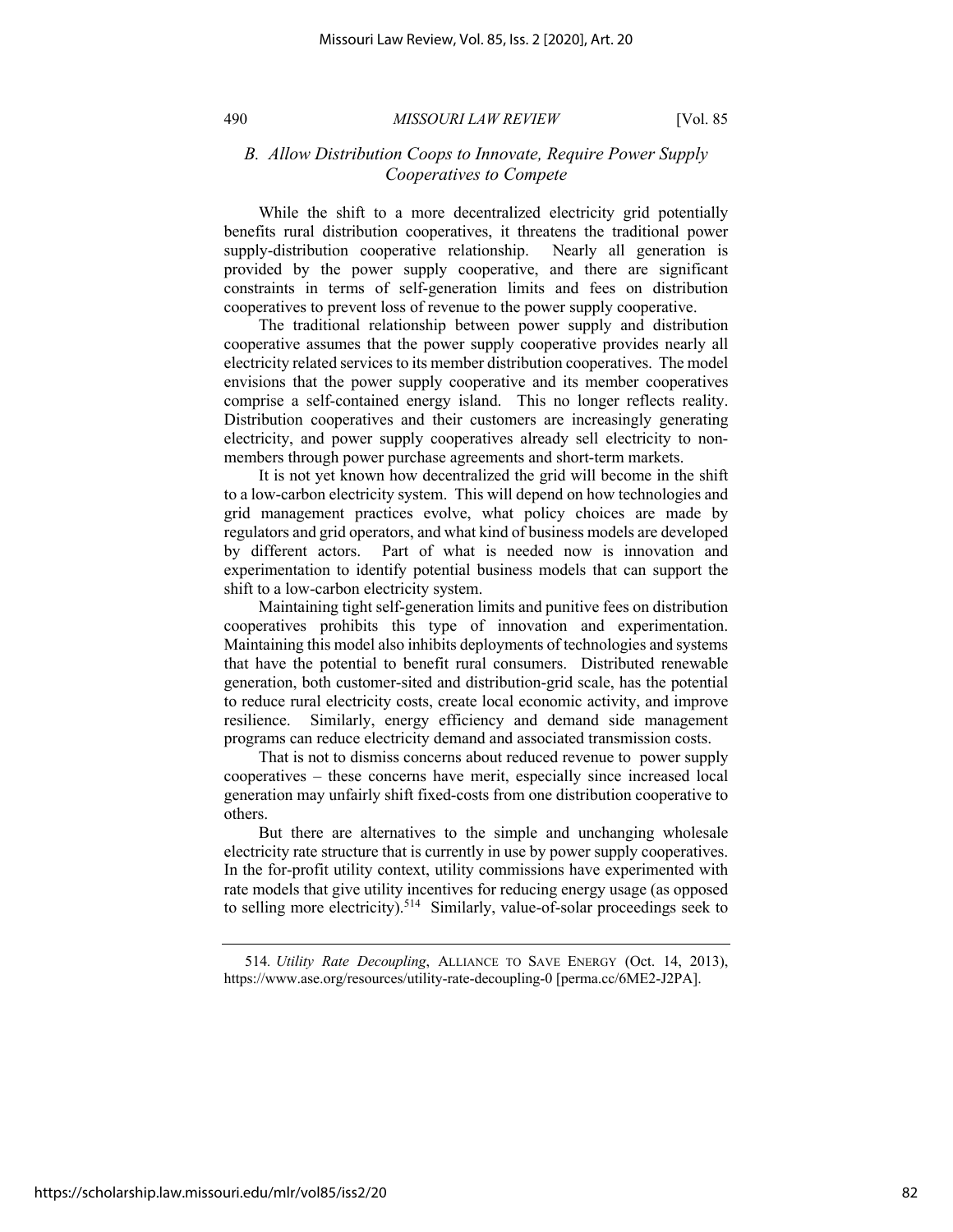### *B. Allow Distribution Coops to Innovate, Require Power Supply Cooperatives to Compete*

While the shift to a more decentralized electricity grid potentially benefits rural distribution cooperatives, it threatens the traditional power supply-distribution cooperative relationship. Nearly all generation is provided by the power supply cooperative, and there are significant constraints in terms of self-generation limits and fees on distribution cooperatives to prevent loss of revenue to the power supply cooperative.

The traditional relationship between power supply and distribution cooperative assumes that the power supply cooperative provides nearly all electricity related services to its member distribution cooperatives. The model envisions that the power supply cooperative and its member cooperatives comprise a self-contained energy island. This no longer reflects reality. Distribution cooperatives and their customers are increasingly generating electricity, and power supply cooperatives already sell electricity to non-members through power purchase agreements and short-term markets.

It is not yet known how decentralized the grid will become in the shift to a low-carbon electricity system. This will depend on how technologies and grid management practices evolve, what policy choices are made by regulators and grid operators, and what kind of business models are developed by different actors. Part of what is needed now is innovation and experimentation to identify potential business models that can support the shift to a low-carbon electricity system.

Maintaining tight self-generation limits and punitive fees on distribution cooperatives prohibits this type of innovation and experimentation. Maintaining this model also inhibits deployments of technologies and systems that have the potential to benefit rural consumers. Distributed renewable generation, both customer-sited and distribution-grid scale, has the potential to reduce rural electricity costs, create local economic activity, and improve resilience. Similarly, energy efficiency and demand side management programs can reduce electricity demand and associated transmission costs.

That is not to dismiss concerns about reduced revenue to power supply cooperatives – these concerns have merit, especially since increased local generation may unfairly shift fixed-costs from one distribution cooperative to others.

But there are alternatives to the simple and unchanging wholesale electricity rate structure that is currently in use by power supply cooperatives. In the for-profit utility context, utility commissions have experimented with rate models that give utility incentives for reducing energy usage (as opposed to selling more electricity).[514] Similarly, value-of-solar proceedings seek to

514. *Utility Rate Decoupling*, ALLIANCE TO SAVE ENERGY (Oct. 14, 2013), https://www.ase.org/resources/utility-rate-decoupling-0 [perma.cc/6ME2-J2PA].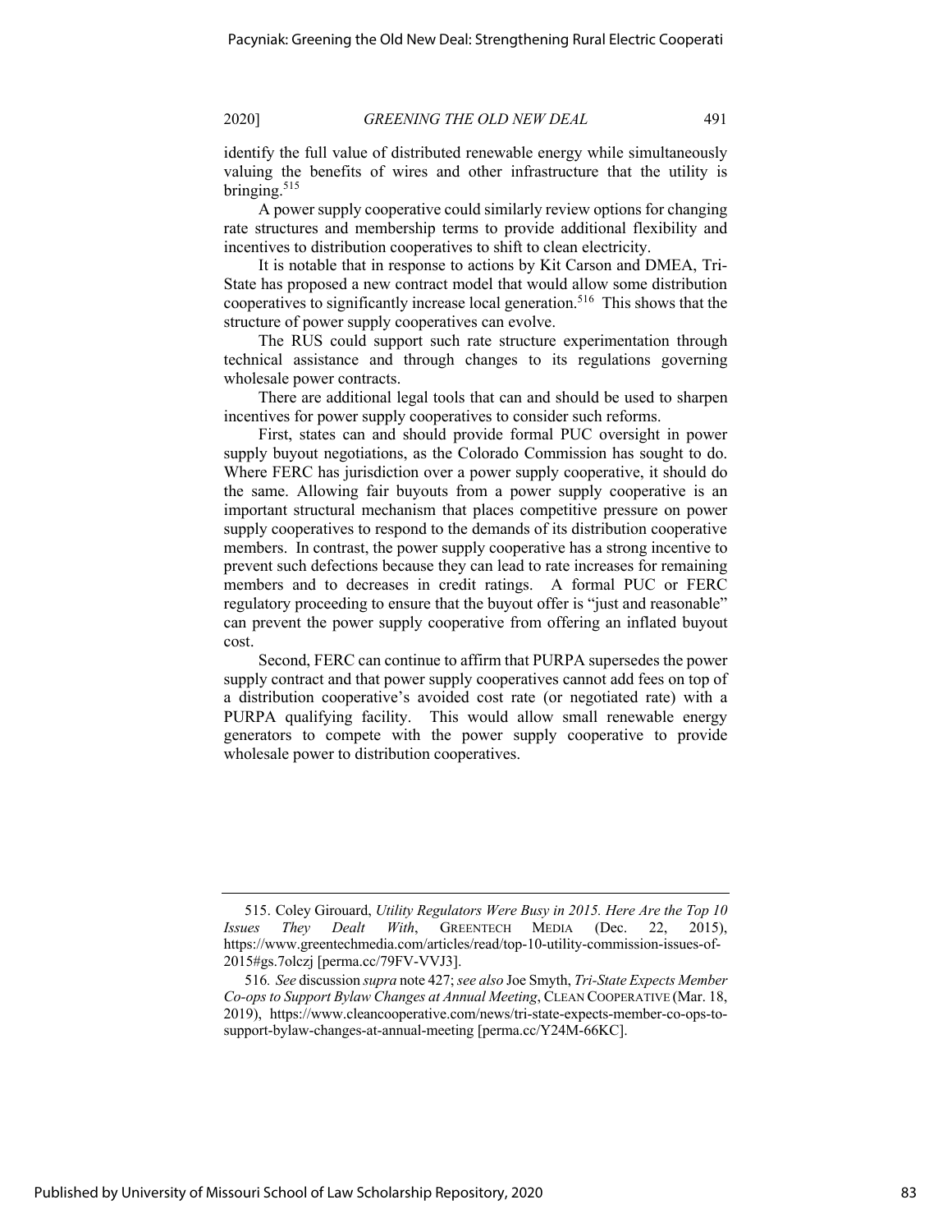identify the full value of distributed renewable energy while simultaneously valuing the benefits of wires and other infrastructure that the utility is bringing.[515]

A power supply cooperative could similarly review options for changing rate structures and membership terms to provide additional flexibility and incentives to distribution cooperatives to shift to clean electricity.

It is notable that in response to actions by Kit Carson and DMEA, Tri-State has proposed a new contract model that would allow some distribution cooperatives to significantly increase local generation.[516] This shows that the structure of power supply cooperatives can evolve.

The RUS could support such rate structure experimentation through technical assistance and through changes to its regulations governing wholesale power contracts.

There are additional legal tools that can and should be used to sharpen incentives for power supply cooperatives to consider such reforms.

First, states can and should provide formal PUC oversight in power supply buyout negotiations, as the Colorado Commission has sought to do. Where FERC has jurisdiction over a power supply cooperative, it should do the same. Allowing fair buyouts from a power supply cooperative is an important structural mechanism that places competitive pressure on power supply cooperatives to respond to the demands of its distribution cooperative members. In contrast, the power supply cooperative has a strong incentive to prevent such defections because they can lead to rate increases for remaining members and to decreases in credit ratings. A formal PUC or FERC regulatory proceeding to ensure that the buyout offer is "just and reasonable" can prevent the power supply cooperative from offering an inflated buyout cost.

Second, FERC can continue to affirm that PURPA supersedes the power supply contract and that power supply cooperatives cannot add fees on top of a distribution cooperative's avoided cost rate (or negotiated rate) with a PURPA qualifying facility. This would allow small renewable energy generators to compete with the power supply cooperative to provide wholesale power to distribution cooperatives.

---

515. Coley Girouard, *Utility Regulators Were Busy in 2015. Here Are the Top 10 Issues They Dealt With*, GREENTECH MEDIA (Dec. 22, 2015), https://www.greentechmedia.com/articles/read/top-10-utility-commission-issues-of-2015#gs.7olczj [perma.cc/79FV-VVJ3].

516. *See* discussion *supra* note 427; *see also* Joe Smyth, *Tri-State Expects Member Co-ops to Support Bylaw Changes at Annual Meeting*, CLEAN COOPERATIVE (Mar. 18, 2019), https://www.cleancooperative.com/news/tri-state-expects-member-co-ops-to-support-bylaw-changes-at-annual-meeting [perma.cc/Y24M-66KC].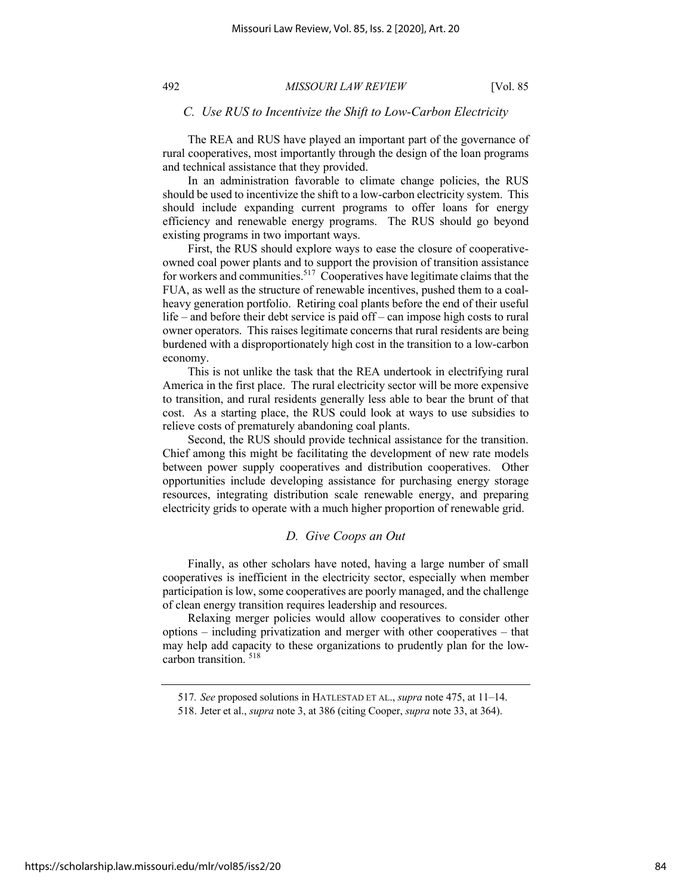### *C. Use RUS to Incentivize the Shift to Low-Carbon Electricity*

The REA and RUS have played an important part of the governance of rural cooperatives, most importantly through the design of the loan programs and technical assistance that they provided.

In an administration favorable to climate change policies, the RUS should be used to incentivize the shift to a low-carbon electricity system. This should include expanding current programs to offer loans for energy efficiency and renewable energy programs. The RUS should go beyond existing programs in two important ways.

First, the RUS should explore ways to ease the closure of cooperative-owned coal power plants and to support the provision of transition assistance for workers and communities.[517] Cooperatives have legitimate claims that the FUA, as well as the structure of renewable incentives, pushed them to a coal-heavy generation portfolio. Retiring coal plants before the end of their useful life – and before their debt service is paid off – can impose high costs to rural owner operators. This raises legitimate concerns that rural residents are being burdened with a disproportionately high cost in the transition to a low-carbon economy.

This is not unlike the task that the REA undertook in electrifying rural America in the first place. The rural electricity sector will be more expensive to transition, and rural residents generally less able to bear the brunt of that cost. As a starting place, the RUS could look at ways to use subsidies to relieve costs of prematurely abandoning coal plants.

Second, the RUS should provide technical assistance for the transition. Chief among this might be facilitating the development of new rate models between power supply cooperatives and distribution cooperatives. Other opportunities include developing assistance for purchasing energy storage resources, integrating distribution scale renewable energy, and preparing electricity grids to operate with a much higher proportion of renewable grid.

### *D. Give Coops an Out*

Finally, as other scholars have noted, having a large number of small cooperatives is inefficient in the electricity sector, especially when member participation is low, some cooperatives are poorly managed, and the challenge of clean energy transition requires leadership and resources.

Relaxing merger policies would allow cooperatives to consider other options – including privatization and merger with other cooperatives – that may help add capacity to these organizations to prudently plan for the low-carbon transition.[518]

---

517. *See* proposed solutions in HATLESTAD ET AL., *supra* note 475, at 11–14.

518. Jeter et al., *supra* note 3, at 386 (citing Cooper, *supra* note 33, at 364).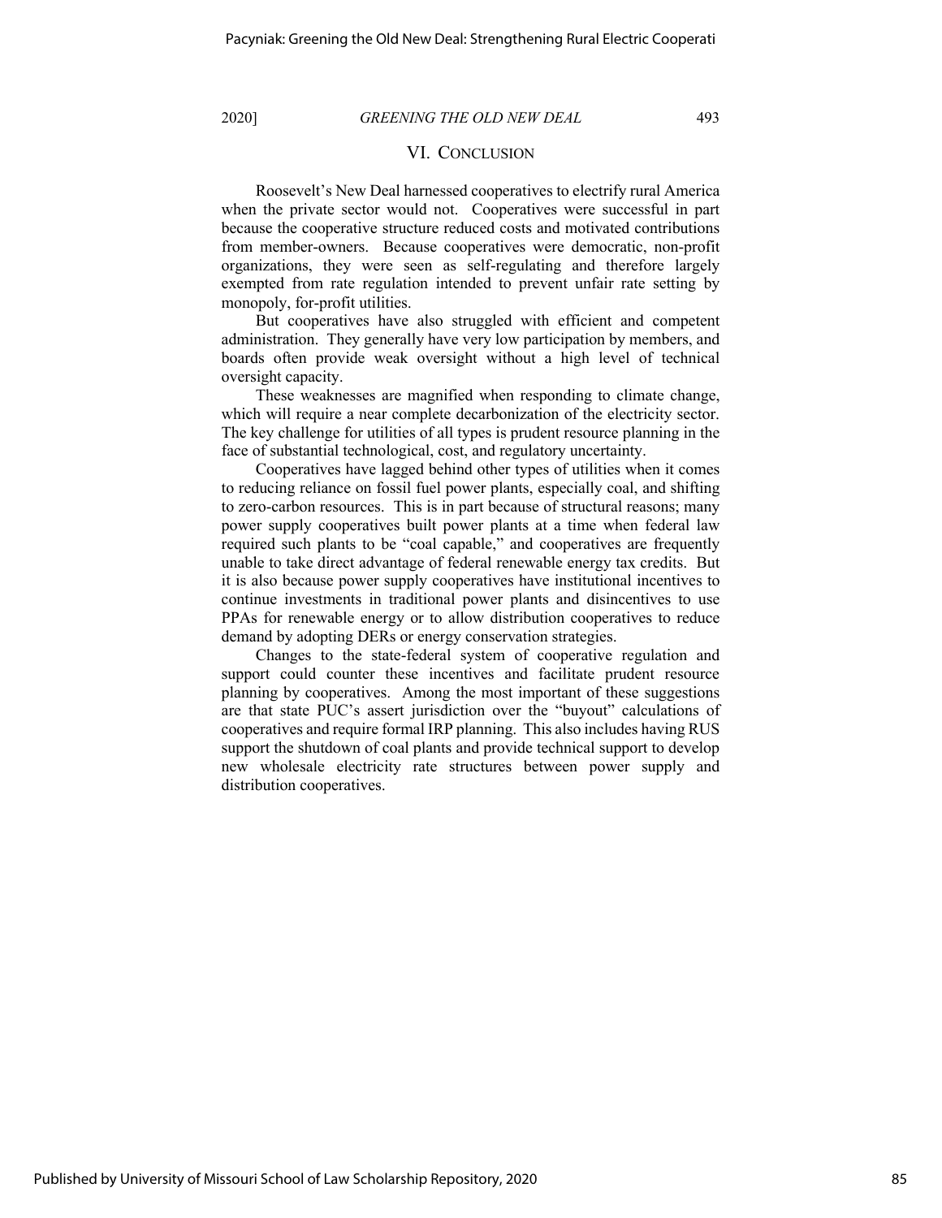## VI. CONCLUSION

Roosevelt's New Deal harnessed cooperatives to electrify rural America when the private sector would not. Cooperatives were successful in part because the cooperative structure reduced costs and motivated contributions from member-owners. Because cooperatives were democratic, non-profit organizations, they were seen as self-regulating and therefore largely exempted from rate regulation intended to prevent unfair rate setting by monopoly, for-profit utilities.

But cooperatives have also struggled with efficient and competent administration. They generally have very low participation by members, and boards often provide weak oversight without a high level of technical oversight capacity.

These weaknesses are magnified when responding to climate change, which will require a near complete decarbonization of the electricity sector. The key challenge for utilities of all types is prudent resource planning in the face of substantial technological, cost, and regulatory uncertainty.

Cooperatives have lagged behind other types of utilities when it comes to reducing reliance on fossil fuel power plants, especially coal, and shifting to zero-carbon resources. This is in part because of structural reasons; many power supply cooperatives built power plants at a time when federal law required such plants to be "coal capable," and cooperatives are frequently unable to take direct advantage of federal renewable energy tax credits. But it is also because power supply cooperatives have institutional incentives to continue investments in traditional power plants and disincentives to use PPAs for renewable energy or to allow distribution cooperatives to reduce demand by adopting DERs or energy conservation strategies.

Changes to the state-federal system of cooperative regulation and support could counter these incentives and facilitate prudent resource planning by cooperatives. Among the most important of these suggestions are that state PUC's assert jurisdiction over the "buyout" calculations of cooperatives and require formal IRP planning. This also includes having RUS support the shutdown of coal plants and provide technical support to develop new wholesale electricity rate structures between power supply and distribution cooperatives.